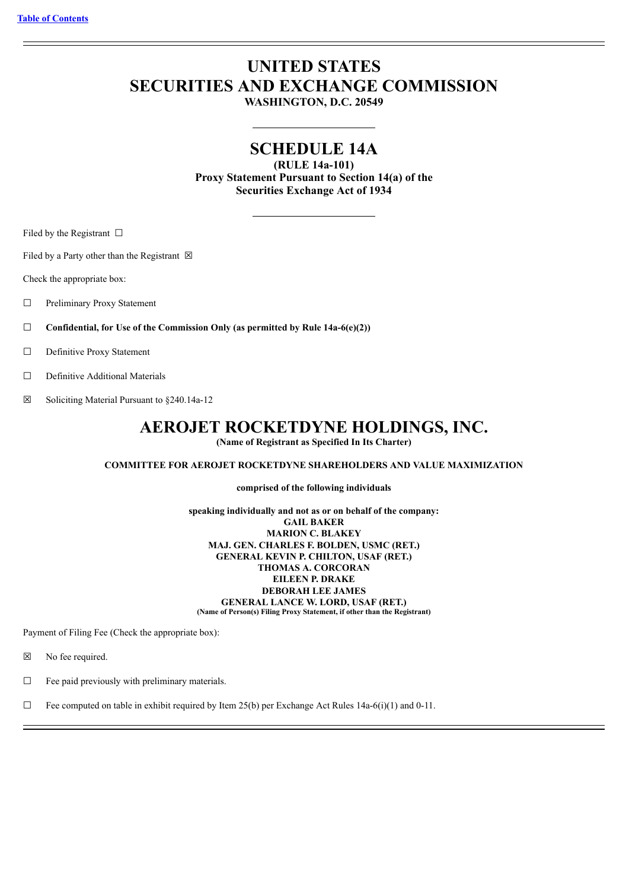[Table of Contents](#)

# UNITED STATES
# SECURITIES AND EXCHANGE COMMISSION
**WASHINGTON, D.C. 20549**

## SCHEDULE 14A
**(RULE 14a-101)**
**Proxy Statement Pursuant to Section 14(a) of the Securities Exchange Act of 1934**

Filed by the Registrant ☐

Filed by a Party other than the Registrant ☒

Check the appropriate box:

☐ Preliminary Proxy Statement

☐ **Confidential, for Use of the Commission Only (as permitted by Rule 14a-6(e)(2))**

☐ Definitive Proxy Statement

☐ Definitive Additional Materials

☒ Soliciting Material Pursuant to §240.14a-12

# AEROJET ROCKETDYNE HOLDINGS, INC.
**(Name of Registrant as Specified In Its Charter)**

**COMMITTEE FOR AEROJET ROCKETDYNE SHAREHOLDERS AND VALUE MAXIMIZATION**

**comprised of the following individuals**

**speaking individually and not as or on behalf of the company:**
**GAIL BAKER**
**MARION C. BLAKEY**
**MAJ. GEN. CHARLES F. BOLDEN, USMC (RET.)**
**GENERAL KEVIN P. CHILTON, USAF (RET.)**
**THOMAS A. CORCORAN**
**EILEEN P. DRAKE**
**DEBORAH LEE JAMES**
**GENERAL LANCE W. LORD, USAF (RET.)**
**(Name of Person(s) Filing Proxy Statement, if other than the Registrant)**

Payment of Filing Fee (Check the appropriate box):

☒ No fee required.

☐ Fee paid previously with preliminary materials.

☐ Fee computed on table in exhibit required by Item 25(b) per Exchange Act Rules 14a-6(i)(1) and 0-11.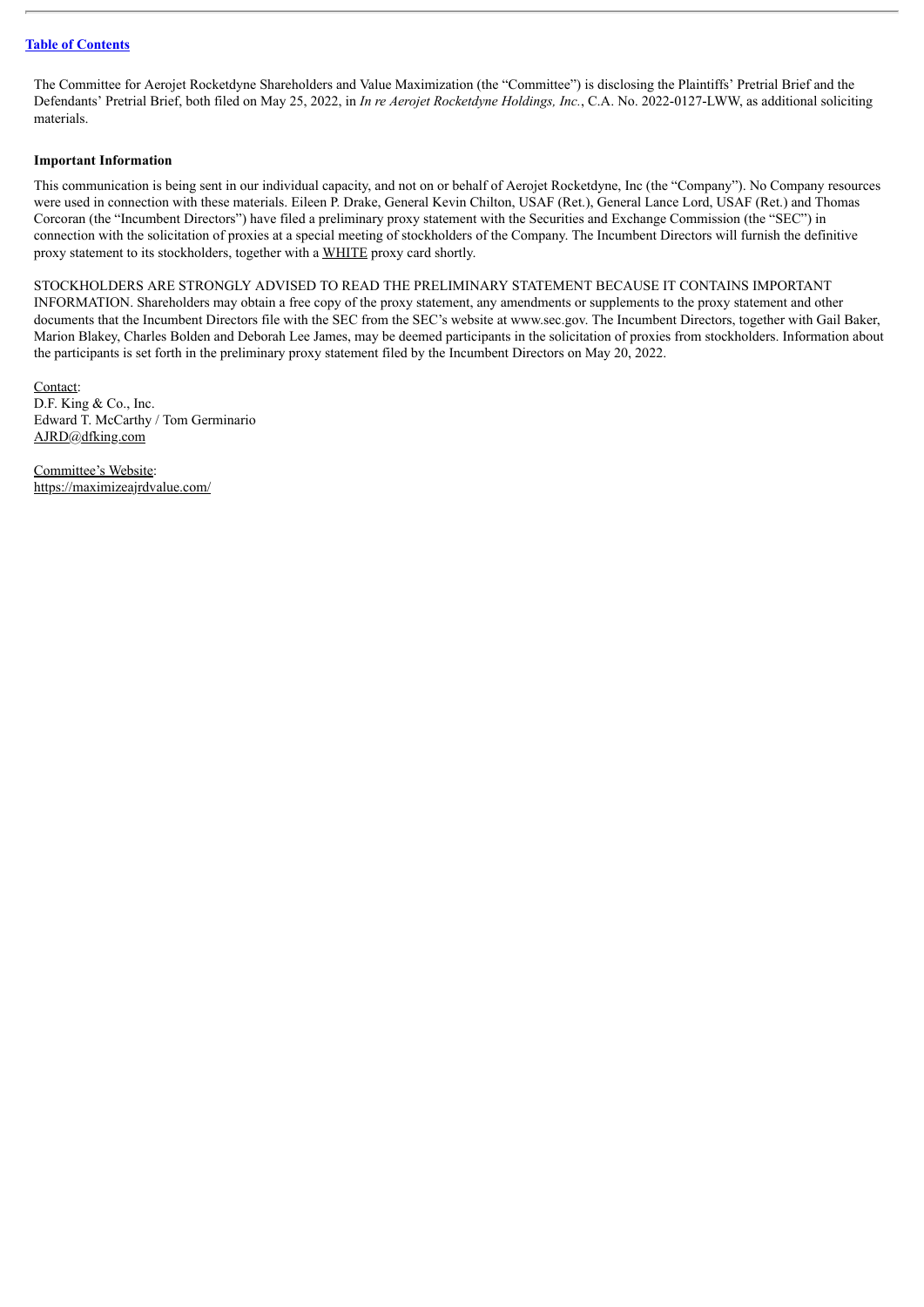[Table of Contents](#)

The Committee for Aerojet Rocketdyne Shareholders and Value Maximization (the "Committee") is disclosing the Plaintiffs' Pretrial Brief and the Defendants' Pretrial Brief, both filed on May 25, 2022, in *In re Aerojet Rocketdyne Holdings, Inc.*, C.A. No. 2022-0127-LWW, as additional soliciting materials.

**Important Information**

This communication is being sent in our individual capacity, and not on or behalf of Aerojet Rocketdyne, Inc (the "Company"). No Company resources were used in connection with these materials. Eileen P. Drake, General Kevin Chilton, USAF (Ret.), General Lance Lord, USAF (Ret.) and Thomas Corcoran (the "Incumbent Directors") have filed a preliminary proxy statement with the Securities and Exchange Commission (the "SEC") in connection with the solicitation of proxies at a special meeting of stockholders of the Company. The Incumbent Directors will furnish the definitive proxy statement to its stockholders, together with a WHITE proxy card shortly.

STOCKHOLDERS ARE STRONGLY ADVISED TO READ THE PRELIMINARY STATEMENT BECAUSE IT CONTAINS IMPORTANT INFORMATION. Shareholders may obtain a free copy of the proxy statement, any amendments or supplements to the proxy statement and other documents that the Incumbent Directors file with the SEC from the SEC's website at www.sec.gov. The Incumbent Directors, together with Gail Baker, Marion Blakey, Charles Bolden and Deborah Lee James, may be deemed participants in the solicitation of proxies from stockholders. Information about the participants is set forth in the preliminary proxy statement filed by the Incumbent Directors on May 20, 2022.

Contact:
D.F. King & Co., Inc.
Edward T. McCarthy / Tom Germinario
AJRD@dfking.com

Committee's Website:
https://maximizeajrdvalue.com/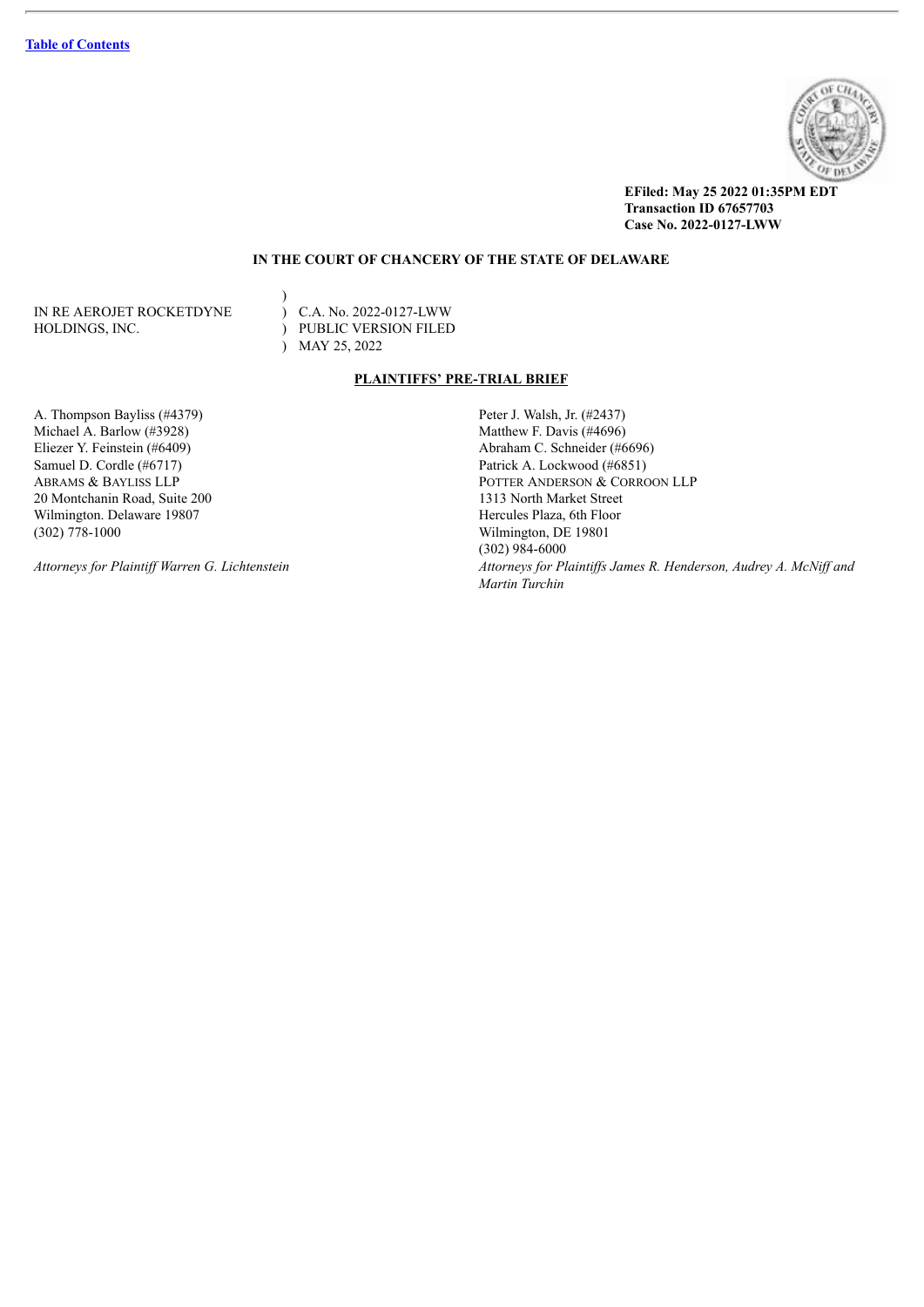[Table of Contents](#)

**EFiled: May 25 2022 01:35PM EDT**
**Transaction ID 67657703**
**Case No. 2022-0127-LWW**

**IN THE COURT OF CHANCERY OF THE STATE OF DELAWARE**

| | | |
|---|---|---|
| | ) | |
| IN RE AEROJET ROCKETDYNE HOLDINGS, INC. | ) | C.A. No. 2022-0127-LWW |
| | ) | PUBLIC VERSION FILED |
| | ) | MAY 25, 2022 |

**PLAINTIFFS' PRE-TRIAL BRIEF**

A. Thompson Bayliss (#4379)
Michael A. Barlow (#3928)
Eliezer Y. Feinstein (#6409)
Samuel D. Cordle (#6717)
ABRAMS & BAYLISS LLP
20 Montchanin Road, Suite 200
Wilmington. Delaware 19807
(302) 778-1000

*Attorneys for Plaintiff Warren G. Lichtenstein*

Peter J. Walsh, Jr. (#2437)
Matthew F. Davis (#4696)
Abraham C. Schneider (#6696)
Patrick A. Lockwood (#6851)
POTTER ANDERSON & CORROON LLP
1313 North Market Street
Hercules Plaza, 6th Floor
Wilmington, DE 19801
(302) 984-6000

*Attorneys for Plaintiffs James R. Henderson, Audrey A. McNiff and Martin Turchin*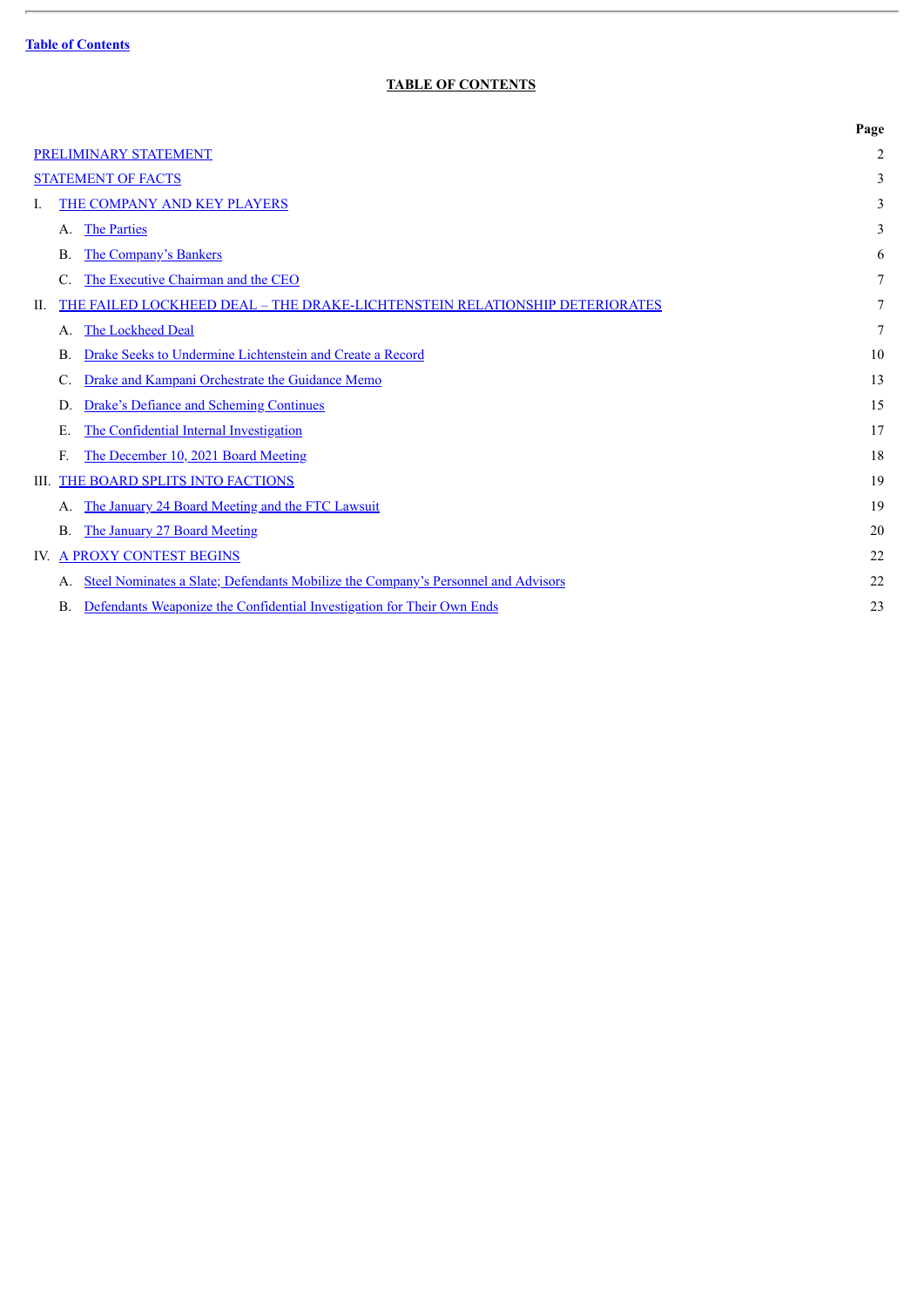Table of Contents

## TABLE OF CONTENTS

| | Page |
|---|---|
| PRELIMINARY STATEMENT | 2 |
| STATEMENT OF FACTS | 3 |
| I. THE COMPANY AND KEY PLAYERS | 3 |
| A. The Parties | 3 |
| B. The Company's Bankers | 6 |
| C. The Executive Chairman and the CEO | 7 |
| II. THE FAILED LOCKHEED DEAL – THE DRAKE-LICHTENSTEIN RELATIONSHIP DETERIORATES | 7 |
| A. The Lockheed Deal | 7 |
| B. Drake Seeks to Undermine Lichtenstein and Create a Record | 10 |
| C. Drake and Kampani Orchestrate the Guidance Memo | 13 |
| D. Drake's Defiance and Scheming Continues | 15 |
| E. The Confidential Internal Investigation | 17 |
| F. The December 10, 2021 Board Meeting | 18 |
| III. THE BOARD SPLITS INTO FACTIONS | 19 |
| A. The January 24 Board Meeting and the FTC Lawsuit | 19 |
| B. The January 27 Board Meeting | 20 |
| IV. A PROXY CONTEST BEGINS | 22 |
| A. Steel Nominates a Slate; Defendants Mobilize the Company's Personnel and Advisors | 22 |
| B. Defendants Weaponize the Confidential Investigation for Their Own Ends | 23 |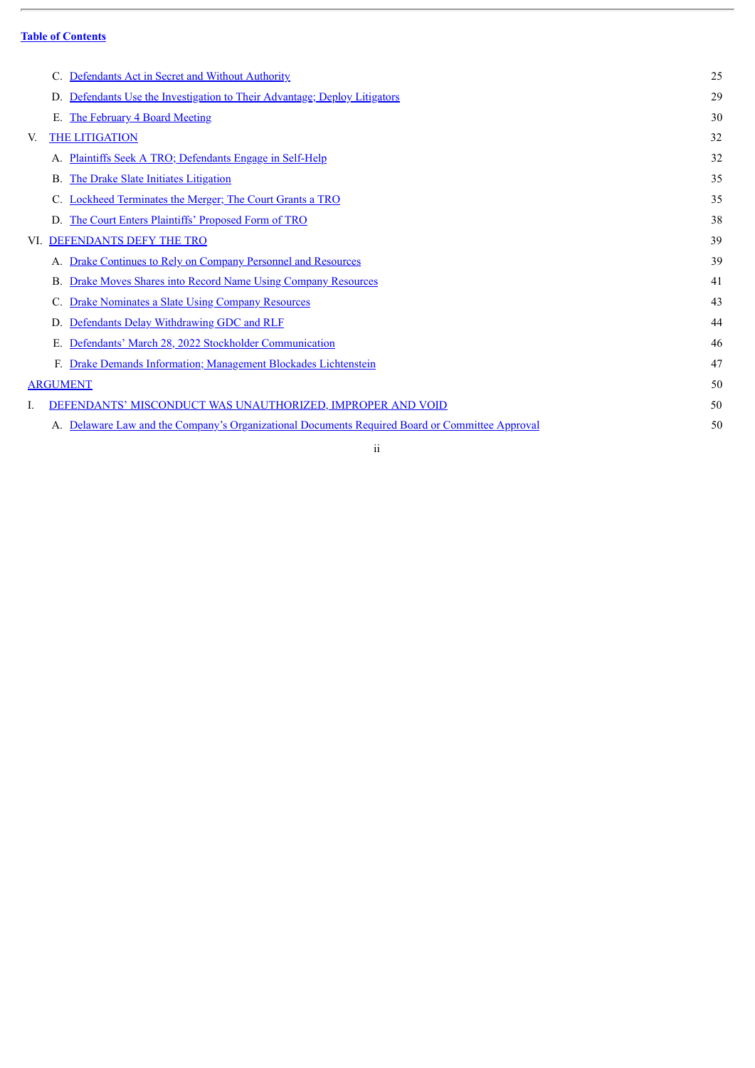[Table of Contents](#)

| | |
|---|---|
| C. Defendants Act in Secret and Without Authority | 25 |
| D. Defendants Use the Investigation to Their Advantage; Deploy Litigators | 29 |
| E. The February 4 Board Meeting | 30 |
| V. THE LITIGATION | 32 |
| A. Plaintiffs Seek A TRO; Defendants Engage in Self-Help | 32 |
| B. The Drake Slate Initiates Litigation | 35 |
| C. Lockheed Terminates the Merger; The Court Grants a TRO | 35 |
| D. The Court Enters Plaintiffs' Proposed Form of TRO | 38 |
| VI. DEFENDANTS DEFY THE TRO | 39 |
| A. Drake Continues to Rely on Company Personnel and Resources | 39 |
| B. Drake Moves Shares into Record Name Using Company Resources | 41 |
| C. Drake Nominates a Slate Using Company Resources | 43 |
| D. Defendants Delay Withdrawing GDC and RLF | 44 |
| E. Defendants' March 28, 2022 Stockholder Communication | 46 |
| F. Drake Demands Information; Management Blockades Lichtenstein | 47 |
| ARGUMENT | 50 |
| I. DEFENDANTS' MISCONDUCT WAS UNAUTHORIZED, IMPROPER AND VOID | 50 |
| A. Delaware Law and the Company's Organizational Documents Required Board or Committee Approval | 50 |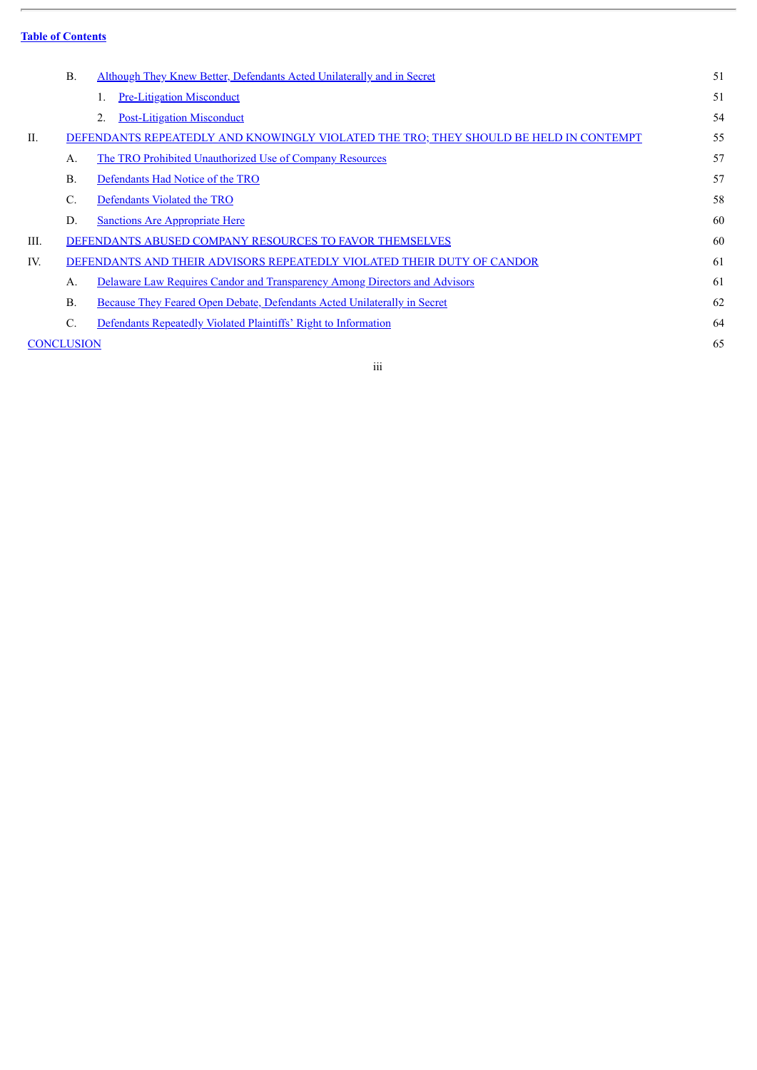**Table of Contents**

| | | |
|---|---|---|
| B. | Although They Knew Better, Defendants Acted Unilaterally and in Secret | 51 |
| | 1. Pre-Litigation Misconduct | 51 |
| | 2. Post-Litigation Misconduct | 54 |
| II. | DEFENDANTS REPEATEDLY AND KNOWINGLY VIOLATED THE TRO; THEY SHOULD BE HELD IN CONTEMPT | 55 |
| A. | The TRO Prohibited Unauthorized Use of Company Resources | 57 |
| B. | Defendants Had Notice of the TRO | 57 |
| C. | Defendants Violated the TRO | 58 |
| D. | Sanctions Are Appropriate Here | 60 |
| III. | DEFENDANTS ABUSED COMPANY RESOURCES TO FAVOR THEMSELVES | 60 |
| IV. | DEFENDANTS AND THEIR ADVISORS REPEATEDLY VIOLATED THEIR DUTY OF CANDOR | 61 |
| A. | Delaware Law Requires Candor and Transparency Among Directors and Advisors | 61 |
| B. | Because They Feared Open Debate, Defendants Acted Unilaterally in Secret | 62 |
| C. | Defendants Repeatedly Violated Plaintiffs' Right to Information | 64 |
| CONCLUSION | | 65 |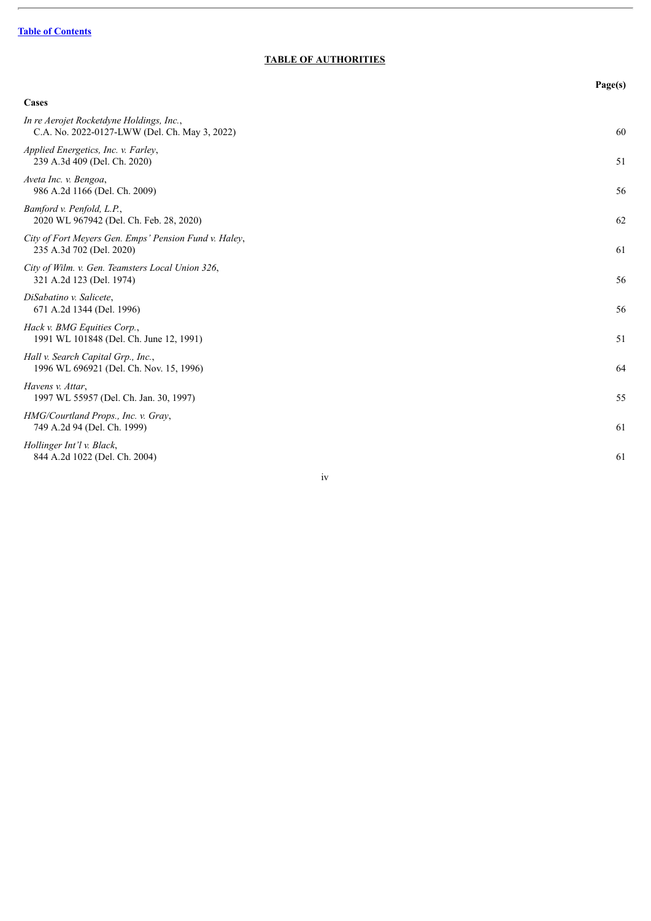[Table of Contents](#)

## TABLE OF AUTHORITIES

| | Page(s) |
|---|---|
| **Cases** | |
| *In re Aerojet Rocketdyne Holdings, Inc.*,<br>C.A. No. 2022-0127-LWW (Del. Ch. May 3, 2022) | 60 |
| *Applied Energetics, Inc. v. Farley*,<br>239 A.3d 409 (Del. Ch. 2020) | 51 |
| *Aveta Inc. v. Bengoa*,<br>986 A.2d 1166 (Del. Ch. 2009) | 56 |
| *Bamford v. Penfold, L.P.*,<br>2020 WL 967942 (Del. Ch. Feb. 28, 2020) | 62 |
| *City of Fort Meyers Gen. Emps' Pension Fund v. Haley*,<br>235 A.3d 702 (Del. 2020) | 61 |
| *City of Wilm. v. Gen. Teamsters Local Union 326*,<br>321 A.2d 123 (Del. 1974) | 56 |
| *DiSabatino v. Salicete*,<br>671 A.2d 1344 (Del. 1996) | 56 |
| *Hack v. BMG Equities Corp.*,<br>1991 WL 101848 (Del. Ch. June 12, 1991) | 51 |
| *Hall v. Search Capital Grp., Inc.*,<br>1996 WL 696921 (Del. Ch. Nov. 15, 1996) | 64 |
| *Havens v. Attar*,<br>1997 WL 55957 (Del. Ch. Jan. 30, 1997) | 55 |
| *HMG/Courtland Props., Inc. v. Gray*,<br>749 A.2d 94 (Del. Ch. 1999) | 61 |
| *Hollinger Int'l v. Black*,<br>844 A.2d 1022 (Del. Ch. 2004) | 61 |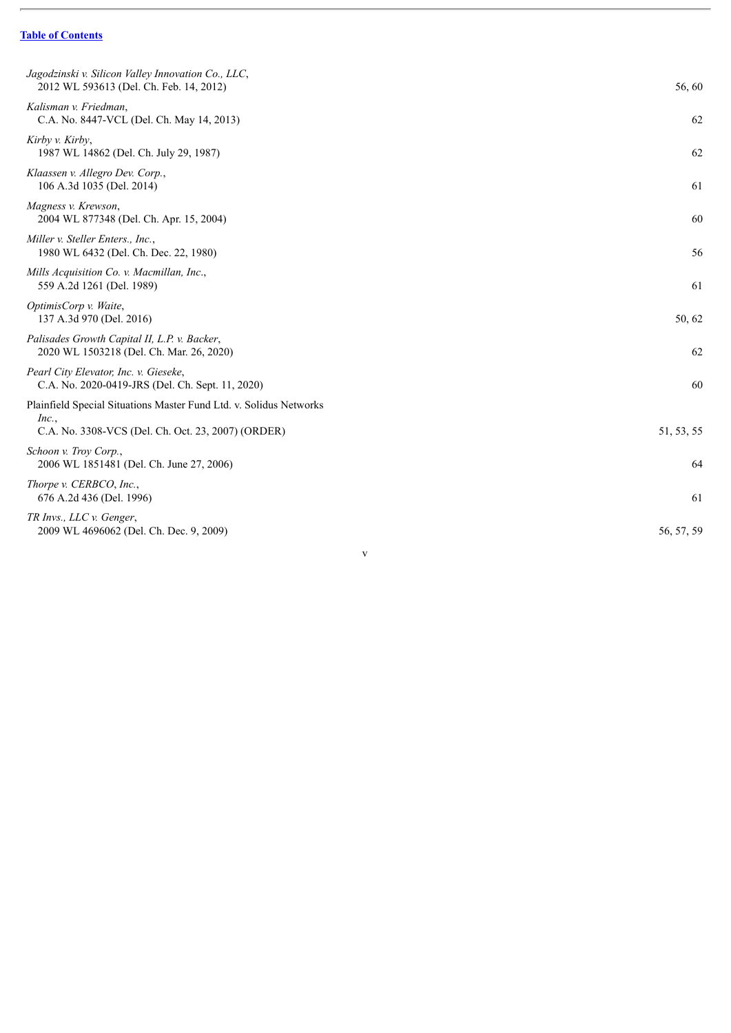[Table of Contents](#)

| | |
|---|---|
| *Jagodzinski v. Silicon Valley Innovation Co., LLC*,<br>2012 WL 593613 (Del. Ch. Feb. 14, 2012) | 56, 60 |
| *Kalisman v. Friedman*,<br>C.A. No. 8447-VCL (Del. Ch. May 14, 2013) | 62 |
| *Kirby v. Kirby*,<br>1987 WL 14862 (Del. Ch. July 29, 1987) | 62 |
| *Klaassen v. Allegro Dev. Corp.*,<br>106 A.3d 1035 (Del. 2014) | 61 |
| *Magness v. Krewson*,<br>2004 WL 877348 (Del. Ch. Apr. 15, 2004) | 60 |
| *Miller v. Steller Enters., Inc.*,<br>1980 WL 6432 (Del. Ch. Dec. 22, 1980) | 56 |
| *Mills Acquisition Co. v. Macmillan, Inc.*,<br>559 A.2d 1261 (Del. 1989) | 61 |
| *OptimisCorp v. Waite*,<br>137 A.3d 970 (Del. 2016) | 50, 62 |
| *Palisades Growth Capital II, L.P. v. Backer*,<br>2020 WL 1503218 (Del. Ch. Mar. 26, 2020) | 62 |
| *Pearl City Elevator, Inc. v. Gieseke*,<br>C.A. No. 2020-0419-JRS (Del. Ch. Sept. 11, 2020) | 60 |
| Plainfield Special Situations Master Fund Ltd. v. Solidus Networks *Inc.*,<br>C.A. No. 3308-VCS (Del. Ch. Oct. 23, 2007) (ORDER) | 51, 53, 55 |
| *Schoon v. Troy Corp.*,<br>2006 WL 1851481 (Del. Ch. June 27, 2006) | 64 |
| *Thorpe v. CERBCO, Inc.*,<br>676 A.2d 436 (Del. 1996) | 61 |
| *TR Invs., LLC v. Genger*,<br>2009 WL 4696062 (Del. Ch. Dec. 9, 2009) | 56, 57, 59 |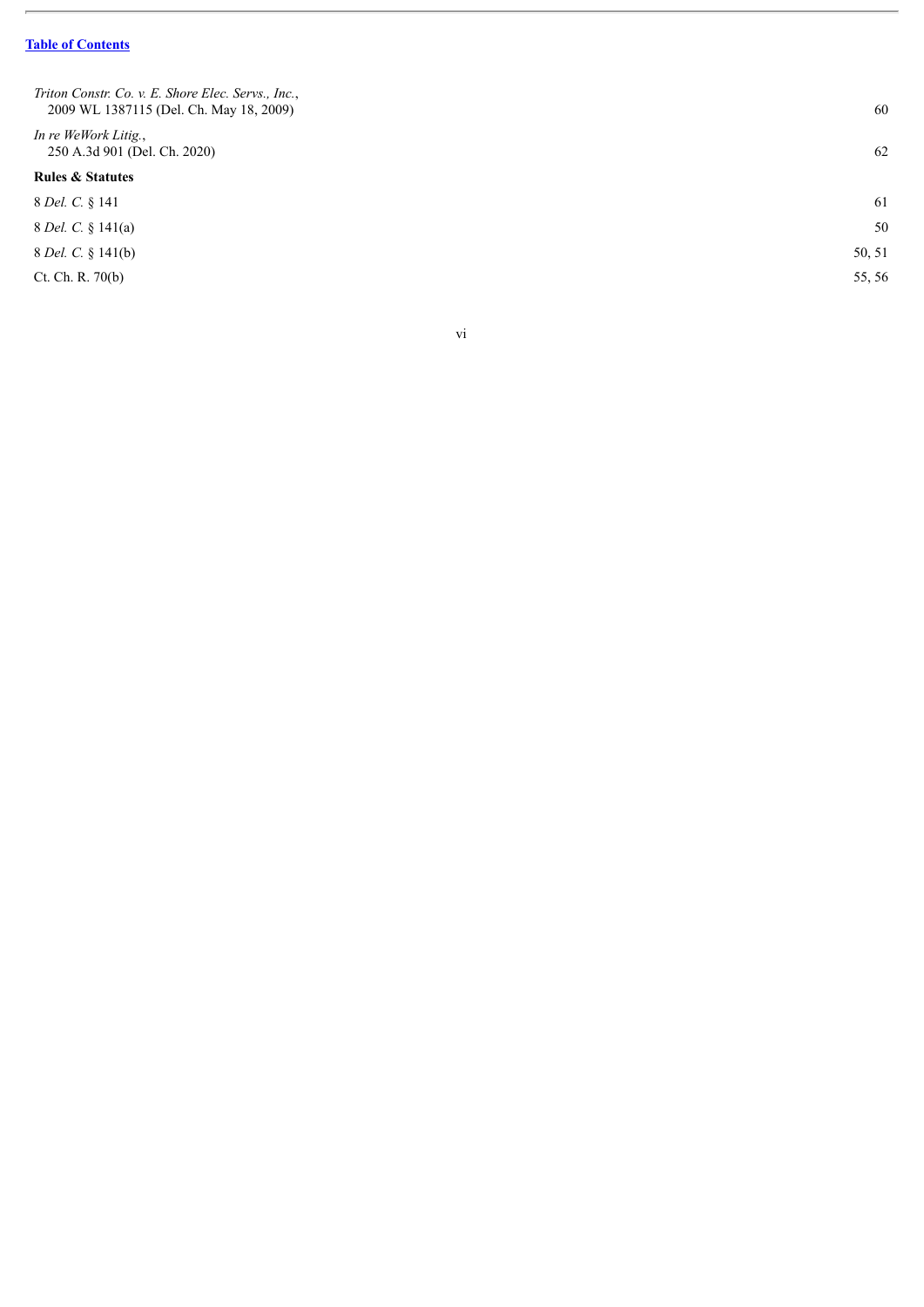[Table of Contents](#)

| | |
|---|---|
| *Triton Constr. Co. v. E. Shore Elec. Servs., Inc.*, 2009 WL 1387115 (Del. Ch. May 18, 2009) | 60 |
| *In re WeWork Litig.*, 250 A.3d 901 (Del. Ch. 2020) | 62 |
| **Rules & Statutes** | |
| 8 *Del. C.* § 141 | 61 |
| 8 *Del. C.* § 141(a) | 50 |
| 8 *Del. C.* § 141(b) | 50, 51 |
| Ct. Ch. R. 70(b) | 55, 56 |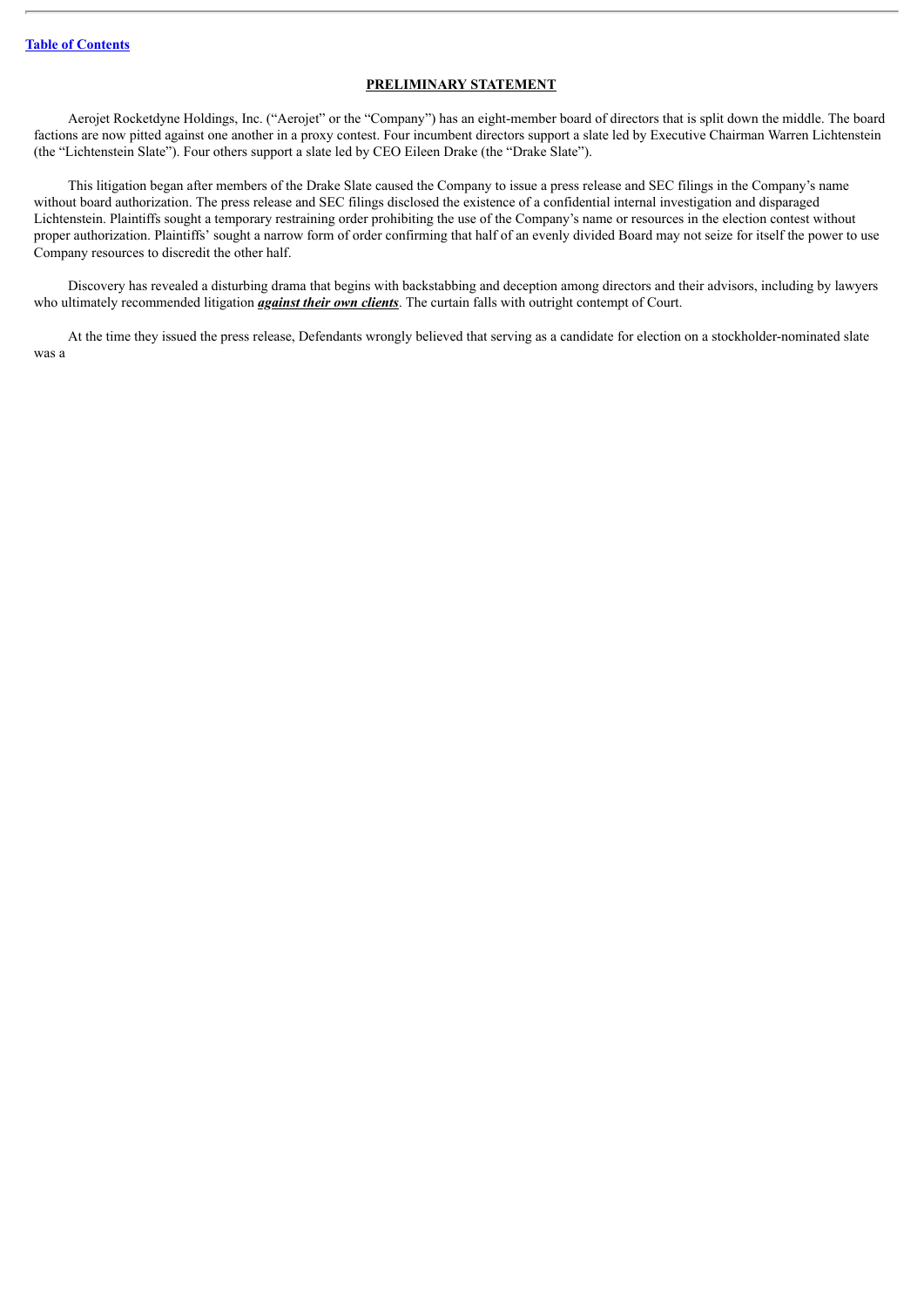## PRELIMINARY STATEMENT

Aerojet Rocketdyne Holdings, Inc. ("Aerojet" or the "Company") has an eight-member board of directors that is split down the middle. The board factions are now pitted against one another in a proxy contest. Four incumbent directors support a slate led by Executive Chairman Warren Lichtenstein (the "Lichtenstein Slate"). Four others support a slate led by CEO Eileen Drake (the "Drake Slate").

This litigation began after members of the Drake Slate caused the Company to issue a press release and SEC filings in the Company's name without board authorization. The press release and SEC filings disclosed the existence of a confidential internal investigation and disparaged Lichtenstein. Plaintiffs sought a temporary restraining order prohibiting the use of the Company's name or resources in the election contest without proper authorization. Plaintiffs' sought a narrow form of order confirming that half of an evenly divided Board may not seize for itself the power to use Company resources to discredit the other half.

Discovery has revealed a disturbing drama that begins with backstabbing and deception among directors and their advisors, including by lawyers who ultimately recommended litigation ***against their own clients***. The curtain falls with outright contempt of Court.

At the time they issued the press release, Defendants wrongly believed that serving as a candidate for election on a stockholder-nominated slate was a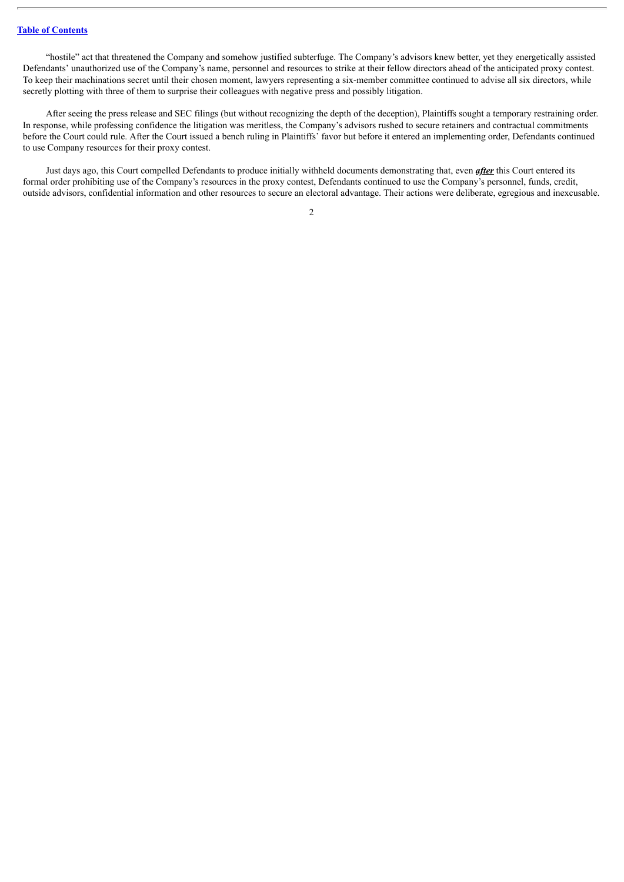"hostile" act that threatened the Company and somehow justified subterfuge. The Company's advisors knew better, yet they energetically assisted Defendants' unauthorized use of the Company's name, personnel and resources to strike at their fellow directors ahead of the anticipated proxy contest. To keep their machinations secret until their chosen moment, lawyers representing a six-member committee continued to advise all six directors, while secretly plotting with three of them to surprise their colleagues with negative press and possibly litigation.

After seeing the press release and SEC filings (but without recognizing the depth of the deception), Plaintiffs sought a temporary restraining order. In response, while professing confidence the litigation was meritless, the Company's advisors rushed to secure retainers and contractual commitments before the Court could rule. After the Court issued a bench ruling in Plaintiffs' favor but before it entered an implementing order, Defendants continued to use Company resources for their proxy contest.

Just days ago, this Court compelled Defendants to produce initially withheld documents demonstrating that, even ***after*** this Court entered its formal order prohibiting use of the Company's resources in the proxy contest, Defendants continued to use the Company's personnel, funds, credit, outside advisors, confidential information and other resources to secure an electoral advantage. Their actions were deliberate, egregious and inexcusable.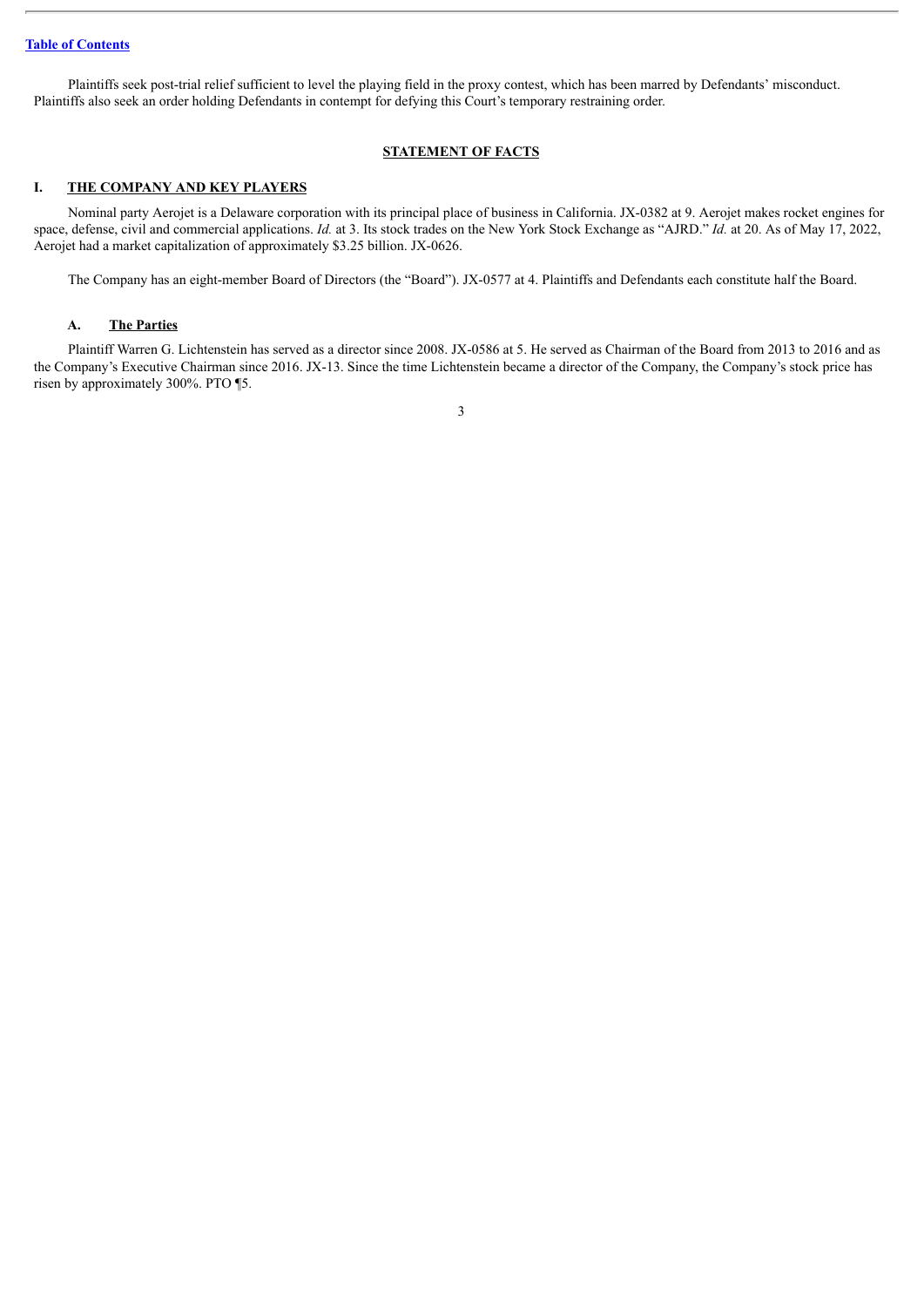Plaintiffs seek post-trial relief sufficient to level the playing field in the proxy contest, which has been marred by Defendants' misconduct. Plaintiffs also seek an order holding Defendants in contempt for defying this Court's temporary restraining order.

## STATEMENT OF FACTS

## I. THE COMPANY AND KEY PLAYERS

Nominal party Aerojet is a Delaware corporation with its principal place of business in California. JX-0382 at 9. Aerojet makes rocket engines for space, defense, civil and commercial applications. *Id.* at 3. Its stock trades on the New York Stock Exchange as "AJRD." *Id.* at 20. As of May 17, 2022, Aerojet had a market capitalization of approximately $3.25 billion. JX-0626.

The Company has an eight-member Board of Directors (the "Board"). JX-0577 at 4. Plaintiffs and Defendants each constitute half the Board.

### A. The Parties

Plaintiff Warren G. Lichtenstein has served as a director since 2008. JX-0586 at 5. He served as Chairman of the Board from 2013 to 2016 and as the Company's Executive Chairman since 2016. JX-13. Since the time Lichtenstein became a director of the Company, the Company's stock price has risen by approximately 300%. PTO ¶5.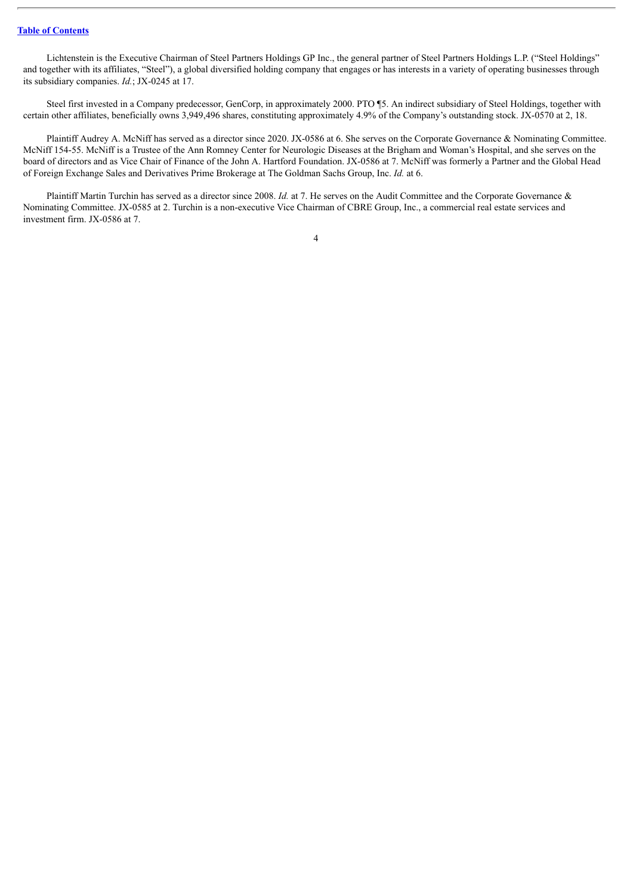Lichtenstein is the Executive Chairman of Steel Partners Holdings GP Inc., the general partner of Steel Partners Holdings L.P. ("Steel Holdings" and together with its affiliates, "Steel"), a global diversified holding company that engages or has interests in a variety of operating businesses through its subsidiary companies. *Id.*; JX-0245 at 17.

Steel first invested in a Company predecessor, GenCorp, in approximately 2000. PTO ¶5. An indirect subsidiary of Steel Holdings, together with certain other affiliates, beneficially owns 3,949,496 shares, constituting approximately 4.9% of the Company's outstanding stock. JX-0570 at 2, 18.

Plaintiff Audrey A. McNiff has served as a director since 2020. JX-0586 at 6. She serves on the Corporate Governance & Nominating Committee. McNiff 154-55. McNiff is a Trustee of the Ann Romney Center for Neurologic Diseases at the Brigham and Woman's Hospital, and she serves on the board of directors and as Vice Chair of Finance of the John A. Hartford Foundation. JX-0586 at 7. McNiff was formerly a Partner and the Global Head of Foreign Exchange Sales and Derivatives Prime Brokerage at The Goldman Sachs Group, Inc. *Id.* at 6.

Plaintiff Martin Turchin has served as a director since 2008. *Id.* at 7. He serves on the Audit Committee and the Corporate Governance & Nominating Committee. JX-0585 at 2. Turchin is a non-executive Vice Chairman of CBRE Group, Inc., a commercial real estate services and investment firm. JX-0586 at 7.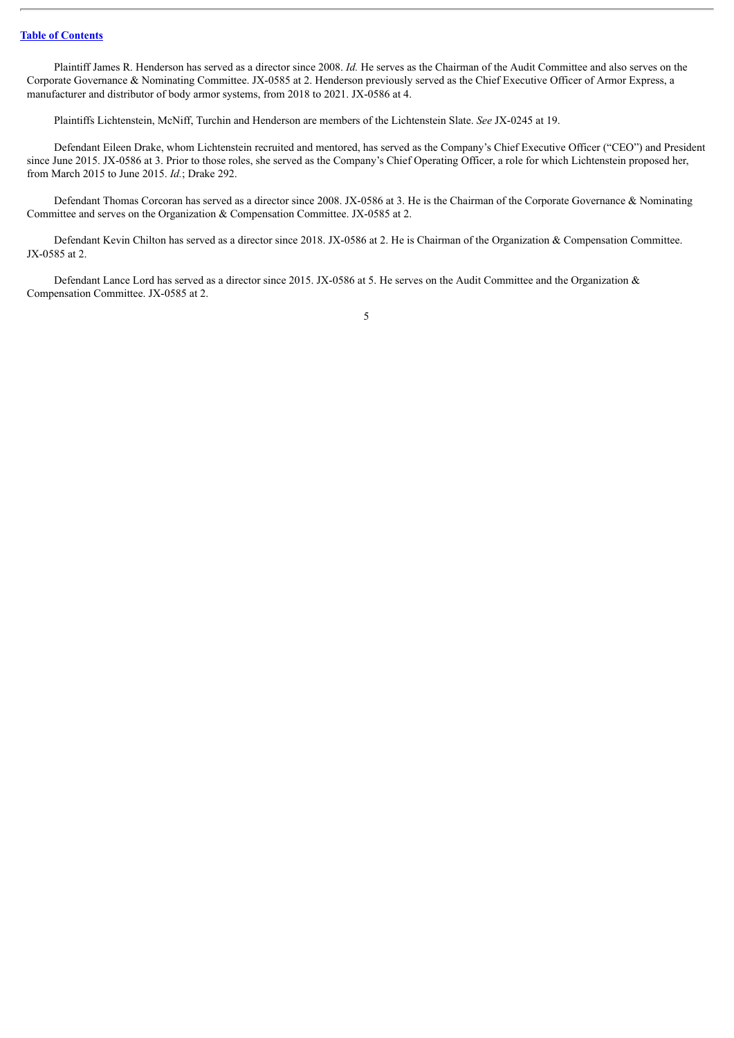Plaintiff James R. Henderson has served as a director since 2008. *Id.* He serves as the Chairman of the Audit Committee and also serves on the Corporate Governance & Nominating Committee. JX-0585 at 2. Henderson previously served as the Chief Executive Officer of Armor Express, a manufacturer and distributor of body armor systems, from 2018 to 2021. JX-0586 at 4.

Plaintiffs Lichtenstein, McNiff, Turchin and Henderson are members of the Lichtenstein Slate. *See* JX-0245 at 19.

Defendant Eileen Drake, whom Lichtenstein recruited and mentored, has served as the Company's Chief Executive Officer ("CEO") and President since June 2015. JX-0586 at 3. Prior to those roles, she served as the Company's Chief Operating Officer, a role for which Lichtenstein proposed her, from March 2015 to June 2015. *Id.*; Drake 292.

Defendant Thomas Corcoran has served as a director since 2008. JX-0586 at 3. He is the Chairman of the Corporate Governance & Nominating Committee and serves on the Organization & Compensation Committee. JX-0585 at 2.

Defendant Kevin Chilton has served as a director since 2018. JX-0586 at 2. He is Chairman of the Organization & Compensation Committee. JX-0585 at 2.

Defendant Lance Lord has served as a director since 2015. JX-0586 at 5. He serves on the Audit Committee and the Organization & Compensation Committee. JX-0585 at 2.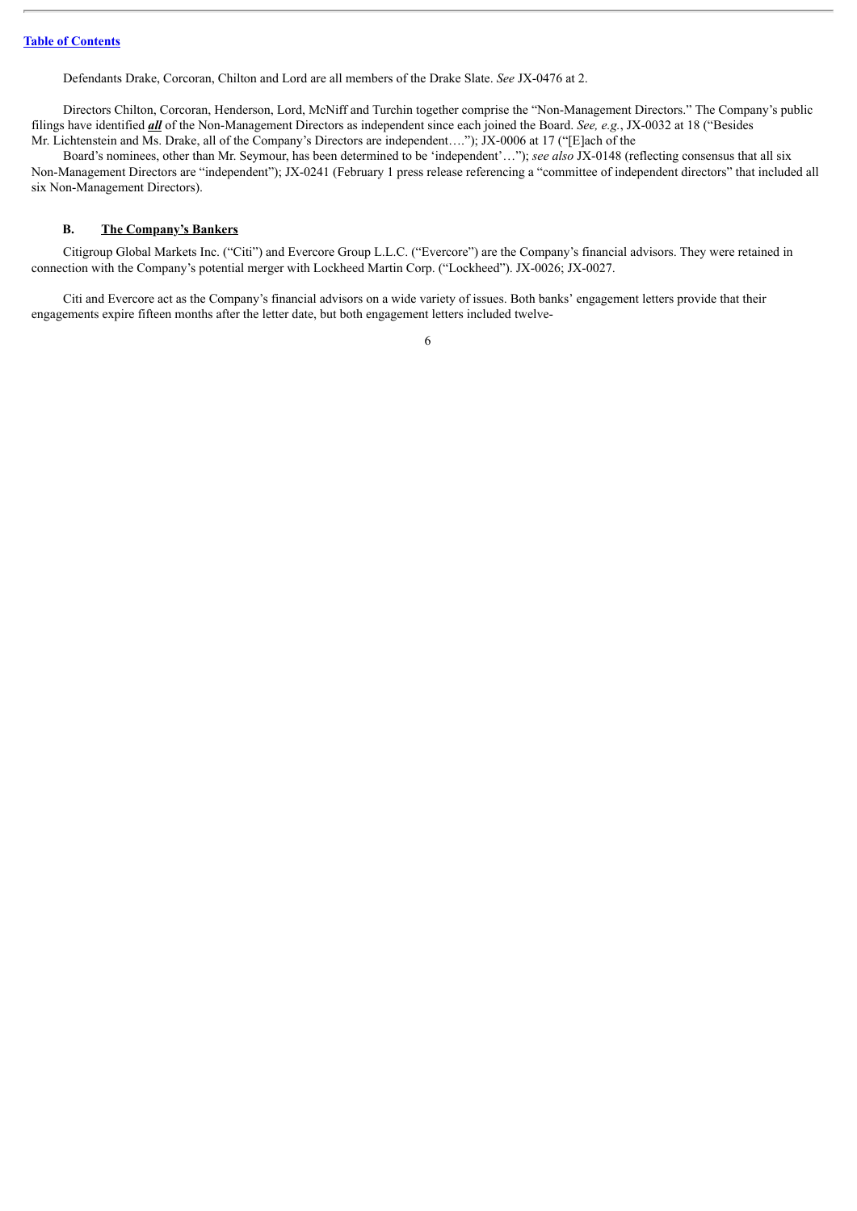Defendants Drake, Corcoran, Chilton and Lord are all members of the Drake Slate. *See* JX-0476 at 2.

Directors Chilton, Corcoran, Henderson, Lord, McNiff and Turchin together comprise the "Non-Management Directors." The Company's public filings have identified ***all*** of the Non-Management Directors as independent since each joined the Board. *See, e.g.*, JX-0032 at 18 ("Besides Mr. Lichtenstein and Ms. Drake, all of the Company's Directors are independent…."); JX-0006 at 17 ("[E]ach of the Board's nominees, other than Mr. Seymour, has been determined to be 'independent'…"); *see also* JX-0148 (reflecting consensus that all six Non-Management Directors are "independent"); JX-0241 (February 1 press release referencing a "committee of independent directors" that included all six Non-Management Directors).

## B. The Company's Bankers

Citigroup Global Markets Inc. ("Citi") and Evercore Group L.L.C. ("Evercore") are the Company's financial advisors. They were retained in connection with the Company's potential merger with Lockheed Martin Corp. ("Lockheed"). JX-0026; JX-0027.

Citi and Evercore act as the Company's financial advisors on a wide variety of issues. Both banks' engagement letters provide that their engagements expire fifteen months after the letter date, but both engagement letters included twelve-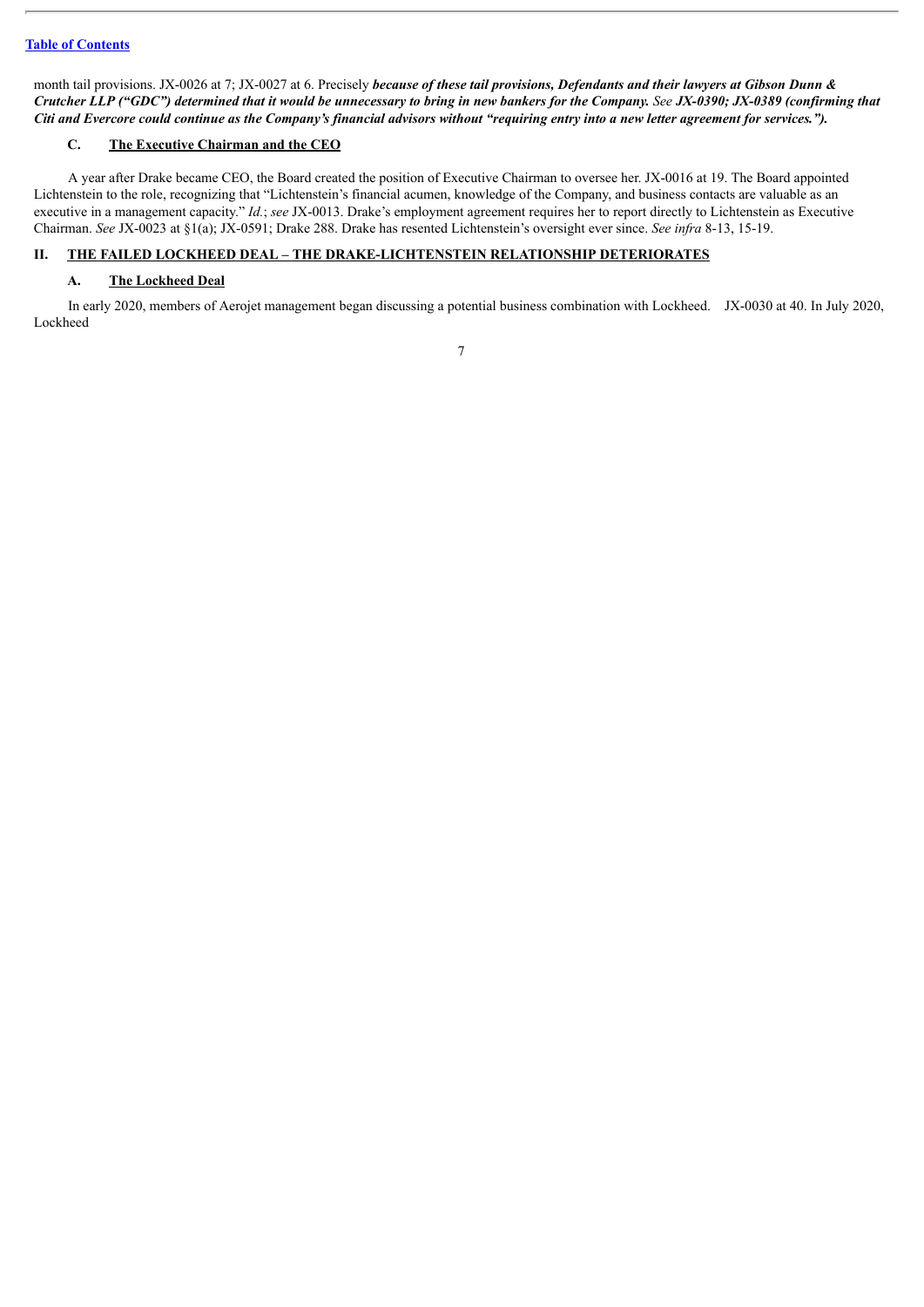month tail provisions. JX-0026 at 7; JX-0027 at 6. Precisely ***because of these tail provisions, Defendants and their lawyers at Gibson Dunn & Crutcher LLP ("GDC") determined that it would be unnecessary to bring in new bankers for the Company. See JX-0390; JX-0389 (confirming that Citi and Evercore could continue as the Company's financial advisors without "requiring entry into a new letter agreement for services.").***

### C. The Executive Chairman and the CEO

A year after Drake became CEO, the Board created the position of Executive Chairman to oversee her. JX-0016 at 19. The Board appointed Lichtenstein to the role, recognizing that "Lichtenstein's financial acumen, knowledge of the Company, and business contacts are valuable as an executive in a management capacity." *Id.*; *see* JX-0013. Drake's employment agreement requires her to report directly to Lichtenstein as Executive Chairman. *See* JX-0023 at §1(a); JX-0591; Drake 288. Drake has resented Lichtenstein's oversight ever since. *See infra* 8-13, 15-19.

## II. THE FAILED LOCKHEED DEAL – THE DRAKE-LICHTENSTEIN RELATIONSHIP DETERIORATES

### A. The Lockheed Deal

In early 2020, members of Aerojet management began discussing a potential business combination with Lockheed. JX-0030 at 40. In July 2020, Lockheed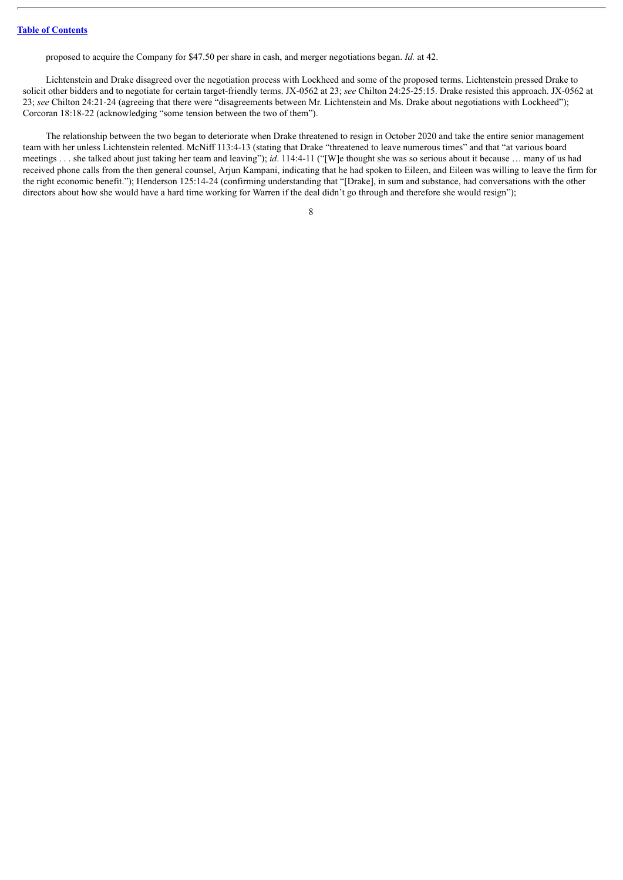proposed to acquire the Company for $47.50 per share in cash, and merger negotiations began. *Id.* at 42.

Lichtenstein and Drake disagreed over the negotiation process with Lockheed and some of the proposed terms. Lichtenstein pressed Drake to solicit other bidders and to negotiate for certain target-friendly terms. JX-0562 at 23; *see* Chilton 24:25-25:15. Drake resisted this approach. JX-0562 at 23; *see* Chilton 24:21-24 (agreeing that there were "disagreements between Mr. Lichtenstein and Ms. Drake about negotiations with Lockheed"); Corcoran 18:18-22 (acknowledging "some tension between the two of them").

The relationship between the two began to deteriorate when Drake threatened to resign in October 2020 and take the entire senior management team with her unless Lichtenstein relented. McNiff 113:4-13 (stating that Drake "threatened to leave numerous times" and that "at various board meetings . . . she talked about just taking her team and leaving"); *id*. 114:4-11 ("[W]e thought she was so serious about it because … many of us had received phone calls from the then general counsel, Arjun Kampani, indicating that he had spoken to Eileen, and Eileen was willing to leave the firm for the right economic benefit."); Henderson 125:14-24 (confirming understanding that "[Drake], in sum and substance, had conversations with the other directors about how she would have a hard time working for Warren if the deal didn't go through and therefore she would resign");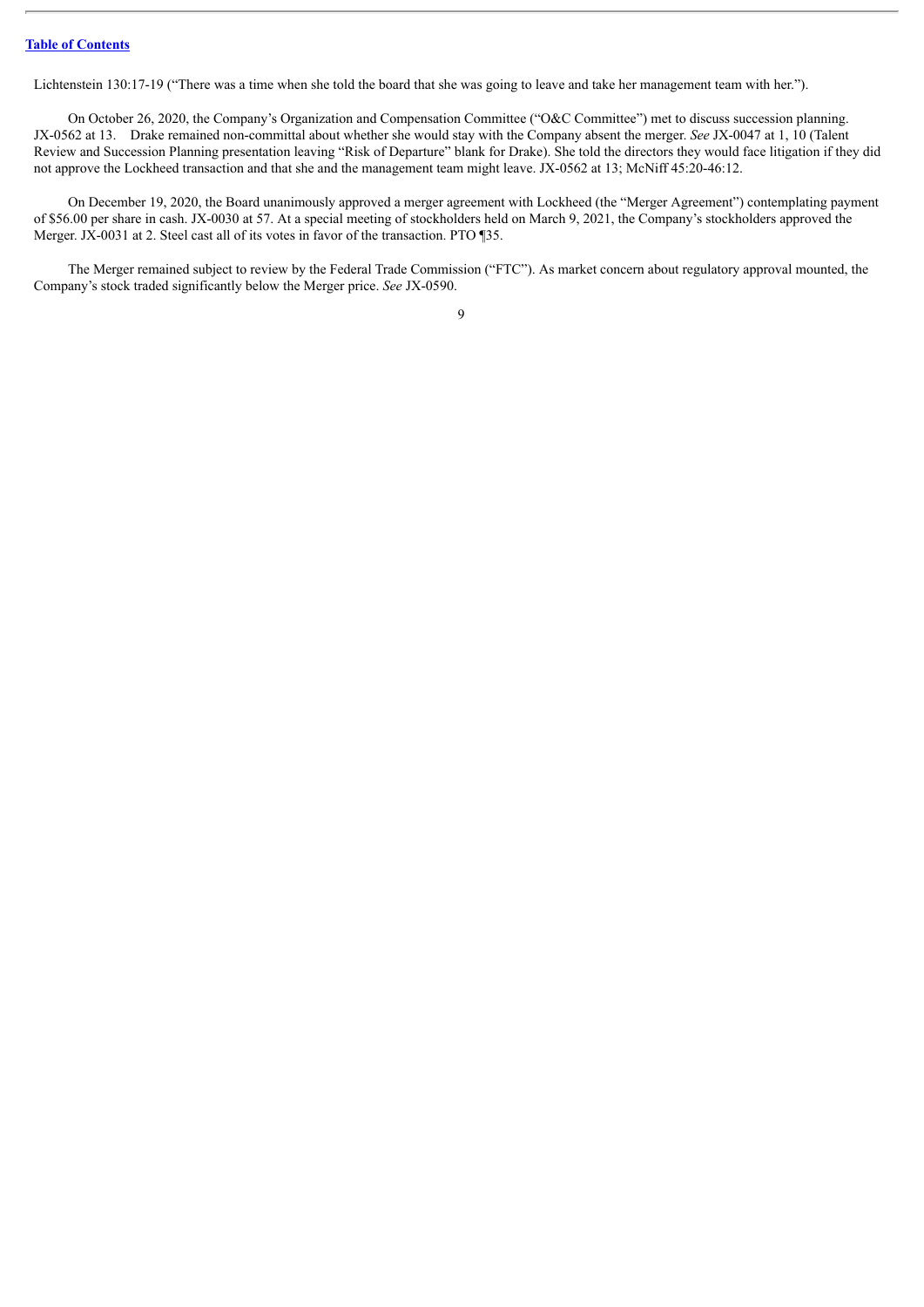Lichtenstein 130:17-19 ("There was a time when she told the board that she was going to leave and take her management team with her.").

On October 26, 2020, the Company's Organization and Compensation Committee ("O&C Committee") met to discuss succession planning. JX-0562 at 13. Drake remained non-committal about whether she would stay with the Company absent the merger. *See* JX-0047 at 1, 10 (Talent Review and Succession Planning presentation leaving "Risk of Departure" blank for Drake). She told the directors they would face litigation if they did not approve the Lockheed transaction and that she and the management team might leave. JX-0562 at 13; McNiff 45:20-46:12.

On December 19, 2020, the Board unanimously approved a merger agreement with Lockheed (the "Merger Agreement") contemplating payment of $56.00 per share in cash. JX-0030 at 57. At a special meeting of stockholders held on March 9, 2021, the Company's stockholders approved the Merger. JX-0031 at 2. Steel cast all of its votes in favor of the transaction. PTO ¶35.

The Merger remained subject to review by the Federal Trade Commission ("FTC"). As market concern about regulatory approval mounted, the Company's stock traded significantly below the Merger price. *See* JX-0590.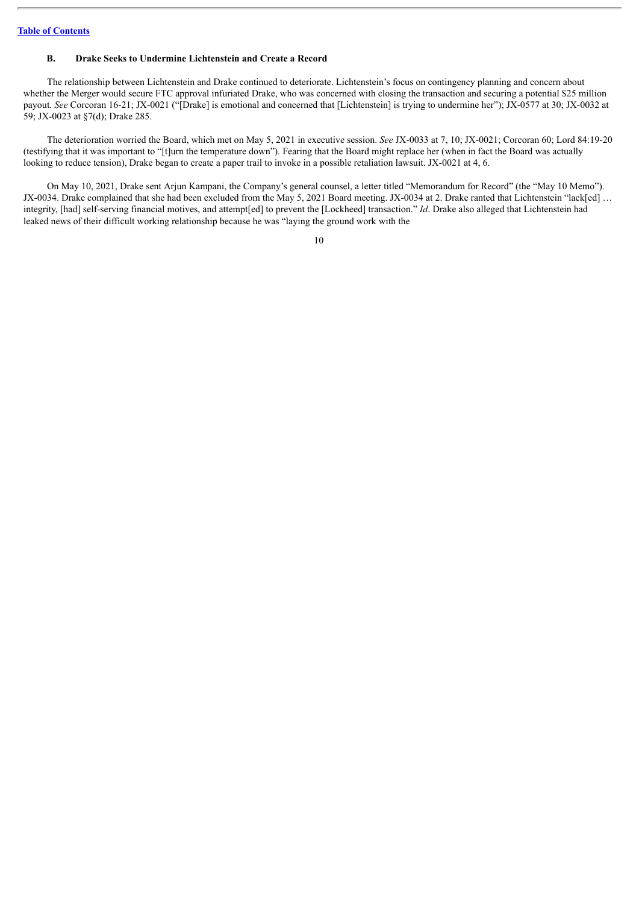### B. Drake Seeks to Undermine Lichtenstein and Create a Record

The relationship between Lichtenstein and Drake continued to deteriorate. Lichtenstein's focus on contingency planning and concern about whether the Merger would secure FTC approval infuriated Drake, who was concerned with closing the transaction and securing a potential $25 million payout. *See* Corcoran 16-21; JX-0021 ("[Drake] is emotional and concerned that [Lichtenstein] is trying to undermine her"); JX-0577 at 30; JX-0032 at 59; JX-0023 at §7(d); Drake 285.

The deterioration worried the Board, which met on May 5, 2021 in executive session. *See* JX-0033 at 7, 10; JX-0021; Corcoran 60; Lord 84:19-20 (testifying that it was important to "[t]urn the temperature down"). Fearing that the Board might replace her (when in fact the Board was actually looking to reduce tension), Drake began to create a paper trail to invoke in a possible retaliation lawsuit. JX-0021 at 4, 6.

On May 10, 2021, Drake sent Arjun Kampani, the Company's general counsel, a letter titled "Memorandum for Record" (the "May 10 Memo"). JX-0034. Drake complained that she had been excluded from the May 5, 2021 Board meeting. JX-0034 at 2. Drake ranted that Lichtenstein "lack[ed] … integrity, [had] self-serving financial motives, and attempt[ed] to prevent the [Lockheed] transaction." *Id*. Drake also alleged that Lichtenstein had leaked news of their difficult working relationship because he was "laying the ground work with the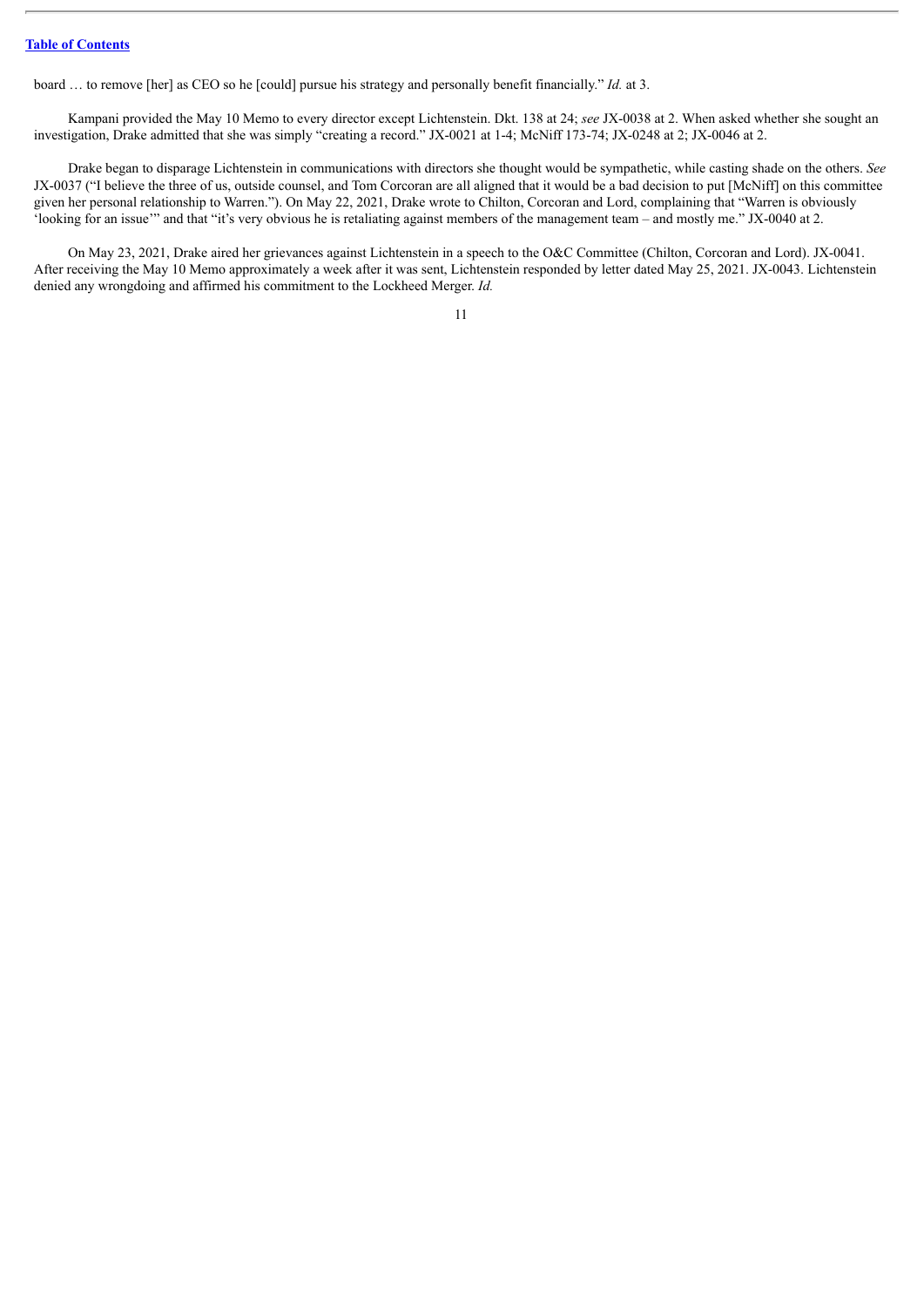board … to remove [her] as CEO so he [could] pursue his strategy and personally benefit financially." *Id.* at 3.

Kampani provided the May 10 Memo to every director except Lichtenstein. Dkt. 138 at 24; *see* JX-0038 at 2. When asked whether she sought an investigation, Drake admitted that she was simply "creating a record." JX-0021 at 1-4; McNiff 173-74; JX-0248 at 2; JX-0046 at 2.

Drake began to disparage Lichtenstein in communications with directors she thought would be sympathetic, while casting shade on the others. *See* JX-0037 ("I believe the three of us, outside counsel, and Tom Corcoran are all aligned that it would be a bad decision to put [McNiff] on this committee given her personal relationship to Warren."). On May 22, 2021, Drake wrote to Chilton, Corcoran and Lord, complaining that "Warren is obviously 'looking for an issue'" and that "it's very obvious he is retaliating against members of the management team – and mostly me." JX-0040 at 2.

On May 23, 2021, Drake aired her grievances against Lichtenstein in a speech to the O&C Committee (Chilton, Corcoran and Lord). JX-0041. After receiving the May 10 Memo approximately a week after it was sent, Lichtenstein responded by letter dated May 25, 2021. JX-0043. Lichtenstein denied any wrongdoing and affirmed his commitment to the Lockheed Merger. *Id.*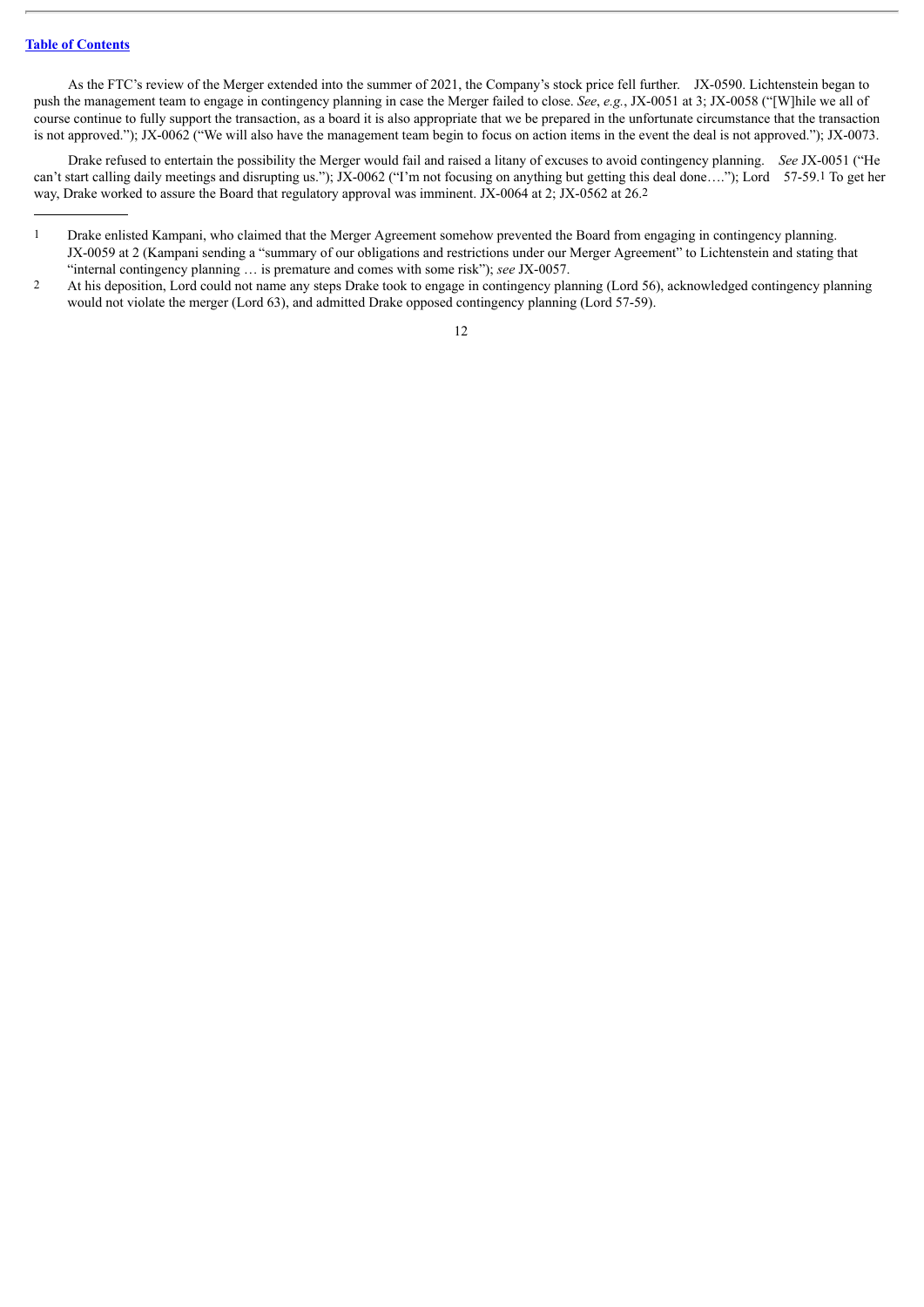As the FTC's review of the Merger extended into the summer of 2021, the Company's stock price fell further. JX-0590. Lichtenstein began to push the management team to engage in contingency planning in case the Merger failed to close. *See*, *e.g.*, JX-0051 at 3; JX-0058 ("[W]hile we all of course continue to fully support the transaction, as a board it is also appropriate that we be prepared in the unfortunate circumstance that the transaction is not approved."); JX-0062 ("We will also have the management team begin to focus on action items in the event the deal is not approved."); JX-0073.

Drake refused to entertain the possibility the Merger would fail and raised a litany of excuses to avoid contingency planning. *See* JX-0051 ("He can't start calling daily meetings and disrupting us."); JX-0062 ("I'm not focusing on anything but getting this deal done…."); Lord 57-59.[1] To get her way, Drake worked to assure the Board that regulatory approval was imminent. JX-0064 at 2; JX-0562 at 26.[2]

---

1 Drake enlisted Kampani, who claimed that the Merger Agreement somehow prevented the Board from engaging in contingency planning. JX-0059 at 2 (Kampani sending a "summary of our obligations and restrictions under our Merger Agreement" to Lichtenstein and stating that "internal contingency planning … is premature and comes with some risk"); *see* JX-0057.

2 At his deposition, Lord could not name any steps Drake took to engage in contingency planning (Lord 56), acknowledged contingency planning would not violate the merger (Lord 63), and admitted Drake opposed contingency planning (Lord 57-59).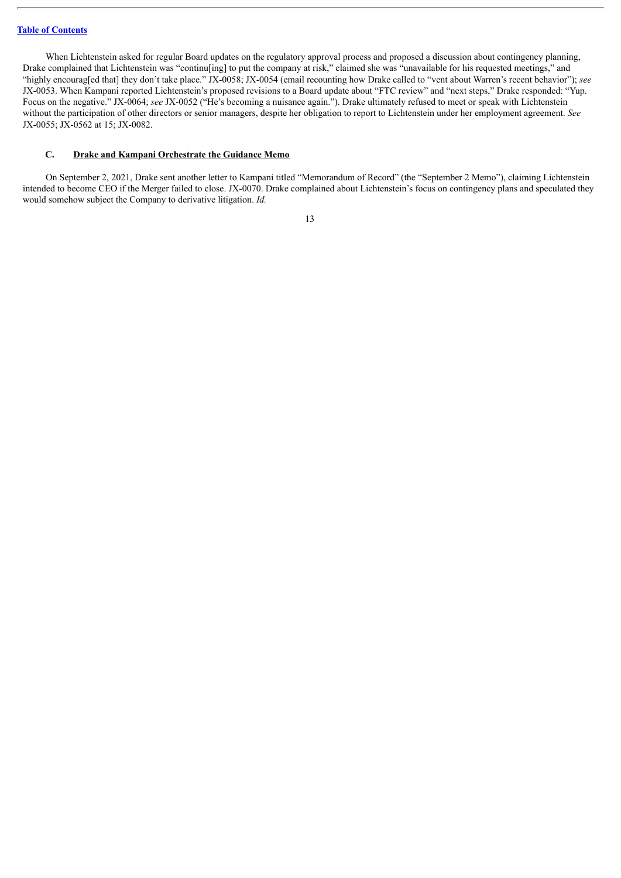When Lichtenstein asked for regular Board updates on the regulatory approval process and proposed a discussion about contingency planning, Drake complained that Lichtenstein was "continu[ing] to put the company at risk," claimed she was "unavailable for his requested meetings," and "highly encourag[ed that] they don't take place." JX-0058; JX-0054 (email recounting how Drake called to "vent about Warren's recent behavior"); *see* JX-0053. When Kampani reported Lichtenstein's proposed revisions to a Board update about "FTC review" and "next steps," Drake responded: "Yup. Focus on the negative." JX-0064; *see* JX-0052 ("He's becoming a nuisance again."). Drake ultimately refused to meet or speak with Lichtenstein without the participation of other directors or senior managers, despite her obligation to report to Lichtenstein under her employment agreement. *See* JX-0055; JX-0562 at 15; JX-0082.

### C. **Drake and Kampani Orchestrate the Guidance Memo**

On September 2, 2021, Drake sent another letter to Kampani titled "Memorandum of Record" (the "September 2 Memo"), claiming Lichtenstein intended to become CEO if the Merger failed to close. JX-0070. Drake complained about Lichtenstein's focus on contingency plans and speculated they would somehow subject the Company to derivative litigation. *Id.*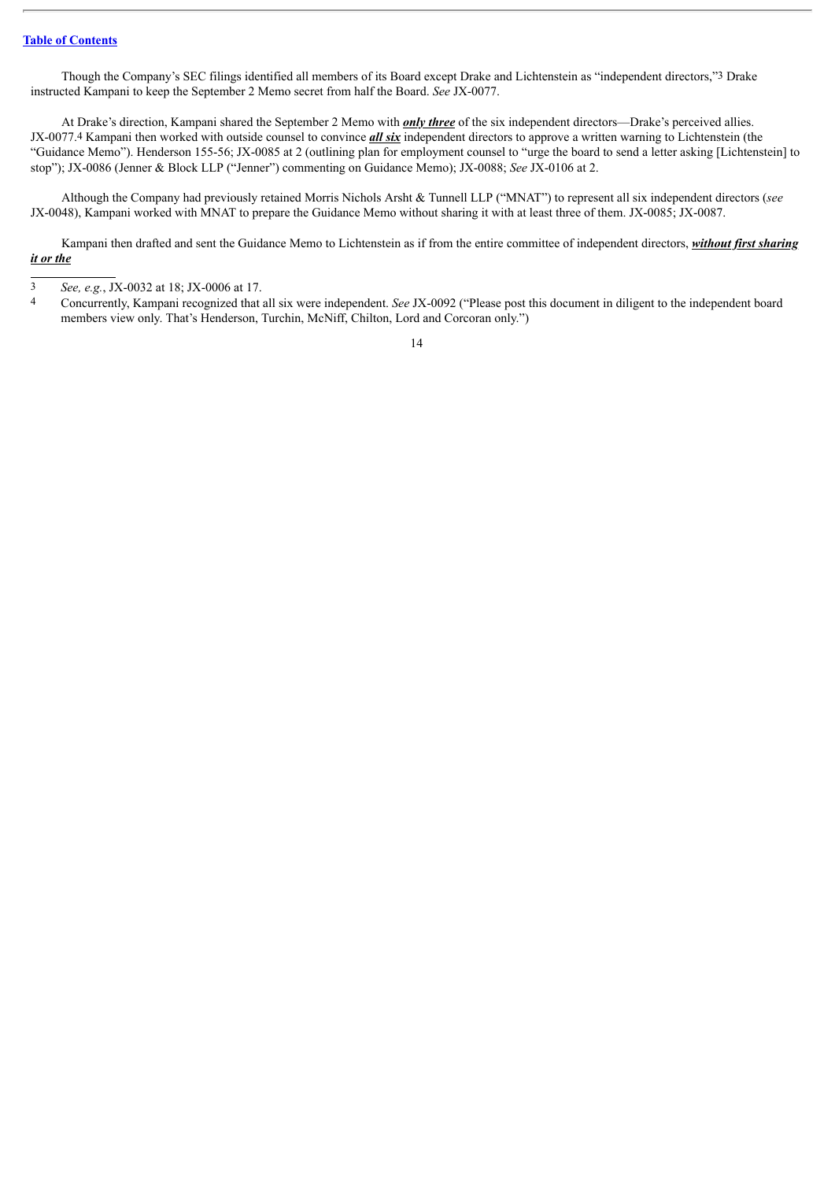Though the Company's SEC filings identified all members of its Board except Drake and Lichtenstein as "independent directors,"[3] Drake instructed Kampani to keep the September 2 Memo secret from half the Board. *See* JX-0077.

At Drake's direction, Kampani shared the September 2 Memo with ***only three*** of the six independent directors—Drake's perceived allies. JX-0077.[4] Kampani then worked with outside counsel to convince ***all six*** independent directors to approve a written warning to Lichtenstein (the "Guidance Memo"). Henderson 155-56; JX-0085 at 2 (outlining plan for employment counsel to "urge the board to send a letter asking [Lichtenstein] to stop"); JX-0086 (Jenner & Block LLP ("Jenner") commenting on Guidance Memo); JX-0088; *See* JX-0106 at 2.

Although the Company had previously retained Morris Nichols Arsht & Tunnell LLP ("MNAT") to represent all six independent directors (*see* JX-0048), Kampani worked with MNAT to prepare the Guidance Memo without sharing it with at least three of them. JX-0085; JX-0087.

Kampani then drafted and sent the Guidance Memo to Lichtenstein as if from the entire committee of independent directors, ***without first sharing it or the***

---

[3] *See, e.g.*, JX-0032 at 18; JX-0006 at 17.

[4] Concurrently, Kampani recognized that all six were independent. *See* JX-0092 ("Please post this document in diligent to the independent board members view only. That's Henderson, Turchin, McNiff, Chilton, Lord and Corcoran only.")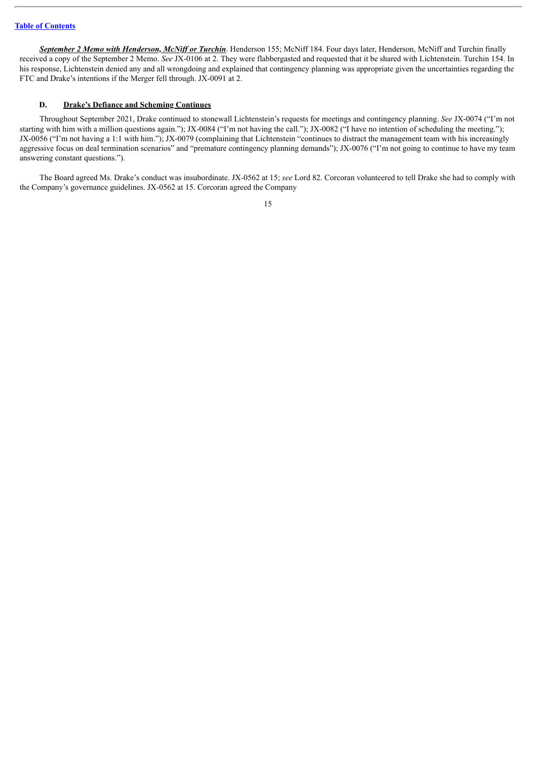***September 2 Memo with Henderson, McNiff or Turchin***. Henderson 155; McNiff 184. Four days later, Henderson, McNiff and Turchin finally received a copy of the September 2 Memo. *See* JX-0106 at 2. They were flabbergasted and requested that it be shared with Lichtenstein. Turchin 154. In his response, Lichtenstein denied any and all wrongdoing and explained that contingency planning was appropriate given the uncertainties regarding the FTC and Drake's intentions if the Merger fell through. JX-0091 at 2.

### D. Drake's Defiance and Scheming Continues

Throughout September 2021, Drake continued to stonewall Lichtenstein's requests for meetings and contingency planning. *See* JX-0074 ("I'm not starting with him with a million questions again."); JX-0084 ("I'm not having the call."); JX-0082 ("I have no intention of scheduling the meeting."); JX-0056 ("I'm not having a 1:1 with him."); JX-0079 (complaining that Lichtenstein "continues to distract the management team with his increasingly aggressive focus on deal termination scenarios" and "premature contingency planning demands"); JX-0076 ("I'm not going to continue to have my team answering constant questions.").

The Board agreed Ms. Drake's conduct was insubordinate. JX-0562 at 15; *see* Lord 82. Corcoran volunteered to tell Drake she had to comply with the Company's governance guidelines. JX-0562 at 15. Corcoran agreed the Company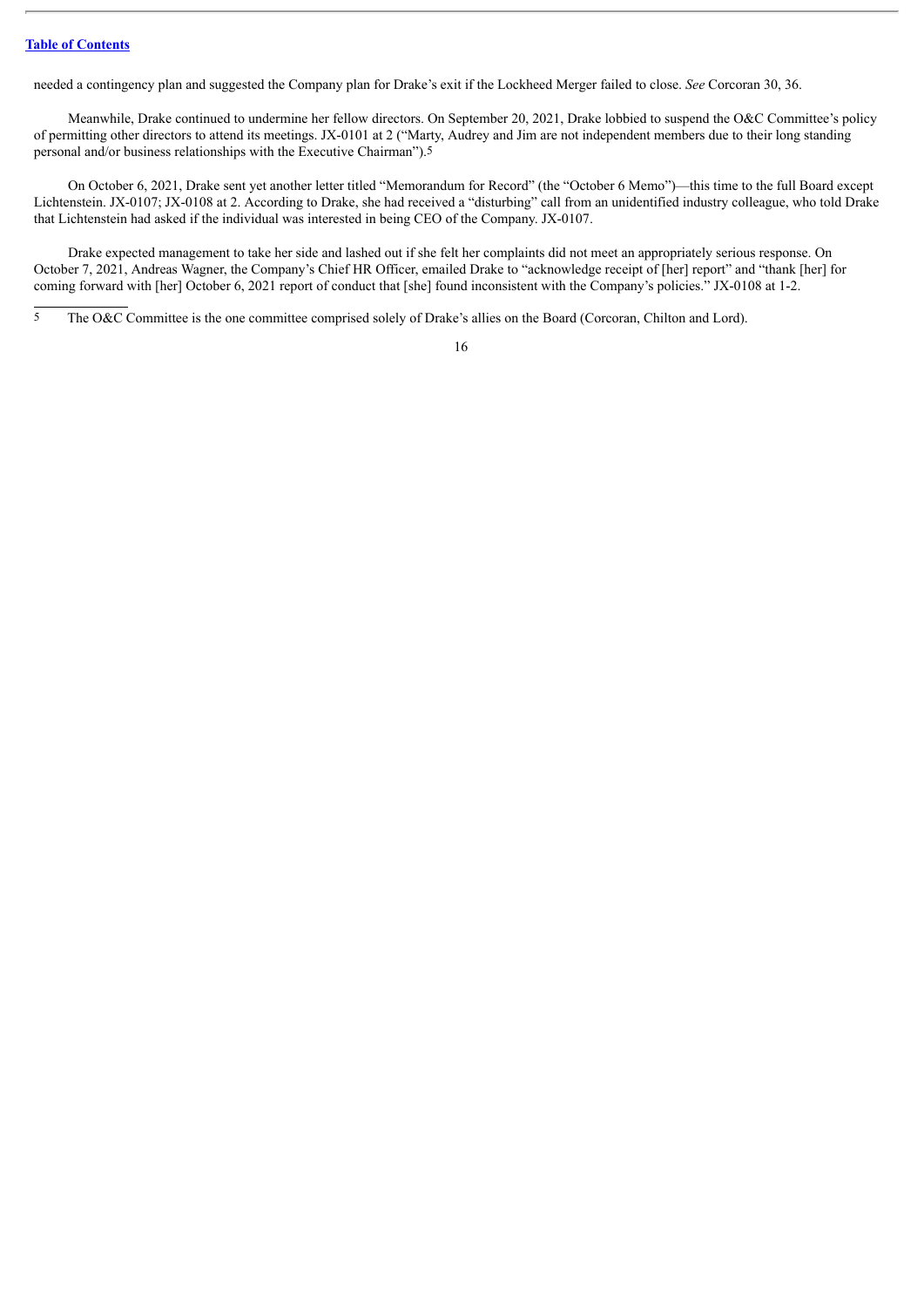needed a contingency plan and suggested the Company plan for Drake's exit if the Lockheed Merger failed to close. *See* Corcoran 30, 36.

Meanwhile, Drake continued to undermine her fellow directors. On September 20, 2021, Drake lobbied to suspend the O&C Committee's policy of permitting other directors to attend its meetings. JX-0101 at 2 ("Marty, Audrey and Jim are not independent members due to their long standing personal and/or business relationships with the Executive Chairman").[5]

On October 6, 2021, Drake sent yet another letter titled "Memorandum for Record" (the "October 6 Memo")—this time to the full Board except Lichtenstein. JX-0107; JX-0108 at 2. According to Drake, she had received a "disturbing" call from an unidentified industry colleague, who told Drake that Lichtenstein had asked if the individual was interested in being CEO of the Company. JX-0107.

Drake expected management to take her side and lashed out if she felt her complaints did not meet an appropriately serious response. On October 7, 2021, Andreas Wagner, the Company's Chief HR Officer, emailed Drake to "acknowledge receipt of [her] report" and "thank [her] for coming forward with [her] October 6, 2021 report of conduct that [she] found inconsistent with the Company's policies." JX-0108 at 1-2.

[5] The O&C Committee is the one committee comprised solely of Drake's allies on the Board (Corcoran, Chilton and Lord).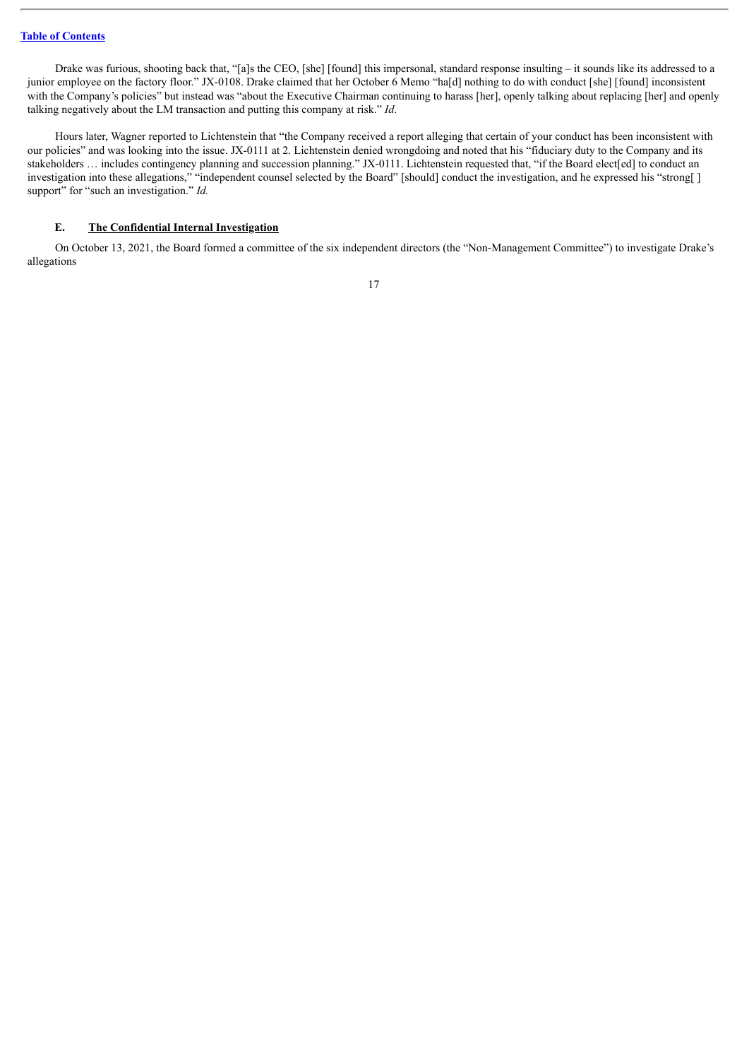Drake was furious, shooting back that, "[a]s the CEO, [she] [found] this impersonal, standard response insulting – it sounds like its addressed to a junior employee on the factory floor." JX-0108. Drake claimed that her October 6 Memo "ha[d] nothing to do with conduct [she] [found] inconsistent with the Company's policies" but instead was "about the Executive Chairman continuing to harass [her], openly talking about replacing [her] and openly talking negatively about the LM transaction and putting this company at risk." *Id*.

Hours later, Wagner reported to Lichtenstein that "the Company received a report alleging that certain of your conduct has been inconsistent with our policies" and was looking into the issue. JX-0111 at 2. Lichtenstein denied wrongdoing and noted that his "fiduciary duty to the Company and its stakeholders … includes contingency planning and succession planning." JX-0111. Lichtenstein requested that, "if the Board elect[ed] to conduct an investigation into these allegations," "independent counsel selected by the Board" [should] conduct the investigation, and he expressed his "strong[ ] support" for "such an investigation." *Id.*

### E. <u>The Confidential Internal Investigation</u>

On October 13, 2021, the Board formed a committee of the six independent directors (the "Non-Management Committee") to investigate Drake's allegations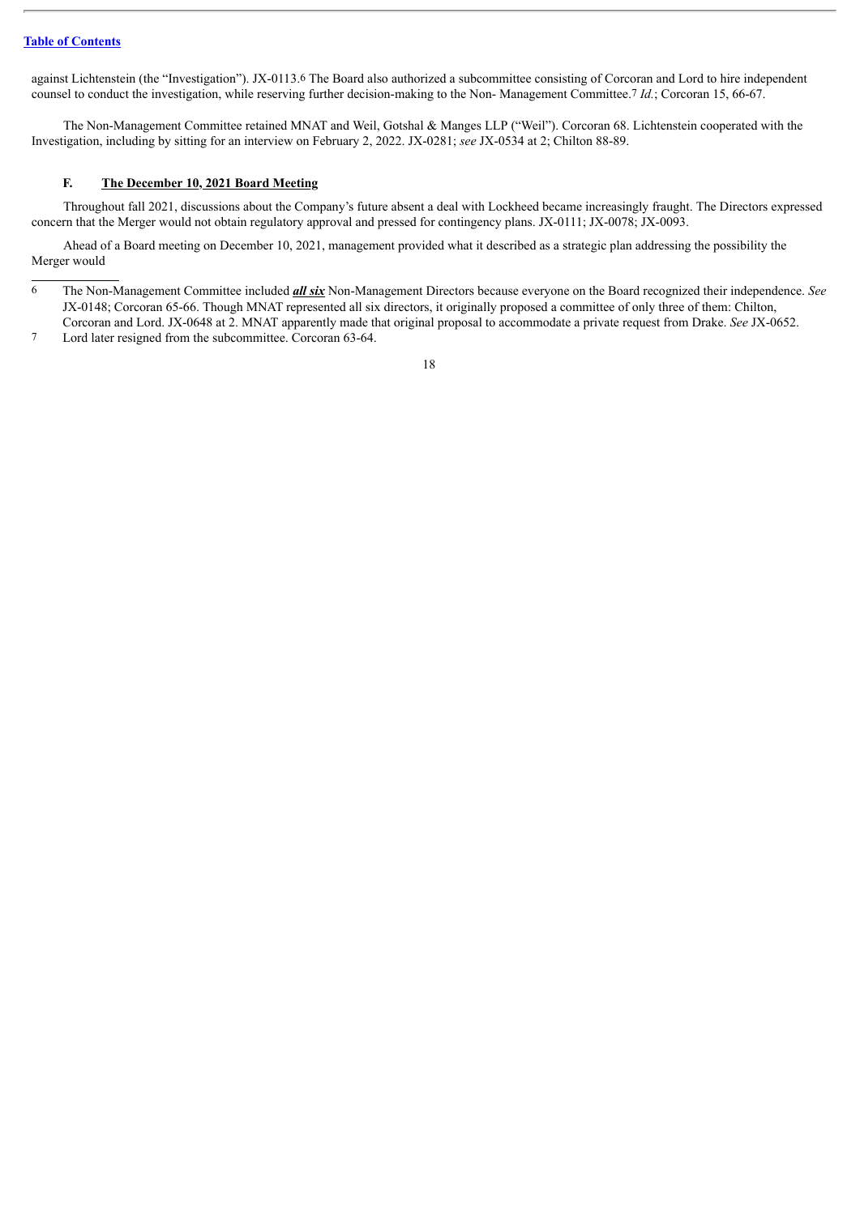against Lichtenstein (the "Investigation"). JX-0113.[6] The Board also authorized a subcommittee consisting of Corcoran and Lord to hire independent counsel to conduct the investigation, while reserving further decision-making to the Non- Management Committee.[7] *Id.*; Corcoran 15, 66-67.

The Non-Management Committee retained MNAT and Weil, Gotshal & Manges LLP ("Weil"). Corcoran 68. Lichtenstein cooperated with the Investigation, including by sitting for an interview on February 2, 2022. JX-0281; *see* JX-0534 at 2; Chilton 88-89.

### F. The December 10, 2021 Board Meeting

Throughout fall 2021, discussions about the Company's future absent a deal with Lockheed became increasingly fraught. The Directors expressed concern that the Merger would not obtain regulatory approval and pressed for contingency plans. JX-0111; JX-0078; JX-0093.

Ahead of a Board meeting on December 10, 2021, management provided what it described as a strategic plan addressing the possibility the Merger would

---

[6] The Non-Management Committee included ***all six*** Non-Management Directors because everyone on the Board recognized their independence. *See* JX-0148; Corcoran 65-66. Though MNAT represented all six directors, it originally proposed a committee of only three of them: Chilton, Corcoran and Lord. JX-0648 at 2. MNAT apparently made that original proposal to accommodate a private request from Drake. *See* JX-0652.

[7] Lord later resigned from the subcommittee. Corcoran 63-64.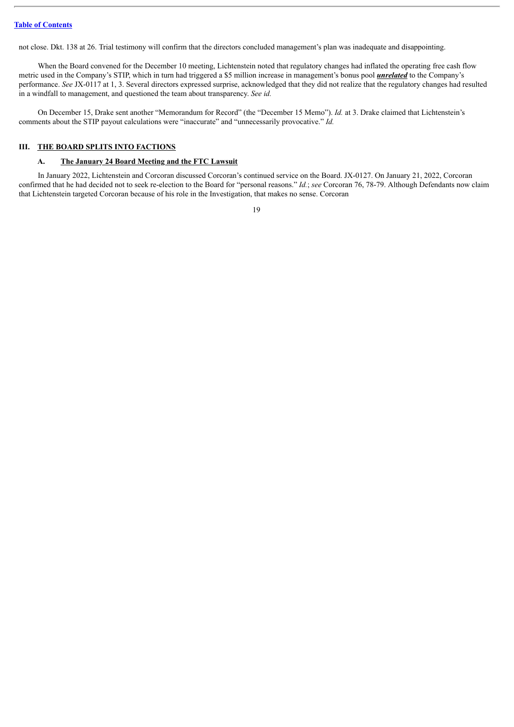not close. Dkt. 138 at 26. Trial testimony will confirm that the directors concluded management's plan was inadequate and disappointing.

When the Board convened for the December 10 meeting, Lichtenstein noted that regulatory changes had inflated the operating free cash flow metric used in the Company's STIP, which in turn had triggered a $5 million increase in management's bonus pool ***unrelated*** to the Company's performance. *See* JX-0117 at 1, 3. Several directors expressed surprise, acknowledged that they did not realize that the regulatory changes had resulted in a windfall to management, and questioned the team about transparency. *See id.*

On December 15, Drake sent another "Memorandum for Record" (the "December 15 Memo"). *Id.* at 3. Drake claimed that Lichtenstein's comments about the STIP payout calculations were "inaccurate" and "unnecessarily provocative." *Id.*

## III. THE BOARD SPLITS INTO FACTIONS

### A. The January 24 Board Meeting and the FTC Lawsuit

In January 2022, Lichtenstein and Corcoran discussed Corcoran's continued service on the Board. JX-0127. On January 21, 2022, Corcoran confirmed that he had decided not to seek re-election to the Board for "personal reasons." *Id.*; *see* Corcoran 76, 78-79. Although Defendants now claim that Lichtenstein targeted Corcoran because of his role in the Investigation, that makes no sense. Corcoran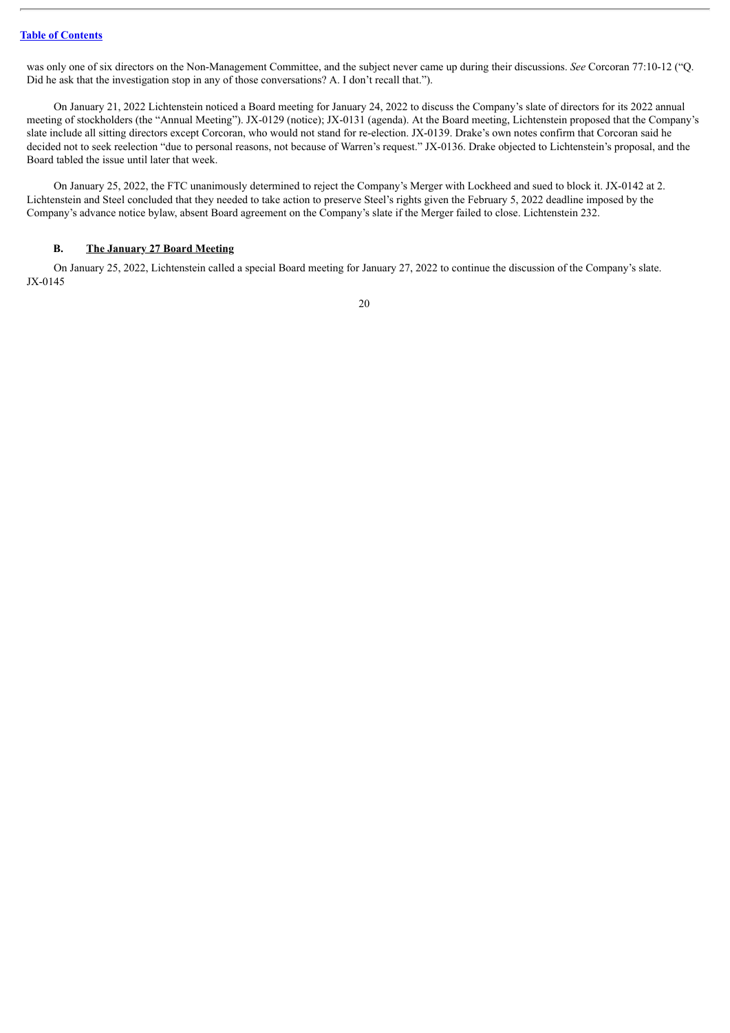was only one of six directors on the Non-Management Committee, and the subject never came up during their discussions. *See* Corcoran 77:10-12 ("Q. Did he ask that the investigation stop in any of those conversations? A. I don't recall that.").

On January 21, 2022 Lichtenstein noticed a Board meeting for January 24, 2022 to discuss the Company's slate of directors for its 2022 annual meeting of stockholders (the "Annual Meeting"). JX-0129 (notice); JX-0131 (agenda). At the Board meeting, Lichtenstein proposed that the Company's slate include all sitting directors except Corcoran, who would not stand for re-election. JX-0139. Drake's own notes confirm that Corcoran said he decided not to seek reelection "due to personal reasons, not because of Warren's request." JX-0136. Drake objected to Lichtenstein's proposal, and the Board tabled the issue until later that week.

On January 25, 2022, the FTC unanimously determined to reject the Company's Merger with Lockheed and sued to block it. JX-0142 at 2. Lichtenstein and Steel concluded that they needed to take action to preserve Steel's rights given the February 5, 2022 deadline imposed by the Company's advance notice bylaw, absent Board agreement on the Company's slate if the Merger failed to close. Lichtenstein 232.

### B. The January 27 Board Meeting

On January 25, 2022, Lichtenstein called a special Board meeting for January 27, 2022 to continue the discussion of the Company's slate. JX-0145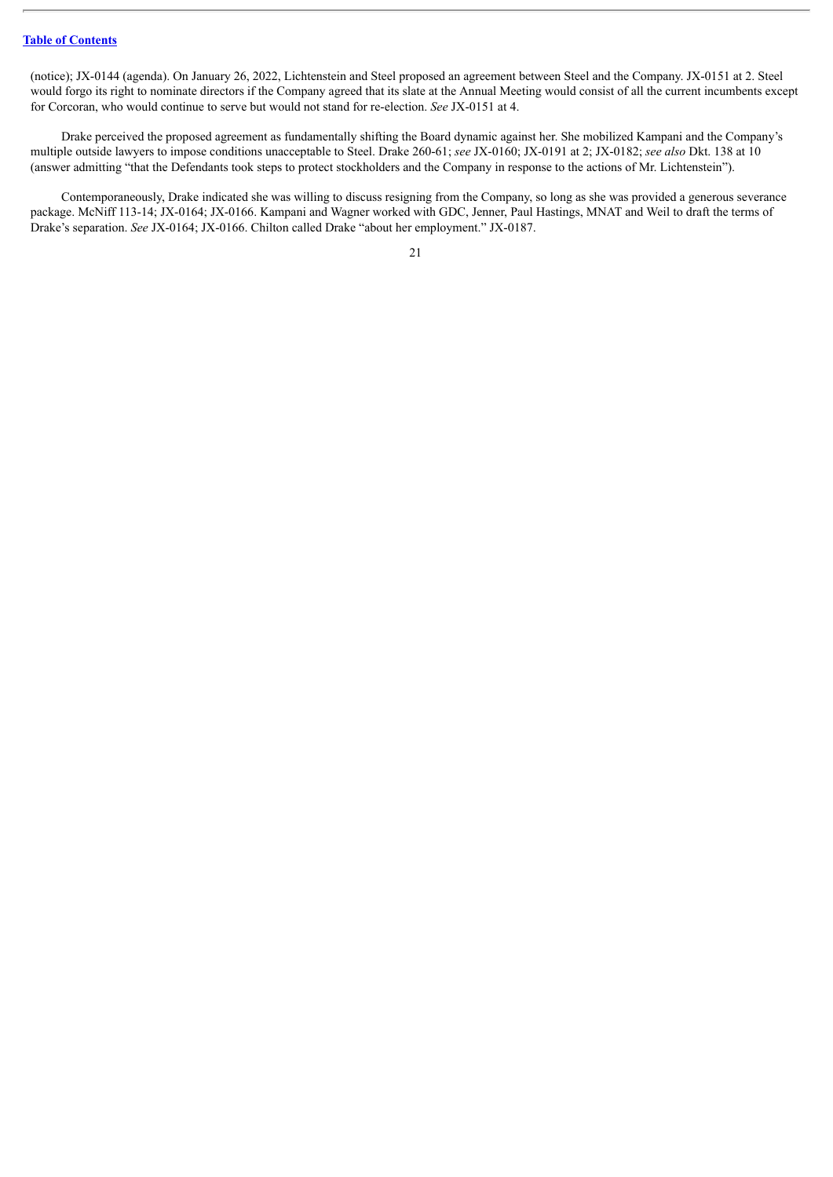(notice); JX-0144 (agenda). On January 26, 2022, Lichtenstein and Steel proposed an agreement between Steel and the Company. JX-0151 at 2. Steel would forgo its right to nominate directors if the Company agreed that its slate at the Annual Meeting would consist of all the current incumbents except for Corcoran, who would continue to serve but would not stand for re-election. *See* JX-0151 at 4.

Drake perceived the proposed agreement as fundamentally shifting the Board dynamic against her. She mobilized Kampani and the Company's multiple outside lawyers to impose conditions unacceptable to Steel. Drake 260-61; *see* JX-0160; JX-0191 at 2; JX-0182; *see also* Dkt. 138 at 10 (answer admitting "that the Defendants took steps to protect stockholders and the Company in response to the actions of Mr. Lichtenstein").

Contemporaneously, Drake indicated she was willing to discuss resigning from the Company, so long as she was provided a generous severance package. McNiff 113-14; JX-0164; JX-0166. Kampani and Wagner worked with GDC, Jenner, Paul Hastings, MNAT and Weil to draft the terms of Drake's separation. *See* JX-0164; JX-0166. Chilton called Drake "about her employment." JX-0187.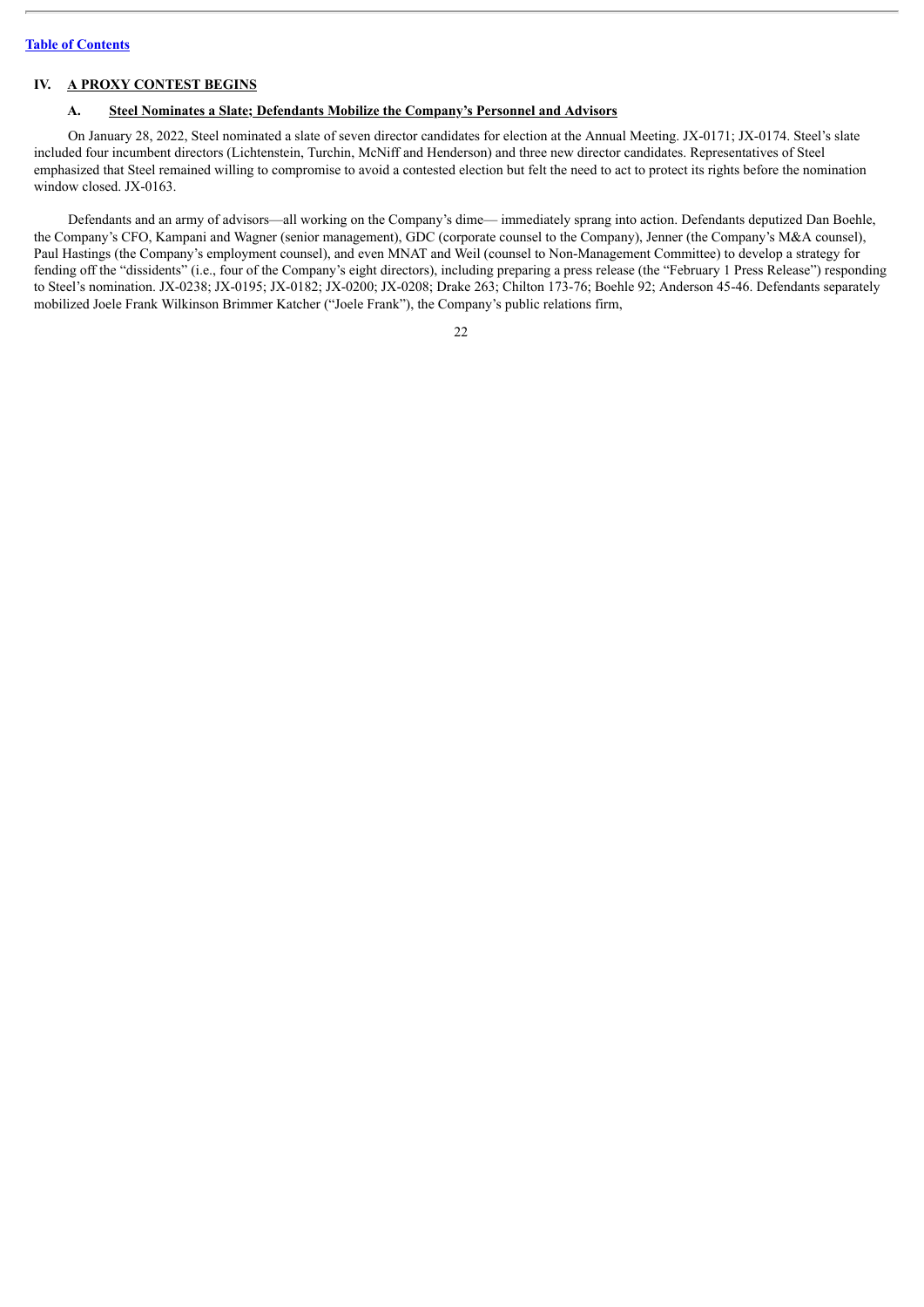## IV. A PROXY CONTEST BEGINS

### A. Steel Nominates a Slate; Defendants Mobilize the Company's Personnel and Advisors

On January 28, 2022, Steel nominated a slate of seven director candidates for election at the Annual Meeting. JX-0171; JX-0174. Steel's slate included four incumbent directors (Lichtenstein, Turchin, McNiff and Henderson) and three new director candidates. Representatives of Steel emphasized that Steel remained willing to compromise to avoid a contested election but felt the need to act to protect its rights before the nomination window closed. JX-0163.

Defendants and an army of advisors—all working on the Company's dime— immediately sprang into action. Defendants deputized Dan Boehle, the Company's CFO, Kampani and Wagner (senior management), GDC (corporate counsel to the Company), Jenner (the Company's M&A counsel), Paul Hastings (the Company's employment counsel), and even MNAT and Weil (counsel to Non-Management Committee) to develop a strategy for fending off the "dissidents" (i.e., four of the Company's eight directors), including preparing a press release (the "February 1 Press Release") responding to Steel's nomination. JX-0238; JX-0195; JX-0182; JX-0200; JX-0208; Drake 263; Chilton 173-76; Boehle 92; Anderson 45-46. Defendants separately mobilized Joele Frank Wilkinson Brimmer Katcher ("Joele Frank"), the Company's public relations firm,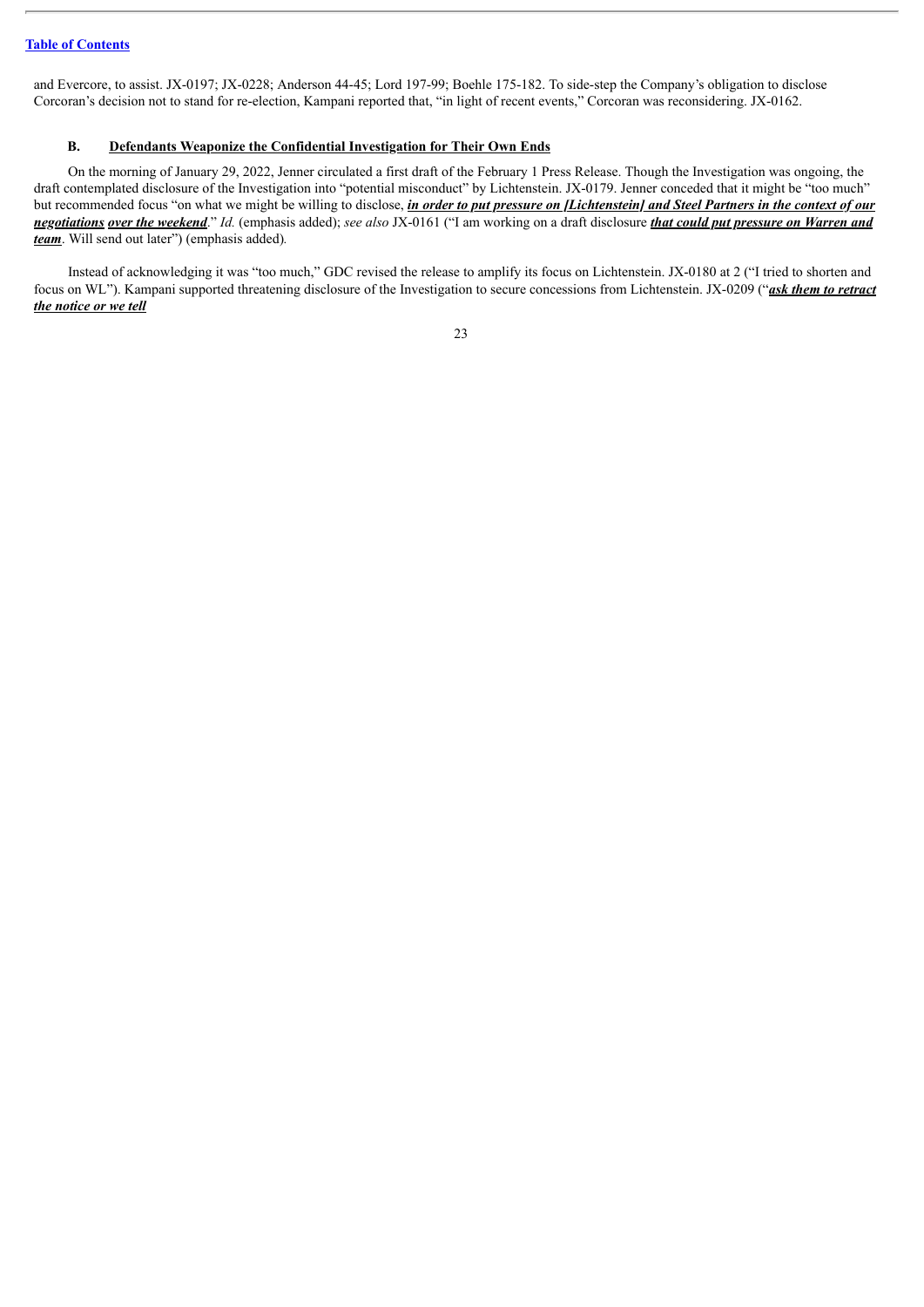and Evercore, to assist. JX-0197; JX-0228; Anderson 44-45; Lord 197-99; Boehle 175-182. To side-step the Company's obligation to disclose Corcoran's decision not to stand for re-election, Kampani reported that, "in light of recent events," Corcoran was reconsidering. JX-0162.

### B. Defendants Weaponize the Confidential Investigation for Their Own Ends

On the morning of January 29, 2022, Jenner circulated a first draft of the February 1 Press Release. Though the Investigation was ongoing, the draft contemplated disclosure of the Investigation into "potential misconduct" by Lichtenstein. JX-0179. Jenner conceded that it might be "too much" but recommended focus "on what we might be willing to disclose, ***in order to put pressure on [Lichtenstein] and Steel Partners in the context of our negotiations over the weekend***." *Id.* (emphasis added); *see also* JX-0161 ("I am working on a draft disclosure ***that could put pressure on Warren and team***. Will send out later") (emphasis added).

Instead of acknowledging it was "too much," GDC revised the release to amplify its focus on Lichtenstein. JX-0180 at 2 ("I tried to shorten and focus on WL"). Kampani supported threatening disclosure of the Investigation to secure concessions from Lichtenstein. JX-0209 ("***ask them to retract the notice or we tell***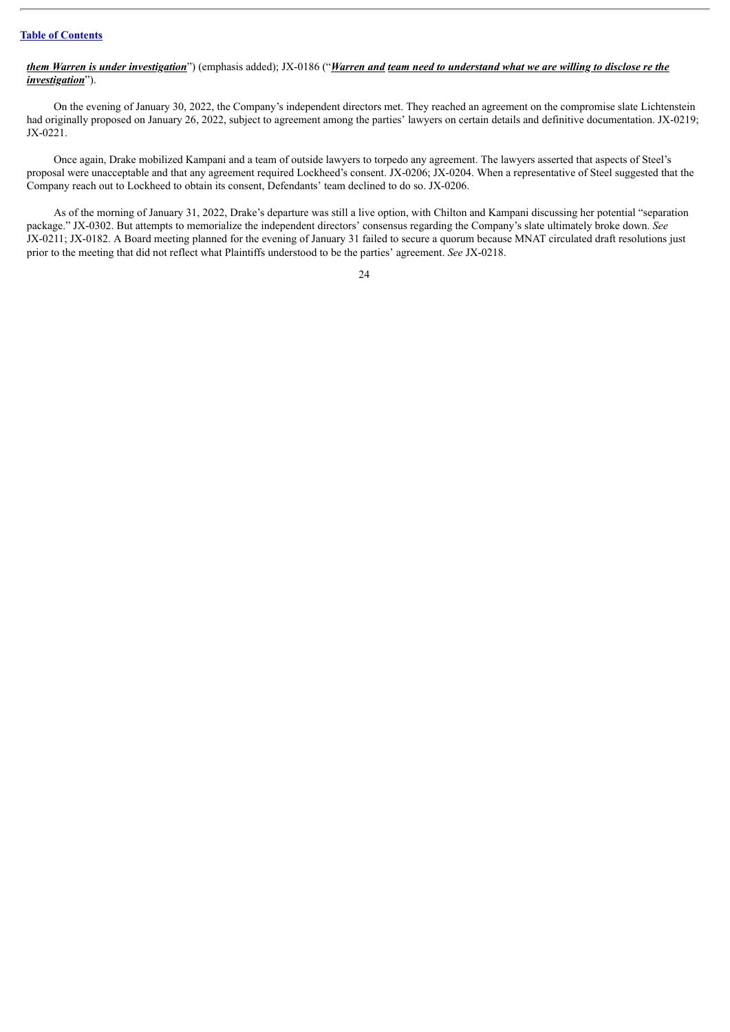***them Warren is under investigation***") (emphasis added); JX-0186 ("***Warren and team need to understand what we are willing to disclose re the investigation***").

On the evening of January 30, 2022, the Company's independent directors met. They reached an agreement on the compromise slate Lichtenstein had originally proposed on January 26, 2022, subject to agreement among the parties' lawyers on certain details and definitive documentation. JX-0219; JX-0221.

Once again, Drake mobilized Kampani and a team of outside lawyers to torpedo any agreement. The lawyers asserted that aspects of Steel's proposal were unacceptable and that any agreement required Lockheed's consent. JX-0206; JX-0204. When a representative of Steel suggested that the Company reach out to Lockheed to obtain its consent, Defendants' team declined to do so. JX-0206.

As of the morning of January 31, 2022, Drake's departure was still a live option, with Chilton and Kampani discussing her potential "separation package." JX-0302. But attempts to memorialize the independent directors' consensus regarding the Company's slate ultimately broke down. *See* JX-0211; JX-0182. A Board meeting planned for the evening of January 31 failed to secure a quorum because MNAT circulated draft resolutions just prior to the meeting that did not reflect what Plaintiffs understood to be the parties' agreement. *See* JX-0218.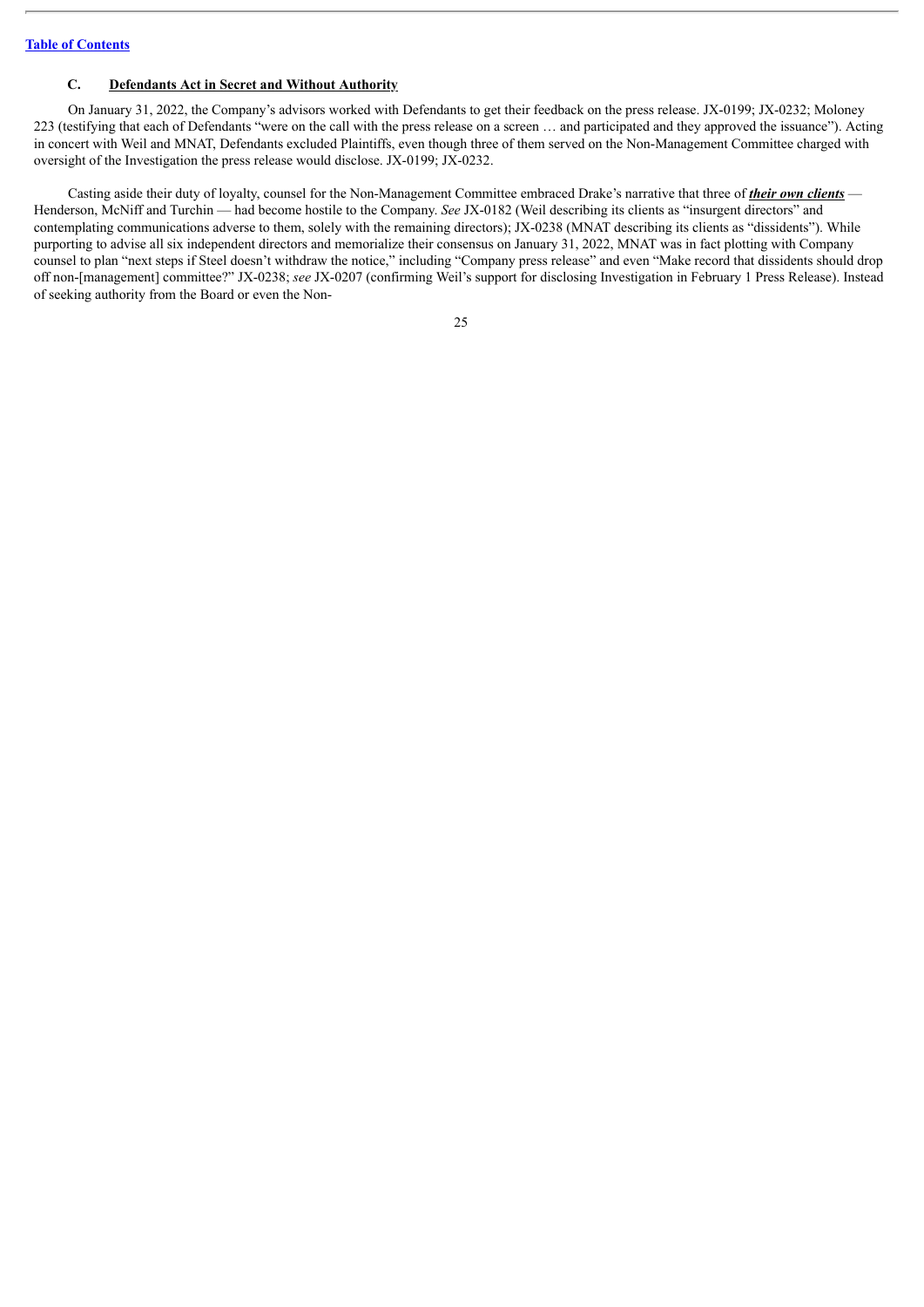### C. Defendants Act in Secret and Without Authority

On January 31, 2022, the Company's advisors worked with Defendants to get their feedback on the press release. JX-0199; JX-0232; Moloney 223 (testifying that each of Defendants "were on the call with the press release on a screen … and participated and they approved the issuance"). Acting in concert with Weil and MNAT, Defendants excluded Plaintiffs, even though three of them served on the Non-Management Committee charged with oversight of the Investigation the press release would disclose. JX-0199; JX-0232.

Casting aside their duty of loyalty, counsel for the Non-Management Committee embraced Drake's narrative that three of ***their own clients*** — Henderson, McNiff and Turchin — had become hostile to the Company. *See* JX-0182 (Weil describing its clients as "insurgent directors" and contemplating communications adverse to them, solely with the remaining directors); JX-0238 (MNAT describing its clients as "dissidents"). While purporting to advise all six independent directors and memorialize their consensus on January 31, 2022, MNAT was in fact plotting with Company counsel to plan "next steps if Steel doesn't withdraw the notice," including "Company press release" and even "Make record that dissidents should drop off non-[management] committee?" JX-0238; *see* JX-0207 (confirming Weil's support for disclosing Investigation in February 1 Press Release). Instead of seeking authority from the Board or even the Non-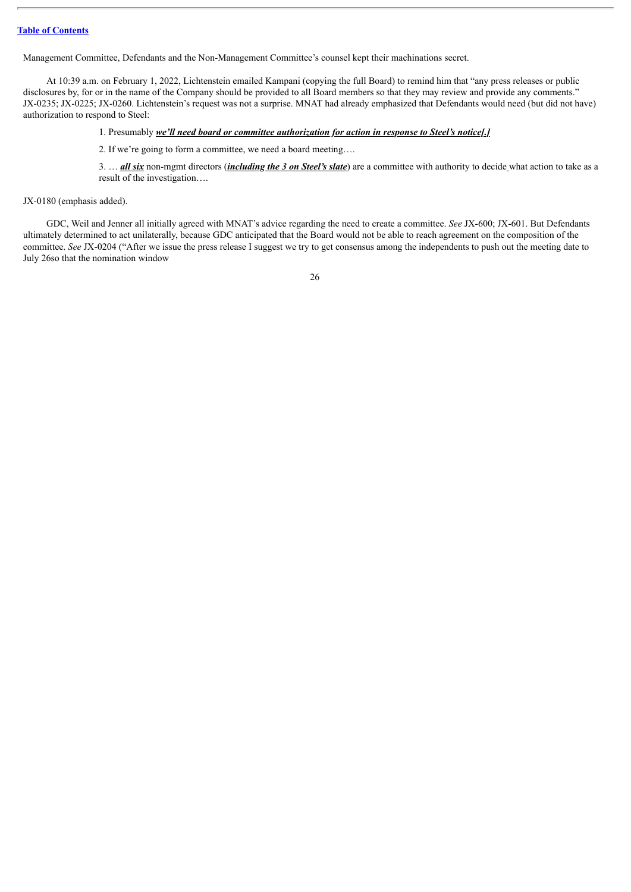Management Committee, Defendants and the Non-Management Committee's counsel kept their machinations secret.

At 10:39 a.m. on February 1, 2022, Lichtenstein emailed Kampani (copying the full Board) to remind him that "any press releases or public disclosures by, for or in the name of the Company should be provided to all Board members so that they may review and provide any comments." JX-0235; JX-0225; JX-0260. Lichtenstein's request was not a surprise. MNAT had already emphasized that Defendants would need (but did not have) authorization to respond to Steel:

> 1. Presumably ***we'll need board or committee authorization for action in response to Steel's notice[.]***
>
> 2. If we're going to form a committee, we need a board meeting….
>
> 3. … ***all six*** non-mgmt directors (***including the 3 on Steel's slate***) are a committee with authority to decide what action to take as a result of the investigation….

JX-0180 (emphasis added).

GDC, Weil and Jenner all initially agreed with MNAT's advice regarding the need to create a committee. *See* JX-600; JX-601. But Defendants ultimately determined to act unilaterally, because GDC anticipated that the Board would not be able to reach agreement on the composition of the committee. *See* JX-0204 ("After we issue the press release I suggest we try to get consensus among the independents to push out the meeting date to July 26so that the nomination window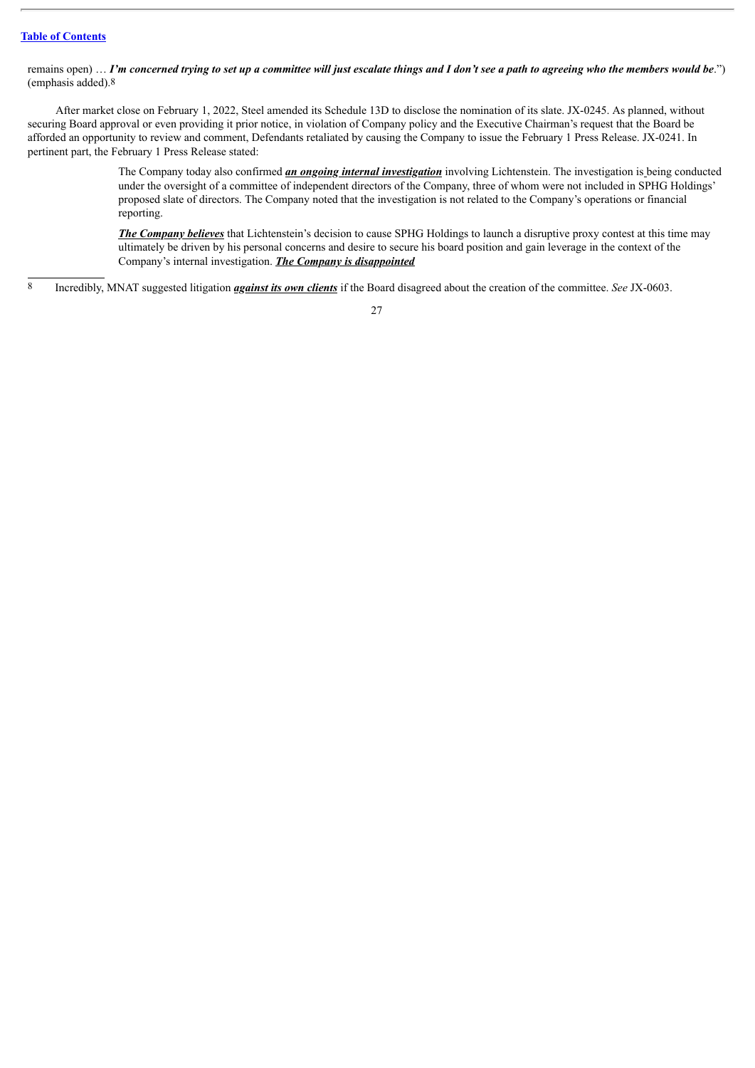remains open) … ***I'm concerned trying to set up a committee will just escalate things and I don't see a path to agreeing who the members would be***.") (emphasis added).[8]

After market close on February 1, 2022, Steel amended its Schedule 13D to disclose the nomination of its slate. JX-0245. As planned, without securing Board approval or even providing it prior notice, in violation of Company policy and the Executive Chairman's request that the Board be afforded an opportunity to review and comment, Defendants retaliated by causing the Company to issue the February 1 Press Release. JX-0241. In pertinent part, the February 1 Press Release stated:

> The Company today also confirmed ***an ongoing internal investigation*** involving Lichtenstein. The investigation is being conducted under the oversight of a committee of independent directors of the Company, three of whom were not included in SPHG Holdings' proposed slate of directors. The Company noted that the investigation is not related to the Company's operations or financial reporting.
>
> ***The Company believes*** that Lichtenstein's decision to cause SPHG Holdings to launch a disruptive proxy contest at this time may ultimately be driven by his personal concerns and desire to secure his board position and gain leverage in the context of the Company's internal investigation. ***The Company is disappointed***

[8] Incredibly, MNAT suggested litigation ***against its own clients*** if the Board disagreed about the creation of the committee. *See* JX-0603.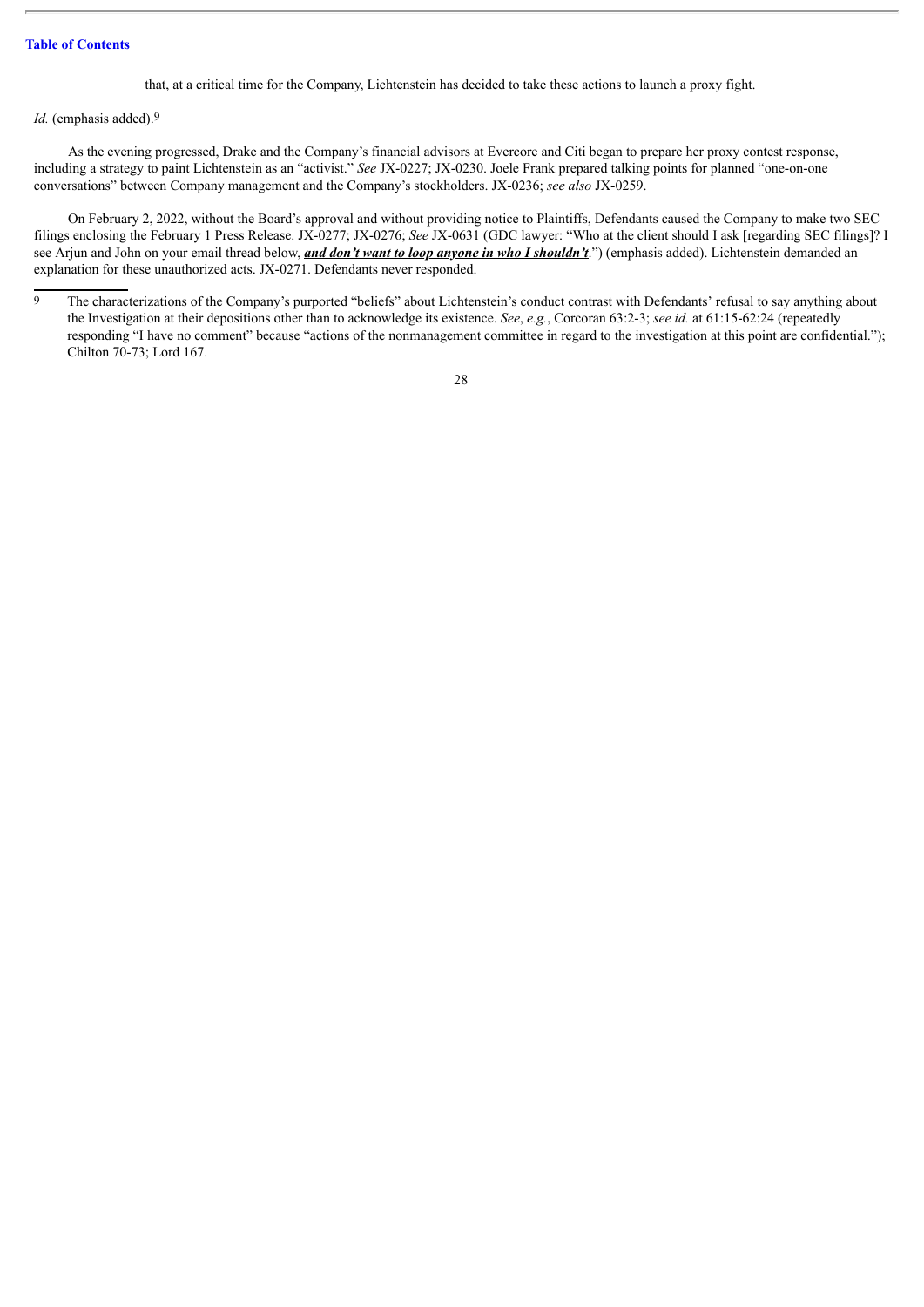that, at a critical time for the Company, Lichtenstein has decided to take these actions to launch a proxy fight.

*Id.* (emphasis added).[9]

As the evening progressed, Drake and the Company's financial advisors at Evercore and Citi began to prepare her proxy contest response, including a strategy to paint Lichtenstein as an "activist." *See* JX-0227; JX-0230. Joele Frank prepared talking points for planned "one-on-one conversations" between Company management and the Company's stockholders. JX-0236; *see also* JX-0259.

On February 2, 2022, without the Board's approval and without providing notice to Plaintiffs, Defendants caused the Company to make two SEC filings enclosing the February 1 Press Release. JX-0277; JX-0276; *See* JX-0631 (GDC lawyer: "Who at the client should I ask [regarding SEC filings]? I see Arjun and John on your email thread below, ***and don't want to loop anyone in who I shouldn't***.") (emphasis added). Lichtenstein demanded an explanation for these unauthorized acts. JX-0271. Defendants never responded.

---

[9] The characterizations of the Company's purported "beliefs" about Lichtenstein's conduct contrast with Defendants' refusal to say anything about the Investigation at their depositions other than to acknowledge its existence. *See*, *e.g.*, Corcoran 63:2-3; *see id.* at 61:15-62:24 (repeatedly responding "I have no comment" because "actions of the nonmanagement committee in regard to the investigation at this point are confidential."); Chilton 70-73; Lord 167.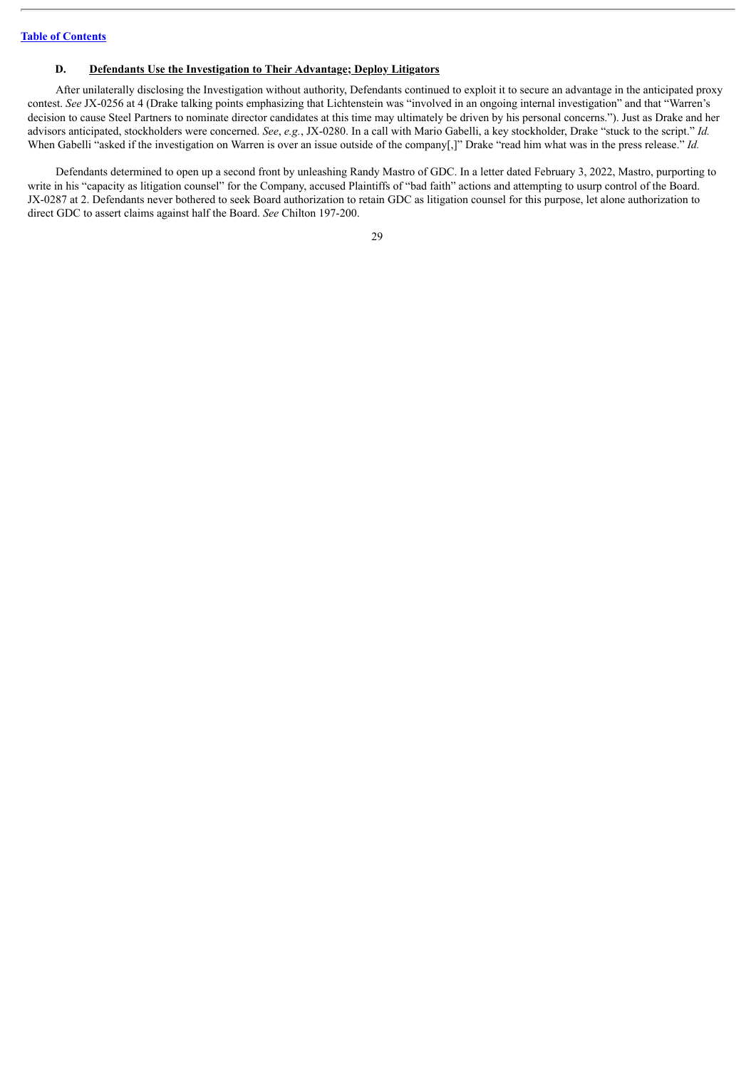### D. **Defendants Use the Investigation to Their Advantage; Deploy Litigators**

After unilaterally disclosing the Investigation without authority, Defendants continued to exploit it to secure an advantage in the anticipated proxy contest. *See* JX-0256 at 4 (Drake talking points emphasizing that Lichtenstein was "involved in an ongoing internal investigation" and that "Warren's decision to cause Steel Partners to nominate director candidates at this time may ultimately be driven by his personal concerns."). Just as Drake and her advisors anticipated, stockholders were concerned. *See*, *e.g.*, JX-0280. In a call with Mario Gabelli, a key stockholder, Drake "stuck to the script." *Id.* When Gabelli "asked if the investigation on Warren is over an issue outside of the company[,]" Drake "read him what was in the press release." *Id.*

Defendants determined to open up a second front by unleashing Randy Mastro of GDC. In a letter dated February 3, 2022, Mastro, purporting to write in his "capacity as litigation counsel" for the Company, accused Plaintiffs of "bad faith" actions and attempting to usurp control of the Board. JX-0287 at 2. Defendants never bothered to seek Board authorization to retain GDC as litigation counsel for this purpose, let alone authorization to direct GDC to assert claims against half the Board. *See* Chilton 197-200.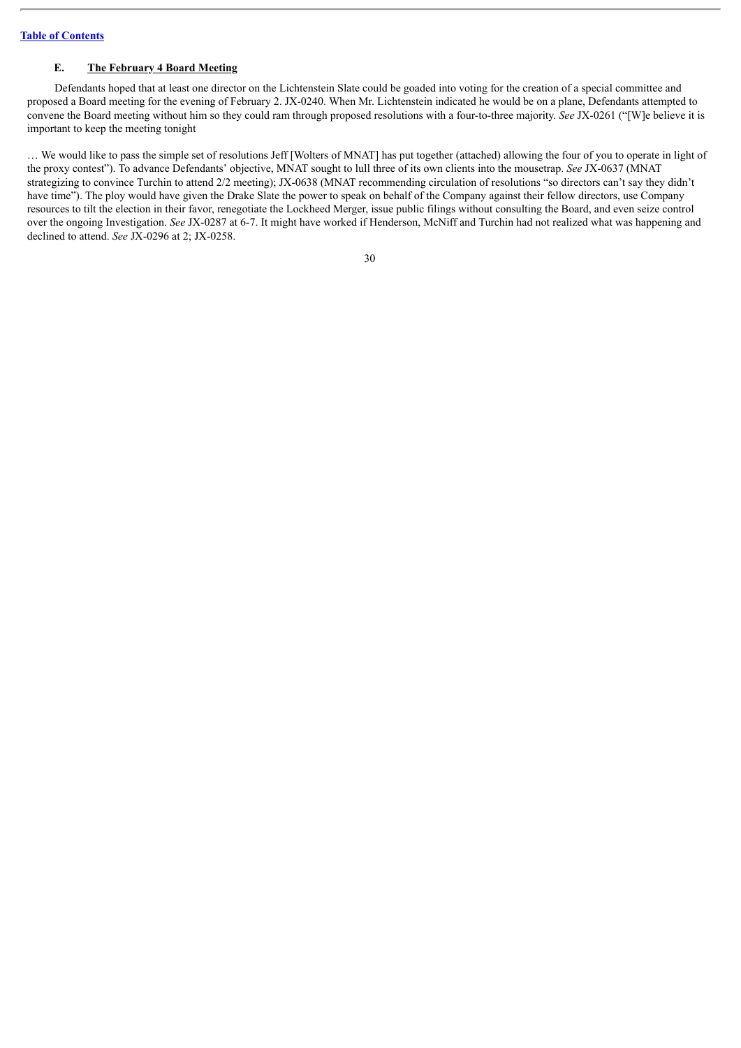### E. **The February 4 Board Meeting**

Defendants hoped that at least one director on the Lichtenstein Slate could be goaded into voting for the creation of a special committee and proposed a Board meeting for the evening of February 2. JX-0240. When Mr. Lichtenstein indicated he would be on a plane, Defendants attempted to convene the Board meeting without him so they could ram through proposed resolutions with a four-to-three majority. *See* JX-0261 ("[W]e believe it is important to keep the meeting tonight

… We would like to pass the simple set of resolutions Jeff [Wolters of MNAT] has put together (attached) allowing the four of you to operate in light of the proxy contest"). To advance Defendants' objective, MNAT sought to lull three of its own clients into the mousetrap. *See* JX-0637 (MNAT strategizing to convince Turchin to attend 2/2 meeting); JX-0638 (MNAT recommending circulation of resolutions "so directors can't say they didn't have time"). The ploy would have given the Drake Slate the power to speak on behalf of the Company against their fellow directors, use Company resources to tilt the election in their favor, renegotiate the Lockheed Merger, issue public filings without consulting the Board, and even seize control over the ongoing Investigation. *See* JX-0287 at 6-7. It might have worked if Henderson, McNiff and Turchin had not realized what was happening and declined to attend. *See* JX-0296 at 2; JX-0258.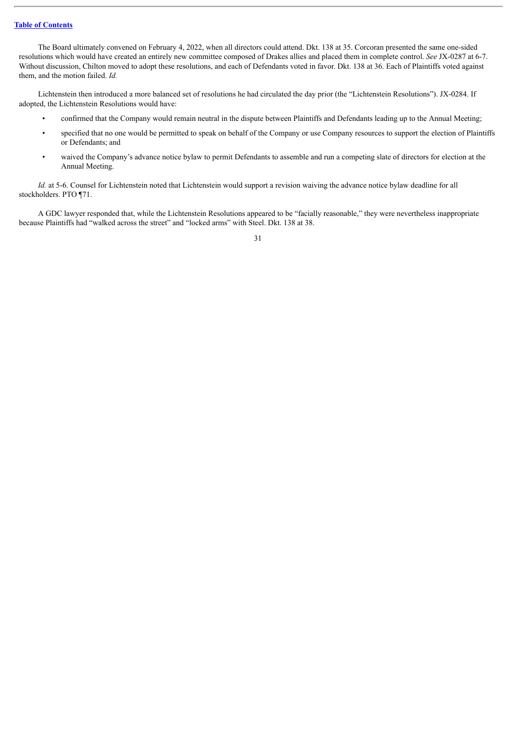The Board ultimately convened on February 4, 2022, when all directors could attend. Dkt. 138 at 35. Corcoran presented the same one-sided resolutions which would have created an entirely new committee composed of Drakes allies and placed them in complete control. *See* JX-0287 at 6-7. Without discussion, Chilton moved to adopt these resolutions, and each of Defendants voted in favor. Dkt. 138 at 36. Each of Plaintiffs voted against them, and the motion failed. *Id.*

Lichtenstein then introduced a more balanced set of resolutions he had circulated the day prior (the "Lichtenstein Resolutions"). JX-0284. If adopted, the Lichtenstein Resolutions would have:

- confirmed that the Company would remain neutral in the dispute between Plaintiffs and Defendants leading up to the Annual Meeting;
- specified that no one would be permitted to speak on behalf of the Company or use Company resources to support the election of Plaintiffs or Defendants; and
- waived the Company's advance notice bylaw to permit Defendants to assemble and run a competing slate of directors for election at the Annual Meeting.

*Id.* at 5-6. Counsel for Lichtenstein noted that Lichtenstein would support a revision waiving the advance notice bylaw deadline for all stockholders. PTO ¶71.

A GDC lawyer responded that, while the Lichtenstein Resolutions appeared to be "facially reasonable," they were nevertheless inappropriate because Plaintiffs had "walked across the street" and "locked arms" with Steel. Dkt. 138 at 38.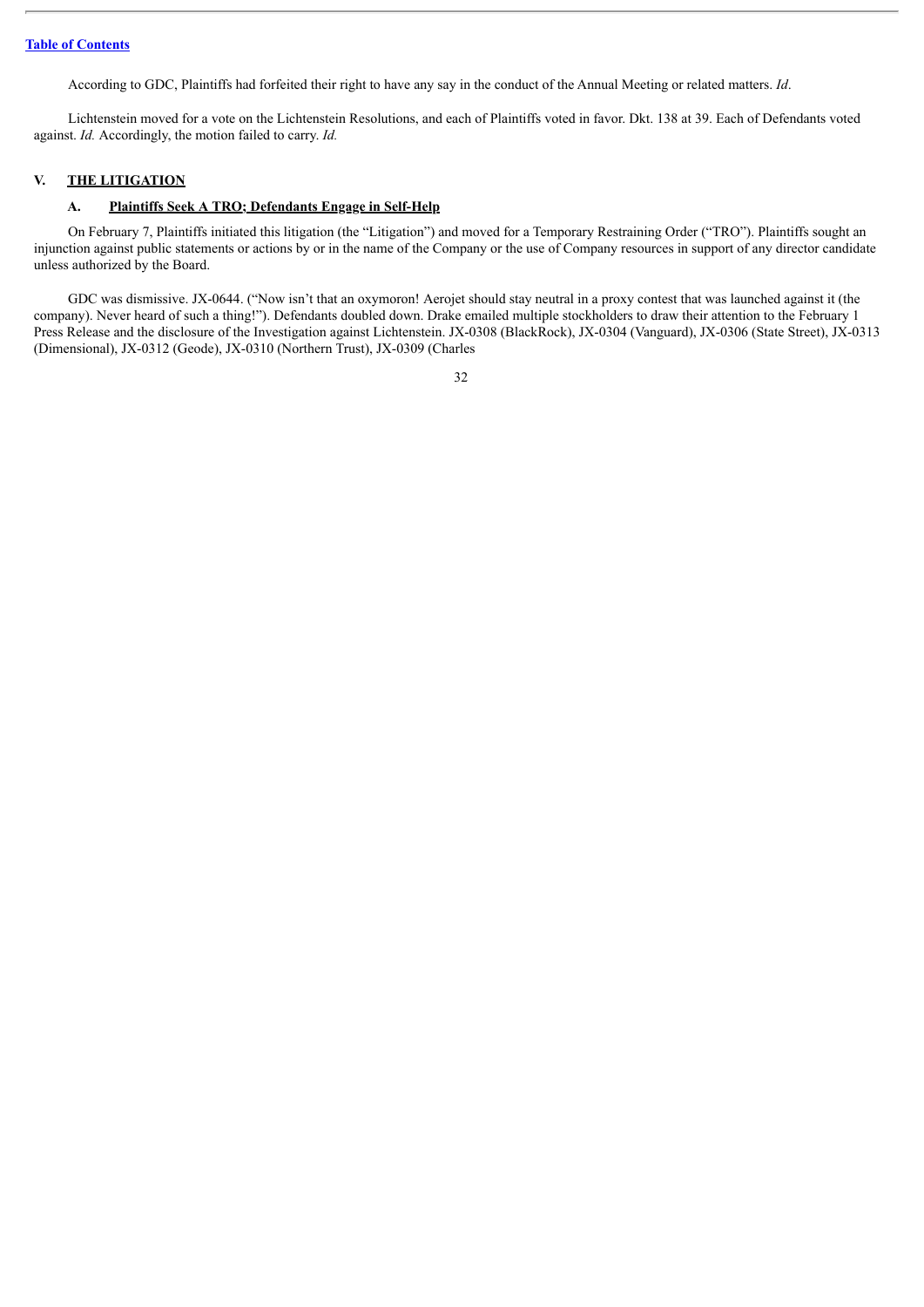According to GDC, Plaintiffs had forfeited their right to have any say in the conduct of the Annual Meeting or related matters. *Id*.

Lichtenstein moved for a vote on the Lichtenstein Resolutions, and each of Plaintiffs voted in favor. Dkt. 138 at 39. Each of Defendants voted against. *Id.* Accordingly, the motion failed to carry. *Id.*

## V. THE LITIGATION

### A. Plaintiffs Seek A TRO; Defendants Engage in Self-Help

On February 7, Plaintiffs initiated this litigation (the "Litigation") and moved for a Temporary Restraining Order ("TRO"). Plaintiffs sought an injunction against public statements or actions by or in the name of the Company or the use of Company resources in support of any director candidate unless authorized by the Board.

GDC was dismissive. JX-0644. ("Now isn't that an oxymoron! Aerojet should stay neutral in a proxy contest that was launched against it (the company). Never heard of such a thing!"). Defendants doubled down. Drake emailed multiple stockholders to draw their attention to the February 1 Press Release and the disclosure of the Investigation against Lichtenstein. JX-0308 (BlackRock), JX-0304 (Vanguard), JX-0306 (State Street), JX-0313 (Dimensional), JX-0312 (Geode), JX-0310 (Northern Trust), JX-0309 (Charles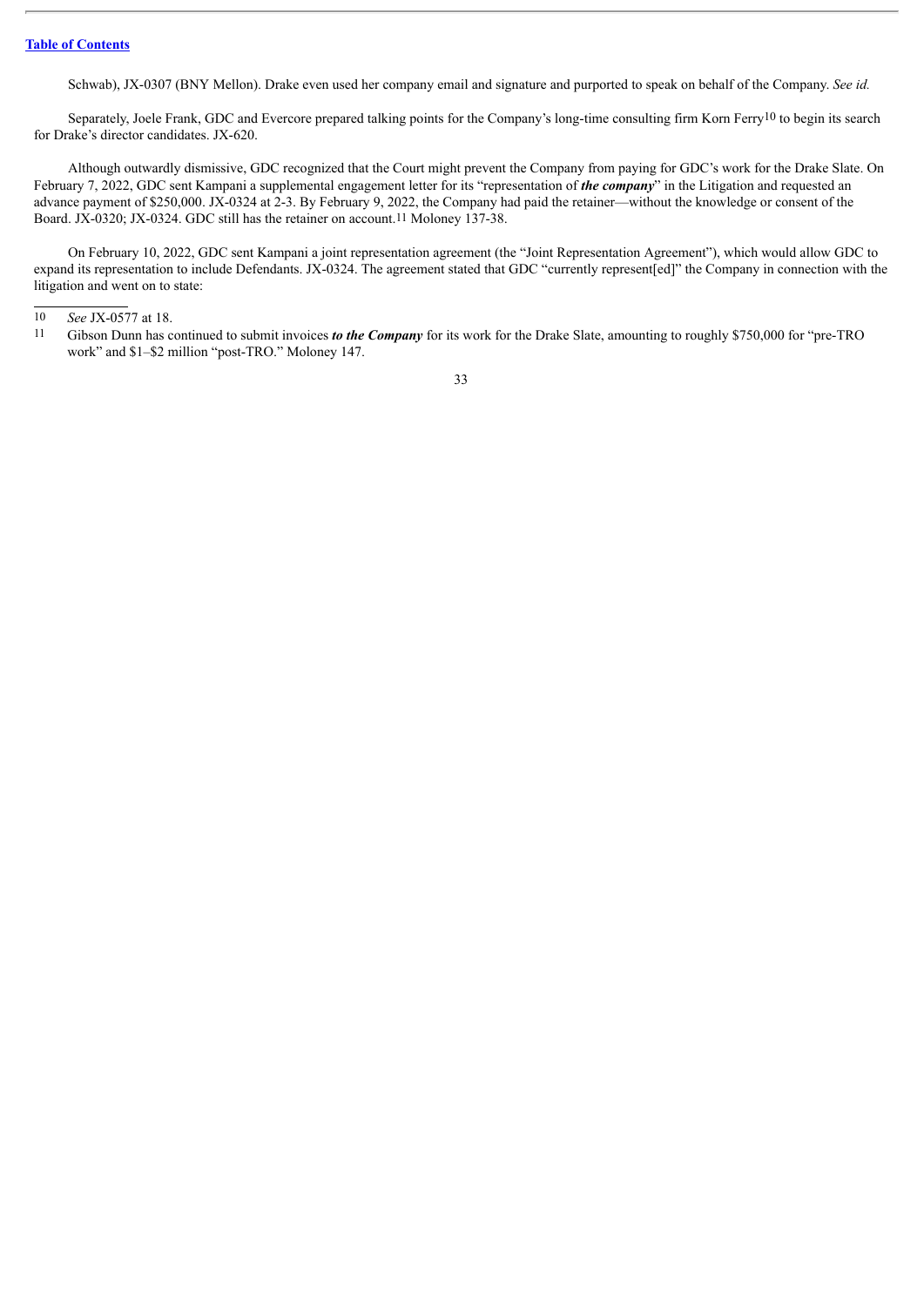Schwab), JX-0307 (BNY Mellon). Drake even used her company email and signature and purported to speak on behalf of the Company. *See id.*

Separately, Joele Frank, GDC and Evercore prepared talking points for the Company's long-time consulting firm Korn Ferry[10] to begin its search for Drake's director candidates. JX-620.

Although outwardly dismissive, GDC recognized that the Court might prevent the Company from paying for GDC's work for the Drake Slate. On February 7, 2022, GDC sent Kampani a supplemental engagement letter for its "representation of ***the company***" in the Litigation and requested an advance payment of $250,000. JX-0324 at 2-3. By February 9, 2022, the Company had paid the retainer—without the knowledge or consent of the Board. JX-0320; JX-0324. GDC still has the retainer on account.[11] Moloney 137-38.

On February 10, 2022, GDC sent Kampani a joint representation agreement (the "Joint Representation Agreement"), which would allow GDC to expand its representation to include Defendants. JX-0324. The agreement stated that GDC "currently represent[ed]" the Company in connection with the litigation and went on to state:

---

10 *See* JX-0577 at 18.

11 Gibson Dunn has continued to submit invoices ***to the Company*** for its work for the Drake Slate, amounting to roughly $750,000 for "pre-TRO work" and $1–$2 million "post-TRO." Moloney 147.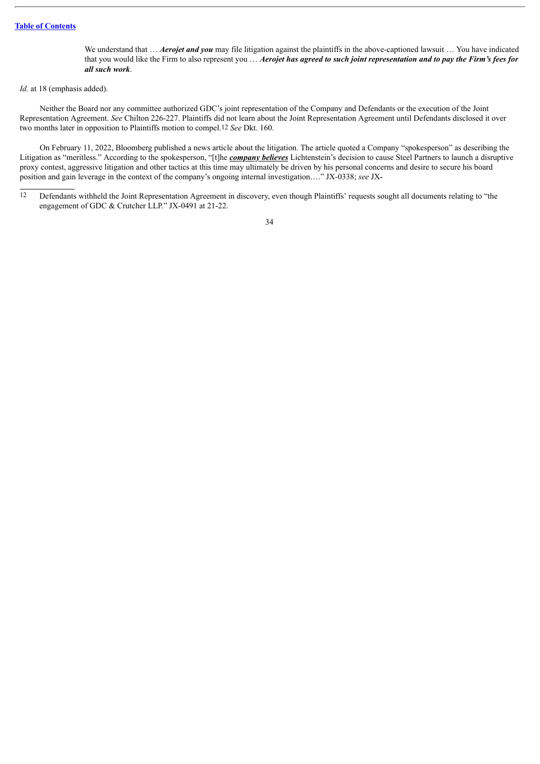> We understand that … ***Aerojet and you*** may file litigation against the plaintiffs in the above-captioned lawsuit … You have indicated that you would like the Firm to also represent you … ***Aerojet has agreed to such joint representation and to pay the Firm's fees for all such work***.

*Id.* at 18 (emphasis added).

Neither the Board nor any committee authorized GDC's joint representation of the Company and Defendants or the execution of the Joint Representation Agreement. *See* Chilton 226-227. Plaintiffs did not learn about the Joint Representation Agreement until Defendants disclosed it over two months later in opposition to Plaintiffs motion to compel.[12] *See* Dkt. 160.

On February 11, 2022, Bloomberg published a news article about the litigation. The article quoted a Company "spokesperson" as describing the Litigation as "meritless." According to the spokesperson, "[t]he ***company believes*** Lichtenstein's decision to cause Steel Partners to launch a disruptive proxy contest, aggressive litigation and other tactics at this time may ultimately be driven by his personal concerns and desire to secure his board position and gain leverage in the context of the company's ongoing internal investigation…." JX-0338; *see* JX-

[12] Defendants withheld the Joint Representation Agreement in discovery, even though Plaintiffs' requests sought all documents relating to "the engagement of GDC & Crutcher LLP." JX-0491 at 21-22.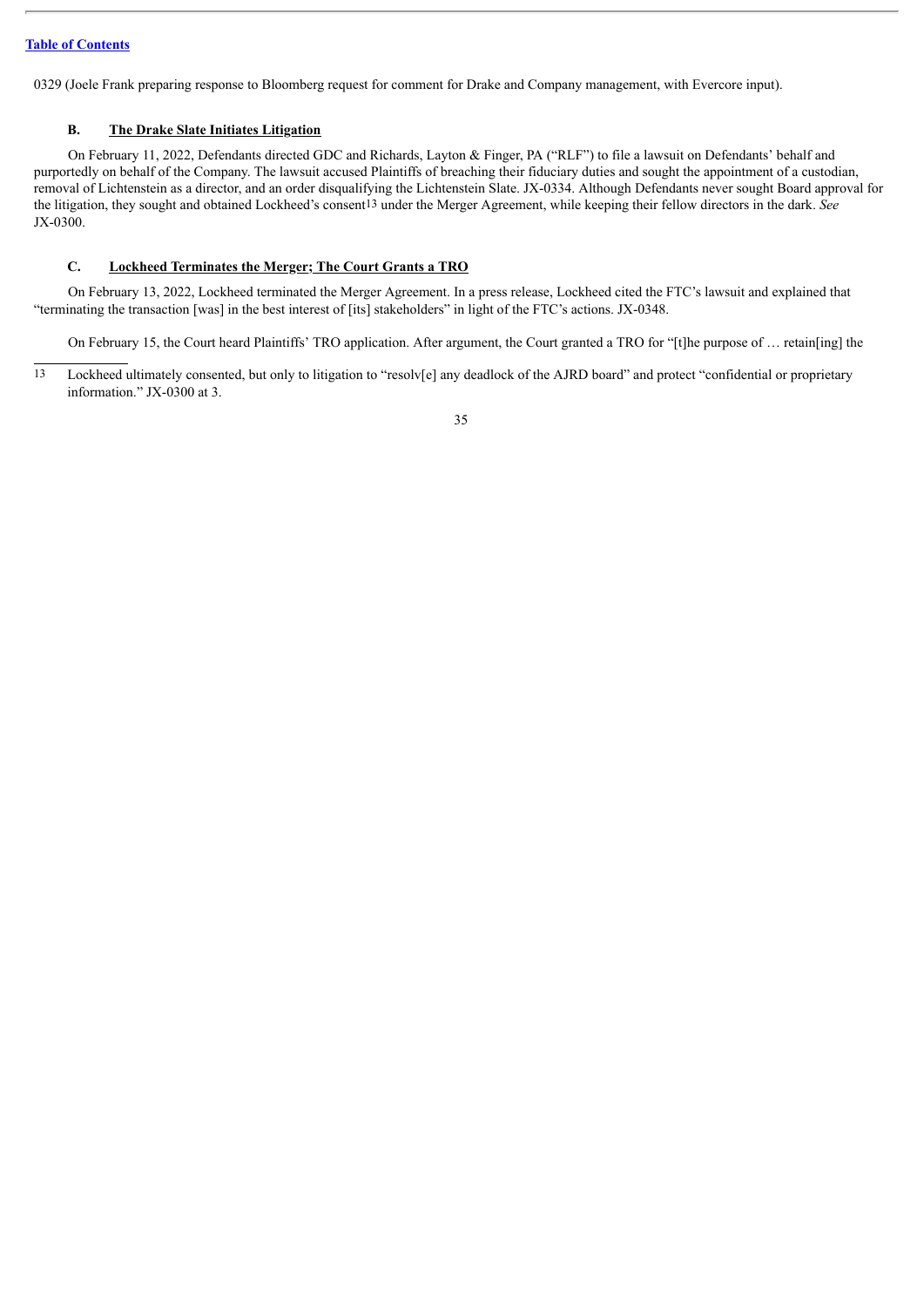0329 (Joele Frank preparing response to Bloomberg request for comment for Drake and Company management, with Evercore input).

### B. **The Drake Slate Initiates Litigation**

On February 11, 2022, Defendants directed GDC and Richards, Layton & Finger, PA ("RLF") to file a lawsuit on Defendants' behalf and purportedly on behalf of the Company. The lawsuit accused Plaintiffs of breaching their fiduciary duties and sought the appointment of a custodian, removal of Lichtenstein as a director, and an order disqualifying the Lichtenstein Slate. JX-0334. Although Defendants never sought Board approval for the litigation, they sought and obtained Lockheed's consent[13] under the Merger Agreement, while keeping their fellow directors in the dark. *See* JX-0300.

### C. **Lockheed Terminates the Merger; The Court Grants a TRO**

On February 13, 2022, Lockheed terminated the Merger Agreement. In a press release, Lockheed cited the FTC's lawsuit and explained that "terminating the transaction [was] in the best interest of [its] stakeholders" in light of the FTC's actions. JX-0348.

On February 15, the Court heard Plaintiffs' TRO application. After argument, the Court granted a TRO for "[t]he purpose of … retain[ing] the

---

[13] Lockheed ultimately consented, but only to litigation to "resolv[e] any deadlock of the AJRD board" and protect "confidential or proprietary information." JX-0300 at 3.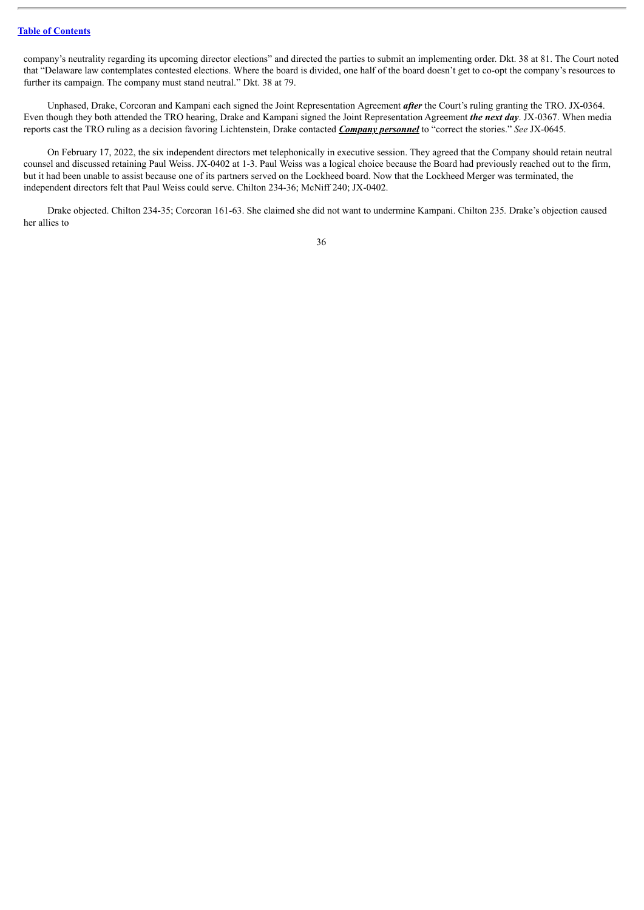company's neutrality regarding its upcoming director elections" and directed the parties to submit an implementing order. Dkt. 38 at 81. The Court noted that "Delaware law contemplates contested elections. Where the board is divided, one half of the board doesn't get to co-opt the company's resources to further its campaign. The company must stand neutral." Dkt. 38 at 79.

Unphased, Drake, Corcoran and Kampani each signed the Joint Representation Agreement ***after*** the Court's ruling granting the TRO. JX-0364. Even though they both attended the TRO hearing, Drake and Kampani signed the Joint Representation Agreement ***the next day***. JX-0367. When media reports cast the TRO ruling as a decision favoring Lichtenstein, Drake contacted ***<u>Company personnel</u>*** to "correct the stories." *See* JX-0645.

On February 17, 2022, the six independent directors met telephonically in executive session. They agreed that the Company should retain neutral counsel and discussed retaining Paul Weiss. JX-0402 at 1-3. Paul Weiss was a logical choice because the Board had previously reached out to the firm, but it had been unable to assist because one of its partners served on the Lockheed board. Now that the Lockheed Merger was terminated, the independent directors felt that Paul Weiss could serve. Chilton 234-36; McNiff 240; JX-0402.

Drake objected. Chilton 234-35; Corcoran 161-63. She claimed she did not want to undermine Kampani. Chilton 235*.* Drake's objection caused her allies to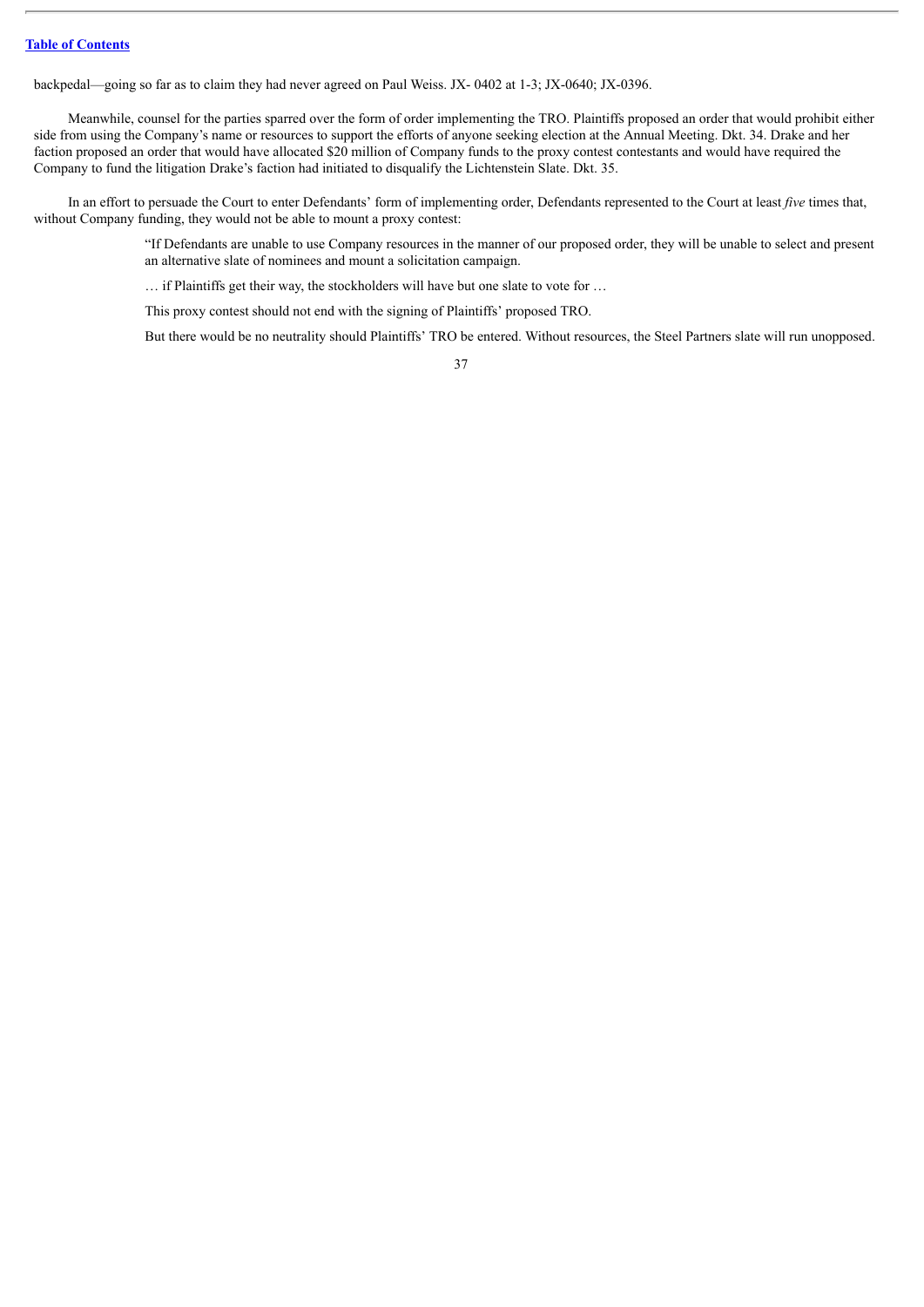backpedal—going so far as to claim they had never agreed on Paul Weiss. JX- 0402 at 1-3; JX-0640; JX-0396.

Meanwhile, counsel for the parties sparred over the form of order implementing the TRO. Plaintiffs proposed an order that would prohibit either side from using the Company's name or resources to support the efforts of anyone seeking election at the Annual Meeting. Dkt. 34. Drake and her faction proposed an order that would have allocated $20 million of Company funds to the proxy contest contestants and would have required the Company to fund the litigation Drake's faction had initiated to disqualify the Lichtenstein Slate. Dkt. 35.

In an effort to persuade the Court to enter Defendants' form of implementing order, Defendants represented to the Court at least *five* times that, without Company funding, they would not be able to mount a proxy contest:

> "If Defendants are unable to use Company resources in the manner of our proposed order, they will be unable to select and present an alternative slate of nominees and mount a solicitation campaign.
>
> … if Plaintiffs get their way, the stockholders will have but one slate to vote for …
>
> This proxy contest should not end with the signing of Plaintiffs' proposed TRO.
>
> But there would be no neutrality should Plaintiffs' TRO be entered. Without resources, the Steel Partners slate will run unopposed.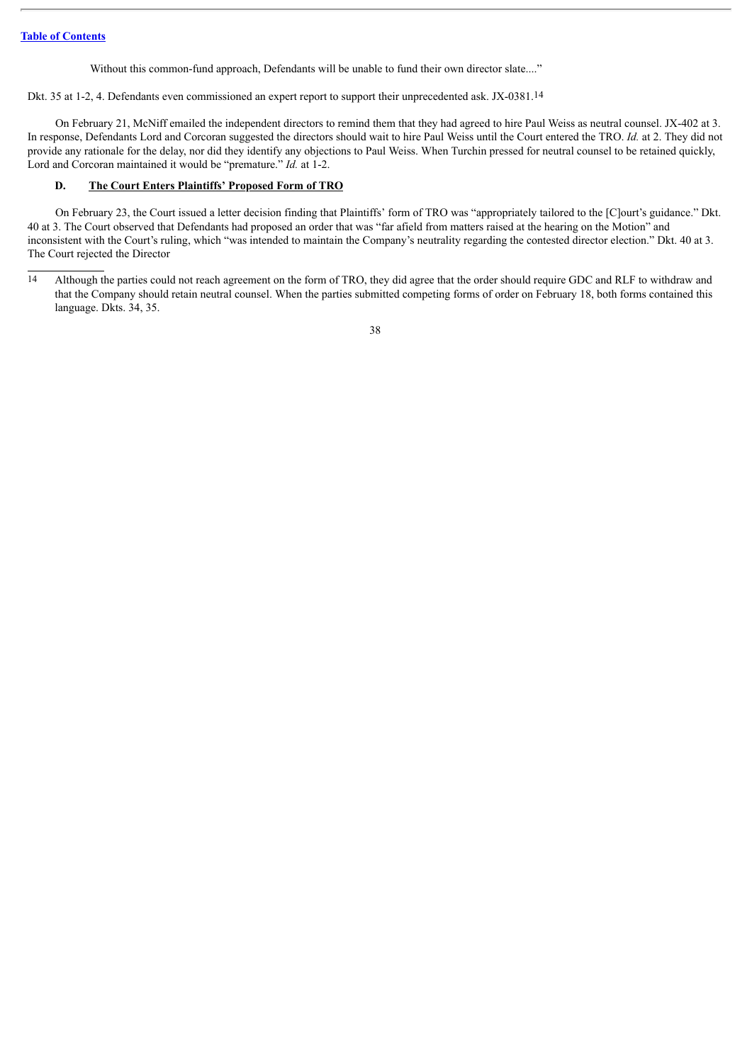Without this common-fund approach, Defendants will be unable to fund their own director slate...."

Dkt. 35 at 1-2, 4. Defendants even commissioned an expert report to support their unprecedented ask. JX-0381.[14]

On February 21, McNiff emailed the independent directors to remind them that they had agreed to hire Paul Weiss as neutral counsel. JX-402 at 3. In response, Defendants Lord and Corcoran suggested the directors should wait to hire Paul Weiss until the Court entered the TRO. *Id.* at 2. They did not provide any rationale for the delay, nor did they identify any objections to Paul Weiss. When Turchin pressed for neutral counsel to be retained quickly, Lord and Corcoran maintained it would be "premature." *Id.* at 1-2.

### D. <u>The Court Enters Plaintiffs' Proposed Form of TRO</u>

On February 23, the Court issued a letter decision finding that Plaintiffs' form of TRO was "appropriately tailored to the [C]ourt's guidance." Dkt. 40 at 3. The Court observed that Defendants had proposed an order that was "far afield from matters raised at the hearing on the Motion" and inconsistent with the Court's ruling, which "was intended to maintain the Company's neutrality regarding the contested director election." Dkt. 40 at 3. The Court rejected the Director

---

[14] Although the parties could not reach agreement on the form of TRO, they did agree that the order should require GDC and RLF to withdraw and that the Company should retain neutral counsel. When the parties submitted competing forms of order on February 18, both forms contained this language. Dkts. 34, 35.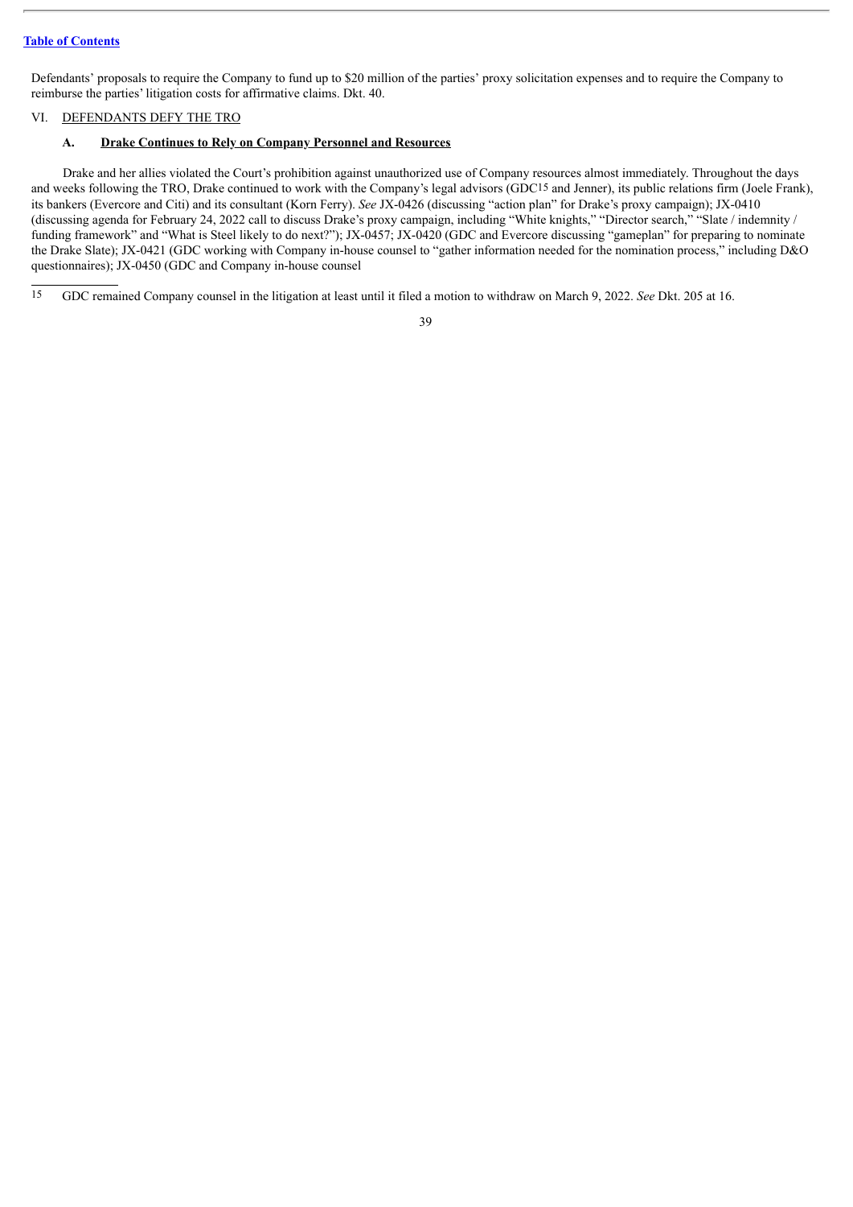Defendants' proposals to require the Company to fund up to $20 million of the parties' proxy solicitation expenses and to require the Company to reimburse the parties' litigation costs for affirmative claims. Dkt. 40.

## VI. DEFENDANTS DEFY THE TRO

### A. **Drake Continues to Rely on Company Personnel and Resources**

Drake and her allies violated the Court's prohibition against unauthorized use of Company resources almost immediately. Throughout the days and weeks following the TRO, Drake continued to work with the Company's legal advisors (GDC[15] and Jenner), its public relations firm (Joele Frank), its bankers (Evercore and Citi) and its consultant (Korn Ferry). *See* JX-0426 (discussing "action plan" for Drake's proxy campaign); JX-0410 (discussing agenda for February 24, 2022 call to discuss Drake's proxy campaign, including "White knights," "Director search," "Slate / indemnity / funding framework" and "What is Steel likely to do next?"); JX-0457; JX-0420 (GDC and Evercore discussing "gameplan" for preparing to nominate the Drake Slate); JX-0421 (GDC working with Company in-house counsel to "gather information needed for the nomination process," including D&O questionnaires); JX-0450 (GDC and Company in-house counsel

[15] GDC remained Company counsel in the litigation at least until it filed a motion to withdraw on March 9, 2022. *See* Dkt. 205 at 16.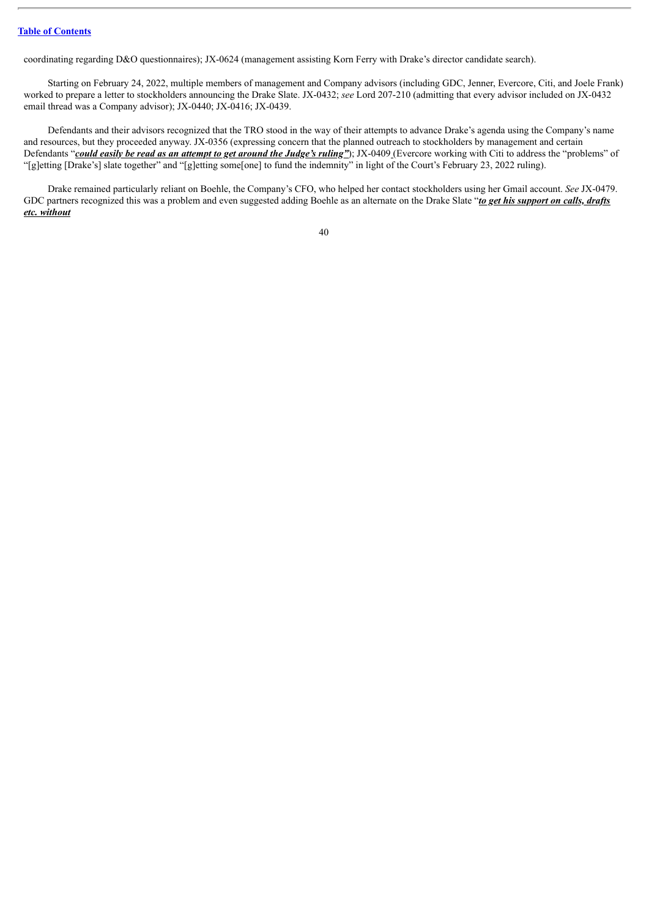coordinating regarding D&O questionnaires); JX-0624 (management assisting Korn Ferry with Drake's director candidate search).

Starting on February 24, 2022, multiple members of management and Company advisors (including GDC, Jenner, Evercore, Citi, and Joele Frank) worked to prepare a letter to stockholders announcing the Drake Slate. JX-0432; *see* Lord 207-210 (admitting that every advisor included on JX-0432 email thread was a Company advisor); JX-0440; JX-0416; JX-0439.

Defendants and their advisors recognized that the TRO stood in the way of their attempts to advance Drake's agenda using the Company's name and resources, but they proceeded anyway. JX-0356 (expressing concern that the planned outreach to stockholders by management and certain Defendants "***could easily be read as an attempt to get around the Judge's ruling***"); JX-0409 (Evercore working with Citi to address the "problems" of "[g]etting [Drake's] slate together" and "[g]etting some[one] to fund the indemnity" in light of the Court's February 23, 2022 ruling).

Drake remained particularly reliant on Boehle, the Company's CFO, who helped her contact stockholders using her Gmail account. *See* JX-0479. GDC partners recognized this was a problem and even suggested adding Boehle as an alternate on the Drake Slate "***to get his support on calls, drafts etc. without***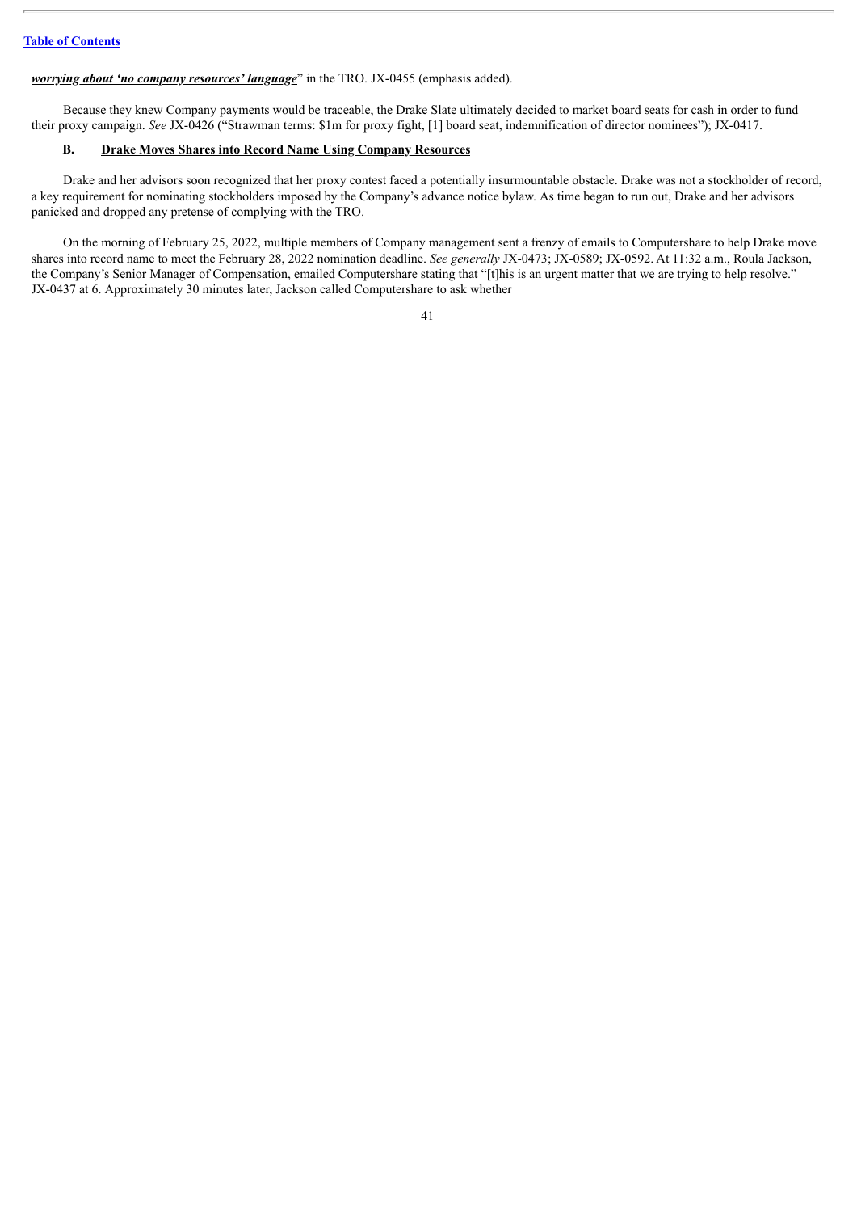***worrying about 'no company resources' language***" in the TRO. JX-0455 (emphasis added).

Because they knew Company payments would be traceable, the Drake Slate ultimately decided to market board seats for cash in order to fund their proxy campaign. *See* JX-0426 ("Strawman terms: $1m for proxy fight, [1] board seat, indemnification of director nominees"); JX-0417.

### B. Drake Moves Shares into Record Name Using Company Resources

Drake and her advisors soon recognized that her proxy contest faced a potentially insurmountable obstacle. Drake was not a stockholder of record, a key requirement for nominating stockholders imposed by the Company's advance notice bylaw. As time began to run out, Drake and her advisors panicked and dropped any pretense of complying with the TRO.

On the morning of February 25, 2022, multiple members of Company management sent a frenzy of emails to Computershare to help Drake move shares into record name to meet the February 28, 2022 nomination deadline. *See generally* JX-0473; JX-0589; JX-0592. At 11:32 a.m., Roula Jackson, the Company's Senior Manager of Compensation, emailed Computershare stating that "[t]his is an urgent matter that we are trying to help resolve." JX-0437 at 6. Approximately 30 minutes later, Jackson called Computershare to ask whether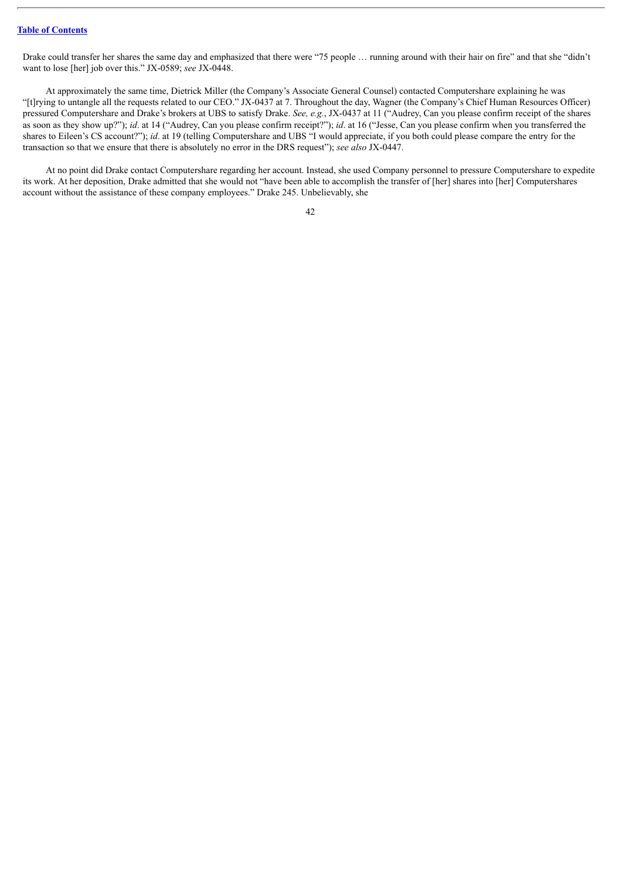Drake could transfer her shares the same day and emphasized that there were "75 people … running around with their hair on fire" and that she "didn't want to lose [her] job over this." JX-0589; *see* JX-0448.

At approximately the same time, Dietrick Miller (the Company's Associate General Counsel) contacted Computershare explaining he was "[t]rying to untangle all the requests related to our CEO." JX-0437 at 7. Throughout the day, Wagner (the Company's Chief Human Resources Officer) pressured Computershare and Drake's brokers at UBS to satisfy Drake. *See, e.g.*, JX-0437 at 11 ("Audrey, Can you please confirm receipt of the shares as soon as they show up?"); *id*. at 14 ("Audrey, Can you please confirm receipt?"); *id*. at 16 ("Jesse, Can you please confirm when you transferred the shares to Eileen's CS account?"); *id*. at 19 (telling Computershare and UBS "I would appreciate, if you both could please compare the entry for the transaction so that we ensure that there is absolutely no error in the DRS request"); *see also* JX-0447.

At no point did Drake contact Computershare regarding her account. Instead, she used Company personnel to pressure Computershare to expedite its work. At her deposition, Drake admitted that she would not "have been able to accomplish the transfer of [her] shares into [her] Computershares account without the assistance of these company employees." Drake 245. Unbelievably, she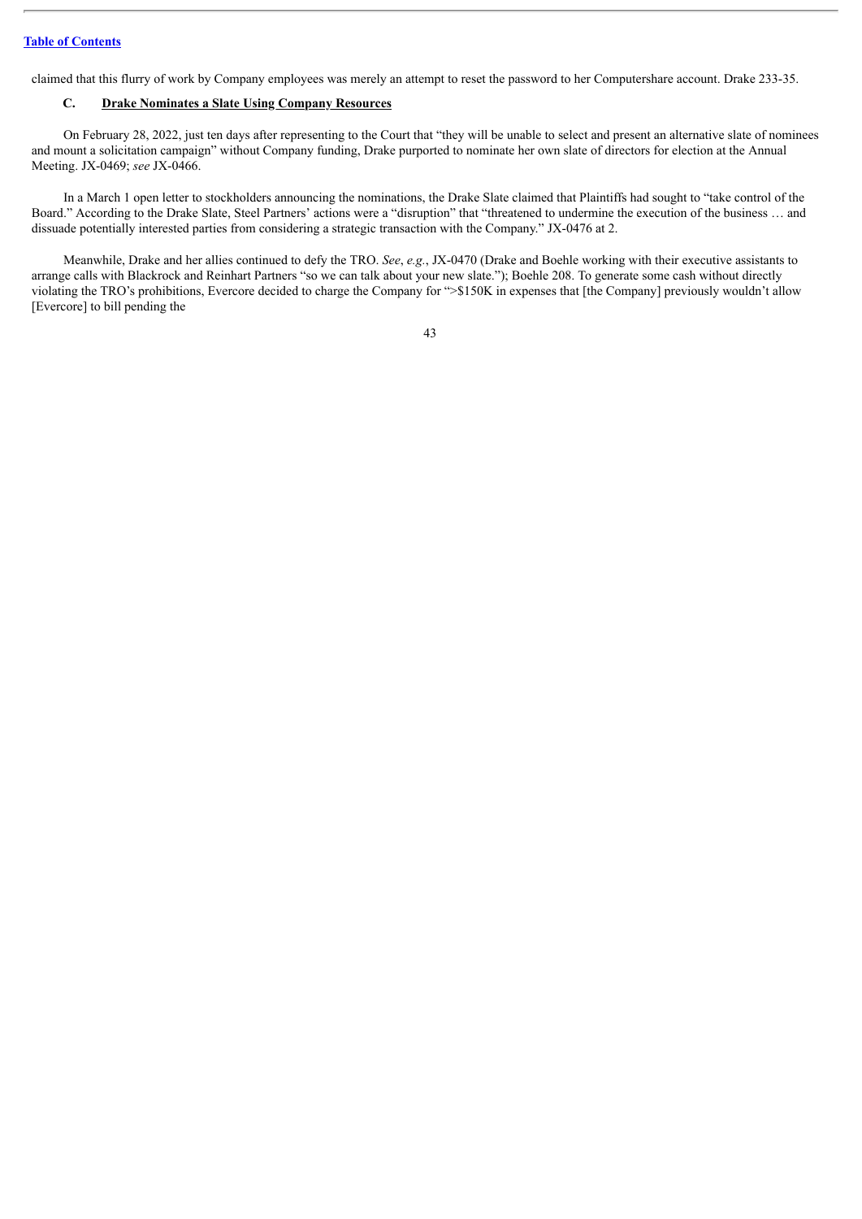claimed that this flurry of work by Company employees was merely an attempt to reset the password to her Computershare account. Drake 233-35.

### C. Drake Nominates a Slate Using Company Resources

On February 28, 2022, just ten days after representing to the Court that "they will be unable to select and present an alternative slate of nominees and mount a solicitation campaign" without Company funding, Drake purported to nominate her own slate of directors for election at the Annual Meeting. JX-0469; *see* JX-0466.

In a March 1 open letter to stockholders announcing the nominations, the Drake Slate claimed that Plaintiffs had sought to "take control of the Board." According to the Drake Slate, Steel Partners' actions were a "disruption" that "threatened to undermine the execution of the business … and dissuade potentially interested parties from considering a strategic transaction with the Company." JX-0476 at 2.

Meanwhile, Drake and her allies continued to defy the TRO. *See*, *e.g.*, JX-0470 (Drake and Boehle working with their executive assistants to arrange calls with Blackrock and Reinhart Partners "so we can talk about your new slate."); Boehle 208. To generate some cash without directly violating the TRO's prohibitions, Evercore decided to charge the Company for ">$150K in expenses that [the Company] previously wouldn't allow [Evercore] to bill pending the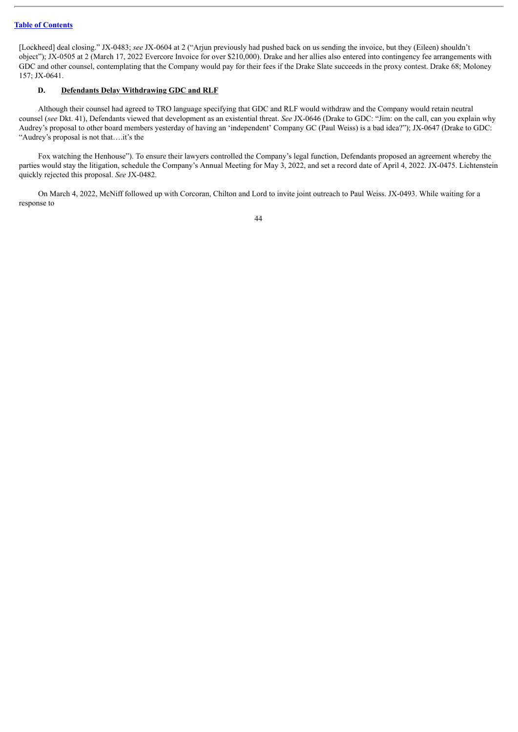[Lockheed] deal closing." JX-0483; *see* JX-0604 at 2 ("Arjun previously had pushed back on us sending the invoice, but they (Eileen) shouldn't object"); JX-0505 at 2 (March 17, 2022 Evercore Invoice for over $210,000). Drake and her allies also entered into contingency fee arrangements with GDC and other counsel, contemplating that the Company would pay for their fees if the Drake Slate succeeds in the proxy contest. Drake 68; Moloney 157; JX-0641.

### D. **Defendants Delay Withdrawing GDC and RLF**

Although their counsel had agreed to TRO language specifying that GDC and RLF would withdraw and the Company would retain neutral counsel (*see* Dkt. 41), Defendants viewed that development as an existential threat. *See* JX-0646 (Drake to GDC: "Jim: on the call, can you explain why Audrey's proposal to other board members yesterday of having an 'independent' Company GC (Paul Weiss) is a bad idea?"); JX-0647 (Drake to GDC: "Audrey's proposal is not that….it's the

Fox watching the Henhouse"). To ensure their lawyers controlled the Company's legal function, Defendants proposed an agreement whereby the parties would stay the litigation, schedule the Company's Annual Meeting for May 3, 2022, and set a record date of April 4, 2022. JX-0475. Lichtenstein quickly rejected this proposal. *See* JX-0482.

On March 4, 2022, McNiff followed up with Corcoran, Chilton and Lord to invite joint outreach to Paul Weiss. JX-0493. While waiting for a response to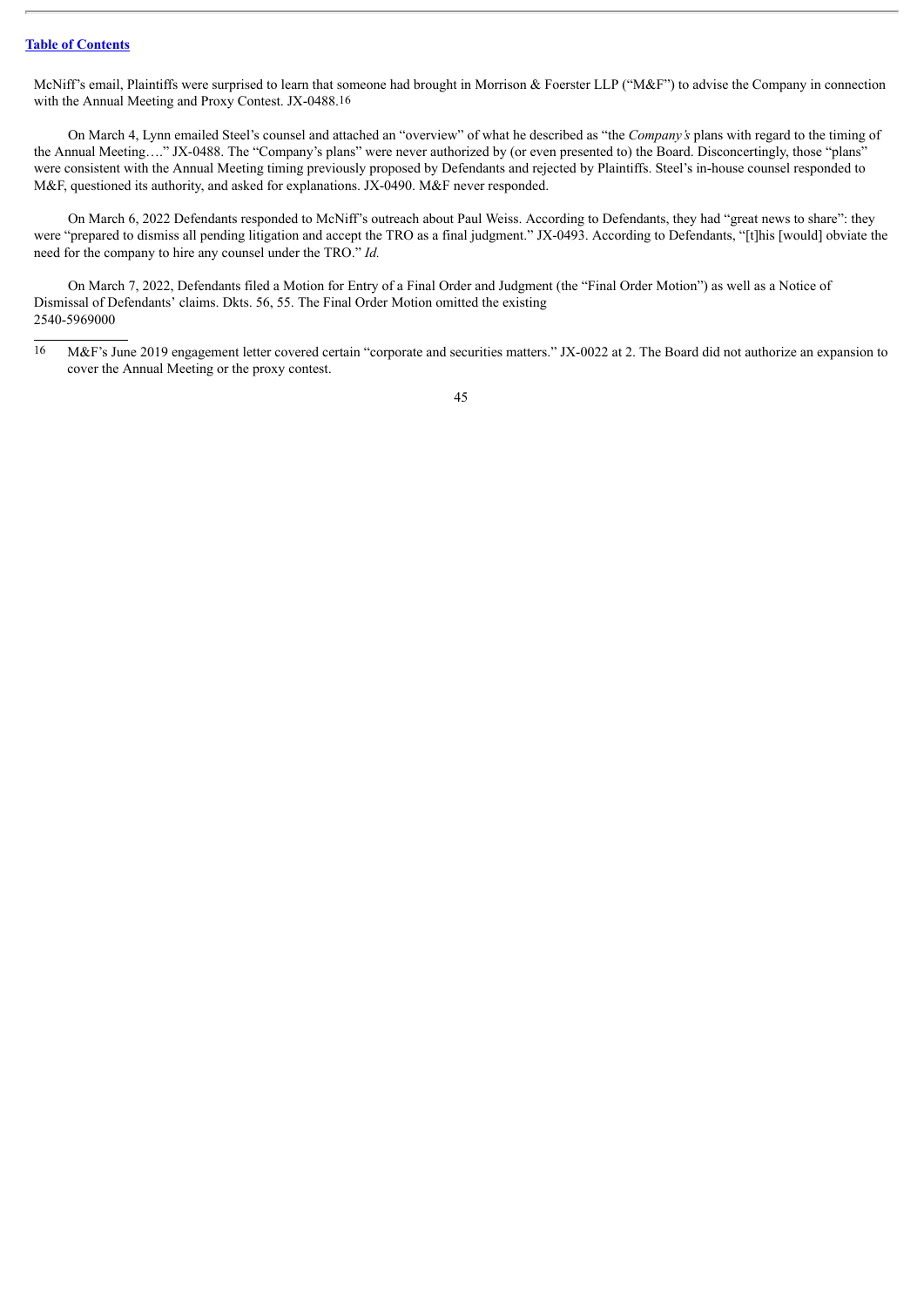McNiff's email, Plaintiffs were surprised to learn that someone had brought in Morrison & Foerster LLP ("M&F") to advise the Company in connection with the Annual Meeting and Proxy Contest. JX-0488.[16]

On March 4, Lynn emailed Steel's counsel and attached an "overview" of what he described as "the *Company's* plans with regard to the timing of the Annual Meeting…." JX-0488. The "Company's plans" were never authorized by (or even presented to) the Board. Disconcertingly, those "plans" were consistent with the Annual Meeting timing previously proposed by Defendants and rejected by Plaintiffs. Steel's in-house counsel responded to M&F, questioned its authority, and asked for explanations. JX-0490. M&F never responded.

On March 6, 2022 Defendants responded to McNiff's outreach about Paul Weiss. According to Defendants, they had "great news to share": they were "prepared to dismiss all pending litigation and accept the TRO as a final judgment." JX-0493. According to Defendants, "[t]his [would] obviate the need for the company to hire any counsel under the TRO." *Id.*

On March 7, 2022, Defendants filed a Motion for Entry of a Final Order and Judgment (the "Final Order Motion") as well as a Notice of Dismissal of Defendants' claims. Dkts. 56, 55. The Final Order Motion omitted the existing

2540-5969000

---

16 M&F's June 2019 engagement letter covered certain "corporate and securities matters." JX-0022 at 2. The Board did not authorize an expansion to cover the Annual Meeting or the proxy contest.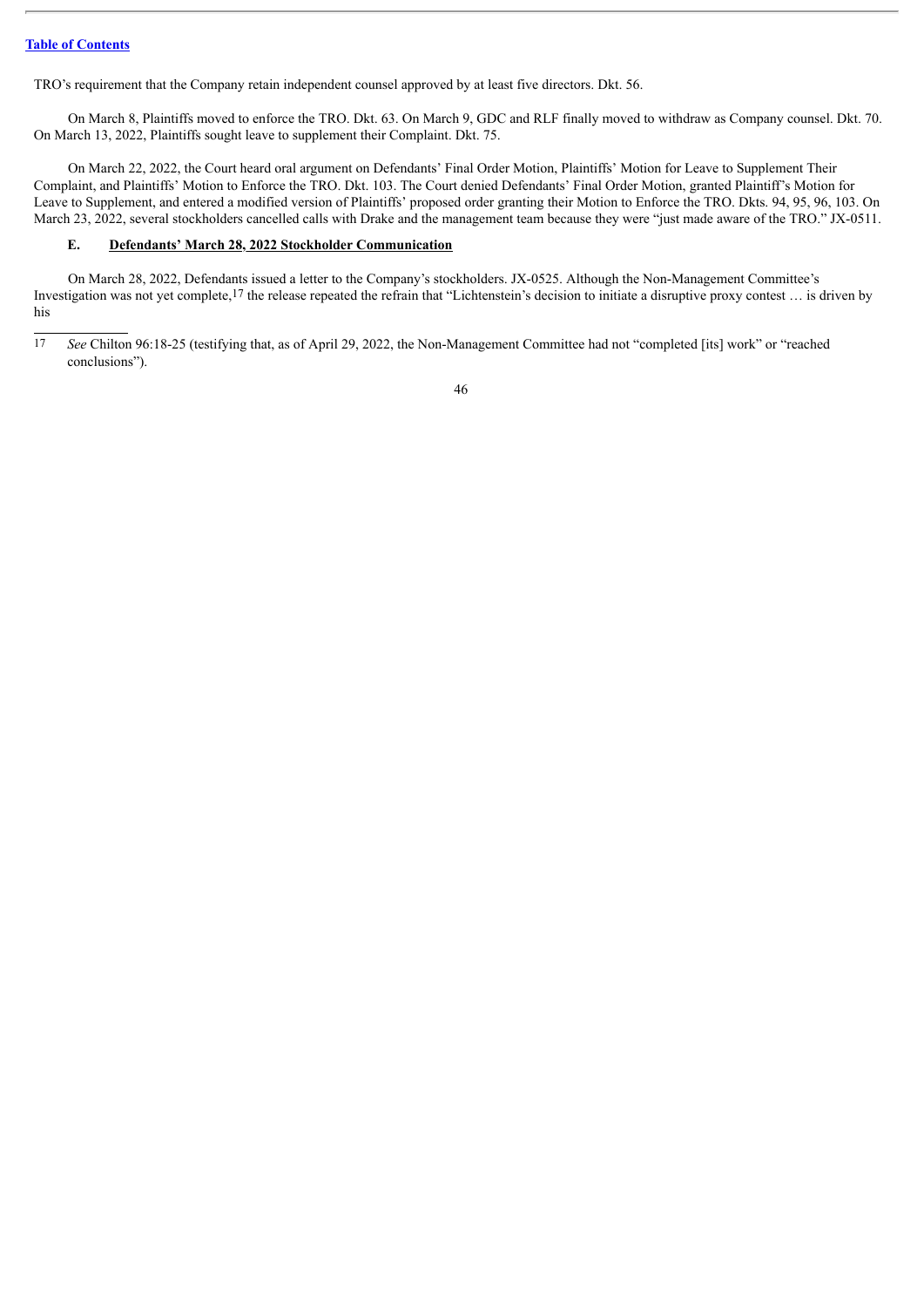TRO's requirement that the Company retain independent counsel approved by at least five directors. Dkt. 56.

On March 8, Plaintiffs moved to enforce the TRO. Dkt. 63. On March 9, GDC and RLF finally moved to withdraw as Company counsel. Dkt. 70. On March 13, 2022, Plaintiffs sought leave to supplement their Complaint. Dkt. 75.

On March 22, 2022, the Court heard oral argument on Defendants' Final Order Motion, Plaintiffs' Motion for Leave to Supplement Their Complaint, and Plaintiffs' Motion to Enforce the TRO. Dkt. 103. The Court denied Defendants' Final Order Motion, granted Plaintiff's Motion for Leave to Supplement, and entered a modified version of Plaintiffs' proposed order granting their Motion to Enforce the TRO. Dkts. 94, 95, 96, 103. On March 23, 2022, several stockholders cancelled calls with Drake and the management team because they were "just made aware of the TRO." JX-0511.

### E. Defendants' March 28, 2022 Stockholder Communication

On March 28, 2022, Defendants issued a letter to the Company's stockholders. JX-0525. Although the Non-Management Committee's Investigation was not yet complete,[17] the release repeated the refrain that "Lichtenstein's decision to initiate a disruptive proxy contest … is driven by his

---

[17] *See* Chilton 96:18-25 (testifying that, as of April 29, 2022, the Non-Management Committee had not "completed [its] work" or "reached conclusions").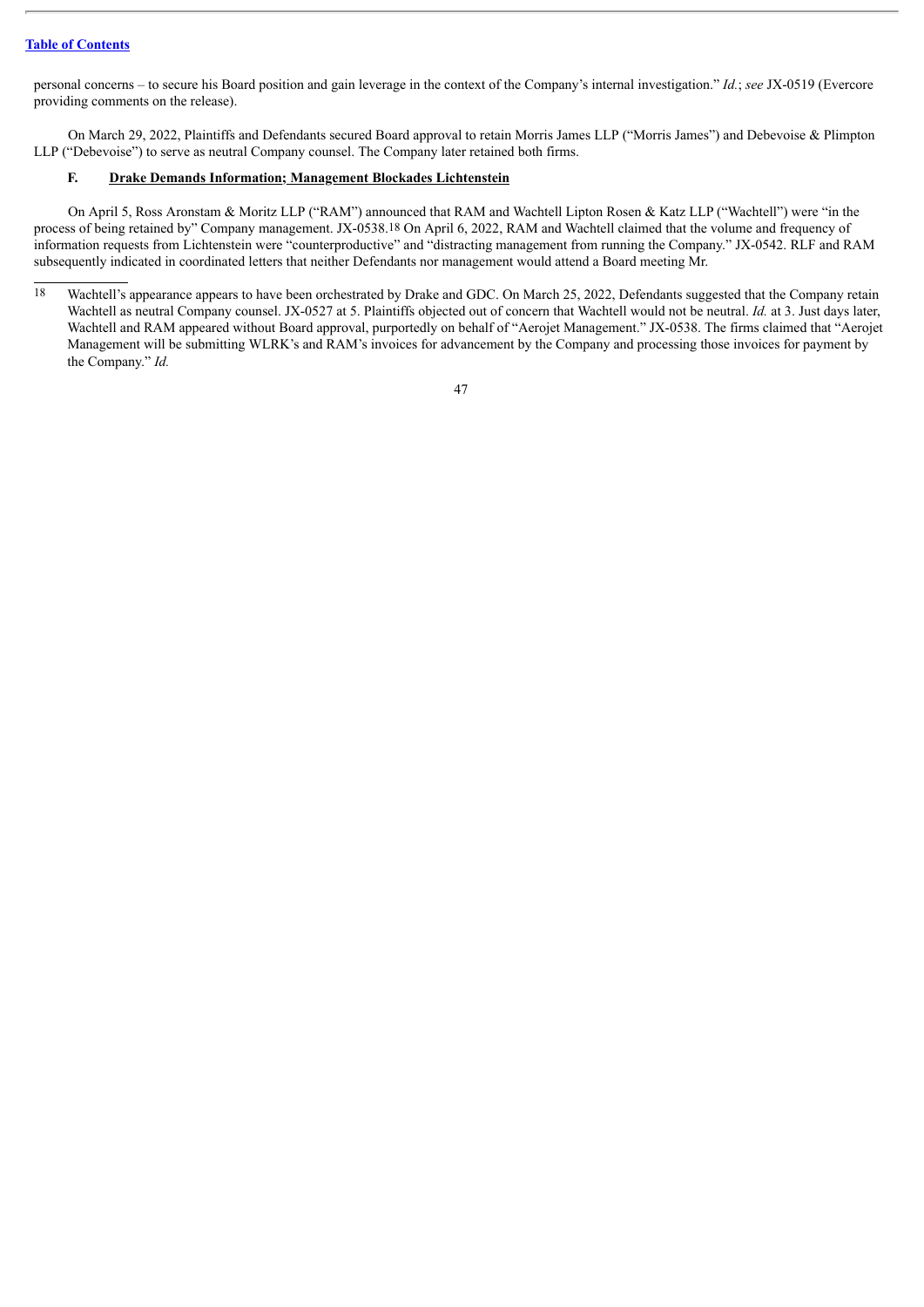personal concerns – to secure his Board position and gain leverage in the context of the Company's internal investigation." *Id.*; *see* JX-0519 (Evercore providing comments on the release).

On March 29, 2022, Plaintiffs and Defendants secured Board approval to retain Morris James LLP ("Morris James") and Debevoise & Plimpton LLP ("Debevoise") to serve as neutral Company counsel. The Company later retained both firms.

### F. <u>Drake Demands Information; Management Blockades Lichtenstein</u>

On April 5, Ross Aronstam & Moritz LLP ("RAM") announced that RAM and Wachtell Lipton Rosen & Katz LLP ("Wachtell") were "in the process of being retained by" Company management. JX-0538.[18] On April 6, 2022, RAM and Wachtell claimed that the volume and frequency of information requests from Lichtenstein were "counterproductive" and "distracting management from running the Company." JX-0542. RLF and RAM subsequently indicated in coordinated letters that neither Defendants nor management would attend a Board meeting Mr.

[18] Wachtell's appearance appears to have been orchestrated by Drake and GDC. On March 25, 2022, Defendants suggested that the Company retain Wachtell as neutral Company counsel. JX-0527 at 5. Plaintiffs objected out of concern that Wachtell would not be neutral. *Id.* at 3. Just days later, Wachtell and RAM appeared without Board approval, purportedly on behalf of "Aerojet Management." JX-0538. The firms claimed that "Aerojet Management will be submitting WLRK's and RAM's invoices for advancement by the Company and processing those invoices for payment by the Company." *Id.*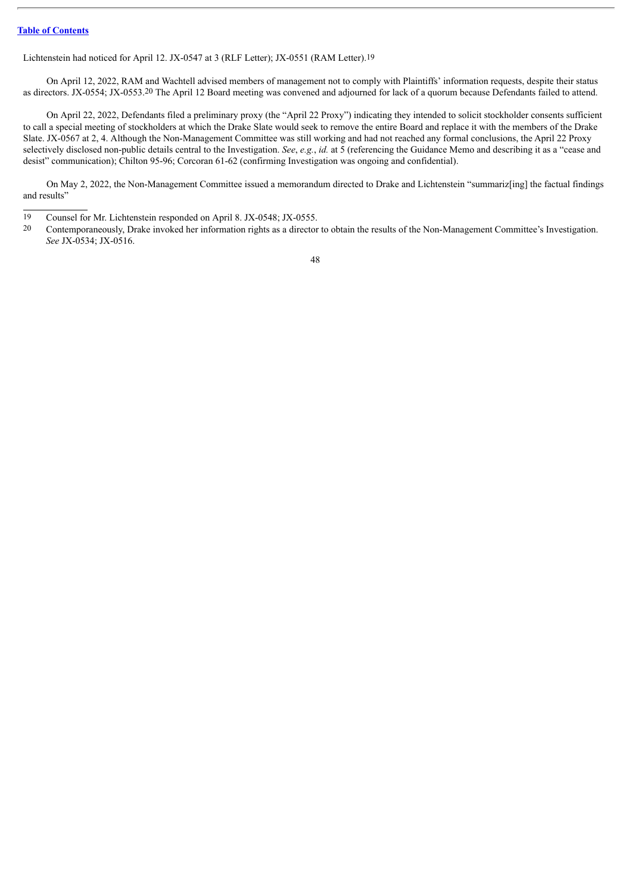Lichtenstein had noticed for April 12. JX-0547 at 3 (RLF Letter); JX-0551 (RAM Letter).[19]

On April 12, 2022, RAM and Wachtell advised members of management not to comply with Plaintiffs' information requests, despite their status as directors. JX-0554; JX-0553.[20] The April 12 Board meeting was convened and adjourned for lack of a quorum because Defendants failed to attend.

On April 22, 2022, Defendants filed a preliminary proxy (the "April 22 Proxy") indicating they intended to solicit stockholder consents sufficient to call a special meeting of stockholders at which the Drake Slate would seek to remove the entire Board and replace it with the members of the Drake Slate. JX-0567 at 2, 4. Although the Non-Management Committee was still working and had not reached any formal conclusions, the April 22 Proxy selectively disclosed non-public details central to the Investigation. *See*, *e.g.*, *id.* at 5 (referencing the Guidance Memo and describing it as a "cease and desist" communication); Chilton 95-96; Corcoran 61-62 (confirming Investigation was ongoing and confidential).

On May 2, 2022, the Non-Management Committee issued a memorandum directed to Drake and Lichtenstein "summariz[ing] the factual findings and results"

---

[19] Counsel for Mr. Lichtenstein responded on April 8. JX-0548; JX-0555.

[20] Contemporaneously, Drake invoked her information rights as a director to obtain the results of the Non-Management Committee's Investigation. *See* JX-0534; JX-0516.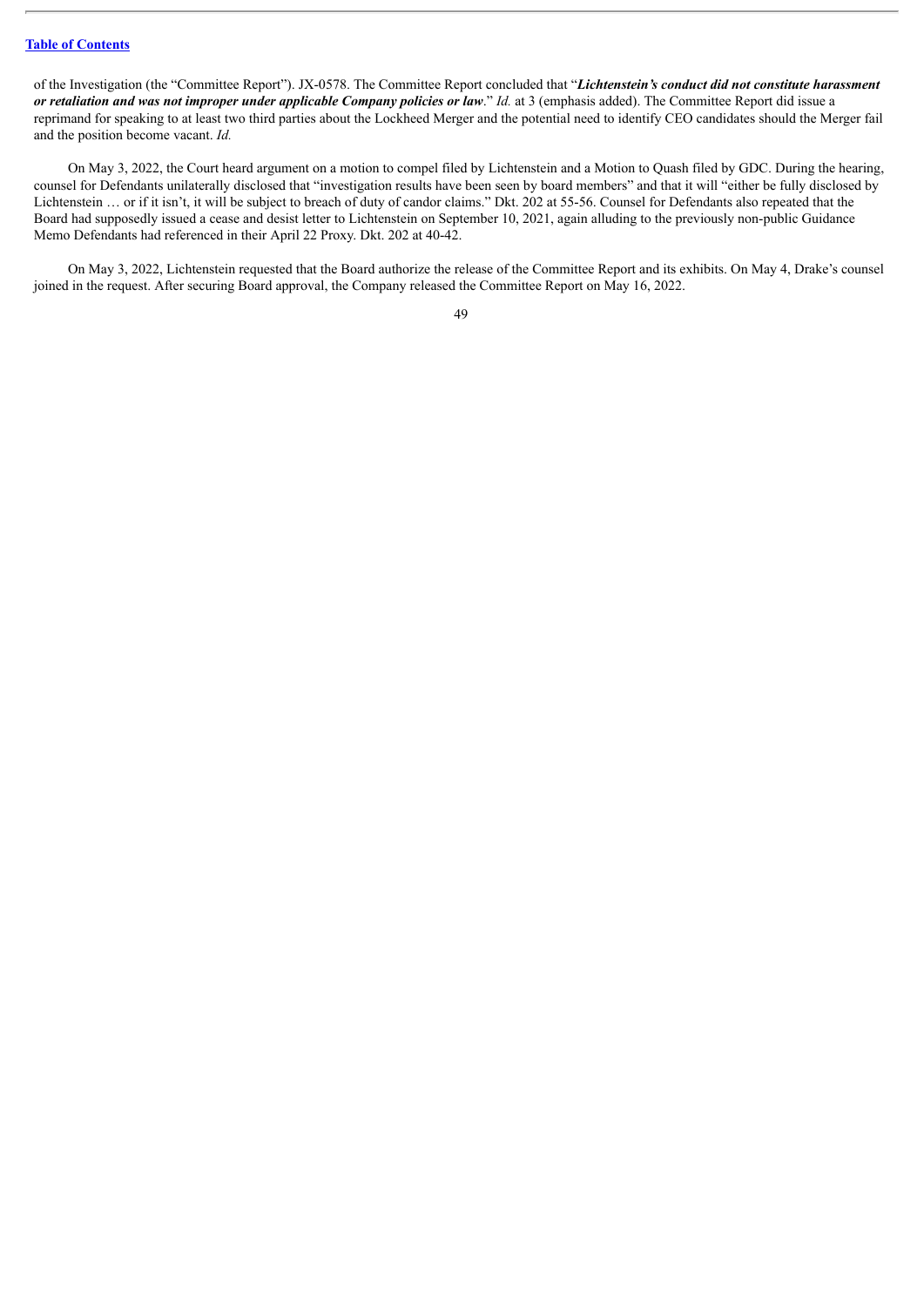of the Investigation (the "Committee Report"). JX-0578. The Committee Report concluded that "***Lichtenstein's conduct did not constitute harassment or retaliation and was not improper under applicable Company policies or law***." *Id.* at 3 (emphasis added). The Committee Report did issue a reprimand for speaking to at least two third parties about the Lockheed Merger and the potential need to identify CEO candidates should the Merger fail and the position become vacant. *Id.*

On May 3, 2022, the Court heard argument on a motion to compel filed by Lichtenstein and a Motion to Quash filed by GDC. During the hearing, counsel for Defendants unilaterally disclosed that "investigation results have been seen by board members" and that it will "either be fully disclosed by Lichtenstein … or if it isn't, it will be subject to breach of duty of candor claims." Dkt. 202 at 55-56. Counsel for Defendants also repeated that the Board had supposedly issued a cease and desist letter to Lichtenstein on September 10, 2021, again alluding to the previously non-public Guidance Memo Defendants had referenced in their April 22 Proxy. Dkt. 202 at 40-42.

On May 3, 2022, Lichtenstein requested that the Board authorize the release of the Committee Report and its exhibits. On May 4, Drake's counsel joined in the request. After securing Board approval, the Company released the Committee Report on May 16, 2022.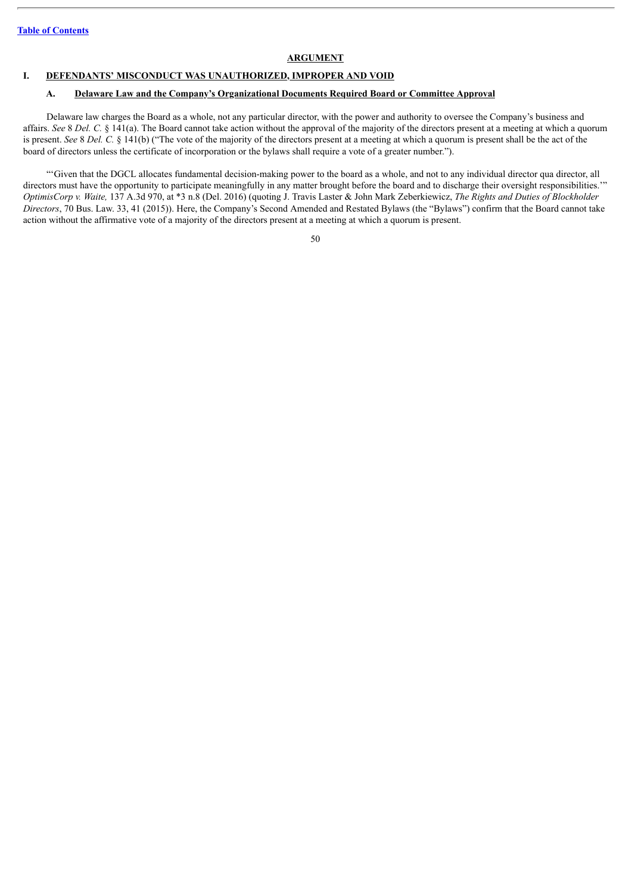## ARGUMENT

### I. DEFENDANTS' MISCONDUCT WAS UNAUTHORIZED, IMPROPER AND VOID

#### A. Delaware Law and the Company's Organizational Documents Required Board or Committee Approval

Delaware law charges the Board as a whole, not any particular director, with the power and authority to oversee the Company's business and affairs. *See* 8 *Del. C.* § 141(a). The Board cannot take action without the approval of the majority of the directors present at a meeting at which a quorum is present. *See* 8 *Del. C.* § 141(b) ("The vote of the majority of the directors present at a meeting at which a quorum is present shall be the act of the board of directors unless the certificate of incorporation or the bylaws shall require a vote of a greater number.").

"'Given that the DGCL allocates fundamental decision-making power to the board as a whole, and not to any individual director qua director, all directors must have the opportunity to participate meaningfully in any matter brought before the board and to discharge their oversight responsibilities.'" *OptimisCorp v. Waite,* 137 A.3d 970, at *3 n.8 (Del. 2016) (quoting J. Travis Laster & John Mark Zeberkiewicz, *The Rights and Duties of Blockholder Directors*, 70 Bus. Law. 33, 41 (2015)). Here, the Company's Second Amended and Restated Bylaws (the "Bylaws") confirm that the Board cannot take action without the affirmative vote of a majority of the directors present at a meeting at which a quorum is present.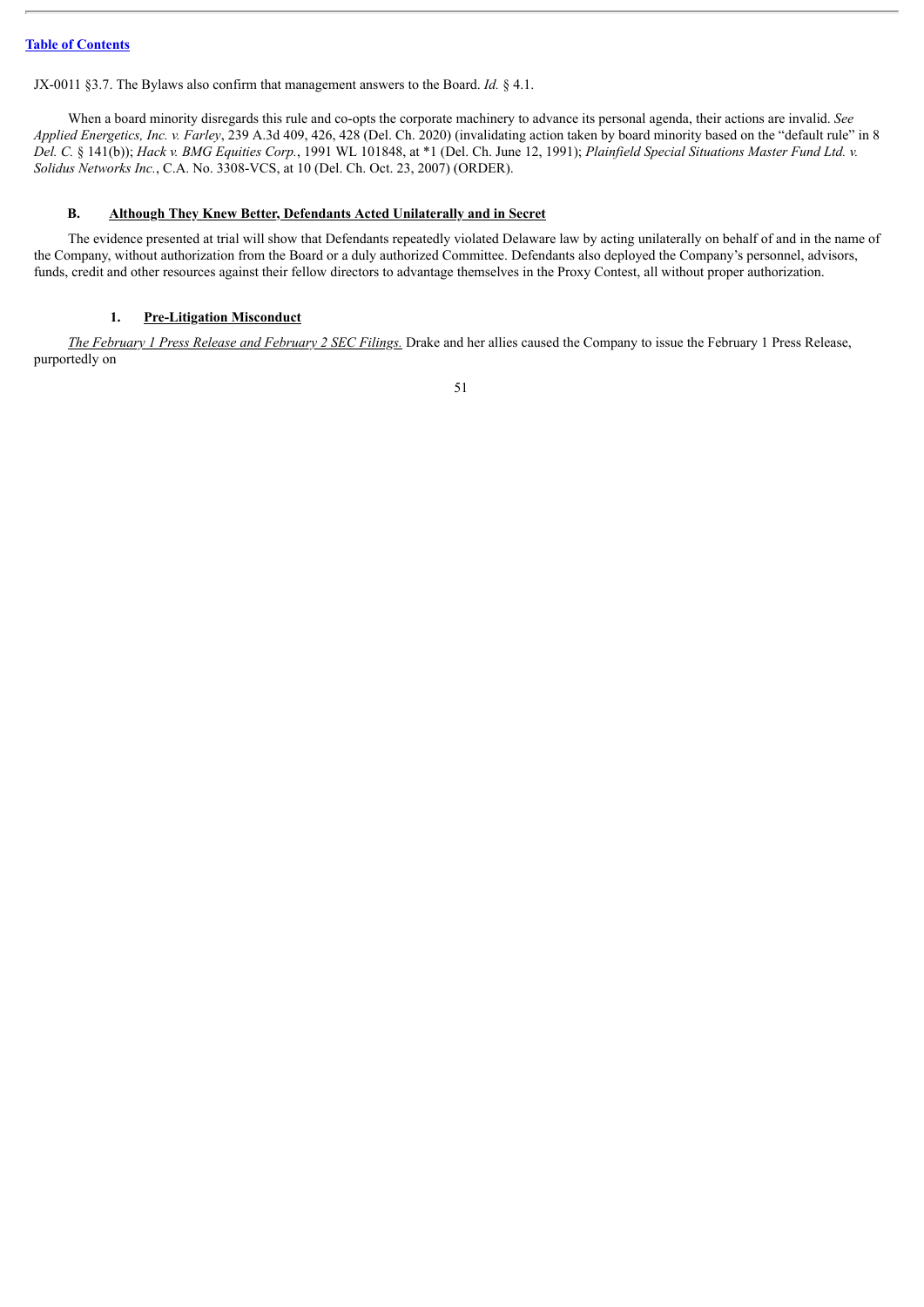JX-0011 §3.7. The Bylaws also confirm that management answers to the Board. *Id.* § 4.1.

When a board minority disregards this rule and co-opts the corporate machinery to advance its personal agenda, their actions are invalid. *See Applied Energetics, Inc. v. Farley*, 239 A.3d 409, 426, 428 (Del. Ch. 2020) (invalidating action taken by board minority based on the "default rule" in 8 *Del. C.* § 141(b)); *Hack v. BMG Equities Corp.*, 1991 WL 101848, at *1 (Del. Ch. June 12, 1991); *Plainfield Special Situations Master Fund Ltd. v. Solidus Networks Inc.*, C.A. No. 3308-VCS, at 10 (Del. Ch. Oct. 23, 2007) (ORDER).

### B. Although They Knew Better, Defendants Acted Unilaterally and in Secret

The evidence presented at trial will show that Defendants repeatedly violated Delaware law by acting unilaterally on behalf of and in the name of the Company, without authorization from the Board or a duly authorized Committee. Defendants also deployed the Company's personnel, advisors, funds, credit and other resources against their fellow directors to advantage themselves in the Proxy Contest, all without proper authorization.

#### 1. Pre-Litigation Misconduct

*The February 1 Press Release and February 2 SEC Filings.* Drake and her allies caused the Company to issue the February 1 Press Release, purportedly on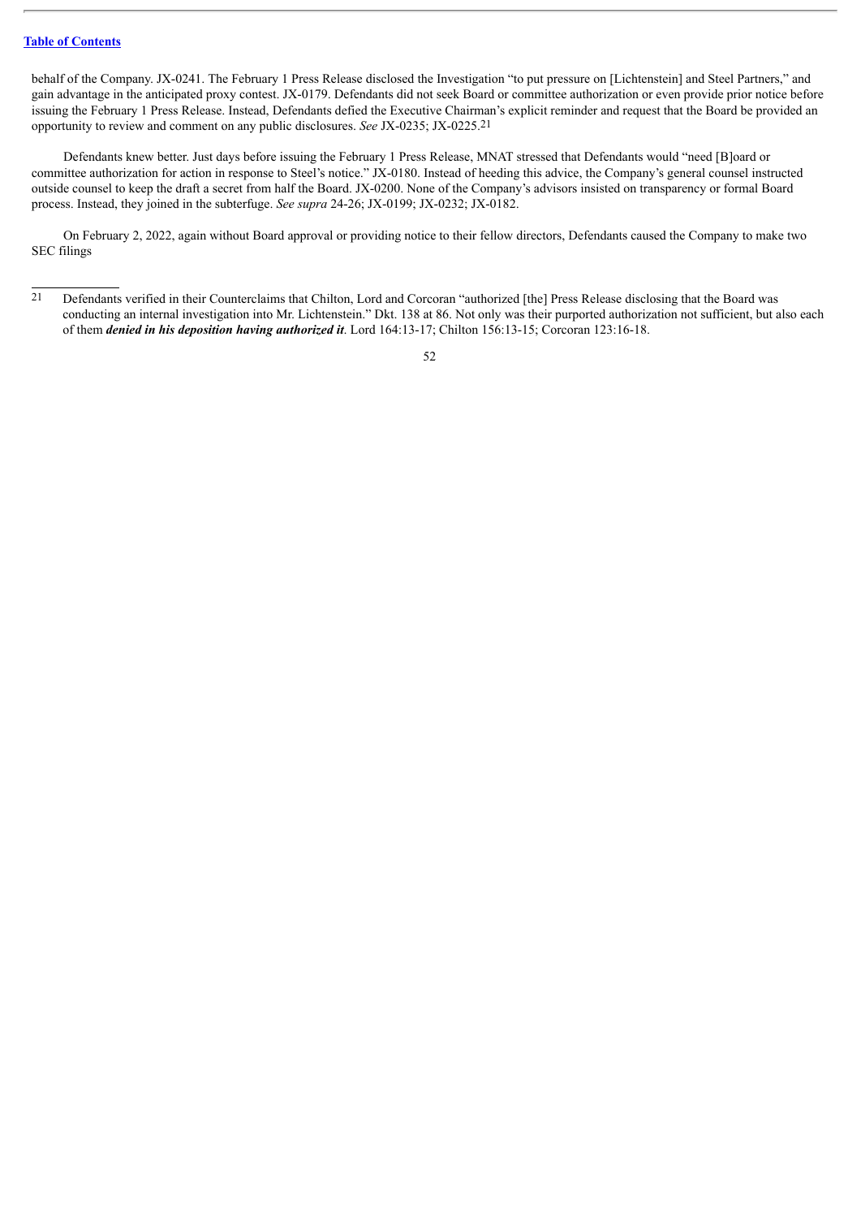behalf of the Company. JX-0241. The February 1 Press Release disclosed the Investigation "to put pressure on [Lichtenstein] and Steel Partners," and gain advantage in the anticipated proxy contest. JX-0179. Defendants did not seek Board or committee authorization or even provide prior notice before issuing the February 1 Press Release. Instead, Defendants defied the Executive Chairman's explicit reminder and request that the Board be provided an opportunity to review and comment on any public disclosures. *See* JX-0235; JX-0225.[21]

Defendants knew better. Just days before issuing the February 1 Press Release, MNAT stressed that Defendants would "need [B]oard or committee authorization for action in response to Steel's notice." JX-0180. Instead of heeding this advice, the Company's general counsel instructed outside counsel to keep the draft a secret from half the Board. JX-0200. None of the Company's advisors insisted on transparency or formal Board process. Instead, they joined in the subterfuge. *See supra* 24-26; JX-0199; JX-0232; JX-0182.

On February 2, 2022, again without Board approval or providing notice to their fellow directors, Defendants caused the Company to make two SEC filings

---

[21] Defendants verified in their Counterclaims that Chilton, Lord and Corcoran "authorized [the] Press Release disclosing that the Board was conducting an internal investigation into Mr. Lichtenstein." Dkt. 138 at 86. Not only was their purported authorization not sufficient, but also each of them ***denied in his deposition having authorized it***. Lord 164:13-17; Chilton 156:13-15; Corcoran 123:16-18.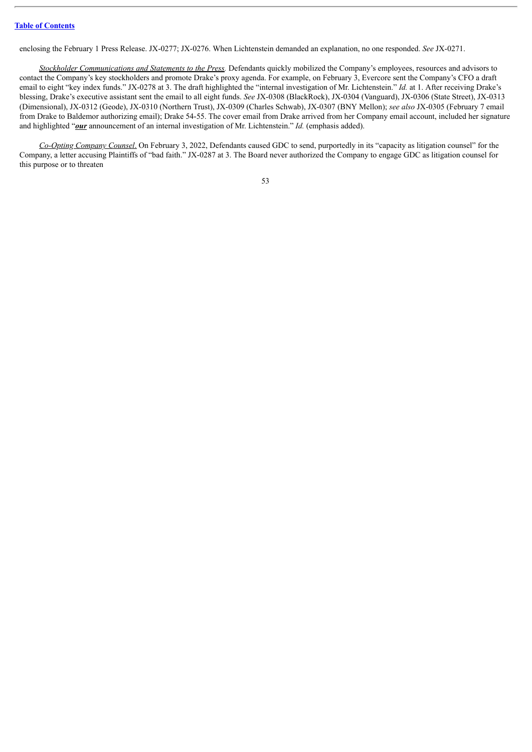enclosing the February 1 Press Release. JX-0277; JX-0276. When Lichtenstein demanded an explanation, no one responded. *See* JX-0271.

*Stockholder Communications and Statements to the Press.* Defendants quickly mobilized the Company's employees, resources and advisors to contact the Company's key stockholders and promote Drake's proxy agenda. For example, on February 3, Evercore sent the Company's CFO a draft email to eight "key index funds." JX-0278 at 3. The draft highlighted the "internal investigation of Mr. Lichtenstein." *Id.* at 1. After receiving Drake's blessing, Drake's executive assistant sent the email to all eight funds. *See* JX-0308 (BlackRock), JX-0304 (Vanguard), JX-0306 (State Street), JX-0313 (Dimensional), JX-0312 (Geode), JX-0310 (Northern Trust), JX-0309 (Charles Schwab), JX-0307 (BNY Mellon); *see also* JX-0305 (February 7 email from Drake to Baldemor authorizing email); Drake 54-55. The cover email from Drake arrived from her Company email account, included her signature and highlighted "***our*** announcement of an internal investigation of Mr. Lichtenstein." *Id.* (emphasis added).

*Co-Opting Company Counsel.* On February 3, 2022, Defendants caused GDC to send, purportedly in its "capacity as litigation counsel" for the Company, a letter accusing Plaintiffs of "bad faith." JX-0287 at 3. The Board never authorized the Company to engage GDC as litigation counsel for this purpose or to threaten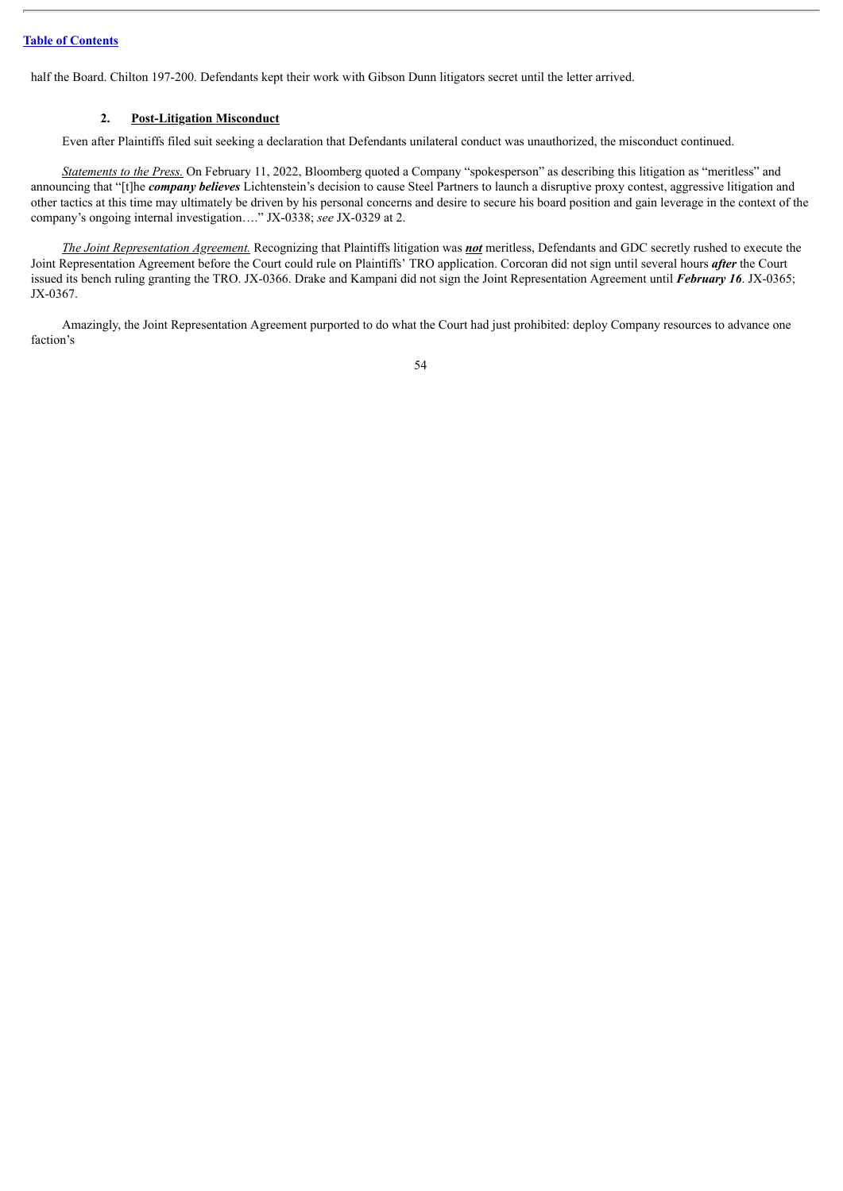half the Board. Chilton 197-200. Defendants kept their work with Gibson Dunn litigators secret until the letter arrived.

#### 2. <u>Post-Litigation Misconduct</u>

Even after Plaintiffs filed suit seeking a declaration that Defendants unilateral conduct was unauthorized, the misconduct continued.

<u>*Statements to the Press.*</u> On February 11, 2022, Bloomberg quoted a Company "spokesperson" as describing this litigation as "meritless" and announcing that "[t]he ***company believes*** Lichtenstein's decision to cause Steel Partners to launch a disruptive proxy contest, aggressive litigation and other tactics at this time may ultimately be driven by his personal concerns and desire to secure his board position and gain leverage in the context of the company's ongoing internal investigation…." JX-0338; *see* JX-0329 at 2.

<u>*The Joint Representation Agreement.*</u> Recognizing that Plaintiffs litigation was <u>***not***</u> meritless, Defendants and GDC secretly rushed to execute the Joint Representation Agreement before the Court could rule on Plaintiffs' TRO application. Corcoran did not sign until several hours ***after*** the Court issued its bench ruling granting the TRO. JX-0366. Drake and Kampani did not sign the Joint Representation Agreement until ***February 16***. JX-0365; JX-0367.

Amazingly, the Joint Representation Agreement purported to do what the Court had just prohibited: deploy Company resources to advance one faction's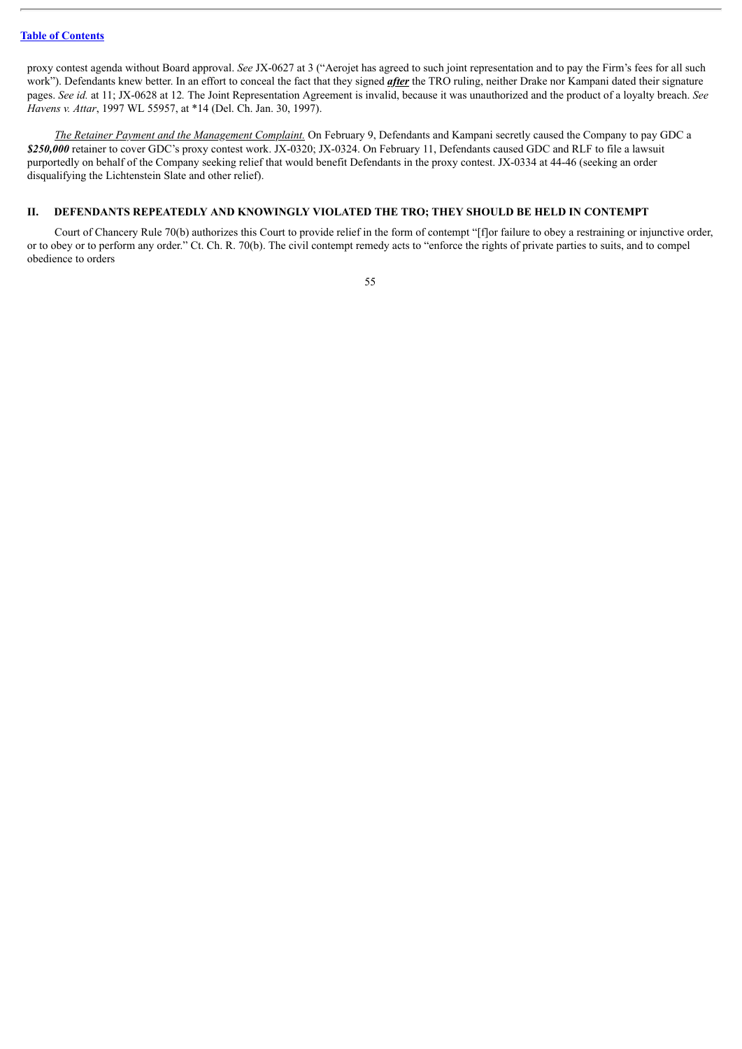proxy contest agenda without Board approval. *See* JX-0627 at 3 ("Aerojet has agreed to such joint representation and to pay the Firm's fees for all such work"). Defendants knew better. In an effort to conceal the fact that they signed ***after*** the TRO ruling, neither Drake nor Kampani dated their signature pages. *See id.* at 11; JX-0628 at 12. The Joint Representation Agreement is invalid, because it was unauthorized and the product of a loyalty breach. *See Havens v. Attar*, 1997 WL 55957, at *14 (Del. Ch. Jan. 30, 1997).

*The Retainer Payment and the Management Complaint.* On February 9, Defendants and Kampani secretly caused the Company to pay GDC a ***$250,000*** retainer to cover GDC's proxy contest work. JX-0320; JX-0324. On February 11, Defendants caused GDC and RLF to file a lawsuit purportedly on behalf of the Company seeking relief that would benefit Defendants in the proxy contest. JX-0334 at 44-46 (seeking an order disqualifying the Lichtenstein Slate and other relief).

## II. DEFENDANTS REPEATEDLY AND KNOWINGLY VIOLATED THE TRO; THEY SHOULD BE HELD IN CONTEMPT

Court of Chancery Rule 70(b) authorizes this Court to provide relief in the form of contempt "[f]or failure to obey a restraining or injunctive order, or to obey or to perform any order." Ct. Ch. R. 70(b). The civil contempt remedy acts to "enforce the rights of private parties to suits, and to compel obedience to orders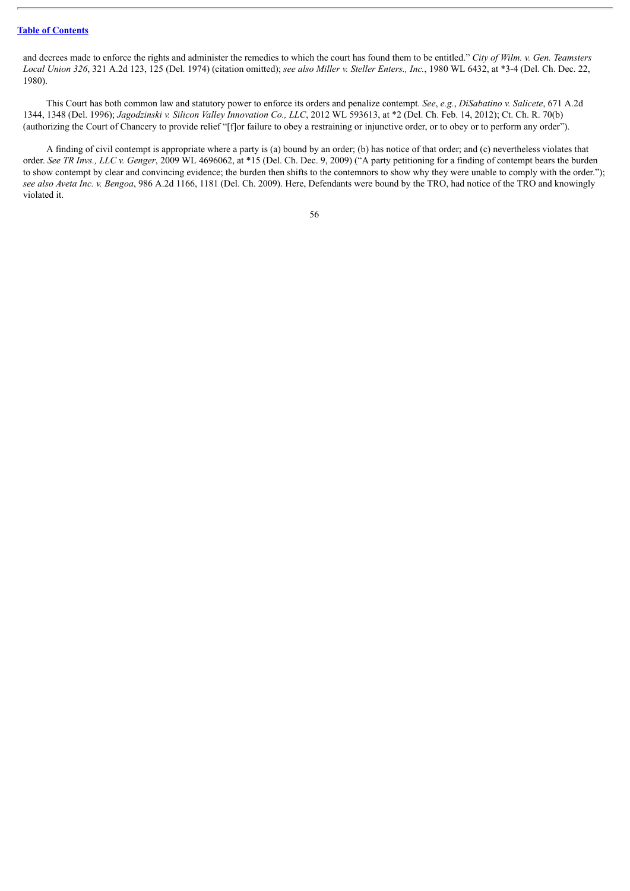and decrees made to enforce the rights and administer the remedies to which the court has found them to be entitled." *City of Wilm. v. Gen. Teamsters Local Union 326*, 321 A.2d 123, 125 (Del. 1974) (citation omitted); *see also Miller v. Steller Enters., Inc.*, 1980 WL 6432, at *3-4 (Del. Ch. Dec. 22, 1980).

This Court has both common law and statutory power to enforce its orders and penalize contempt. *See*, *e.g.*, *DiSabatino v. Salicete*, 671 A.2d 1344, 1348 (Del. 1996); *Jagodzinski v. Silicon Valley Innovation Co., LLC*, 2012 WL 593613, at *2 (Del. Ch. Feb. 14, 2012); Ct. Ch. R. 70(b) (authorizing the Court of Chancery to provide relief "[f]or failure to obey a restraining or injunctive order, or to obey or to perform any order").

A finding of civil contempt is appropriate where a party is (a) bound by an order; (b) has notice of that order; and (c) nevertheless violates that order. *See TR Invs., LLC v. Genger*, 2009 WL 4696062, at *15 (Del. Ch. Dec. 9, 2009) ("A party petitioning for a finding of contempt bears the burden to show contempt by clear and convincing evidence; the burden then shifts to the contemnors to show why they were unable to comply with the order."); *see also Aveta Inc. v. Bengoa*, 986 A.2d 1166, 1181 (Del. Ch. 2009). Here, Defendants were bound by the TRO, had notice of the TRO and knowingly violated it.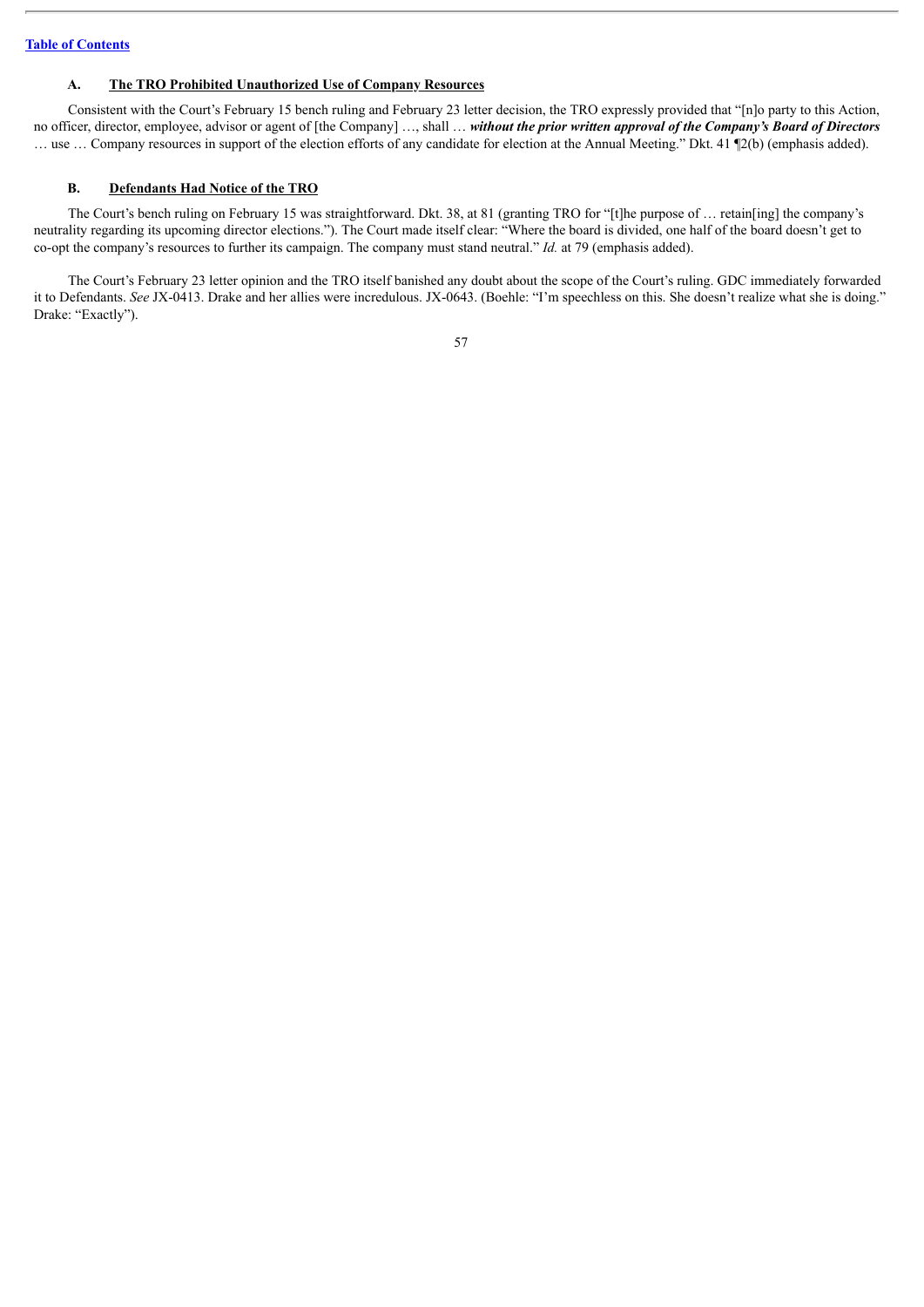### A. <u>The TRO Prohibited Unauthorized Use of Company Resources</u>

Consistent with the Court's February 15 bench ruling and February 23 letter decision, the TRO expressly provided that "[n]o party to this Action, no officer, director, employee, advisor or agent of [the Company] …, shall … ***without the prior written approval of the Company's Board of Directors*** … use … Company resources in support of the election efforts of any candidate for election at the Annual Meeting." Dkt. 41 ¶2(b) (emphasis added).

### B. <u>Defendants Had Notice of the TRO</u>

The Court's bench ruling on February 15 was straightforward. Dkt. 38, at 81 (granting TRO for "[t]he purpose of … retain[ing] the company's neutrality regarding its upcoming director elections."). The Court made itself clear: "Where the board is divided, one half of the board doesn't get to co-opt the company's resources to further its campaign. The company must stand neutral." *Id.* at 79 (emphasis added).

The Court's February 23 letter opinion and the TRO itself banished any doubt about the scope of the Court's ruling. GDC immediately forwarded it to Defendants. *See* JX-0413. Drake and her allies were incredulous. JX-0643. (Boehle: "I'm speechless on this. She doesn't realize what she is doing." Drake: "Exactly").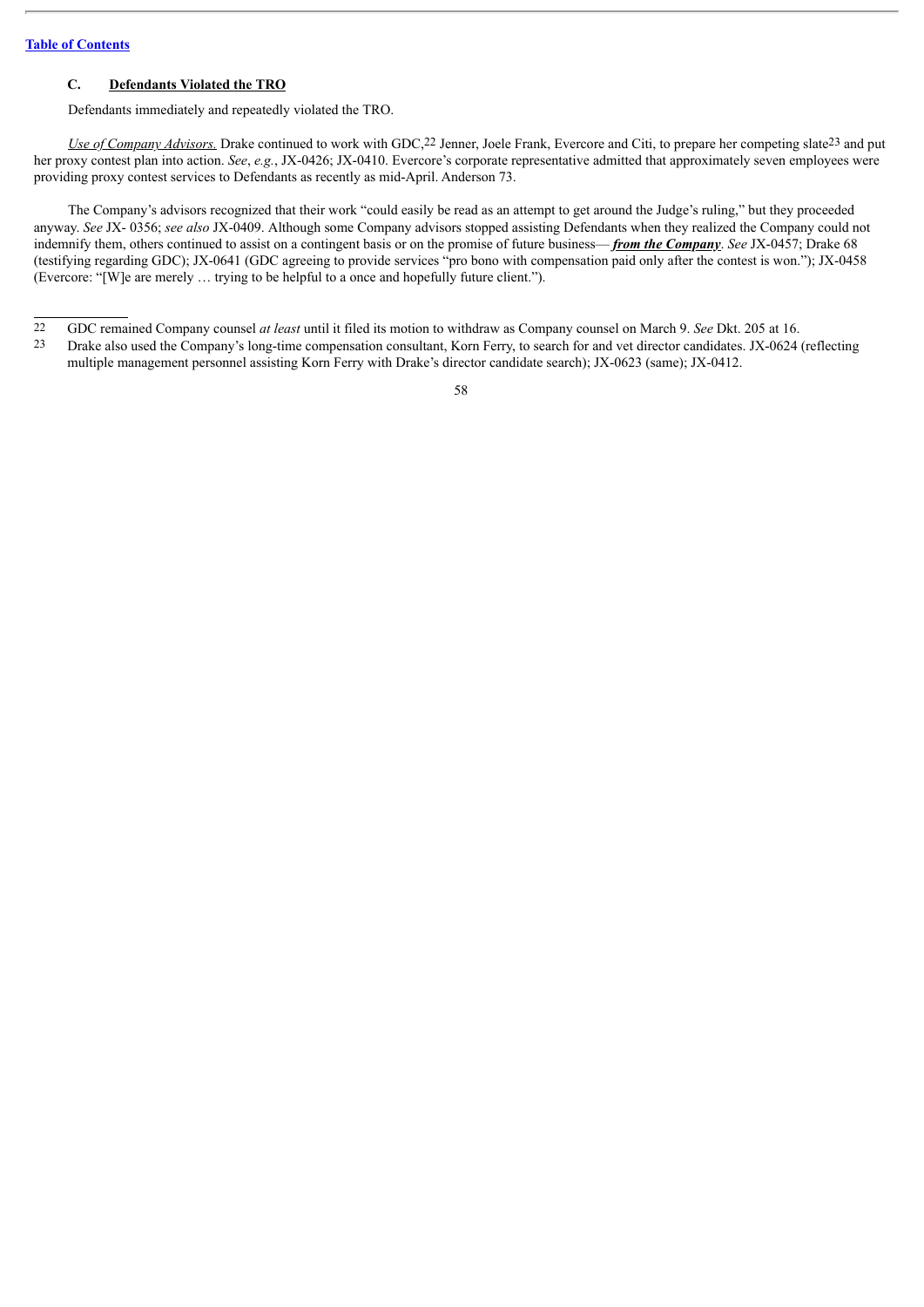### C. **Defendants Violated the TRO**

Defendants immediately and repeatedly violated the TRO.

*Use of Company Advisors.* Drake continued to work with GDC,[22] Jenner, Joele Frank, Evercore and Citi, to prepare her competing slate[23] and put her proxy contest plan into action. *See*, *e.g.*, JX-0426; JX-0410. Evercore's corporate representative admitted that approximately seven employees were providing proxy contest services to Defendants as recently as mid-April. Anderson 73.

The Company's advisors recognized that their work "could easily be read as an attempt to get around the Judge's ruling," but they proceeded anyway. *See* JX- 0356; *see also* JX-0409. Although some Company advisors stopped assisting Defendants when they realized the Company could not indemnify them, others continued to assist on a contingent basis or on the promise of future business— ***from the Company***. *See* JX-0457; Drake 68 (testifying regarding GDC); JX-0641 (GDC agreeing to provide services "pro bono with compensation paid only after the contest is won."); JX-0458 (Evercore: "[W]e are merely … trying to be helpful to a once and hopefully future client.").

---

22 GDC remained Company counsel *at least* until it filed its motion to withdraw as Company counsel on March 9. *See* Dkt. 205 at 16.

23 Drake also used the Company's long-time compensation consultant, Korn Ferry, to search for and vet director candidates. JX-0624 (reflecting multiple management personnel assisting Korn Ferry with Drake's director candidate search); JX-0623 (same); JX-0412.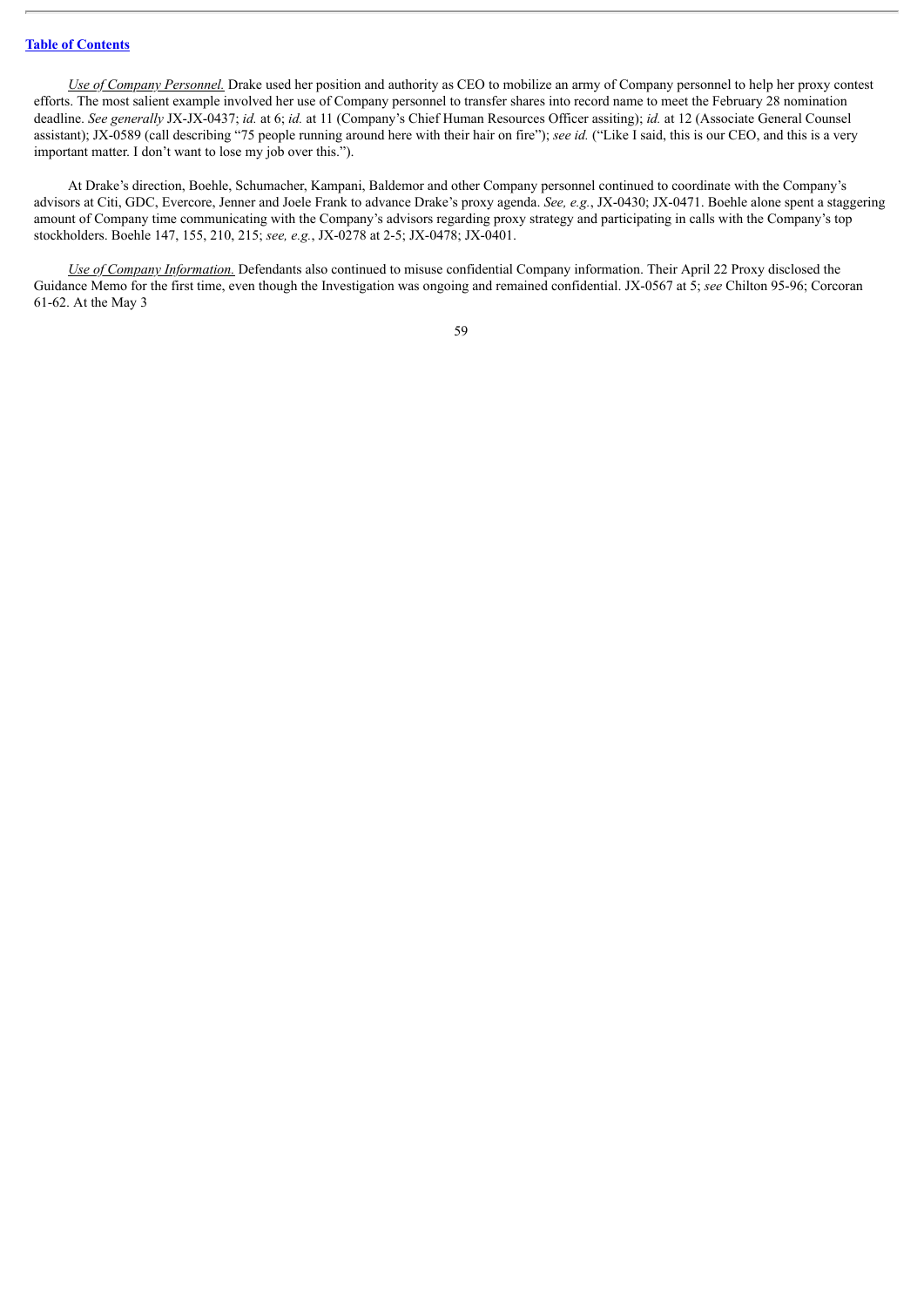*Use of Company Personnel.* Drake used her position and authority as CEO to mobilize an army of Company personnel to help her proxy contest efforts. The most salient example involved her use of Company personnel to transfer shares into record name to meet the February 28 nomination deadline. *See generally* JX-JX-0437; *id.* at 6; *id.* at 11 (Company's Chief Human Resources Officer assiting); *id.* at 12 (Associate General Counsel assistant); JX-0589 (call describing "75 people running around here with their hair on fire"); *see id.* ("Like I said, this is our CEO, and this is a very important matter. I don't want to lose my job over this.").

At Drake's direction, Boehle, Schumacher, Kampani, Baldemor and other Company personnel continued to coordinate with the Company's advisors at Citi, GDC, Evercore, Jenner and Joele Frank to advance Drake's proxy agenda. *See, e.g.*, JX-0430; JX-0471. Boehle alone spent a staggering amount of Company time communicating with the Company's advisors regarding proxy strategy and participating in calls with the Company's top stockholders. Boehle 147, 155, 210, 215; *see, e.g.*, JX-0278 at 2-5; JX-0478; JX-0401.

*Use of Company Information.* Defendants also continued to misuse confidential Company information. Their April 22 Proxy disclosed the Guidance Memo for the first time, even though the Investigation was ongoing and remained confidential. JX-0567 at 5; *see* Chilton 95-96; Corcoran 61-62. At the May 3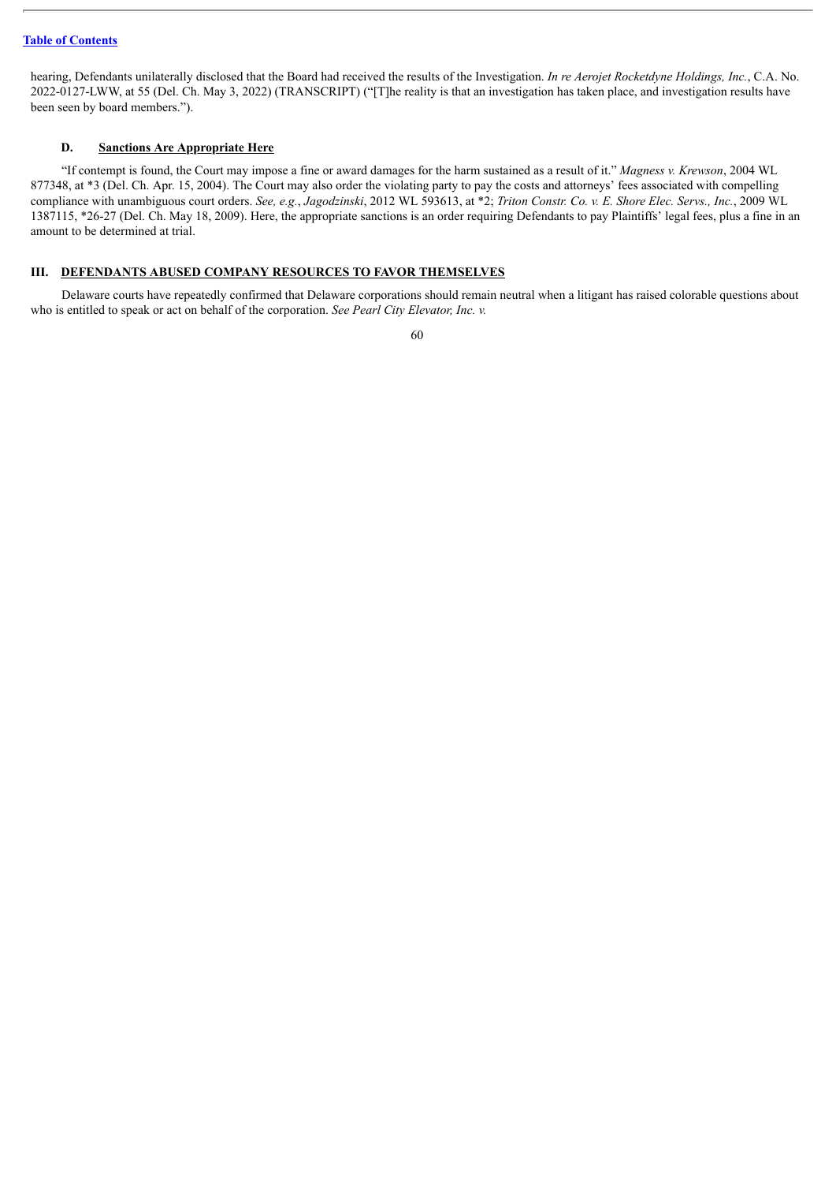hearing, Defendants unilaterally disclosed that the Board had received the results of the Investigation. *In re Aerojet Rocketdyne Holdings, Inc.*, C.A. No. 2022-0127-LWW, at 55 (Del. Ch. May 3, 2022) (TRANSCRIPT) ("[T]he reality is that an investigation has taken place, and investigation results have been seen by board members.").

### D. **Sanctions Are Appropriate Here**

"If contempt is found, the Court may impose a fine or award damages for the harm sustained as a result of it." *Magness v. Krewson*, 2004 WL 877348, at *3 (Del. Ch. Apr. 15, 2004). The Court may also order the violating party to pay the costs and attorneys' fees associated with compelling compliance with unambiguous court orders. *See, e.g.*, *Jagodzinski*, 2012 WL 593613, at *2; *Triton Constr. Co. v. E. Shore Elec. Servs., Inc.*, 2009 WL 1387115, *26-27 (Del. Ch. May 18, 2009). Here, the appropriate sanctions is an order requiring Defendants to pay Plaintiffs' legal fees, plus a fine in an amount to be determined at trial.

## III. **DEFENDANTS ABUSED COMPANY RESOURCES TO FAVOR THEMSELVES**

Delaware courts have repeatedly confirmed that Delaware corporations should remain neutral when a litigant has raised colorable questions about who is entitled to speak or act on behalf of the corporation. *See Pearl City Elevator, Inc. v.*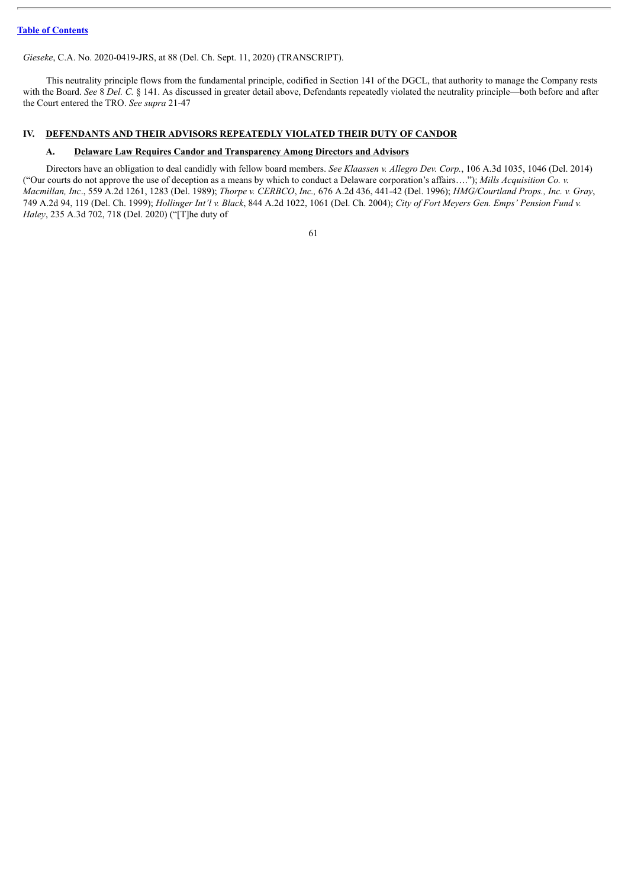*Gieseke*, C.A. No. 2020-0419-JRS, at 88 (Del. Ch. Sept. 11, 2020) (TRANSCRIPT).

This neutrality principle flows from the fundamental principle, codified in Section 141 of the DGCL, that authority to manage the Company rests with the Board. *See* 8 *Del. C.* § 141. As discussed in greater detail above, Defendants repeatedly violated the neutrality principle—both before and after the Court entered the TRO. *See supra* 21-47

## IV. DEFENDANTS AND THEIR ADVISORS REPEATEDLY VIOLATED THEIR DUTY OF CANDOR

### A. Delaware Law Requires Candor and Transparency Among Directors and Advisors

Directors have an obligation to deal candidly with fellow board members. *See Klaassen v. Allegro Dev. Corp.*, 106 A.3d 1035, 1046 (Del. 2014) ("Our courts do not approve the use of deception as a means by which to conduct a Delaware corporation's affairs…."); *Mills Acquisition Co. v. Macmillan, Inc*., 559 A.2d 1261, 1283 (Del. 1989); *Thorpe v. CERBCO*, *Inc.,* 676 A.2d 436, 441-42 (Del. 1996); *HMG/Courtland Props., Inc. v. Gray*, 749 A.2d 94, 119 (Del. Ch. 1999); *Hollinger Int'l v. Black*, 844 A.2d 1022, 1061 (Del. Ch. 2004); *City of Fort Meyers Gen. Emps' Pension Fund v. Haley*, 235 A.3d 702, 718 (Del. 2020) ("[T]he duty of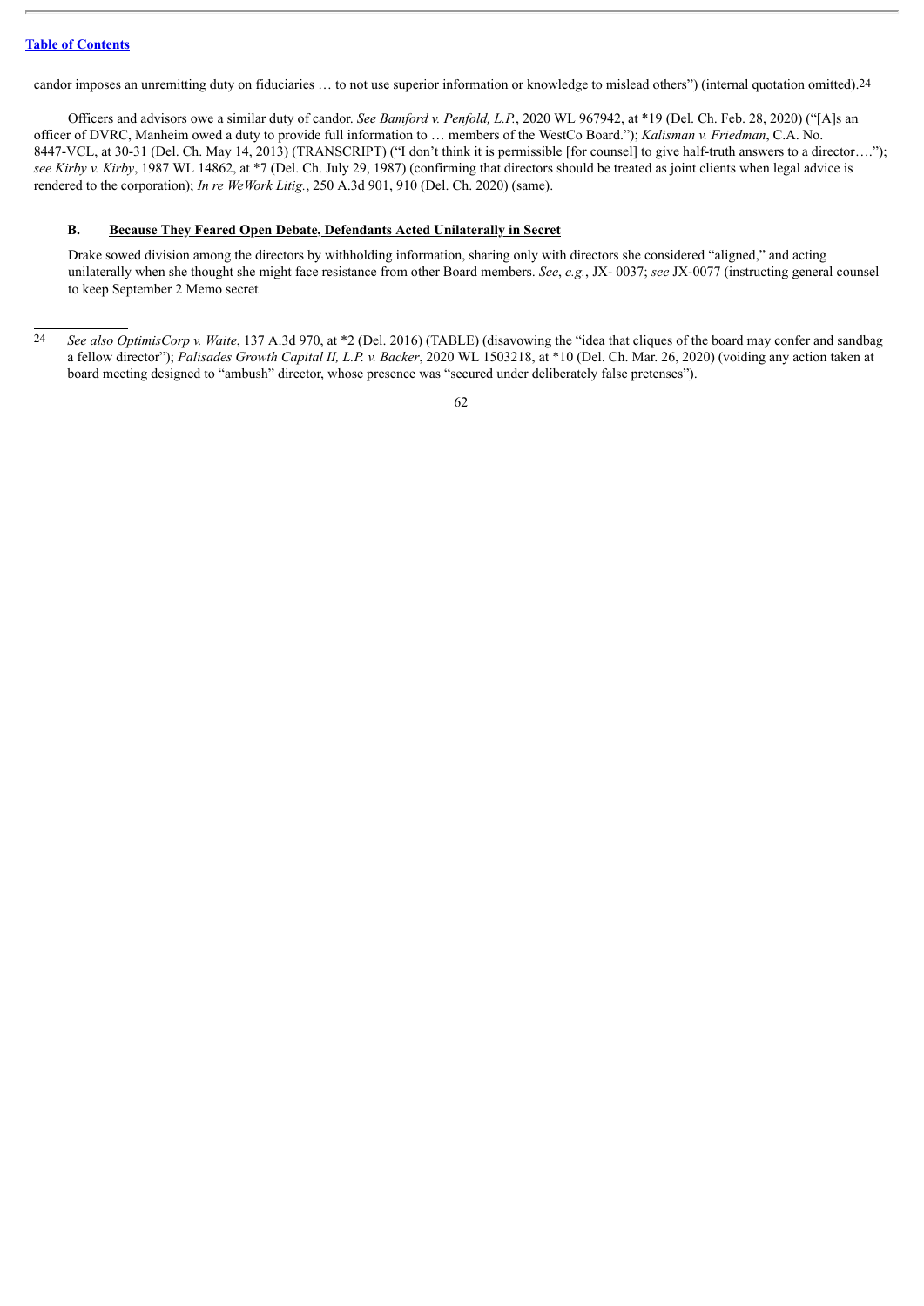candor imposes an unremitting duty on fiduciaries … to not use superior information or knowledge to mislead others") (internal quotation omitted).[24]

Officers and advisors owe a similar duty of candor. *See Bamford v. Penfold, L.P.*, 2020 WL 967942, at *19 (Del. Ch. Feb. 28, 2020) ("[A]s an officer of DVRC, Manheim owed a duty to provide full information to … members of the WestCo Board."); *Kalisman v. Friedman*, C.A. No. 8447-VCL, at 30-31 (Del. Ch. May 14, 2013) (TRANSCRIPT) ("I don't think it is permissible [for counsel] to give half-truth answers to a director…."); *see Kirby v. Kirby*, 1987 WL 14862, at *7 (Del. Ch. July 29, 1987) (confirming that directors should be treated as joint clients when legal advice is rendered to the corporation); *In re WeWork Litig.*, 250 A.3d 901, 910 (Del. Ch. 2020) (same).

### B. Because They Feared Open Debate, Defendants Acted Unilaterally in Secret

Drake sowed division among the directors by withholding information, sharing only with directors she considered "aligned," and acting unilaterally when she thought she might face resistance from other Board members. *See*, *e.g.*, JX- 0037; *see* JX-0077 (instructing general counsel to keep September 2 Memo secret

---

[24] *See also OptimisCorp v. Waite*, 137 A.3d 970, at *2 (Del. 2016) (TABLE) (disavowing the "idea that cliques of the board may confer and sandbag a fellow director"); *Palisades Growth Capital II, L.P. v. Backer*, 2020 WL 1503218, at *10 (Del. Ch. Mar. 26, 2020) (voiding any action taken at board meeting designed to "ambush" director, whose presence was "secured under deliberately false pretenses").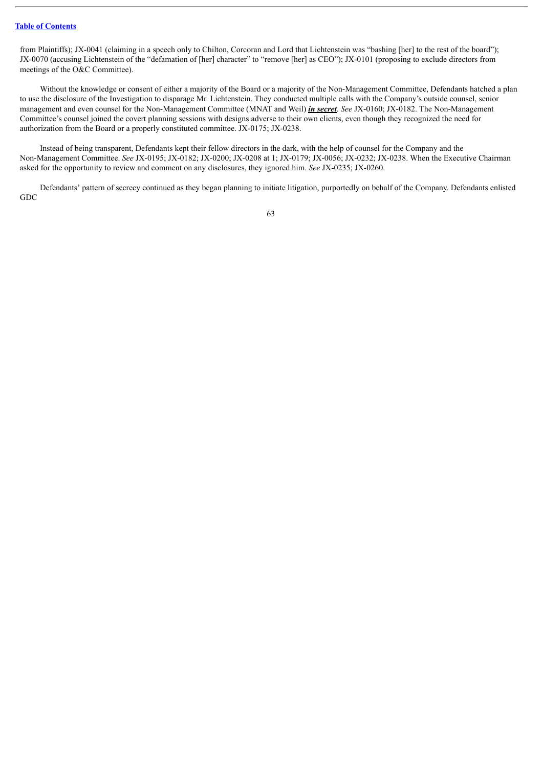from Plaintiffs); JX-0041 (claiming in a speech only to Chilton, Corcoran and Lord that Lichtenstein was "bashing [her] to the rest of the board"); JX-0070 (accusing Lichtenstein of the "defamation of [her] character" to "remove [her] as CEO"); JX-0101 (proposing to exclude directors from meetings of the O&C Committee).

Without the knowledge or consent of either a majority of the Board or a majority of the Non-Management Committee, Defendants hatched a plan to use the disclosure of the Investigation to disparage Mr. Lichtenstein. They conducted multiple calls with the Company's outside counsel, senior management and even counsel for the Non-Management Committee (MNAT and Weil) ***in secret***. *See* JX-0160; JX-0182. The Non-Management Committee's counsel joined the covert planning sessions with designs adverse to their own clients, even though they recognized the need for authorization from the Board or a properly constituted committee. JX-0175; JX-0238.

Instead of being transparent, Defendants kept their fellow directors in the dark, with the help of counsel for the Company and the Non-Management Committee. *See* JX-0195; JX-0182; JX-0200; JX-0208 at 1; JX-0179; JX-0056; JX-0232; JX-0238. When the Executive Chairman asked for the opportunity to review and comment on any disclosures, they ignored him. *See* JX-0235; JX-0260.

Defendants' pattern of secrecy continued as they began planning to initiate litigation, purportedly on behalf of the Company. Defendants enlisted GDC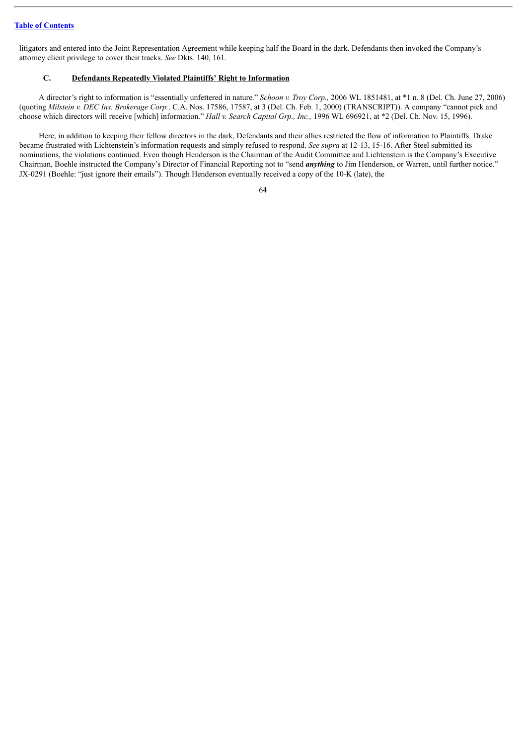litigators and entered into the Joint Representation Agreement while keeping half the Board in the dark. Defendants then invoked the Company's attorney client privilege to cover their tracks. *See* Dkts. 140, 161.

### C. **Defendants Repeatedly Violated Plaintiffs' Right to Information**

A director's right to information is "essentially unfettered in nature." *Schoon v. Troy Corp.,* 2006 WL 1851481, at *1 n. 8 (Del. Ch. June 27, 2006) (quoting *Milstein v. DEC Ins. Brokerage Corp.,* C.A. Nos. 17586, 17587, at 3 (Del. Ch. Feb. 1, 2000) (TRANSCRIPT)). A company "cannot pick and choose which directors will receive [which] information." *Hall v. Search Capital Grp., Inc.,* 1996 WL 696921, at *2 (Del. Ch. Nov. 15, 1996).

Here, in addition to keeping their fellow directors in the dark, Defendants and their allies restricted the flow of information to Plaintiffs. Drake became frustrated with Lichtenstein's information requests and simply refused to respond. *See supra* at 12-13, 15-16. After Steel submitted its nominations, the violations continued. Even though Henderson is the Chairman of the Audit Committee and Lichtenstein is the Company's Executive Chairman, Boehle instructed the Company's Director of Financial Reporting not to "send ***anything*** to Jim Henderson, or Warren, until further notice." JX-0291 (Boehle: "just ignore their emails"). Though Henderson eventually received a copy of the 10-K (late), the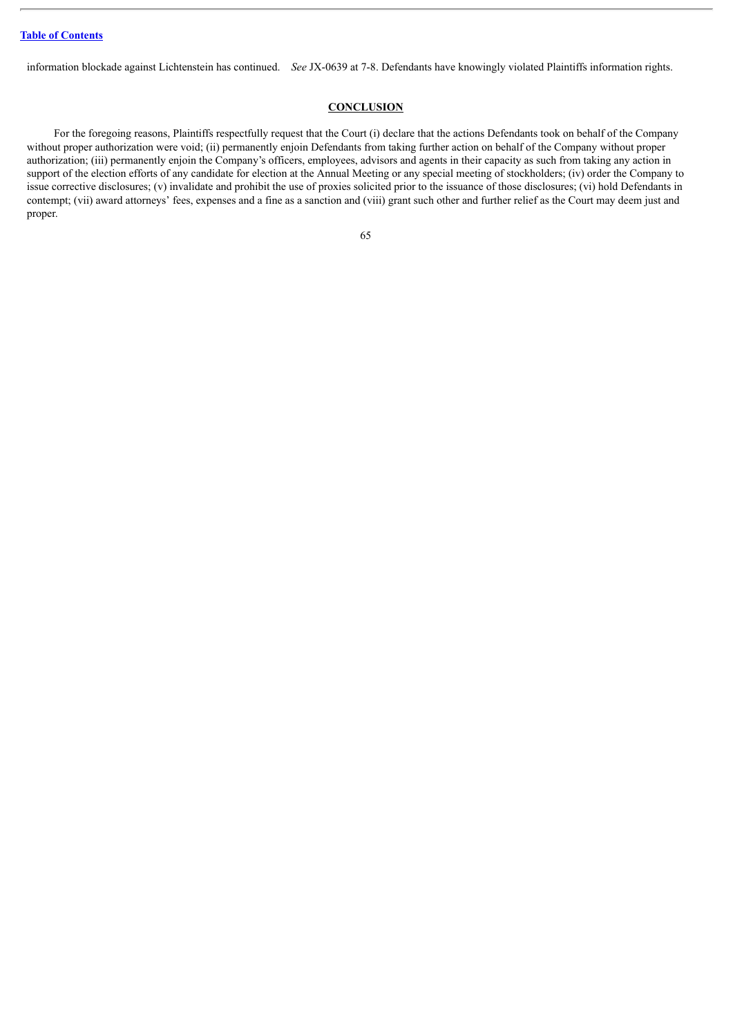information blockade against Lichtenstein has continued. *See* JX-0639 at 7-8. Defendants have knowingly violated Plaintiffs information rights.

## **CONCLUSION**

For the foregoing reasons, Plaintiffs respectfully request that the Court (i) declare that the actions Defendants took on behalf of the Company without proper authorization were void; (ii) permanently enjoin Defendants from taking further action on behalf of the Company without proper authorization; (iii) permanently enjoin the Company's officers, employees, advisors and agents in their capacity as such from taking any action in support of the election efforts of any candidate for election at the Annual Meeting or any special meeting of stockholders; (iv) order the Company to issue corrective disclosures; (v) invalidate and prohibit the use of proxies solicited prior to the issuance of those disclosures; (vi) hold Defendants in contempt; (vii) award attorneys' fees, expenses and a fine as a sanction and (viii) grant such other and further relief as the Court may deem just and proper.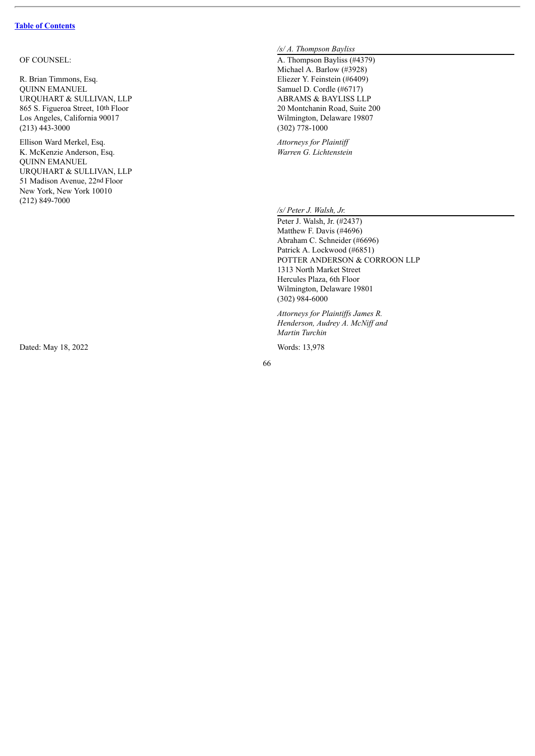[Table of Contents](#)

OF COUNSEL:

R. Brian Timmons, Esq.
QUINN EMANUEL
URQUHART & SULLIVAN, LLP
865 S. Figueroa Street, 10th Floor
Los Angeles, California 90017
(213) 443-3000

Ellison Ward Merkel, Esq.
K. McKenzie Anderson, Esq.
QUINN EMANUEL
URQUHART & SULLIVAN, LLP
51 Madison Avenue, 22nd Floor
New York, New York 10010
(212) 849-7000

*/s/ A. Thompson Bayliss*

A. Thompson Bayliss (#4379)
Michael A. Barlow (#3928)
Eliezer Y. Feinstein (#6409)
Samuel D. Cordle (#6717)
ABRAMS & BAYLISS LLP
20 Montchanin Road, Suite 200
Wilmington, Delaware 19807
(302) 778-1000

*Attorneys for Plaintiff Warren G. Lichtenstein*

*/s/ Peter J. Walsh, Jr.*

Peter J. Walsh, Jr. (#2437)
Matthew F. Davis (#4696)
Abraham C. Schneider (#6696)
Patrick A. Lockwood (#6851)
POTTER ANDERSON & CORROON LLP
1313 North Market Street
Hercules Plaza, 6th Floor
Wilmington, Delaware 19801
(302) 984-6000

*Attorneys for Plaintiffs James R. Henderson, Audrey A. McNiff and Martin Turchin*

Dated: May 18, 2022

Words: 13,978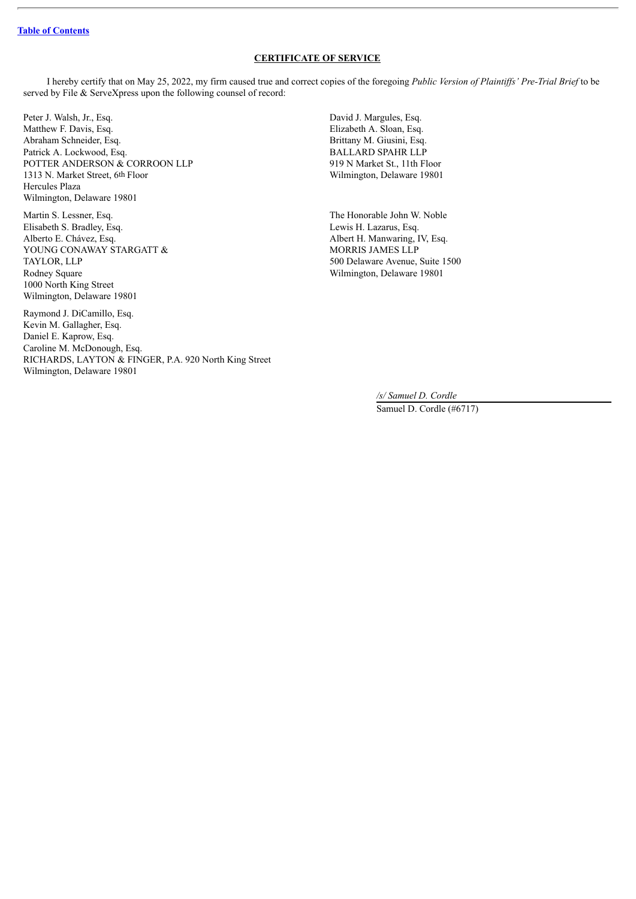**CERTIFICATE OF SERVICE**

I hereby certify that on May 25, 2022, my firm caused true and correct copies of the foregoing *Public Version of Plaintiffs' Pre-Trial Brief* to be served by File & ServeXpress upon the following counsel of record:

Peter J. Walsh, Jr., Esq.
Matthew F. Davis, Esq.
Abraham Schneider, Esq.
Patrick A. Lockwood, Esq.
POTTER ANDERSON & CORROON LLP
1313 N. Market Street, 6th Floor
Hercules Plaza
Wilmington, Delaware 19801

David J. Margules, Esq.
Elizabeth A. Sloan, Esq.
Brittany M. Giusini, Esq.
BALLARD SPAHR LLP
919 N Market St., 11th Floor
Wilmington, Delaware 19801

Martin S. Lessner, Esq.
Elisabeth S. Bradley, Esq.
Alberto E. Chávez, Esq.
YOUNG CONAWAY STARGATT & TAYLOR, LLP
Rodney Square
1000 North King Street
Wilmington, Delaware 19801

The Honorable John W. Noble
Lewis H. Lazarus, Esq.
Albert H. Manwaring, IV, Esq.
MORRIS JAMES LLP
500 Delaware Avenue, Suite 1500
Wilmington, Delaware 19801

Raymond J. DiCamillo, Esq.
Kevin M. Gallagher, Esq.
Daniel E. Kaprow, Esq.
Caroline M. McDonough, Esq.
RICHARDS, LAYTON & FINGER, P.A. 920 North King Street
Wilmington, Delaware 19801

*/s/ Samuel D. Cordle*
Samuel D. Cordle (#6717)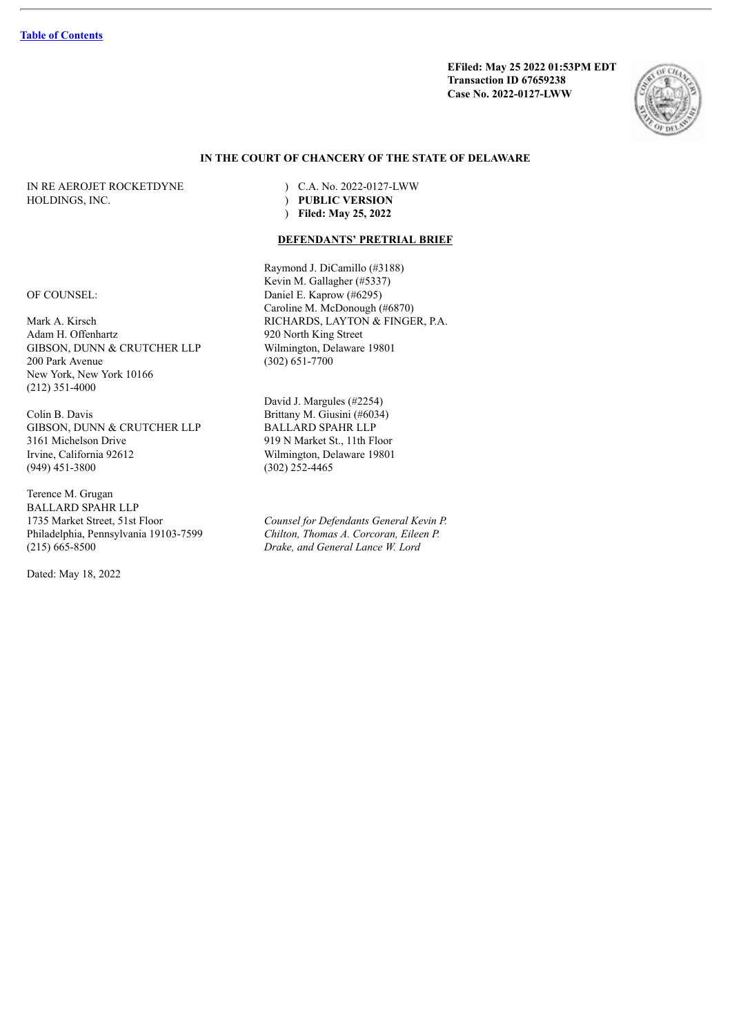[Table of Contents](#)

**EFiled: May 25 2022 01:53PM EDT**
**Transaction ID 67659238**
**Case No. 2022-0127-LWW**

**IN THE COURT OF CHANCERY OF THE STATE OF DELAWARE**

IN RE AEROJET ROCKETDYNE HOLDINGS, INC.

) C.A. No. 2022-0127-LWW
) **PUBLIC VERSION**
) **Filed: May 25, 2022**

**DEFENDANTS' PRETRIAL BRIEF**

OF COUNSEL:

Mark A. Kirsch
Adam H. Offenhartz
GIBSON, DUNN & CRUTCHER LLP
200 Park Avenue
New York, New York 10166
(212) 351-4000

Colin B. Davis
GIBSON, DUNN & CRUTCHER LLP
3161 Michelson Drive
Irvine, California 92612
(949) 451-3800

Terence M. Grugan
BALLARD SPAHR LLP
1735 Market Street, 51st Floor
Philadelphia, Pennsylvania 19103-7599
(215) 665-8500

Dated: May 18, 2022

Raymond J. DiCamillo (#3188)
Kevin M. Gallagher (#5337)
Daniel E. Kaprow (#6295)
Caroline M. McDonough (#6870)
RICHARDS, LAYTON & FINGER, P.A.
920 North King Street
Wilmington, Delaware 19801
(302) 651-7700

David J. Margules (#2254)
Brittany M. Giusini (#6034)
BALLARD SPAHR LLP
919 N Market St., 11th Floor
Wilmington, Delaware 19801
(302) 252-4465

*Counsel for Defendants General Kevin P. Chilton, Thomas A. Corcoran, Eileen P. Drake, and General Lance W. Lord*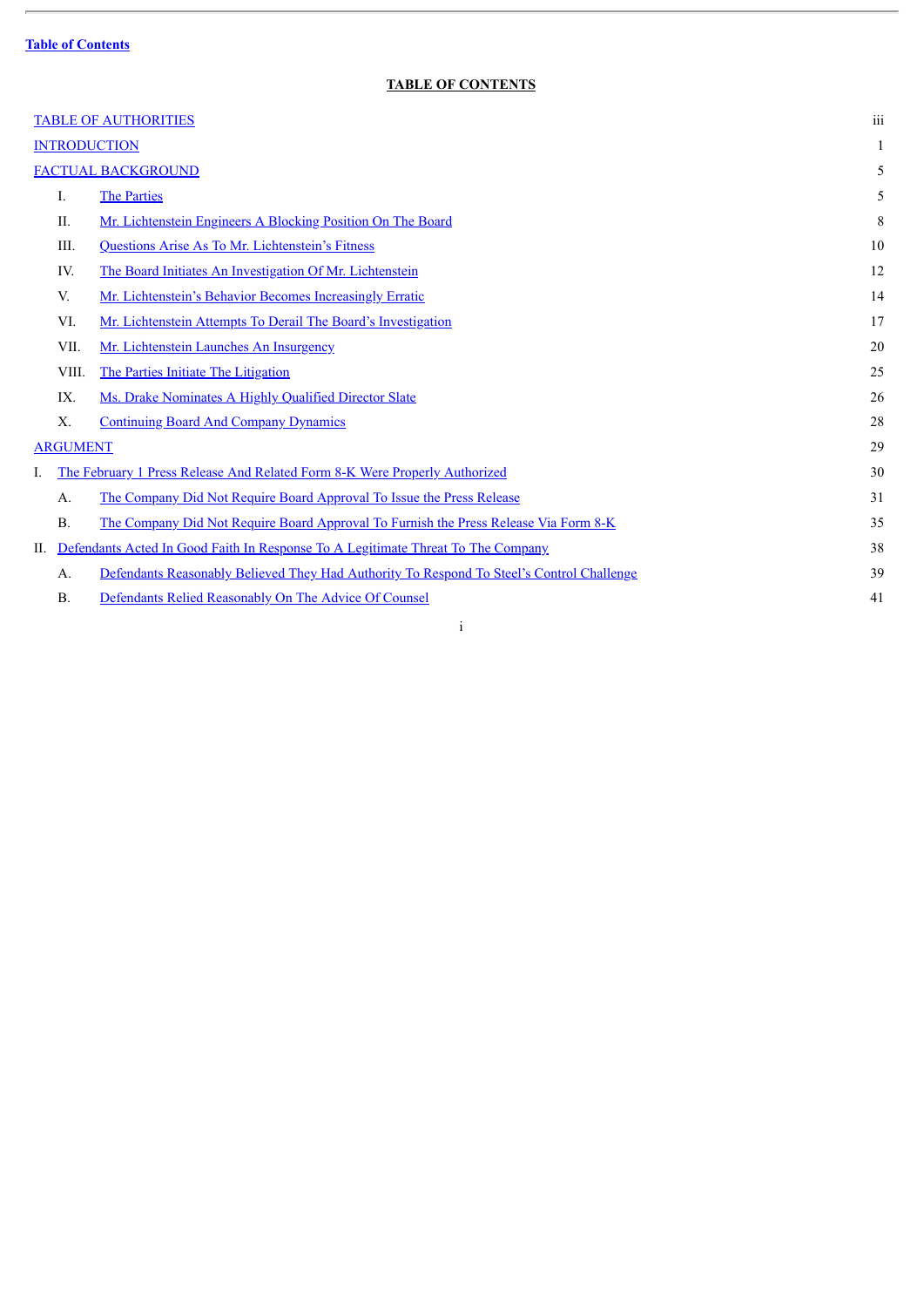Table of Contents

**TABLE OF CONTENTS**

| | | |
|---|---|---|
| TABLE OF AUTHORITIES | | iii |
| INTRODUCTION | | 1 |
| FACTUAL BACKGROUND | | 5 |
| I. | The Parties | 5 |
| II. | Mr. Lichtenstein Engineers A Blocking Position On The Board | 8 |
| III. | Questions Arise As To Mr. Lichtenstein's Fitness | 10 |
| IV. | The Board Initiates An Investigation Of Mr. Lichtenstein | 12 |
| V. | Mr. Lichtenstein's Behavior Becomes Increasingly Erratic | 14 |
| VI. | Mr. Lichtenstein Attempts To Derail The Board's Investigation | 17 |
| VII. | Mr. Lichtenstein Launches An Insurgency | 20 |
| VIII. | The Parties Initiate The Litigation | 25 |
| IX. | Ms. Drake Nominates A Highly Qualified Director Slate | 26 |
| X. | Continuing Board And Company Dynamics | 28 |
| ARGUMENT | | 29 |
| I. | The February 1 Press Release And Related Form 8-K Were Properly Authorized | 30 |
| A. | The Company Did Not Require Board Approval To Issue the Press Release | 31 |
| B. | The Company Did Not Require Board Approval To Furnish the Press Release Via Form 8-K | 35 |
| II. | Defendants Acted In Good Faith In Response To A Legitimate Threat To The Company | 38 |
| A. | Defendants Reasonably Believed They Had Authority To Respond To Steel's Control Challenge | 39 |
| B. | Defendants Relied Reasonably On The Advice Of Counsel | 41 |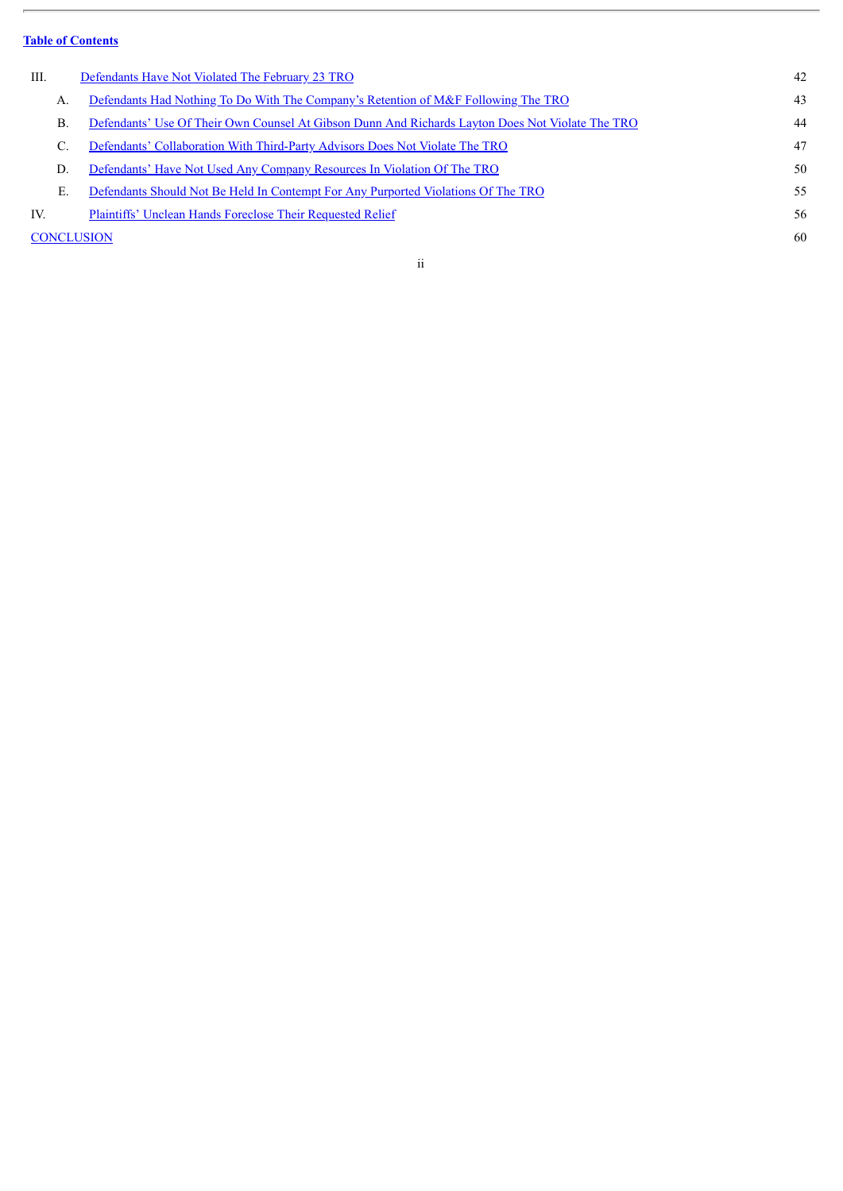**Table of Contents**

| | | |
|---|---|---|
| III. | Defendants Have Not Violated The February 23 TRO | 42 |
| A. | Defendants Had Nothing To Do With The Company's Retention of M&F Following The TRO | 43 |
| B. | Defendants' Use Of Their Own Counsel At Gibson Dunn And Richards Layton Does Not Violate The TRO | 44 |
| C. | Defendants' Collaboration With Third-Party Advisors Does Not Violate The TRO | 47 |
| D. | Defendants' Have Not Used Any Company Resources In Violation Of The TRO | 50 |
| E. | Defendants Should Not Be Held In Contempt For Any Purported Violations Of The TRO | 55 |
| IV. | Plaintiffs' Unclean Hands Foreclose Their Requested Relief | 56 |
| CONCLUSION | | 60 |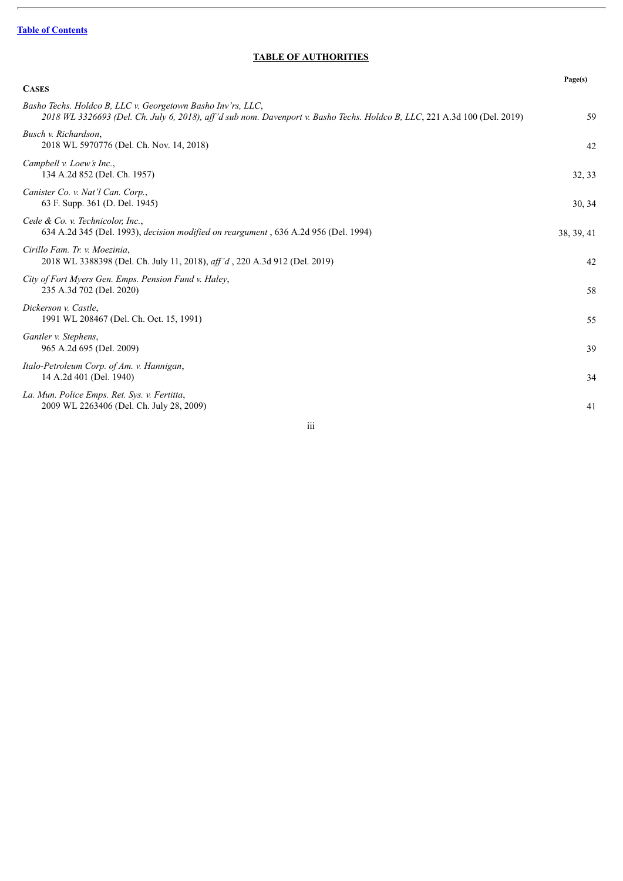[Table of Contents](#)

## TABLE OF AUTHORITIES

| **CASES** | **Page(s)** |
|---|---|
| *Basho Techs. Holdco B, LLC v. Georgetown Basho Inv'rs, LLC*, 2018 WL 3326693 (Del. Ch. July 6, 2018), *aff'd sub nom. Davenport v. Basho Techs. Holdco B, LLC*, 221 A.3d 100 (Del. 2019) | 59 |
| *Busch v. Richardson*, 2018 WL 5970776 (Del. Ch. Nov. 14, 2018) | 42 |
| *Campbell v. Loew's Inc.*, 134 A.2d 852 (Del. Ch. 1957) | 32, 33 |
| *Canister Co. v. Nat'l Can. Corp.*, 63 F. Supp. 361 (D. Del. 1945) | 30, 34 |
| *Cede & Co. v. Technicolor, Inc.*, 634 A.2d 345 (Del. 1993), *decision modified on reargument* , 636 A.2d 956 (Del. 1994) | 38, 39, 41 |
| *Cirillo Fam. Tr. v. Moezinia*, 2018 WL 3388398 (Del. Ch. July 11, 2018), *aff'd* , 220 A.3d 912 (Del. 2019) | 42 |
| *City of Fort Myers Gen. Emps. Pension Fund v. Haley*, 235 A.3d 702 (Del. 2020) | 58 |
| *Dickerson v. Castle*, 1991 WL 208467 (Del. Ch. Oct. 15, 1991) | 55 |
| *Gantler v. Stephens*, 965 A.2d 695 (Del. 2009) | 39 |
| *Italo-Petroleum Corp. of Am. v. Hannigan*, 14 A.2d 401 (Del. 1940) | 34 |
| *La. Mun. Police Emps. Ret. Sys. v. Fertitta*, 2009 WL 2263406 (Del. Ch. July 28, 2009) | 41 |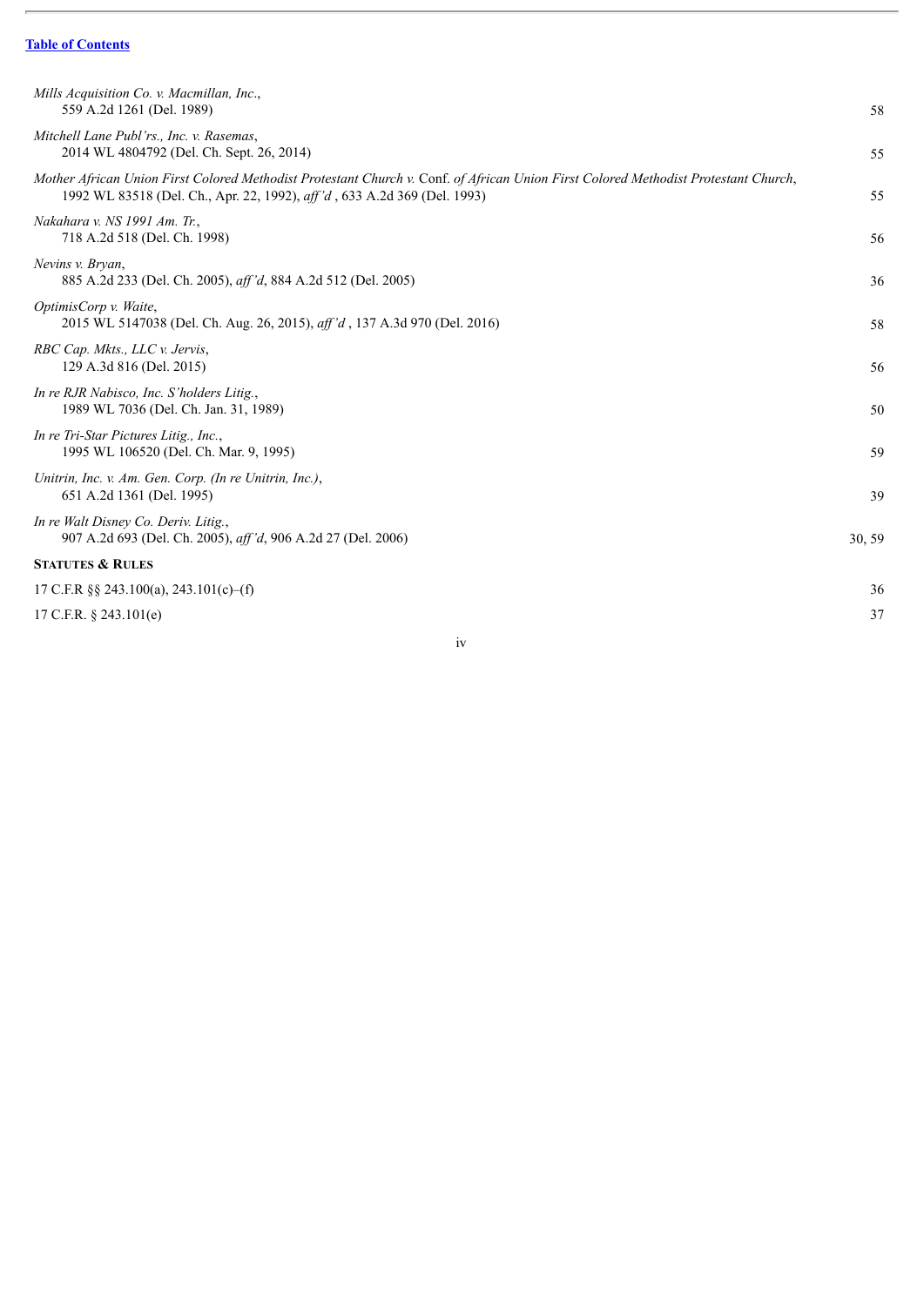[Table of Contents](#)

| | |
|---|---|
| *Mills Acquisition Co. v. Macmillan, Inc.*,<br>559 A.2d 1261 (Del. 1989) | 58 |
| *Mitchell Lane Publ'rs., Inc. v. Rasemas*,<br>2014 WL 4804792 (Del. Ch. Sept. 26, 2014) | 55 |
| *Mother African Union First Colored Methodist Protestant Church v.* Conf. *of African Union First Colored Methodist Protestant Church*,<br>1992 WL 83518 (Del. Ch., Apr. 22, 1992), *aff'd* , 633 A.2d 369 (Del. 1993) | 55 |
| *Nakahara v. NS 1991 Am. Tr.*,<br>718 A.2d 518 (Del. Ch. 1998) | 56 |
| *Nevins v. Bryan*,<br>885 A.2d 233 (Del. Ch. 2005), *aff'd*, 884 A.2d 512 (Del. 2005) | 36 |
| *OptimisCorp v. Waite*,<br>2015 WL 5147038 (Del. Ch. Aug. 26, 2015), *aff'd* , 137 A.3d 970 (Del. 2016) | 58 |
| *RBC Cap. Mkts., LLC v. Jervis*,<br>129 A.3d 816 (Del. 2015) | 56 |
| *In re RJR Nabisco, Inc. S'holders Litig.*,<br>1989 WL 7036 (Del. Ch. Jan. 31, 1989) | 50 |
| *In re Tri-Star Pictures Litig., Inc.*,<br>1995 WL 106520 (Del. Ch. Mar. 9, 1995) | 59 |
| *Unitrin, Inc. v. Am. Gen. Corp. (In re Unitrin, Inc.)*,<br>651 A.2d 1361 (Del. 1995) | 39 |
| *In re Walt Disney Co. Deriv. Litig.*,<br>907 A.2d 693 (Del. Ch. 2005), *aff'd*, 906 A.2d 27 (Del. 2006) | 30, 59 |
| **STATUTES & RULES** | |
| 17 C.F.R §§ 243.100(a), 243.101(c)–(f) | 36 |
| 17 C.F.R. § 243.101(e) | 37 |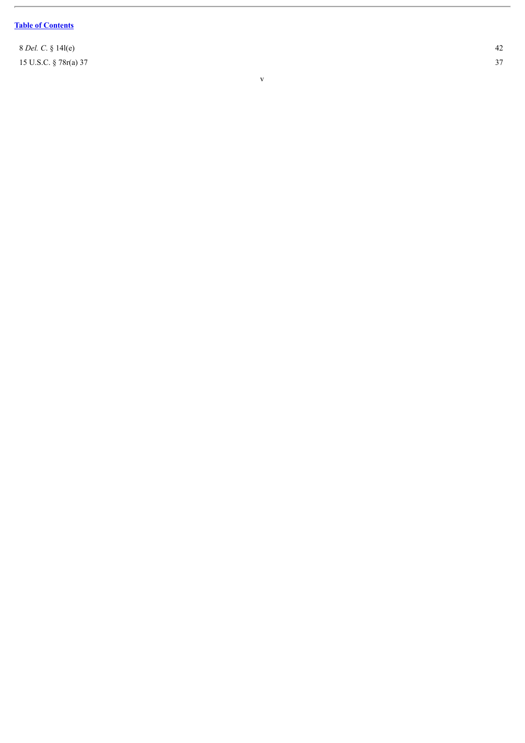[Table of Contents](#)

| | |
|---|---|
| 8 *Del. C.* § 14l(e) | 42 |
| 15 U.S.C. § 78r(a) 37 | 37 |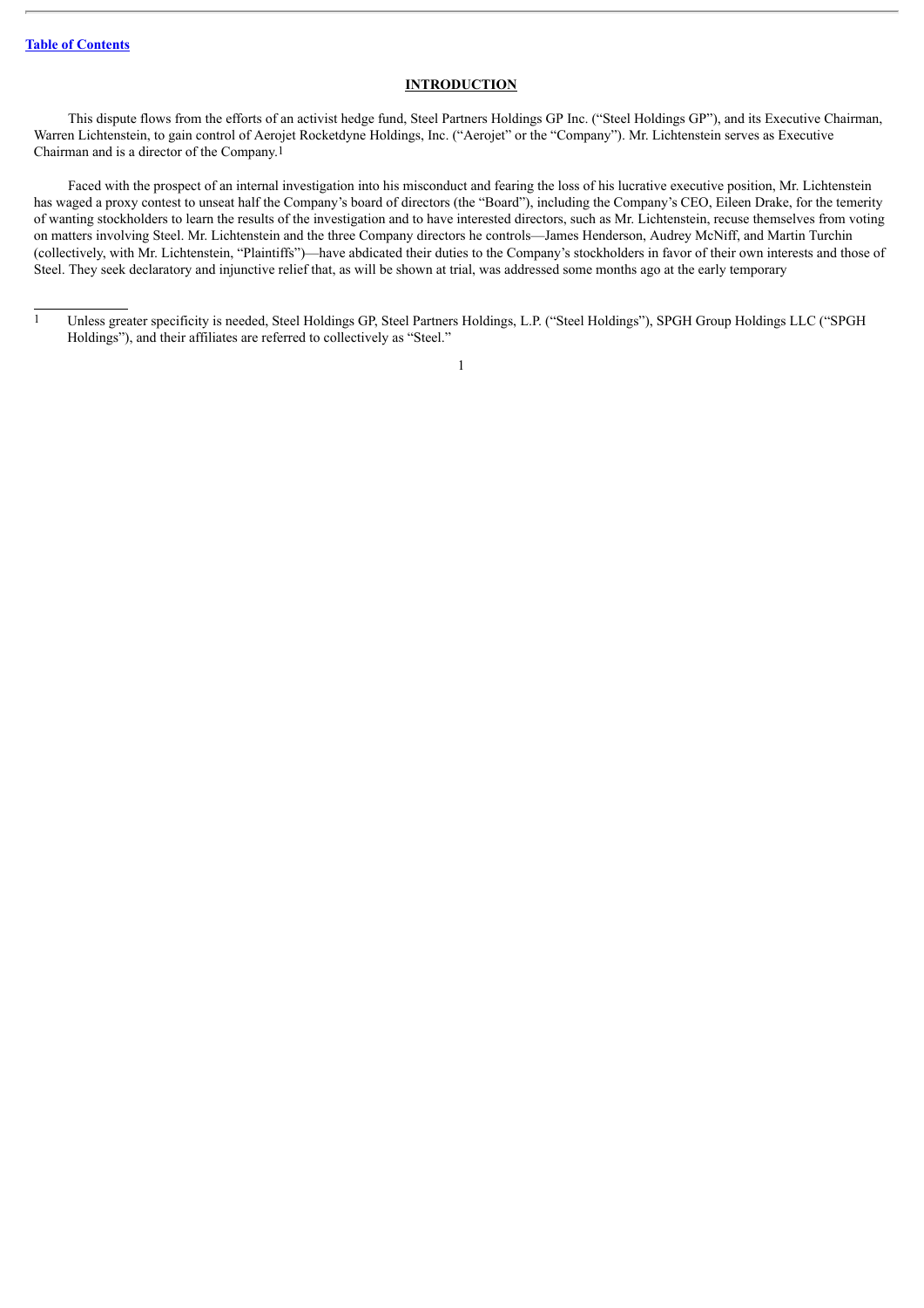## INTRODUCTION

This dispute flows from the efforts of an activist hedge fund, Steel Partners Holdings GP Inc. ("Steel Holdings GP"), and its Executive Chairman, Warren Lichtenstein, to gain control of Aerojet Rocketdyne Holdings, Inc. ("Aerojet" or the "Company"). Mr. Lichtenstein serves as Executive Chairman and is a director of the Company.[1]

Faced with the prospect of an internal investigation into his misconduct and fearing the loss of his lucrative executive position, Mr. Lichtenstein has waged a proxy contest to unseat half the Company's board of directors (the "Board"), including the Company's CEO, Eileen Drake, for the temerity of wanting stockholders to learn the results of the investigation and to have interested directors, such as Mr. Lichtenstein, recuse themselves from voting on matters involving Steel. Mr. Lichtenstein and the three Company directors he controls—James Henderson, Audrey McNiff, and Martin Turchin (collectively, with Mr. Lichtenstein, "Plaintiffs")—have abdicated their duties to the Company's stockholders in favor of their own interests and those of Steel. They seek declaratory and injunctive relief that, as will be shown at trial, was addressed some months ago at the early temporary

---

[1] Unless greater specificity is needed, Steel Holdings GP, Steel Partners Holdings, L.P. ("Steel Holdings"), SPGH Group Holdings LLC ("SPGH Holdings"), and their affiliates are referred to collectively as "Steel."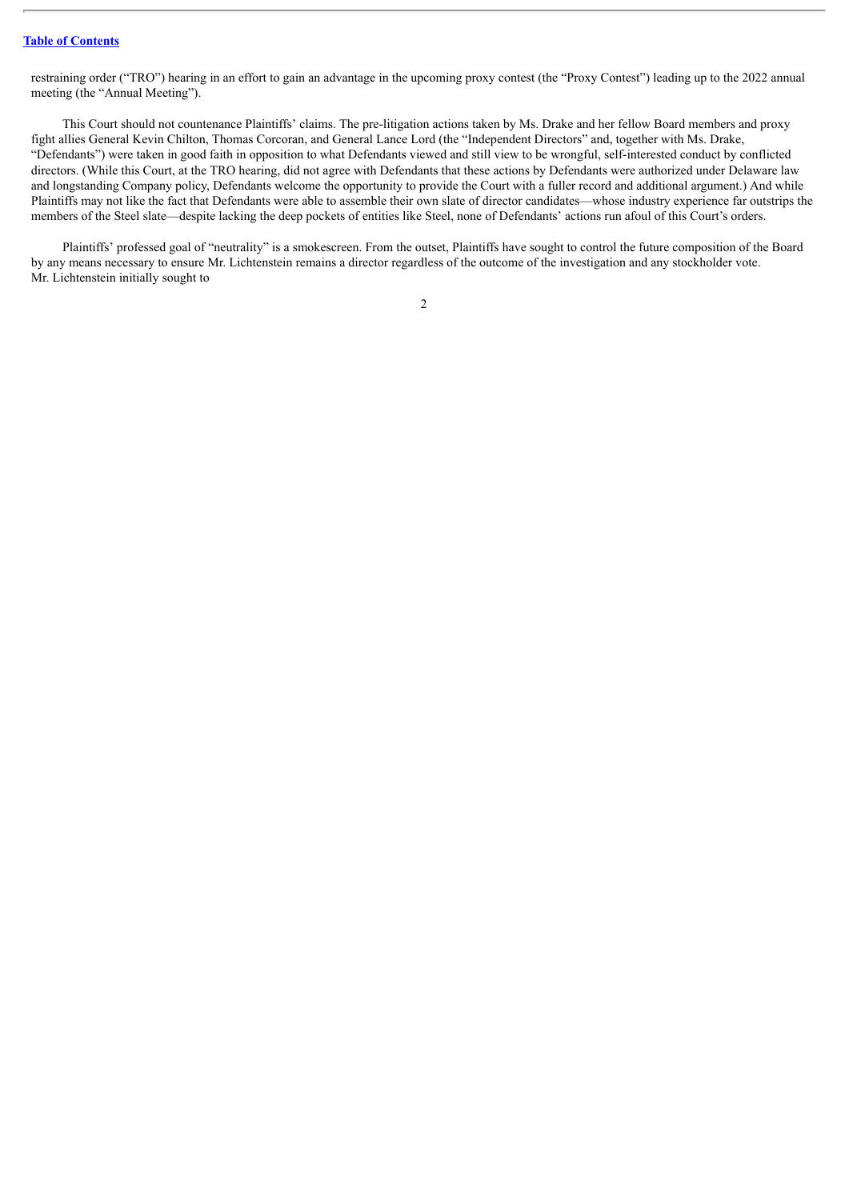restraining order ("TRO") hearing in an effort to gain an advantage in the upcoming proxy contest (the "Proxy Contest") leading up to the 2022 annual meeting (the "Annual Meeting").

This Court should not countenance Plaintiffs' claims. The pre-litigation actions taken by Ms. Drake and her fellow Board members and proxy fight allies General Kevin Chilton, Thomas Corcoran, and General Lance Lord (the "Independent Directors" and, together with Ms. Drake, "Defendants") were taken in good faith in opposition to what Defendants viewed and still view to be wrongful, self-interested conduct by conflicted directors. (While this Court, at the TRO hearing, did not agree with Defendants that these actions by Defendants were authorized under Delaware law and longstanding Company policy, Defendants welcome the opportunity to provide the Court with a fuller record and additional argument.) And while Plaintiffs may not like the fact that Defendants were able to assemble their own slate of director candidates—whose industry experience far outstrips the members of the Steel slate—despite lacking the deep pockets of entities like Steel, none of Defendants' actions run afoul of this Court's orders.

Plaintiffs' professed goal of "neutrality" is a smokescreen. From the outset, Plaintiffs have sought to control the future composition of the Board by any means necessary to ensure Mr. Lichtenstein remains a director regardless of the outcome of the investigation and any stockholder vote. Mr. Lichtenstein initially sought to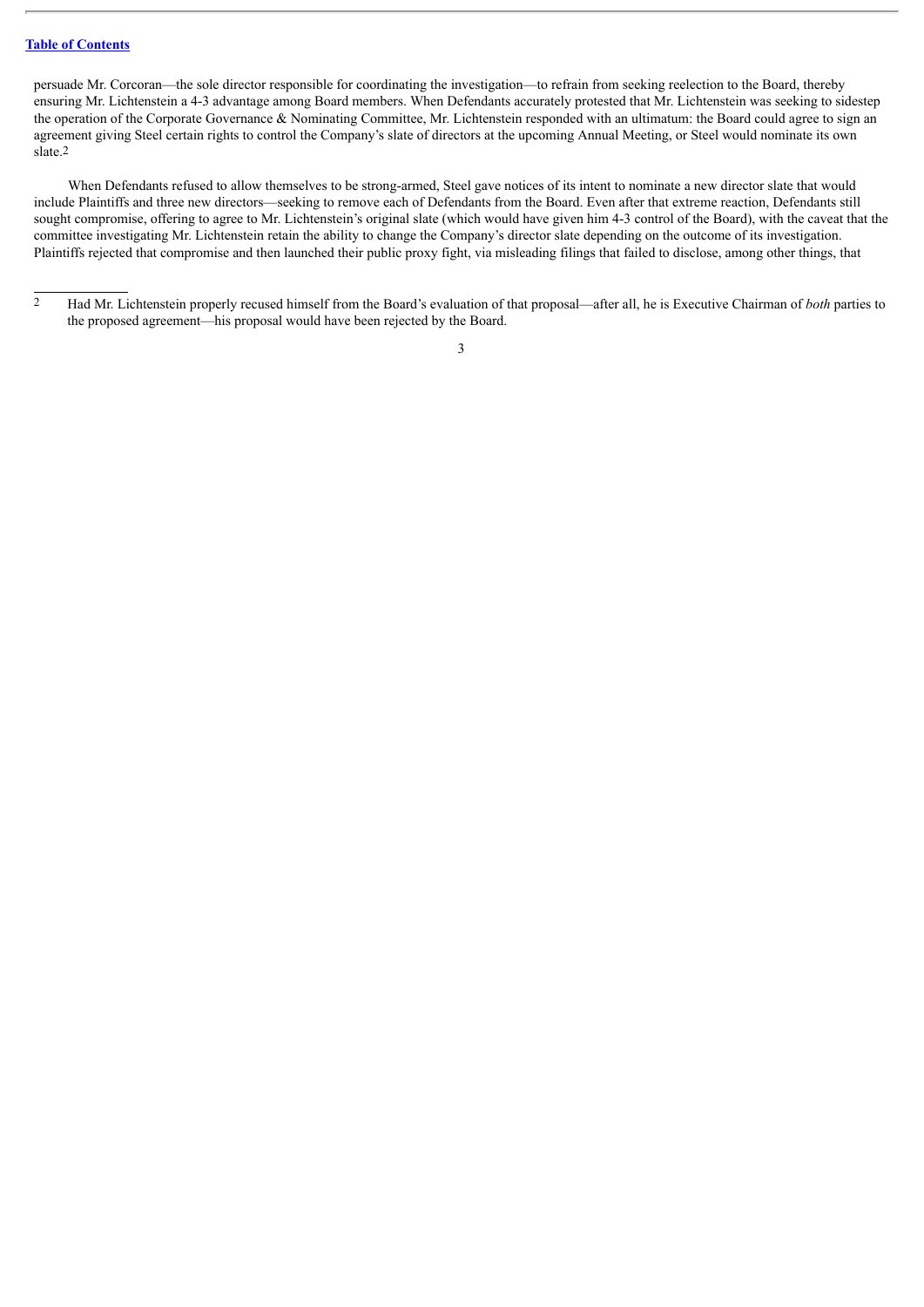persuade Mr. Corcoran—the sole director responsible for coordinating the investigation—to refrain from seeking reelection to the Board, thereby ensuring Mr. Lichtenstein a 4-3 advantage among Board members. When Defendants accurately protested that Mr. Lichtenstein was seeking to sidestep the operation of the Corporate Governance & Nominating Committee, Mr. Lichtenstein responded with an ultimatum: the Board could agree to sign an agreement giving Steel certain rights to control the Company's slate of directors at the upcoming Annual Meeting, or Steel would nominate its own slate.[2]

When Defendants refused to allow themselves to be strong-armed, Steel gave notices of its intent to nominate a new director slate that would include Plaintiffs and three new directors—seeking to remove each of Defendants from the Board. Even after that extreme reaction, Defendants still sought compromise, offering to agree to Mr. Lichtenstein's original slate (which would have given him 4-3 control of the Board), with the caveat that the committee investigating Mr. Lichtenstein retain the ability to change the Company's director slate depending on the outcome of its investigation. Plaintiffs rejected that compromise and then launched their public proxy fight, via misleading filings that failed to disclose, among other things, that

---

[2] Had Mr. Lichtenstein properly recused himself from the Board's evaluation of that proposal—after all, he is Executive Chairman of *both* parties to the proposed agreement—his proposal would have been rejected by the Board.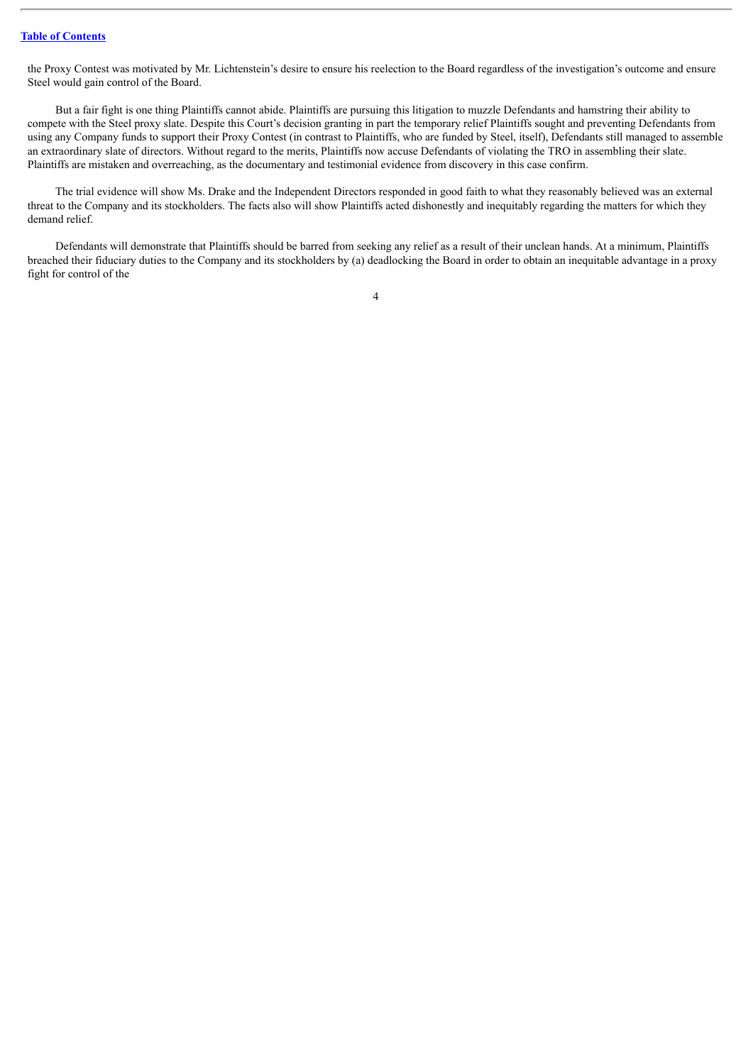the Proxy Contest was motivated by Mr. Lichtenstein's desire to ensure his reelection to the Board regardless of the investigation's outcome and ensure Steel would gain control of the Board.

But a fair fight is one thing Plaintiffs cannot abide. Plaintiffs are pursuing this litigation to muzzle Defendants and hamstring their ability to compete with the Steel proxy slate. Despite this Court's decision granting in part the temporary relief Plaintiffs sought and preventing Defendants from using any Company funds to support their Proxy Contest (in contrast to Plaintiffs, who are funded by Steel, itself), Defendants still managed to assemble an extraordinary slate of directors. Without regard to the merits, Plaintiffs now accuse Defendants of violating the TRO in assembling their slate. Plaintiffs are mistaken and overreaching, as the documentary and testimonial evidence from discovery in this case confirm.

The trial evidence will show Ms. Drake and the Independent Directors responded in good faith to what they reasonably believed was an external threat to the Company and its stockholders. The facts also will show Plaintiffs acted dishonestly and inequitably regarding the matters for which they demand relief.

Defendants will demonstrate that Plaintiffs should be barred from seeking any relief as a result of their unclean hands. At a minimum, Plaintiffs breached their fiduciary duties to the Company and its stockholders by (a) deadlocking the Board in order to obtain an inequitable advantage in a proxy fight for control of the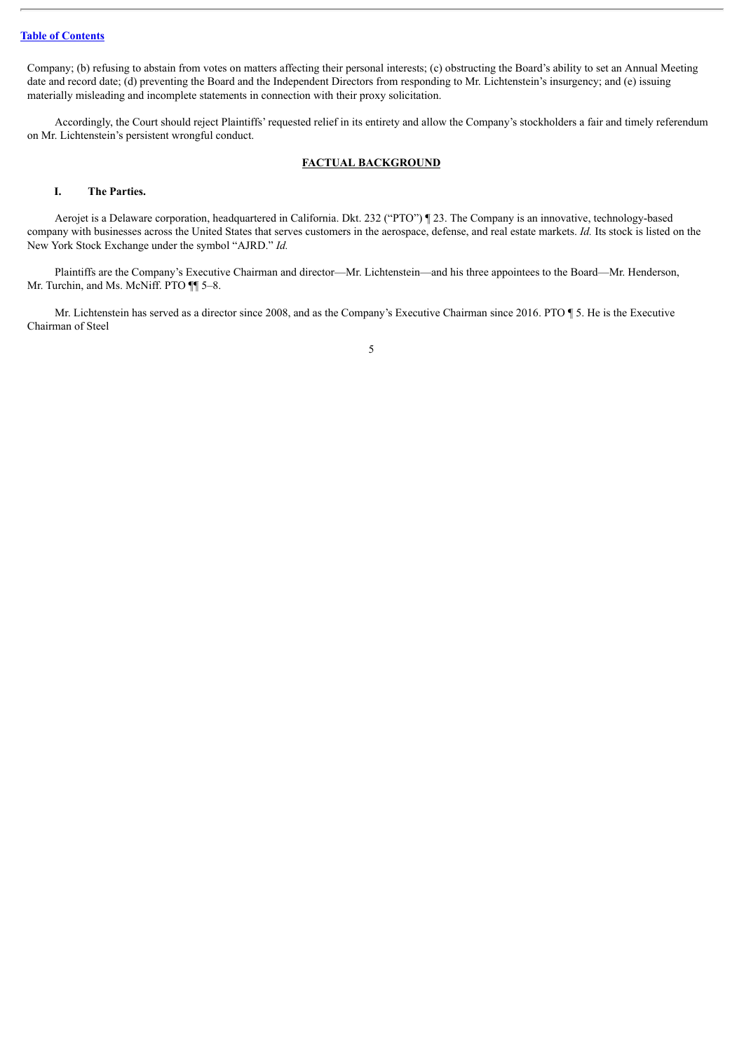Company; (b) refusing to abstain from votes on matters affecting their personal interests; (c) obstructing the Board's ability to set an Annual Meeting date and record date; (d) preventing the Board and the Independent Directors from responding to Mr. Lichtenstein's insurgency; and (e) issuing materially misleading and incomplete statements in connection with their proxy solicitation.

Accordingly, the Court should reject Plaintiffs' requested relief in its entirety and allow the Company's stockholders a fair and timely referendum on Mr. Lichtenstein's persistent wrongful conduct.

## FACTUAL BACKGROUND

### I. The Parties.

Aerojet is a Delaware corporation, headquartered in California. Dkt. 232 ("PTO") ¶ 23. The Company is an innovative, technology-based company with businesses across the United States that serves customers in the aerospace, defense, and real estate markets. *Id.* Its stock is listed on the New York Stock Exchange under the symbol "AJRD." *Id.*

Plaintiffs are the Company's Executive Chairman and director—Mr. Lichtenstein—and his three appointees to the Board—Mr. Henderson, Mr. Turchin, and Ms. McNiff. PTO ¶¶ 5–8.

Mr. Lichtenstein has served as a director since 2008, and as the Company's Executive Chairman since 2016. PTO ¶ 5. He is the Executive Chairman of Steel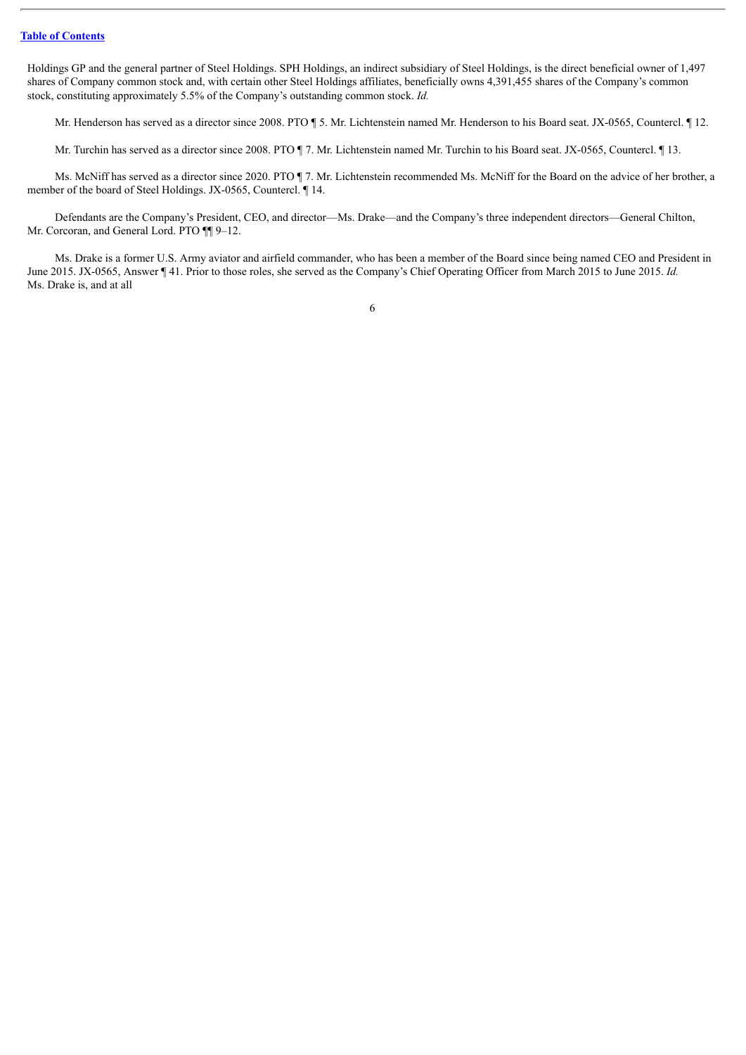Holdings GP and the general partner of Steel Holdings. SPH Holdings, an indirect subsidiary of Steel Holdings, is the direct beneficial owner of 1,497 shares of Company common stock and, with certain other Steel Holdings affiliates, beneficially owns 4,391,455 shares of the Company's common stock, constituting approximately 5.5% of the Company's outstanding common stock. *Id.*

Mr. Henderson has served as a director since 2008. PTO ¶ 5. Mr. Lichtenstein named Mr. Henderson to his Board seat. JX-0565, Countercl. ¶ 12.

Mr. Turchin has served as a director since 2008. PTO ¶ 7. Mr. Lichtenstein named Mr. Turchin to his Board seat. JX-0565, Countercl. ¶ 13.

Ms. McNiff has served as a director since 2020. PTO ¶ 7. Mr. Lichtenstein recommended Ms. McNiff for the Board on the advice of her brother, a member of the board of Steel Holdings. JX-0565, Countercl. ¶ 14.

Defendants are the Company's President, CEO, and director—Ms. Drake—and the Company's three independent directors—General Chilton, Mr. Corcoran, and General Lord. PTO ¶¶ 9–12.

Ms. Drake is a former U.S. Army aviator and airfield commander, who has been a member of the Board since being named CEO and President in June 2015. JX-0565, Answer ¶ 41. Prior to those roles, she served as the Company's Chief Operating Officer from March 2015 to June 2015. *Id.* Ms. Drake is, and at all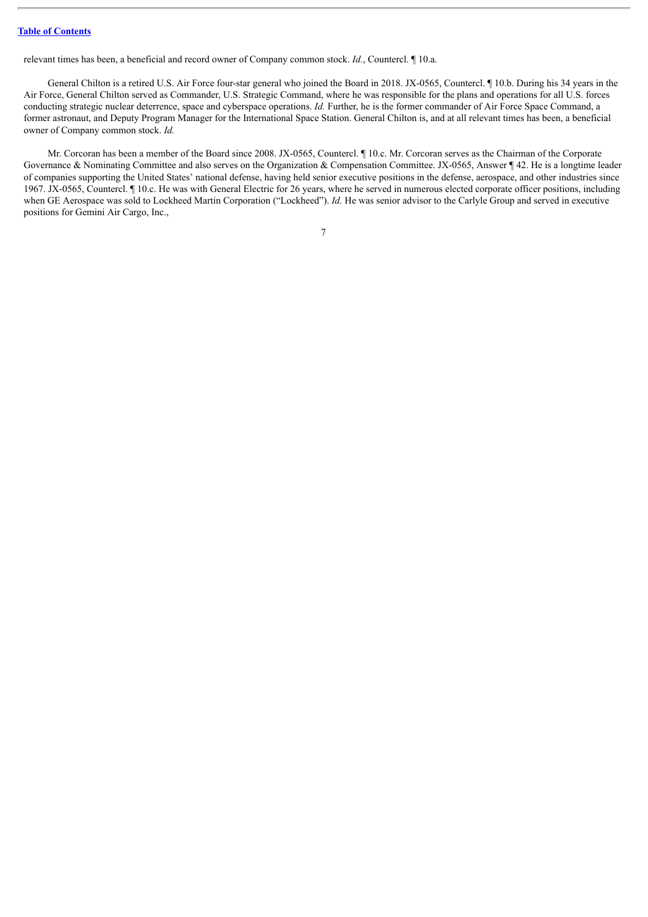relevant times has been, a beneficial and record owner of Company common stock. *Id.*, Countercl. ¶ 10.a.

General Chilton is a retired U.S. Air Force four-star general who joined the Board in 2018. JX-0565, Countercl. ¶ 10.b. During his 34 years in the Air Force, General Chilton served as Commander, U.S. Strategic Command, where he was responsible for the plans and operations for all U.S. forces conducting strategic nuclear deterrence, space and cyberspace operations. *Id.* Further, he is the former commander of Air Force Space Command, a former astronaut, and Deputy Program Manager for the International Space Station. General Chilton is, and at all relevant times has been, a beneficial owner of Company common stock. *Id.*

Mr. Corcoran has been a member of the Board since 2008. JX-0565, Countercl. ¶ 10.c. Mr. Corcoran serves as the Chairman of the Corporate Governance & Nominating Committee and also serves on the Organization & Compensation Committee. JX-0565, Answer ¶ 42. He is a longtime leader of companies supporting the United States' national defense, having held senior executive positions in the defense, aerospace, and other industries since 1967. JX-0565, Countercl. ¶ 10.c. He was with General Electric for 26 years, where he served in numerous elected corporate officer positions, including when GE Aerospace was sold to Lockheed Martin Corporation ("Lockheed"). *Id.* He was senior advisor to the Carlyle Group and served in executive positions for Gemini Air Cargo, Inc.,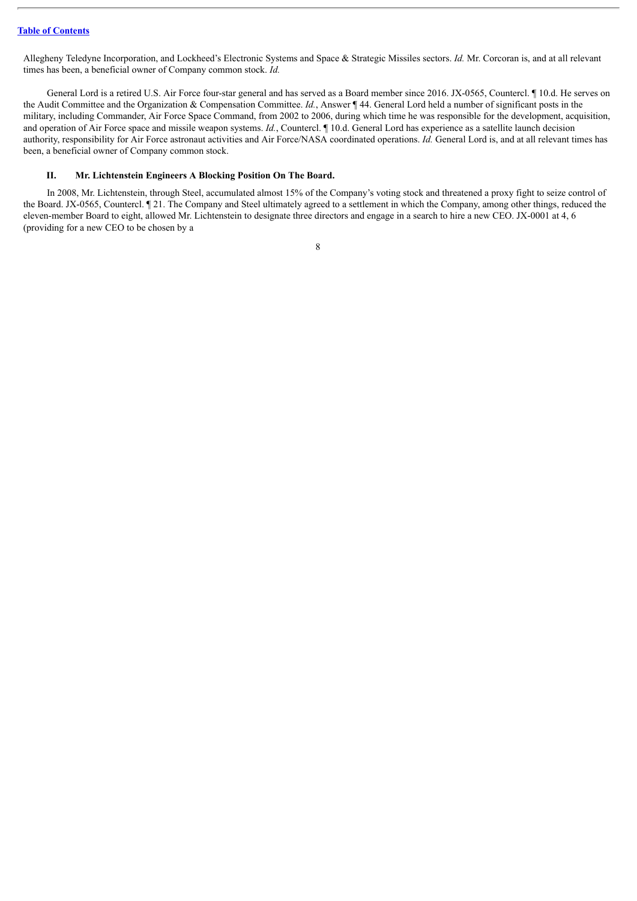Allegheny Teledyne Incorporation, and Lockheed's Electronic Systems and Space & Strategic Missiles sectors. *Id.* Mr. Corcoran is, and at all relevant times has been, a beneficial owner of Company common stock. *Id.*

General Lord is a retired U.S. Air Force four-star general and has served as a Board member since 2016. JX-0565, Countercl. ¶ 10.d. He serves on the Audit Committee and the Organization & Compensation Committee. *Id.*, Answer ¶ 44. General Lord held a number of significant posts in the military, including Commander, Air Force Space Command, from 2002 to 2006, during which time he was responsible for the development, acquisition, and operation of Air Force space and missile weapon systems. *Id.*, Countercl. ¶ 10.d. General Lord has experience as a satellite launch decision authority, responsibility for Air Force astronaut activities and Air Force/NASA coordinated operations. *Id.* General Lord is, and at all relevant times has been, a beneficial owner of Company common stock.

## II. Mr. Lichtenstein Engineers A Blocking Position On The Board.

In 2008, Mr. Lichtenstein, through Steel, accumulated almost 15% of the Company's voting stock and threatened a proxy fight to seize control of the Board. JX-0565, Countercl. ¶ 21. The Company and Steel ultimately agreed to a settlement in which the Company, among other things, reduced the eleven-member Board to eight, allowed Mr. Lichtenstein to designate three directors and engage in a search to hire a new CEO. JX-0001 at 4, 6 (providing for a new CEO to be chosen by a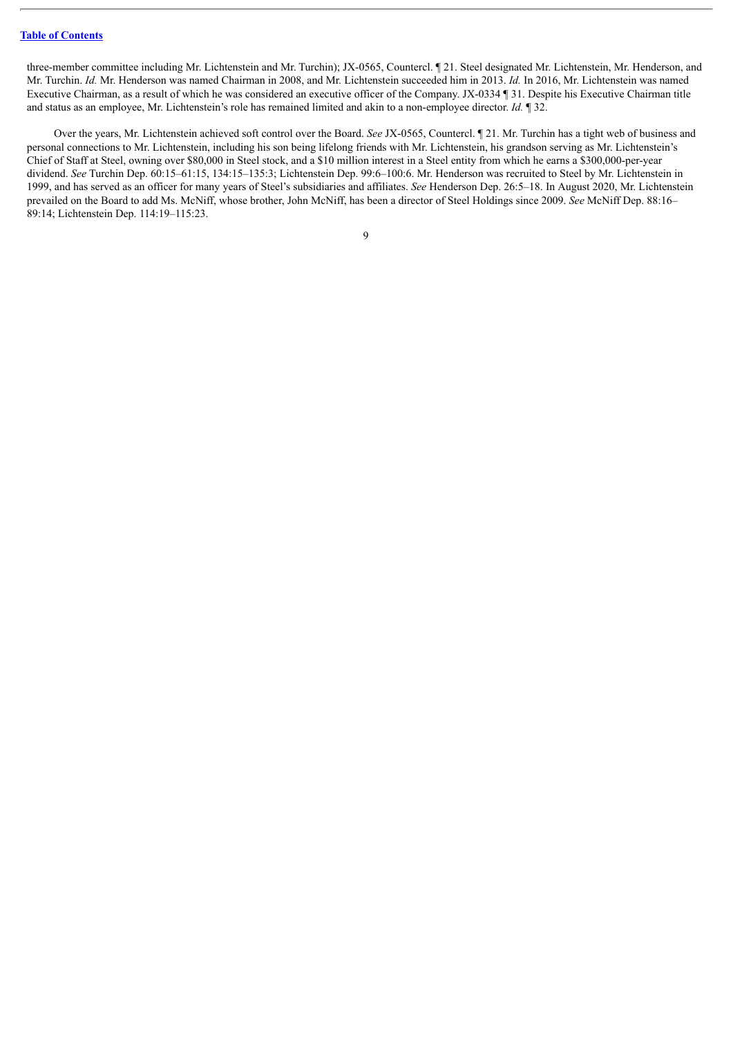three-member committee including Mr. Lichtenstein and Mr. Turchin); JX-0565, Countercl. ¶ 21. Steel designated Mr. Lichtenstein, Mr. Henderson, and Mr. Turchin. *Id.* Mr. Henderson was named Chairman in 2008, and Mr. Lichtenstein succeeded him in 2013. *Id.* In 2016, Mr. Lichtenstein was named Executive Chairman, as a result of which he was considered an executive officer of the Company. JX-0334 ¶ 31. Despite his Executive Chairman title and status as an employee, Mr. Lichtenstein's role has remained limited and akin to a non-employee director. *Id.* ¶ 32.

Over the years, Mr. Lichtenstein achieved soft control over the Board. *See* JX-0565, Countercl. ¶ 21. Mr. Turchin has a tight web of business and personal connections to Mr. Lichtenstein, including his son being lifelong friends with Mr. Lichtenstein, his grandson serving as Mr. Lichtenstein's Chief of Staff at Steel, owning over $80,000 in Steel stock, and a $10 million interest in a Steel entity from which he earns a $300,000-per-year dividend. *See* Turchin Dep. 60:15–61:15, 134:15–135:3; Lichtenstein Dep. 99:6–100:6. Mr. Henderson was recruited to Steel by Mr. Lichtenstein in 1999, and has served as an officer for many years of Steel's subsidiaries and affiliates. *See* Henderson Dep. 26:5–18. In August 2020, Mr. Lichtenstein prevailed on the Board to add Ms. McNiff, whose brother, John McNiff, has been a director of Steel Holdings since 2009. *See* McNiff Dep. 88:16–89:14; Lichtenstein Dep. 114:19–115:23.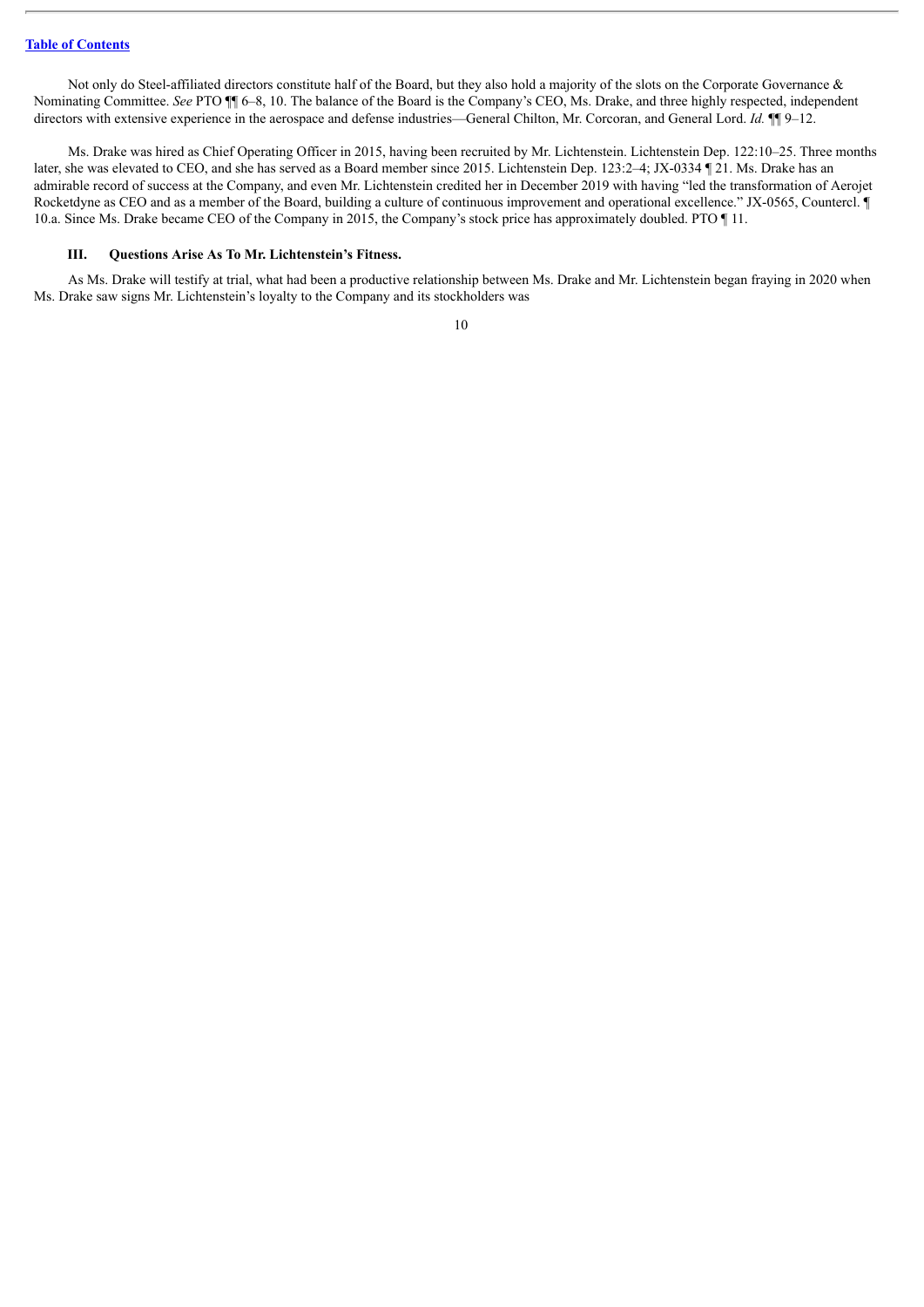Not only do Steel-affiliated directors constitute half of the Board, but they also hold a majority of the slots on the Corporate Governance & Nominating Committee. *See* PTO ¶¶ 6–8, 10. The balance of the Board is the Company's CEO, Ms. Drake, and three highly respected, independent directors with extensive experience in the aerospace and defense industries—General Chilton, Mr. Corcoran, and General Lord. *Id.* ¶¶ 9–12.

Ms. Drake was hired as Chief Operating Officer in 2015, having been recruited by Mr. Lichtenstein. Lichtenstein Dep. 122:10–25. Three months later, she was elevated to CEO, and she has served as a Board member since 2015. Lichtenstein Dep. 123:2–4; JX-0334 ¶ 21. Ms. Drake has an admirable record of success at the Company, and even Mr. Lichtenstein credited her in December 2019 with having "led the transformation of Aerojet Rocketdyne as CEO and as a member of the Board, building a culture of continuous improvement and operational excellence." JX-0565, Countercl. ¶ 10.a. Since Ms. Drake became CEO of the Company in 2015, the Company's stock price has approximately doubled. PTO ¶ 11.

### III. Questions Arise As To Mr. Lichtenstein's Fitness.

As Ms. Drake will testify at trial, what had been a productive relationship between Ms. Drake and Mr. Lichtenstein began fraying in 2020 when Ms. Drake saw signs Mr. Lichtenstein's loyalty to the Company and its stockholders was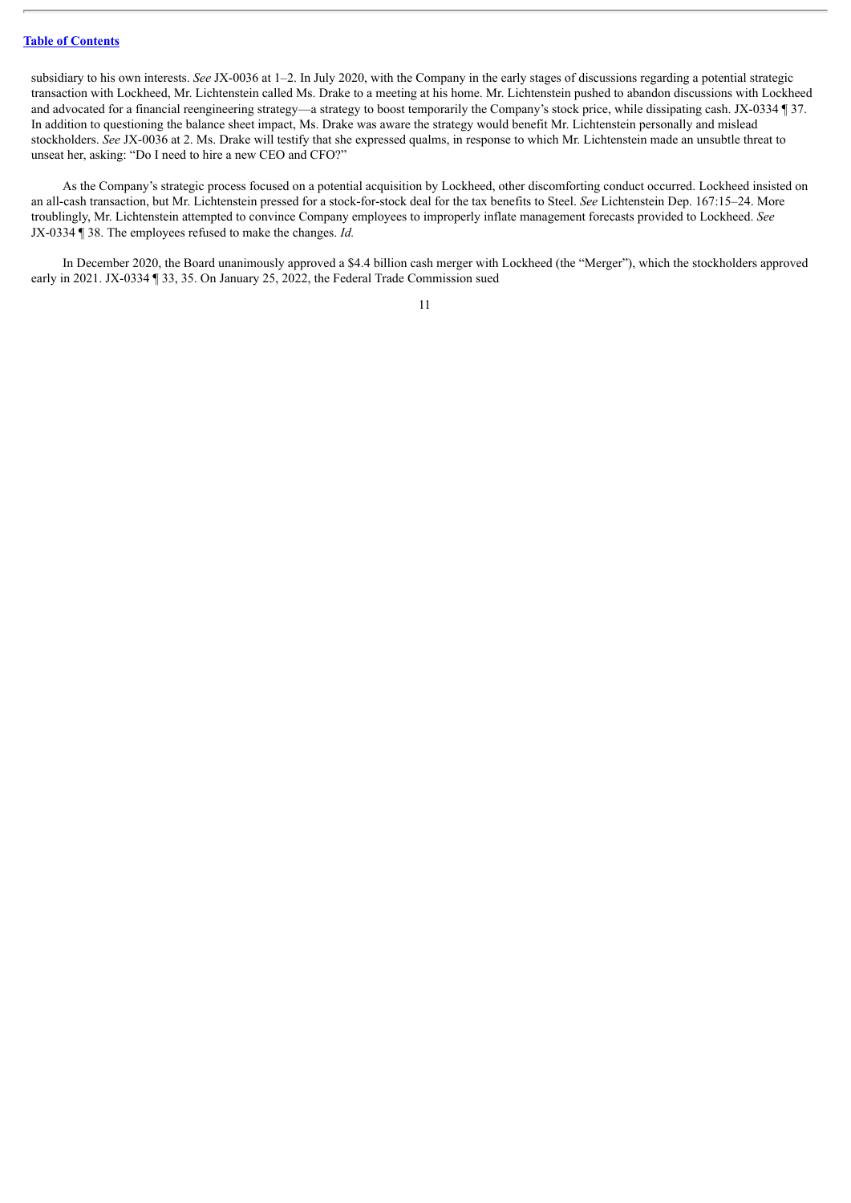subsidiary to his own interests. *See* JX-0036 at 1–2. In July 2020, with the Company in the early stages of discussions regarding a potential strategic transaction with Lockheed, Mr. Lichtenstein called Ms. Drake to a meeting at his home. Mr. Lichtenstein pushed to abandon discussions with Lockheed and advocated for a financial reengineering strategy—a strategy to boost temporarily the Company's stock price, while dissipating cash. JX-0334 ¶ 37. In addition to questioning the balance sheet impact, Ms. Drake was aware the strategy would benefit Mr. Lichtenstein personally and mislead stockholders. *See* JX-0036 at 2. Ms. Drake will testify that she expressed qualms, in response to which Mr. Lichtenstein made an unsubtle threat to unseat her, asking: "Do I need to hire a new CEO and CFO?"

As the Company's strategic process focused on a potential acquisition by Lockheed, other discomforting conduct occurred. Lockheed insisted on an all-cash transaction, but Mr. Lichtenstein pressed for a stock-for-stock deal for the tax benefits to Steel. *See* Lichtenstein Dep. 167:15–24. More troublingly, Mr. Lichtenstein attempted to convince Company employees to improperly inflate management forecasts provided to Lockheed. *See* JX-0334 ¶ 38. The employees refused to make the changes. *Id.*

In December 2020, the Board unanimously approved a $4.4 billion cash merger with Lockheed (the "Merger"), which the stockholders approved early in 2021. JX-0334 ¶ 33, 35. On January 25, 2022, the Federal Trade Commission sued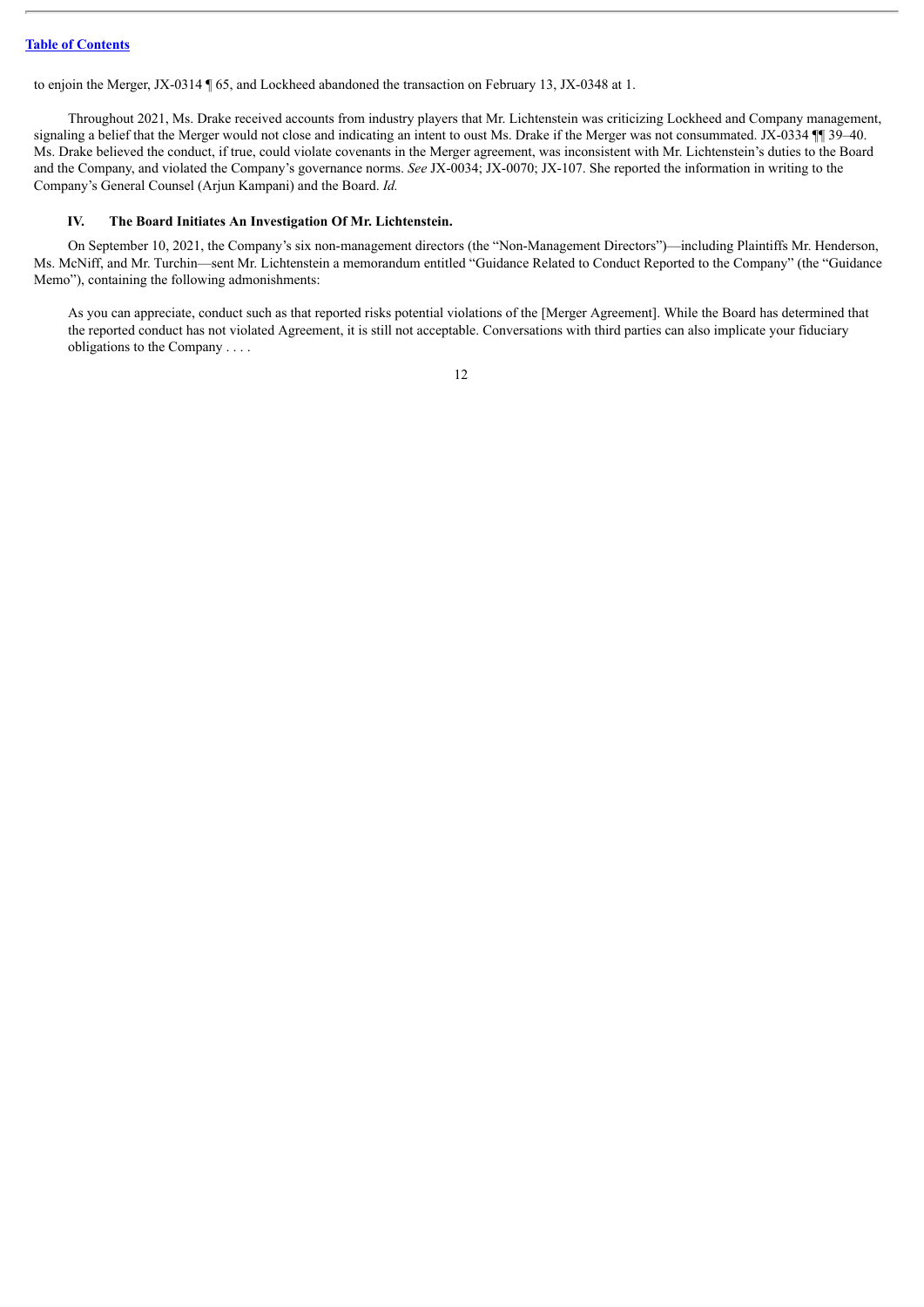to enjoin the Merger, JX-0314 ¶ 65, and Lockheed abandoned the transaction on February 13, JX-0348 at 1.

Throughout 2021, Ms. Drake received accounts from industry players that Mr. Lichtenstein was criticizing Lockheed and Company management, signaling a belief that the Merger would not close and indicating an intent to oust Ms. Drake if the Merger was not consummated. JX-0334 ¶¶ 39–40. Ms. Drake believed the conduct, if true, could violate covenants in the Merger agreement, was inconsistent with Mr. Lichtenstein's duties to the Board and the Company, and violated the Company's governance norms. *See* JX-0034; JX-0070; JX-107. She reported the information in writing to the Company's General Counsel (Arjun Kampani) and the Board. *Id.*

## IV. The Board Initiates An Investigation Of Mr. Lichtenstein.

On September 10, 2021, the Company's six non-management directors (the "Non-Management Directors")—including Plaintiffs Mr. Henderson, Ms. McNiff, and Mr. Turchin—sent Mr. Lichtenstein a memorandum entitled "Guidance Related to Conduct Reported to the Company" (the "Guidance Memo"), containing the following admonishments:

> As you can appreciate, conduct such as that reported risks potential violations of the [Merger Agreement]. While the Board has determined that the reported conduct has not violated Agreement, it is still not acceptable. Conversations with third parties can also implicate your fiduciary obligations to the Company . . . .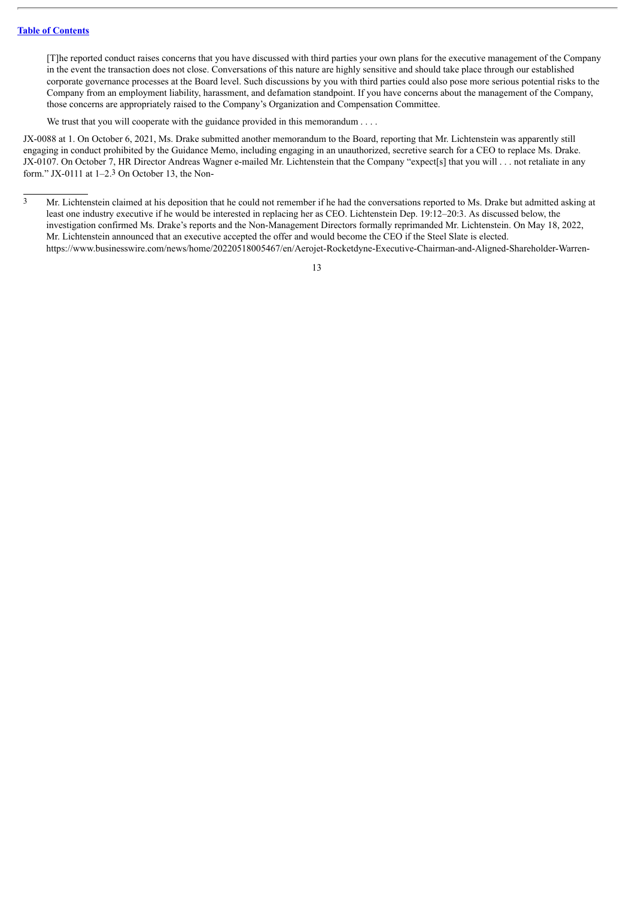> [T]he reported conduct raises concerns that you have discussed with third parties your own plans for the executive management of the Company in the event the transaction does not close. Conversations of this nature are highly sensitive and should take place through our established corporate governance processes at the Board level. Such discussions by you with third parties could also pose more serious potential risks to the Company from an employment liability, harassment, and defamation standpoint. If you have concerns about the management of the Company, those concerns are appropriately raised to the Company's Organization and Compensation Committee.
>
> We trust that you will cooperate with the guidance provided in this memorandum . . . .

JX-0088 at 1. On October 6, 2021, Ms. Drake submitted another memorandum to the Board, reporting that Mr. Lichtenstein was apparently still engaging in conduct prohibited by the Guidance Memo, including engaging in an unauthorized, secretive search for a CEO to replace Ms. Drake. JX-0107. On October 7, HR Director Andreas Wagner e-mailed Mr. Lichtenstein that the Company "expect[s] that you will . . . not retaliate in any form." JX-0111 at 1–2.[3] On October 13, the Non-

---

[3] Mr. Lichtenstein claimed at his deposition that he could not remember if he had the conversations reported to Ms. Drake but admitted asking at least one industry executive if he would be interested in replacing her as CEO. Lichtenstein Dep. 19:12–20:3. As discussed below, the investigation confirmed Ms. Drake's reports and the Non-Management Directors formally reprimanded Mr. Lichtenstein. On May 18, 2022, Mr. Lichtenstein announced that an executive accepted the offer and would become the CEO if the Steel Slate is elected. https://www.businesswire.com/news/home/20220518005467/en/Aerojet-Rocketdyne-Executive-Chairman-and-Aligned-Shareholder-Warren-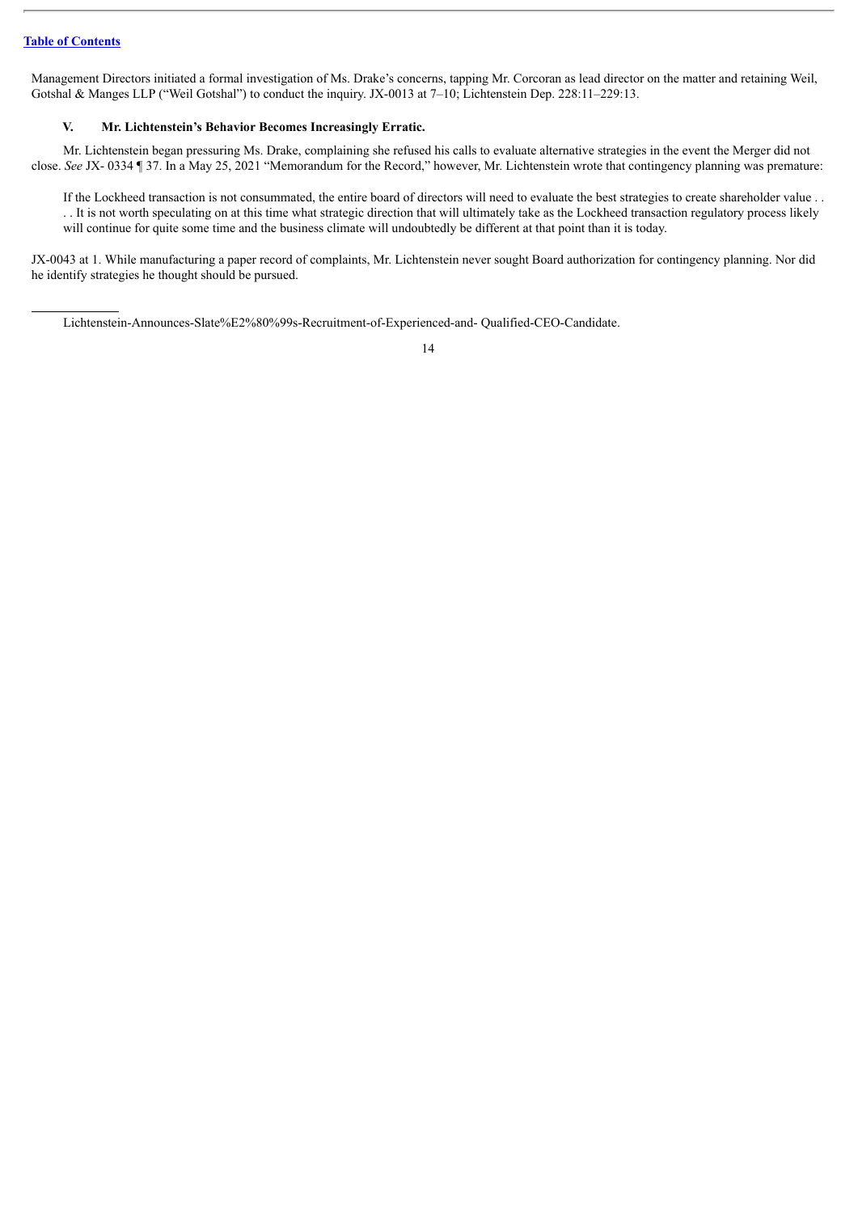Management Directors initiated a formal investigation of Ms. Drake's concerns, tapping Mr. Corcoran as lead director on the matter and retaining Weil, Gotshal & Manges LLP ("Weil Gotshal") to conduct the inquiry. JX-0013 at 7–10; Lichtenstein Dep. 228:11–229:13.

### V. Mr. Lichtenstein's Behavior Becomes Increasingly Erratic.

Mr. Lichtenstein began pressuring Ms. Drake, complaining she refused his calls to evaluate alternative strategies in the event the Merger did not close. *See* JX- 0334 ¶ 37. In a May 25, 2021 "Memorandum for the Record," however, Mr. Lichtenstein wrote that contingency planning was premature:

> If the Lockheed transaction is not consummated, the entire board of directors will need to evaluate the best strategies to create shareholder value . . . It is not worth speculating on at this time what strategic direction that will ultimately take as the Lockheed transaction regulatory process likely will continue for quite some time and the business climate will undoubtedly be different at that point than it is today.

JX-0043 at 1. While manufacturing a paper record of complaints, Mr. Lichtenstein never sought Board authorization for contingency planning. Nor did he identify strategies he thought should be pursued.

---

Lichtenstein-Announces-Slate%E2%80%99s-Recruitment-of-Experienced-and- Qualified-CEO-Candidate.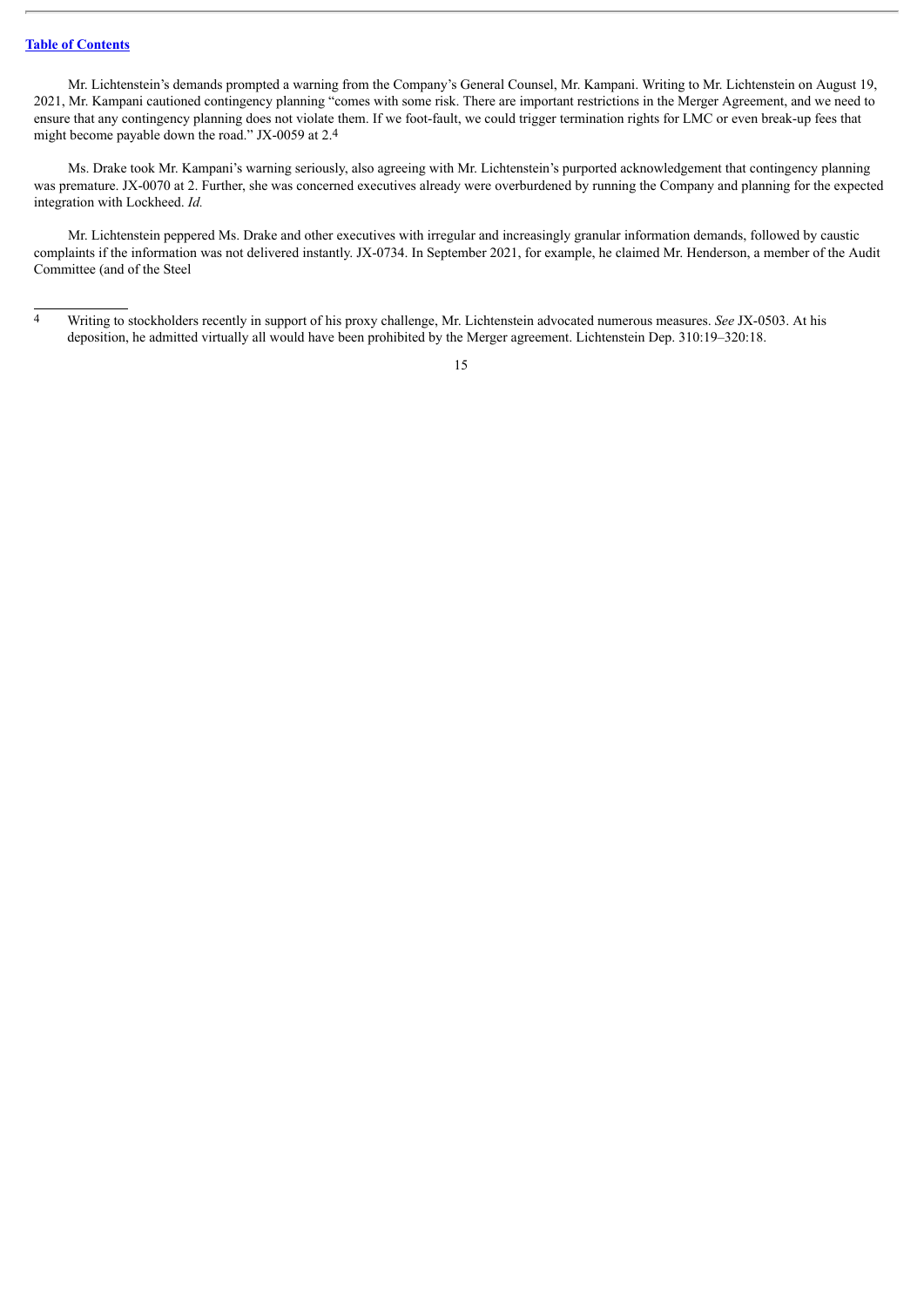Mr. Lichtenstein's demands prompted a warning from the Company's General Counsel, Mr. Kampani. Writing to Mr. Lichtenstein on August 19, 2021, Mr. Kampani cautioned contingency planning "comes with some risk. There are important restrictions in the Merger Agreement, and we need to ensure that any contingency planning does not violate them. If we foot-fault, we could trigger termination rights for LMC or even break-up fees that might become payable down the road." JX-0059 at 2.[4]

Ms. Drake took Mr. Kampani's warning seriously, also agreeing with Mr. Lichtenstein's purported acknowledgement that contingency planning was premature. JX-0070 at 2. Further, she was concerned executives already were overburdened by running the Company and planning for the expected integration with Lockheed. *Id.*

Mr. Lichtenstein peppered Ms. Drake and other executives with irregular and increasingly granular information demands, followed by caustic complaints if the information was not delivered instantly. JX-0734. In September 2021, for example, he claimed Mr. Henderson, a member of the Audit Committee (and of the Steel

---

[4] Writing to stockholders recently in support of his proxy challenge, Mr. Lichtenstein advocated numerous measures. *See* JX-0503. At his deposition, he admitted virtually all would have been prohibited by the Merger agreement. Lichtenstein Dep. 310:19–320:18.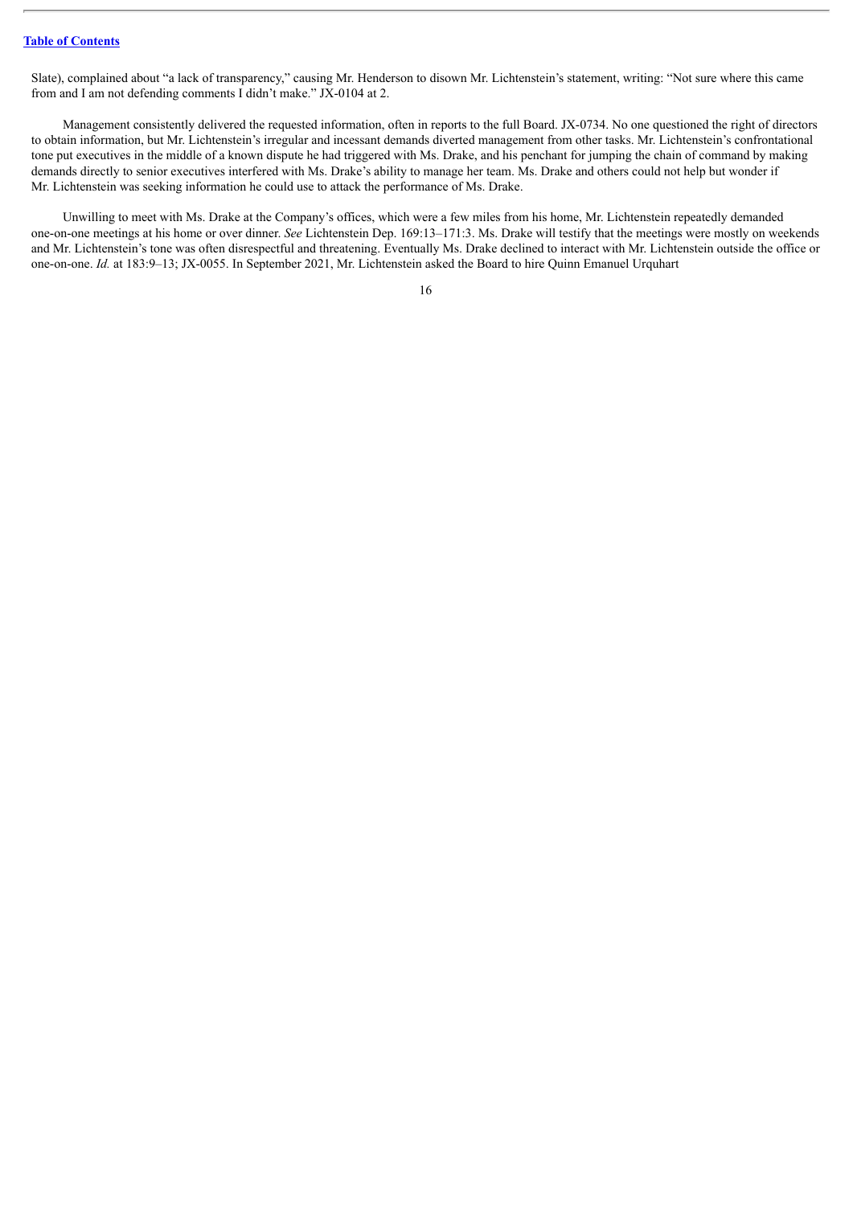Slate), complained about "a lack of transparency," causing Mr. Henderson to disown Mr. Lichtenstein's statement, writing: "Not sure where this came from and I am not defending comments I didn't make." JX-0104 at 2.

Management consistently delivered the requested information, often in reports to the full Board. JX-0734. No one questioned the right of directors to obtain information, but Mr. Lichtenstein's irregular and incessant demands diverted management from other tasks. Mr. Lichtenstein's confrontational tone put executives in the middle of a known dispute he had triggered with Ms. Drake, and his penchant for jumping the chain of command by making demands directly to senior executives interfered with Ms. Drake's ability to manage her team. Ms. Drake and others could not help but wonder if Mr. Lichtenstein was seeking information he could use to attack the performance of Ms. Drake.

Unwilling to meet with Ms. Drake at the Company's offices, which were a few miles from his home, Mr. Lichtenstein repeatedly demanded one-on-one meetings at his home or over dinner. *See* Lichtenstein Dep. 169:13–171:3. Ms. Drake will testify that the meetings were mostly on weekends and Mr. Lichtenstein's tone was often disrespectful and threatening. Eventually Ms. Drake declined to interact with Mr. Lichtenstein outside the office or one-on-one. *Id.* at 183:9–13; JX-0055. In September 2021, Mr. Lichtenstein asked the Board to hire Quinn Emanuel Urquhart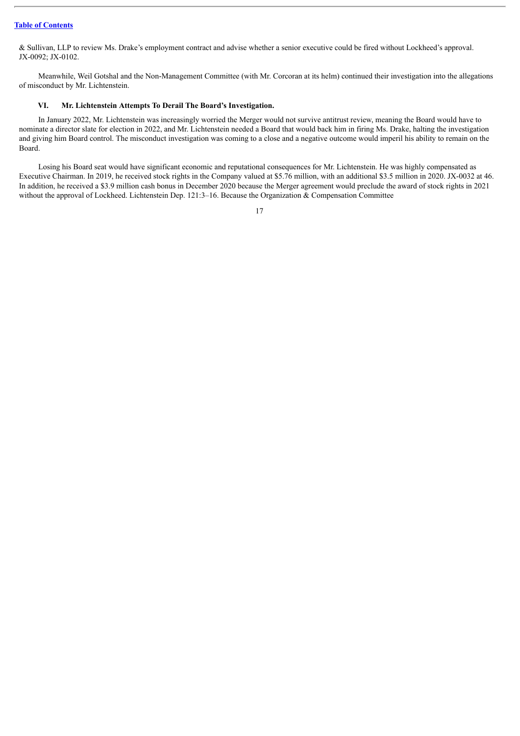& Sullivan, LLP to review Ms. Drake's employment contract and advise whether a senior executive could be fired without Lockheed's approval. JX-0092; JX-0102.

Meanwhile, Weil Gotshal and the Non-Management Committee (with Mr. Corcoran at its helm) continued their investigation into the allegations of misconduct by Mr. Lichtenstein.

### VI. Mr. Lichtenstein Attempts To Derail The Board's Investigation.

In January 2022, Mr. Lichtenstein was increasingly worried the Merger would not survive antitrust review, meaning the Board would have to nominate a director slate for election in 2022, and Mr. Lichtenstein needed a Board that would back him in firing Ms. Drake, halting the investigation and giving him Board control. The misconduct investigation was coming to a close and a negative outcome would imperil his ability to remain on the Board.

Losing his Board seat would have significant economic and reputational consequences for Mr. Lichtenstein. He was highly compensated as Executive Chairman. In 2019, he received stock rights in the Company valued at $5.76 million, with an additional $3.5 million in 2020. JX-0032 at 46. In addition, he received a $3.9 million cash bonus in December 2020 because the Merger agreement would preclude the award of stock rights in 2021 without the approval of Lockheed. Lichtenstein Dep. 121:3–16. Because the Organization & Compensation Committee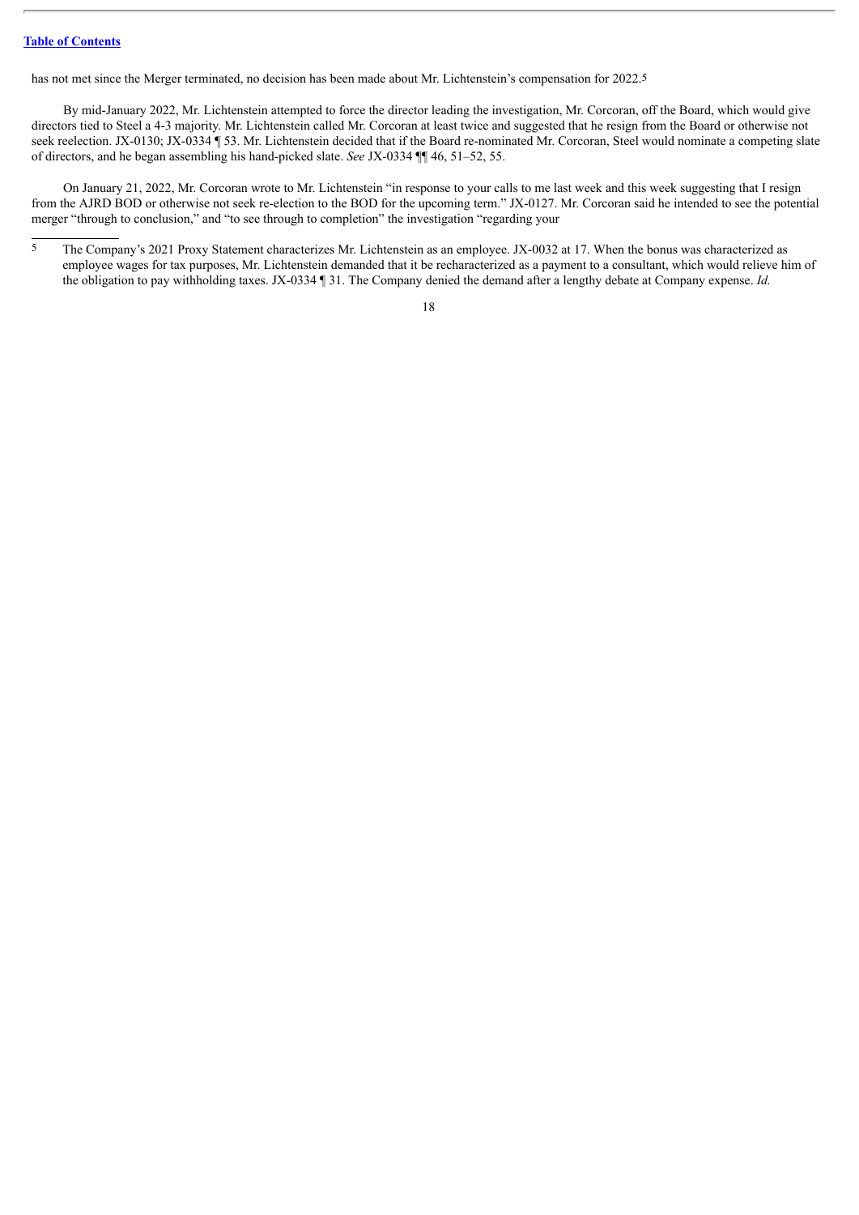has not met since the Merger terminated, no decision has been made about Mr. Lichtenstein's compensation for 2022.[5]

By mid-January 2022, Mr. Lichtenstein attempted to force the director leading the investigation, Mr. Corcoran, off the Board, which would give directors tied to Steel a 4-3 majority. Mr. Lichtenstein called Mr. Corcoran at least twice and suggested that he resign from the Board or otherwise not seek reelection. JX-0130; JX-0334 ¶ 53. Mr. Lichtenstein decided that if the Board re-nominated Mr. Corcoran, Steel would nominate a competing slate of directors, and he began assembling his hand-picked slate. *See* JX-0334 ¶¶ 46, 51–52, 55.

On January 21, 2022, Mr. Corcoran wrote to Mr. Lichtenstein "in response to your calls to me last week and this week suggesting that I resign from the AJRD BOD or otherwise not seek re-election to the BOD for the upcoming term." JX-0127. Mr. Corcoran said he intended to see the potential merger "through to conclusion," and "to see through to completion" the investigation "regarding your

[5] The Company's 2021 Proxy Statement characterizes Mr. Lichtenstein as an employee. JX-0032 at 17. When the bonus was characterized as employee wages for tax purposes, Mr. Lichtenstein demanded that it be recharacterized as a payment to a consultant, which would relieve him of the obligation to pay withholding taxes. JX-0334 ¶ 31. The Company denied the demand after a lengthy debate at Company expense. *Id.*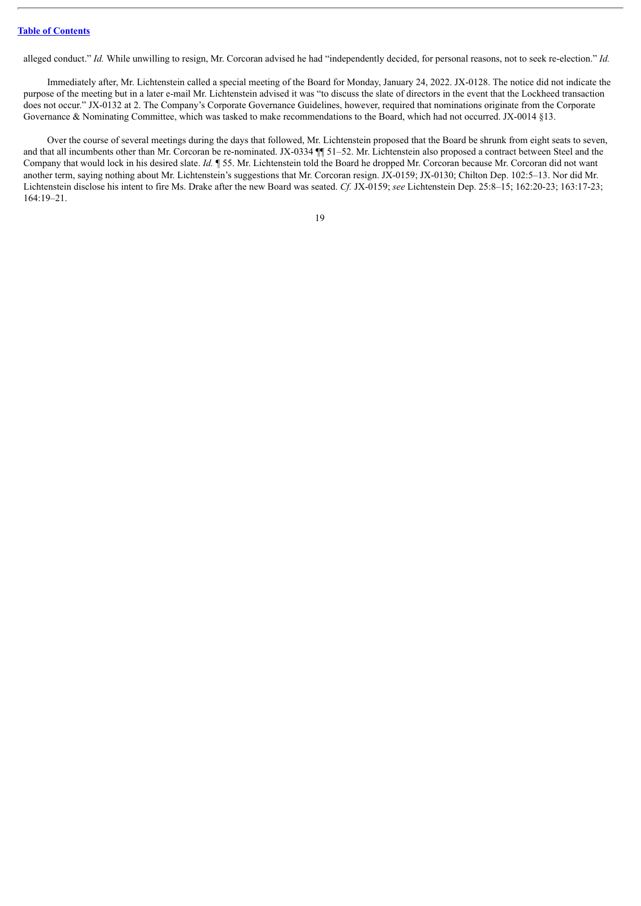alleged conduct." *Id.* While unwilling to resign, Mr. Corcoran advised he had "independently decided, for personal reasons, not to seek re-election." *Id.*

Immediately after, Mr. Lichtenstein called a special meeting of the Board for Monday, January 24, 2022. JX-0128. The notice did not indicate the purpose of the meeting but in a later e-mail Mr. Lichtenstein advised it was "to discuss the slate of directors in the event that the Lockheed transaction does not occur." JX-0132 at 2. The Company's Corporate Governance Guidelines, however, required that nominations originate from the Corporate Governance & Nominating Committee, which was tasked to make recommendations to the Board, which had not occurred. JX-0014 §13.

Over the course of several meetings during the days that followed, Mr. Lichtenstein proposed that the Board be shrunk from eight seats to seven, and that all incumbents other than Mr. Corcoran be re-nominated. JX-0334 ¶¶ 51–52. Mr. Lichtenstein also proposed a contract between Steel and the Company that would lock in his desired slate. *Id.* ¶ 55. Mr. Lichtenstein told the Board he dropped Mr. Corcoran because Mr. Corcoran did not want another term, saying nothing about Mr. Lichtenstein's suggestions that Mr. Corcoran resign. JX-0159; JX-0130; Chilton Dep. 102:5–13. Nor did Mr. Lichtenstein disclose his intent to fire Ms. Drake after the new Board was seated. *Cf.* JX-0159; *see* Lichtenstein Dep. 25:8–15; 162:20-23; 163:17-23; 164:19–21.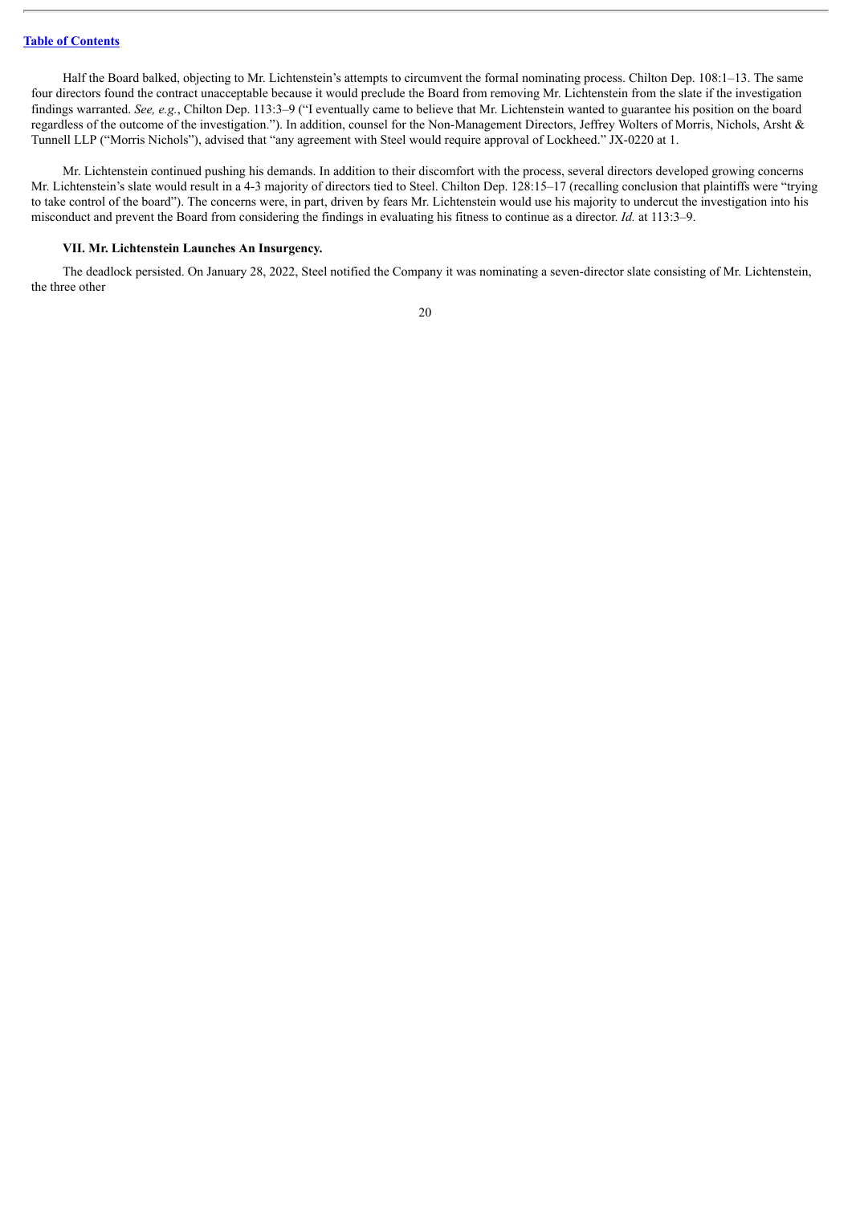Half the Board balked, objecting to Mr. Lichtenstein's attempts to circumvent the formal nominating process. Chilton Dep. 108:1–13. The same four directors found the contract unacceptable because it would preclude the Board from removing Mr. Lichtenstein from the slate if the investigation findings warranted. *See, e.g.*, Chilton Dep. 113:3–9 ("I eventually came to believe that Mr. Lichtenstein wanted to guarantee his position on the board regardless of the outcome of the investigation."). In addition, counsel for the Non-Management Directors, Jeffrey Wolters of Morris, Nichols, Arsht & Tunnell LLP ("Morris Nichols"), advised that "any agreement with Steel would require approval of Lockheed." JX-0220 at 1.

Mr. Lichtenstein continued pushing his demands. In addition to their discomfort with the process, several directors developed growing concerns Mr. Lichtenstein's slate would result in a 4-3 majority of directors tied to Steel. Chilton Dep. 128:15–17 (recalling conclusion that plaintiffs were "trying to take control of the board"). The concerns were, in part, driven by fears Mr. Lichtenstein would use his majority to undercut the investigation into his misconduct and prevent the Board from considering the findings in evaluating his fitness to continue as a director. *Id.* at 113:3–9.

### VII. Mr. Lichtenstein Launches An Insurgency.

The deadlock persisted. On January 28, 2022, Steel notified the Company it was nominating a seven-director slate consisting of Mr. Lichtenstein, the three other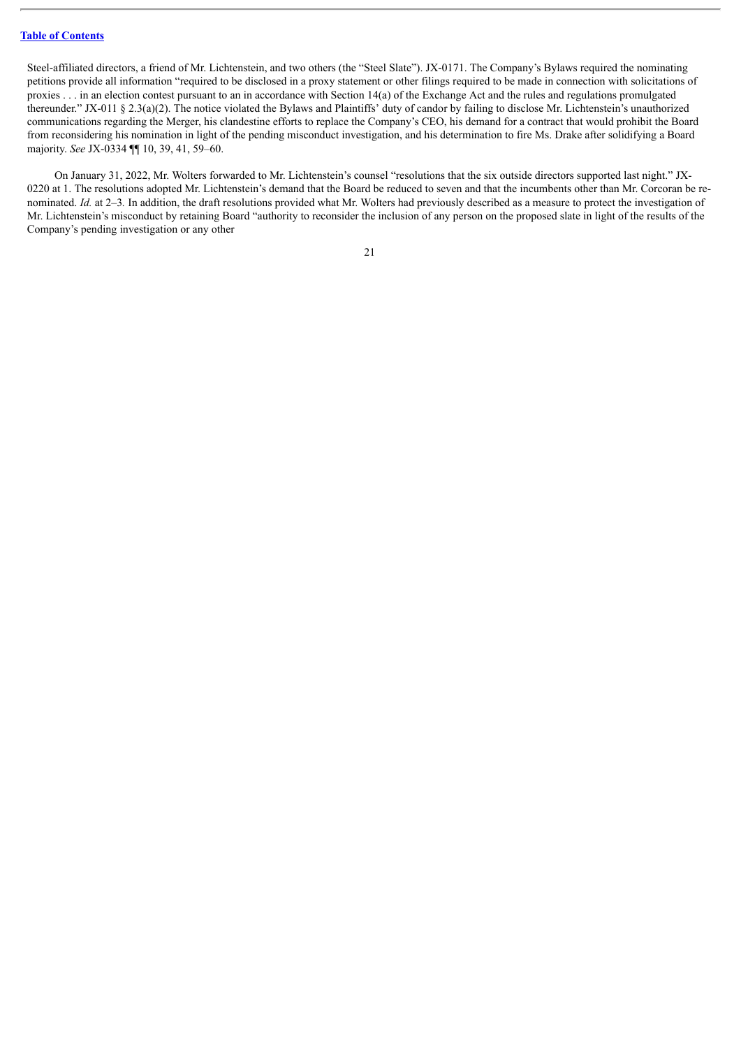Steel-affiliated directors, a friend of Mr. Lichtenstein, and two others (the "Steel Slate"). JX-0171. The Company's Bylaws required the nominating petitions provide all information "required to be disclosed in a proxy statement or other filings required to be made in connection with solicitations of proxies . . . in an election contest pursuant to an in accordance with Section 14(a) of the Exchange Act and the rules and regulations promulgated thereunder." JX-011 § 2.3(a)(2). The notice violated the Bylaws and Plaintiffs' duty of candor by failing to disclose Mr. Lichtenstein's unauthorized communications regarding the Merger, his clandestine efforts to replace the Company's CEO, his demand for a contract that would prohibit the Board from reconsidering his nomination in light of the pending misconduct investigation, and his determination to fire Ms. Drake after solidifying a Board majority. *See* JX-0334 ¶¶ 10, 39, 41, 59–60.

On January 31, 2022, Mr. Wolters forwarded to Mr. Lichtenstein's counsel "resolutions that the six outside directors supported last night." JX-0220 at 1. The resolutions adopted Mr. Lichtenstein's demand that the Board be reduced to seven and that the incumbents other than Mr. Corcoran be re-nominated. *Id.* at 2–3. In addition, the draft resolutions provided what Mr. Wolters had previously described as a measure to protect the investigation of Mr. Lichtenstein's misconduct by retaining Board "authority to reconsider the inclusion of any person on the proposed slate in light of the results of the Company's pending investigation or any other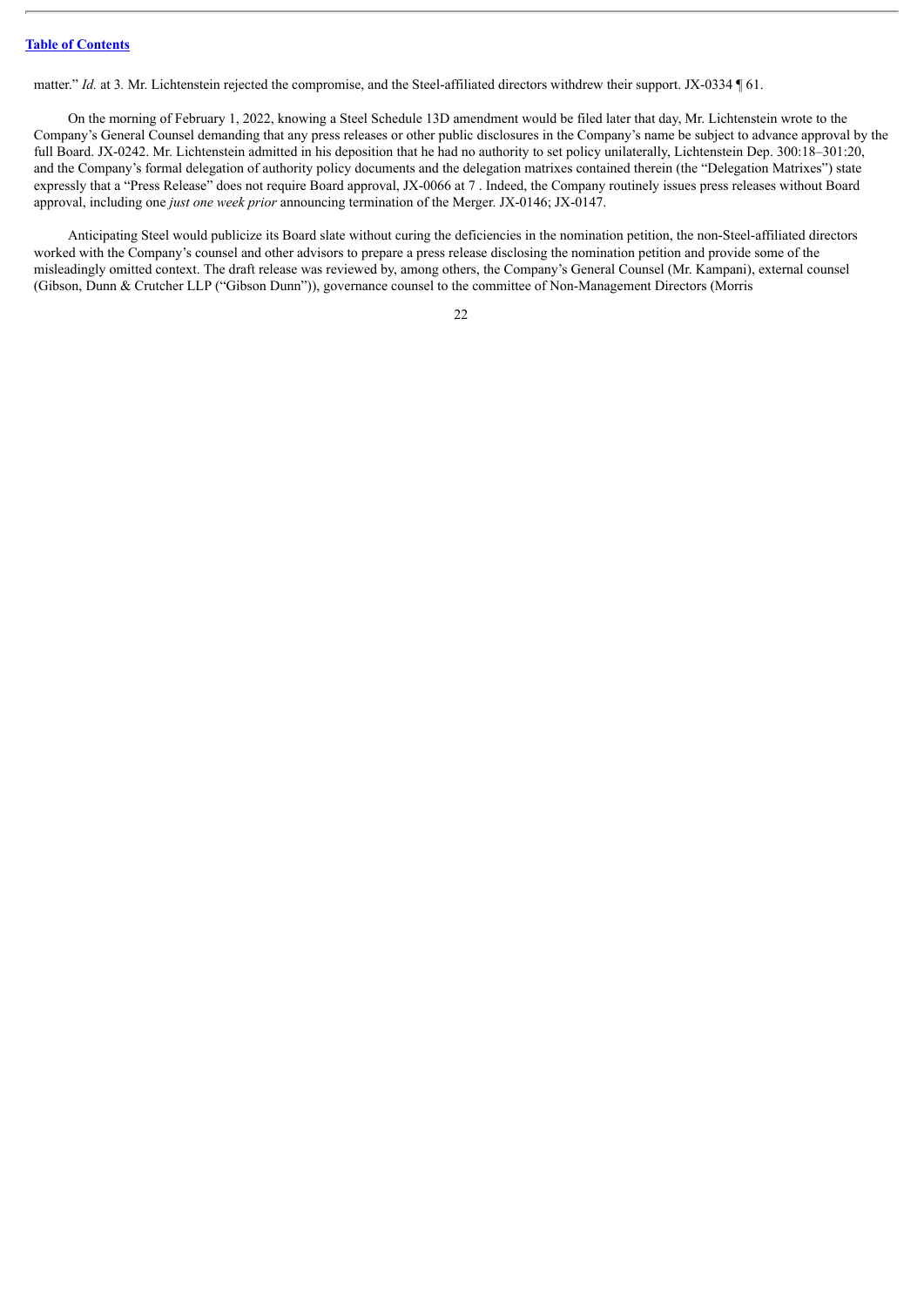matter." *Id.* at 3. Mr. Lichtenstein rejected the compromise, and the Steel-affiliated directors withdrew their support. JX-0334 ¶ 61.

On the morning of February 1, 2022, knowing a Steel Schedule 13D amendment would be filed later that day, Mr. Lichtenstein wrote to the Company's General Counsel demanding that any press releases or other public disclosures in the Company's name be subject to advance approval by the full Board. JX-0242. Mr. Lichtenstein admitted in his deposition that he had no authority to set policy unilaterally, Lichtenstein Dep. 300:18–301:20, and the Company's formal delegation of authority policy documents and the delegation matrixes contained therein (the "Delegation Matrixes") state expressly that a "Press Release" does not require Board approval, JX-0066 at 7 . Indeed, the Company routinely issues press releases without Board approval, including one *just one week prior* announcing termination of the Merger. JX-0146; JX-0147.

Anticipating Steel would publicize its Board slate without curing the deficiencies in the nomination petition, the non-Steel-affiliated directors worked with the Company's counsel and other advisors to prepare a press release disclosing the nomination petition and provide some of the misleadingly omitted context. The draft release was reviewed by, among others, the Company's General Counsel (Mr. Kampani), external counsel (Gibson, Dunn & Crutcher LLP ("Gibson Dunn")), governance counsel to the committee of Non-Management Directors (Morris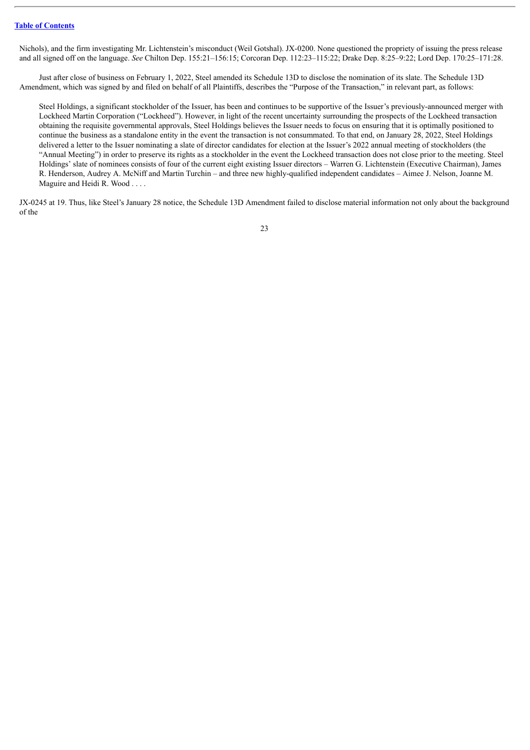Nichols), and the firm investigating Mr. Lichtenstein's misconduct (Weil Gotshal). JX-0200. None questioned the propriety of issuing the press release and all signed off on the language. *See* Chilton Dep. 155:21–156:15; Corcoran Dep. 112:23–115:22; Drake Dep. 8:25–9:22; Lord Dep. 170:25–171:28.

Just after close of business on February 1, 2022, Steel amended its Schedule 13D to disclose the nomination of its slate. The Schedule 13D Amendment, which was signed by and filed on behalf of all Plaintiffs, describes the "Purpose of the Transaction," in relevant part, as follows:

> Steel Holdings, a significant stockholder of the Issuer, has been and continues to be supportive of the Issuer's previously-announced merger with Lockheed Martin Corporation ("Lockheed"). However, in light of the recent uncertainty surrounding the prospects of the Lockheed transaction obtaining the requisite governmental approvals, Steel Holdings believes the Issuer needs to focus on ensuring that it is optimally positioned to continue the business as a standalone entity in the event the transaction is not consummated. To that end, on January 28, 2022, Steel Holdings delivered a letter to the Issuer nominating a slate of director candidates for election at the Issuer's 2022 annual meeting of stockholders (the "Annual Meeting") in order to preserve its rights as a stockholder in the event the Lockheed transaction does not close prior to the meeting. Steel Holdings' slate of nominees consists of four of the current eight existing Issuer directors – Warren G. Lichtenstein (Executive Chairman), James R. Henderson, Audrey A. McNiff and Martin Turchin – and three new highly-qualified independent candidates – Aimee J. Nelson, Joanne M. Maguire and Heidi R. Wood . . . .

JX-0245 at 19. Thus, like Steel's January 28 notice, the Schedule 13D Amendment failed to disclose material information not only about the background of the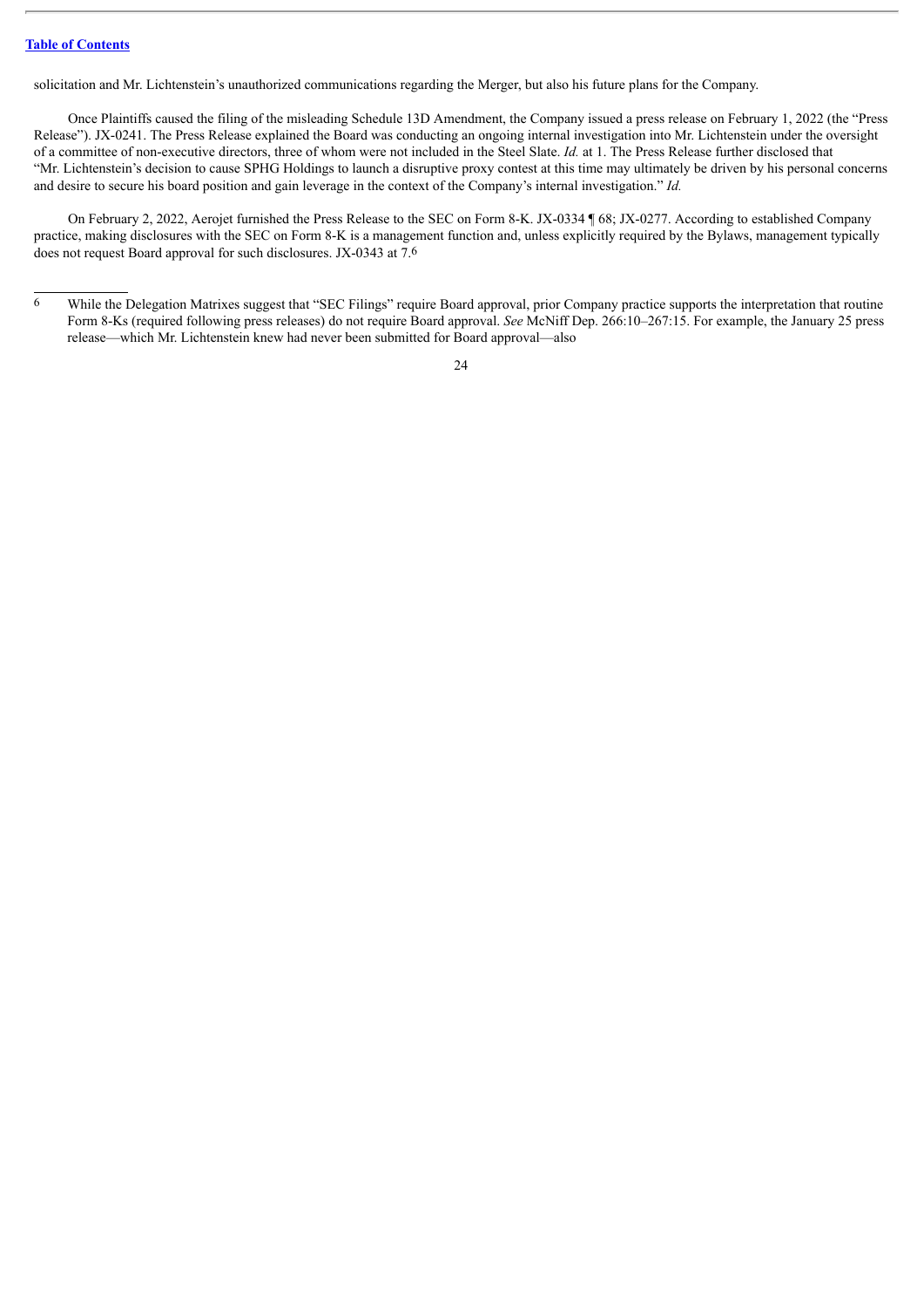solicitation and Mr. Lichtenstein's unauthorized communications regarding the Merger, but also his future plans for the Company.

Once Plaintiffs caused the filing of the misleading Schedule 13D Amendment, the Company issued a press release on February 1, 2022 (the "Press Release"). JX-0241. The Press Release explained the Board was conducting an ongoing internal investigation into Mr. Lichtenstein under the oversight of a committee of non-executive directors, three of whom were not included in the Steel Slate. *Id.* at 1. The Press Release further disclosed that "Mr. Lichtenstein's decision to cause SPHG Holdings to launch a disruptive proxy contest at this time may ultimately be driven by his personal concerns and desire to secure his board position and gain leverage in the context of the Company's internal investigation." *Id.*

On February 2, 2022, Aerojet furnished the Press Release to the SEC on Form 8-K. JX-0334 ¶ 68; JX-0277. According to established Company practice, making disclosures with the SEC on Form 8-K is a management function and, unless explicitly required by the Bylaws, management typically does not request Board approval for such disclosures. JX-0343 at 7.[6]

---

[6] While the Delegation Matrixes suggest that "SEC Filings" require Board approval, prior Company practice supports the interpretation that routine Form 8-Ks (required following press releases) do not require Board approval. *See* McNiff Dep. 266:10–267:15. For example, the January 25 press release—which Mr. Lichtenstein knew had never been submitted for Board approval—also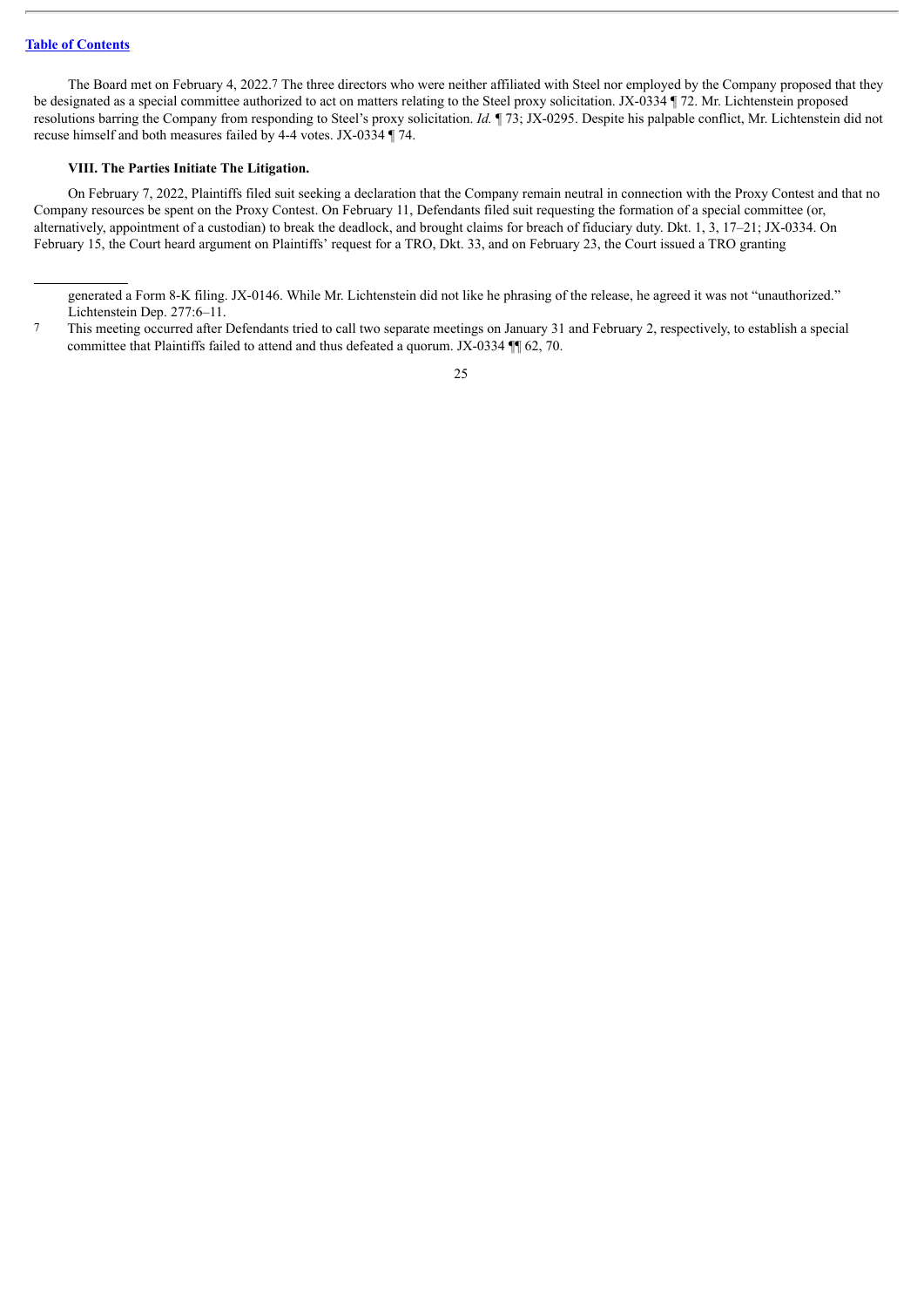The Board met on February 4, 2022.[7] The three directors who were neither affiliated with Steel nor employed by the Company proposed that they be designated as a special committee authorized to act on matters relating to the Steel proxy solicitation. JX-0334 ¶ 72. Mr. Lichtenstein proposed resolutions barring the Company from responding to Steel's proxy solicitation. *Id.* ¶ 73; JX-0295. Despite his palpable conflict, Mr. Lichtenstein did not recuse himself and both measures failed by 4-4 votes. JX-0334 ¶ 74.

**VIII. The Parties Initiate The Litigation.**

On February 7, 2022, Plaintiffs filed suit seeking a declaration that the Company remain neutral in connection with the Proxy Contest and that no Company resources be spent on the Proxy Contest. On February 11, Defendants filed suit requesting the formation of a special committee (or, alternatively, appointment of a custodian) to break the deadlock, and brought claims for breach of fiduciary duty. Dkt. 1, 3, 17–21; JX-0334. On February 15, the Court heard argument on Plaintiffs' request for a TRO, Dkt. 33, and on February 23, the Court issued a TRO granting

---

generated a Form 8-K filing. JX-0146. While Mr. Lichtenstein did not like he phrasing of the release, he agreed it was not "unauthorized." Lichtenstein Dep. 277:6–11.

[7] This meeting occurred after Defendants tried to call two separate meetings on January 31 and February 2, respectively, to establish a special committee that Plaintiffs failed to attend and thus defeated a quorum. JX-0334 ¶¶ 62, 70.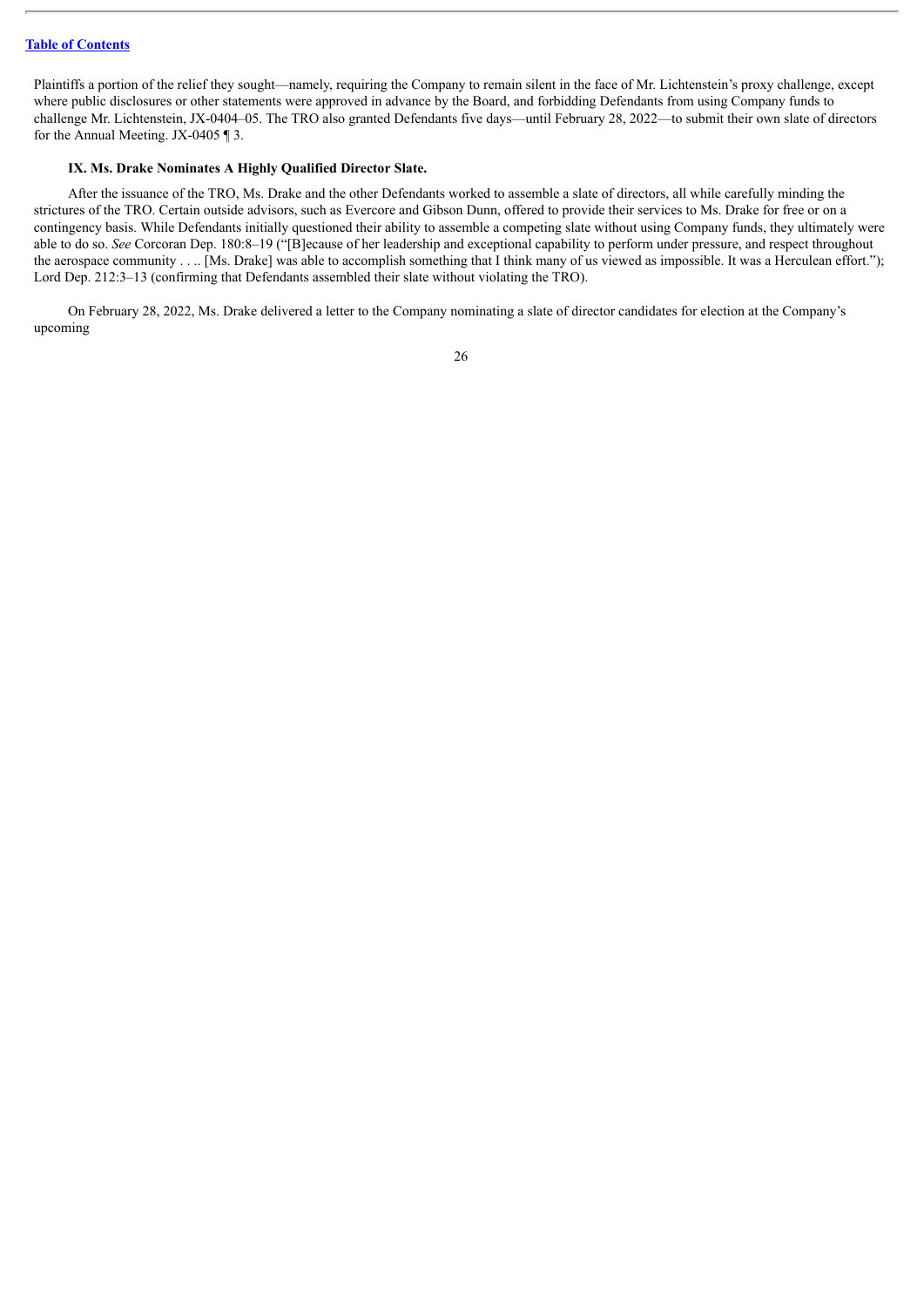Plaintiffs a portion of the relief they sought—namely, requiring the Company to remain silent in the face of Mr. Lichtenstein's proxy challenge, except where public disclosures or other statements were approved in advance by the Board, and forbidding Defendants from using Company funds to challenge Mr. Lichtenstein, JX-0404–05. The TRO also granted Defendants five days—until February 28, 2022—to submit their own slate of directors for the Annual Meeting. JX-0405 ¶ 3.

**IX. Ms. Drake Nominates A Highly Qualified Director Slate.**

After the issuance of the TRO, Ms. Drake and the other Defendants worked to assemble a slate of directors, all while carefully minding the strictures of the TRO. Certain outside advisors, such as Evercore and Gibson Dunn, offered to provide their services to Ms. Drake for free or on a contingency basis. While Defendants initially questioned their ability to assemble a competing slate without using Company funds, they ultimately were able to do so. *See* Corcoran Dep. 180:8–19 ("[B]ecause of her leadership and exceptional capability to perform under pressure, and respect throughout the aerospace community . . .. [Ms. Drake] was able to accomplish something that I think many of us viewed as impossible. It was a Herculean effort."); Lord Dep. 212:3–13 (confirming that Defendants assembled their slate without violating the TRO).

On February 28, 2022, Ms. Drake delivered a letter to the Company nominating a slate of director candidates for election at the Company's upcoming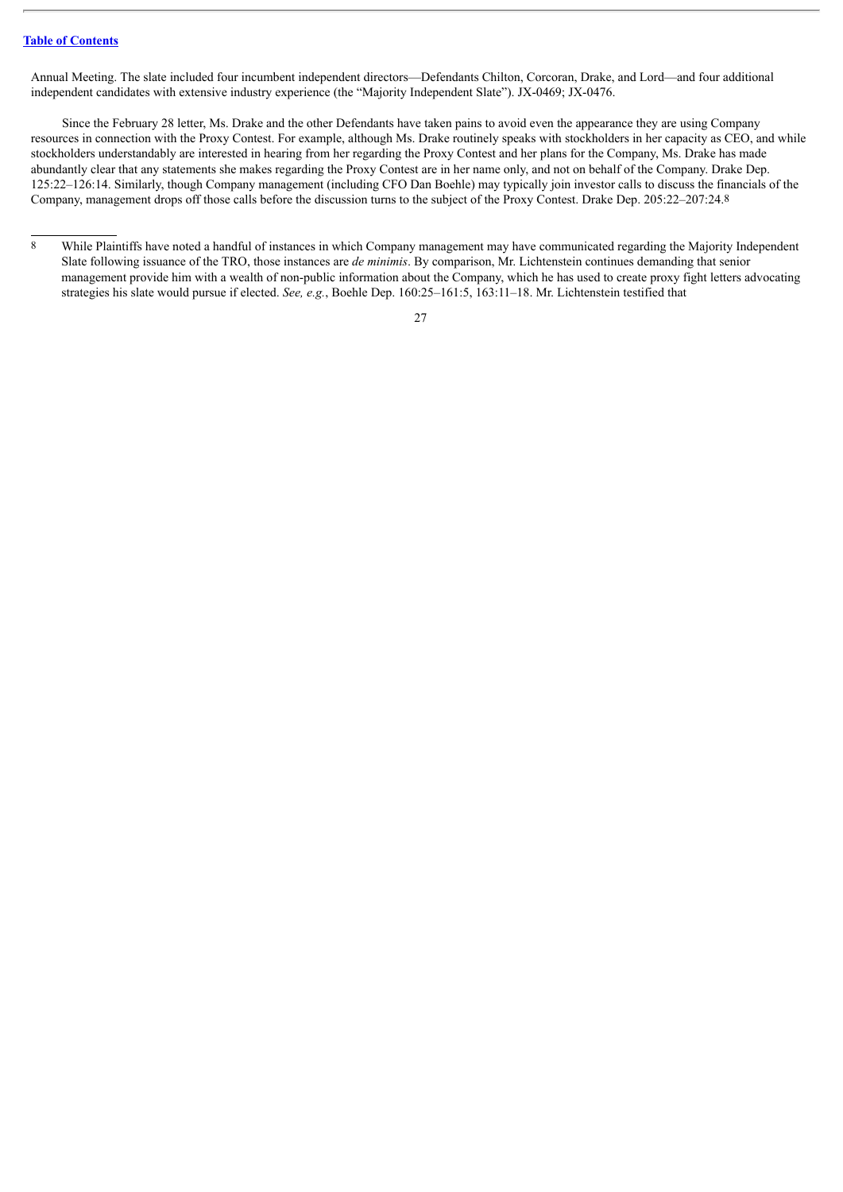Annual Meeting. The slate included four incumbent independent directors—Defendants Chilton, Corcoran, Drake, and Lord—and four additional independent candidates with extensive industry experience (the "Majority Independent Slate"). JX-0469; JX-0476.

Since the February 28 letter, Ms. Drake and the other Defendants have taken pains to avoid even the appearance they are using Company resources in connection with the Proxy Contest. For example, although Ms. Drake routinely speaks with stockholders in her capacity as CEO, and while stockholders understandably are interested in hearing from her regarding the Proxy Contest and her plans for the Company, Ms. Drake has made abundantly clear that any statements she makes regarding the Proxy Contest are in her name only, and not on behalf of the Company. Drake Dep. 125:22–126:14. Similarly, though Company management (including CFO Dan Boehle) may typically join investor calls to discuss the financials of the Company, management drops off those calls before the discussion turns to the subject of the Proxy Contest. Drake Dep. 205:22–207:24.[8]

---

[8] While Plaintiffs have noted a handful of instances in which Company management may have communicated regarding the Majority Independent Slate following issuance of the TRO, those instances are *de minimis*. By comparison, Mr. Lichtenstein continues demanding that senior management provide him with a wealth of non-public information about the Company, which he has used to create proxy fight letters advocating strategies his slate would pursue if elected. *See, e.g.*, Boehle Dep. 160:25–161:5, 163:11–18. Mr. Lichtenstein testified that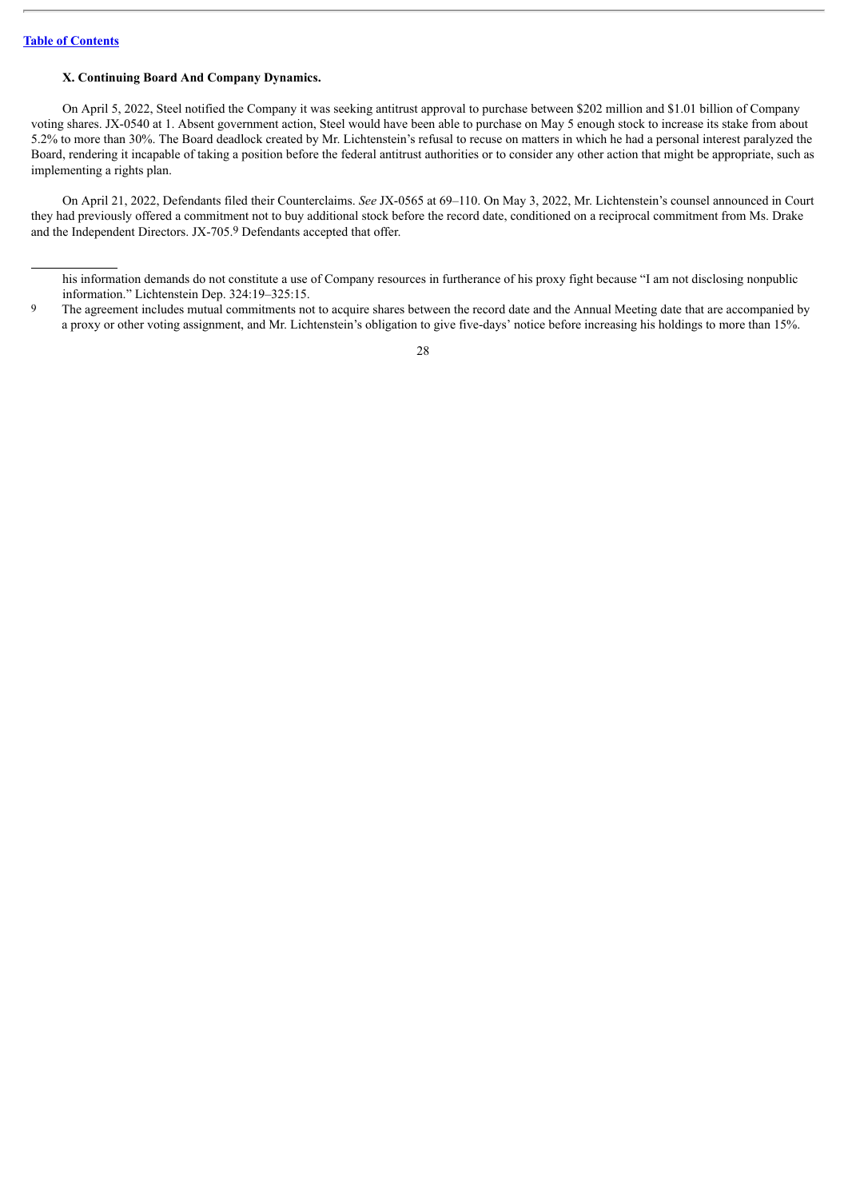### X. Continuing Board And Company Dynamics.

On April 5, 2022, Steel notified the Company it was seeking antitrust approval to purchase between $202 million and $1.01 billion of Company voting shares. JX-0540 at 1. Absent government action, Steel would have been able to purchase on May 5 enough stock to increase its stake from about 5.2% to more than 30%. The Board deadlock created by Mr. Lichtenstein's refusal to recuse on matters in which he had a personal interest paralyzed the Board, rendering it incapable of taking a position before the federal antitrust authorities or to consider any other action that might be appropriate, such as implementing a rights plan.

On April 21, 2022, Defendants filed their Counterclaims. *See* JX-0565 at 69–110. On May 3, 2022, Mr. Lichtenstein's counsel announced in Court they had previously offered a commitment not to buy additional stock before the record date, conditioned on a reciprocal commitment from Ms. Drake and the Independent Directors. JX-705.[9] Defendants accepted that offer.

---

his information demands do not constitute a use of Company resources in furtherance of his proxy fight because "I am not disclosing nonpublic information." Lichtenstein Dep. 324:19–325:15.

9 The agreement includes mutual commitments not to acquire shares between the record date and the Annual Meeting date that are accompanied by a proxy or other voting assignment, and Mr. Lichtenstein's obligation to give five-days' notice before increasing his holdings to more than 15%.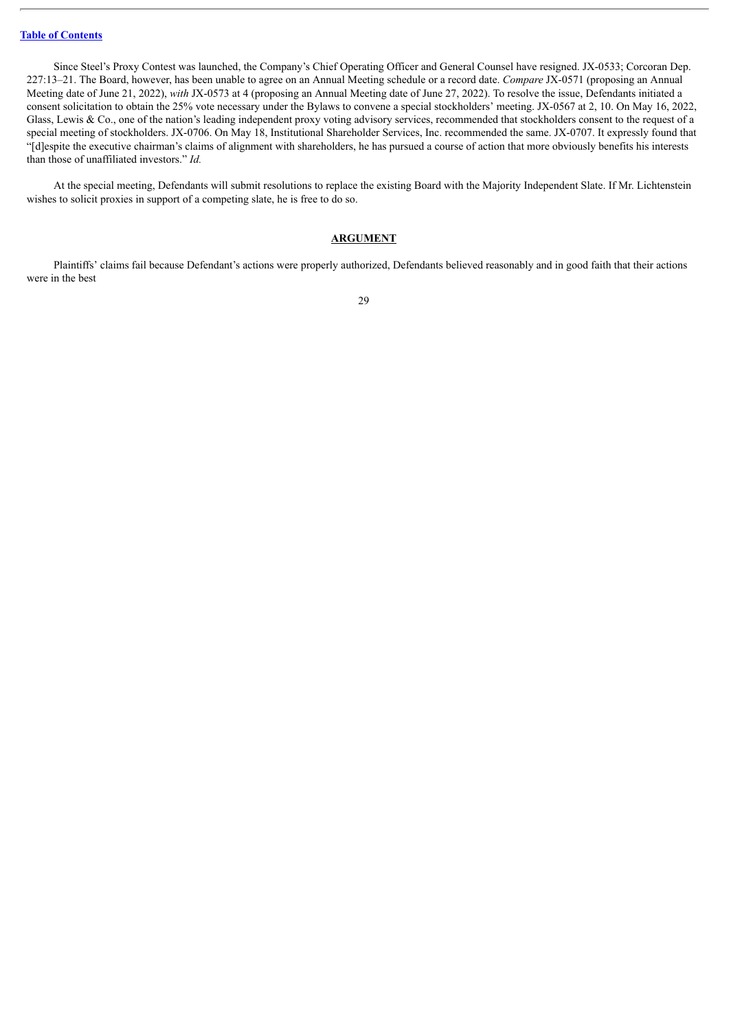Since Steel's Proxy Contest was launched, the Company's Chief Operating Officer and General Counsel have resigned. JX-0533; Corcoran Dep. 227:13–21. The Board, however, has been unable to agree on an Annual Meeting schedule or a record date. *Compare* JX-0571 (proposing an Annual Meeting date of June 21, 2022), *with* JX-0573 at 4 (proposing an Annual Meeting date of June 27, 2022). To resolve the issue, Defendants initiated a consent solicitation to obtain the 25% vote necessary under the Bylaws to convene a special stockholders' meeting. JX-0567 at 2, 10. On May 16, 2022, Glass, Lewis & Co., one of the nation's leading independent proxy voting advisory services, recommended that stockholders consent to the request of a special meeting of stockholders. JX-0706. On May 18, Institutional Shareholder Services, Inc. recommended the same. JX-0707. It expressly found that "[d]espite the executive chairman's claims of alignment with shareholders, he has pursued a course of action that more obviously benefits his interests than those of unaffiliated investors." *Id.*

At the special meeting, Defendants will submit resolutions to replace the existing Board with the Majority Independent Slate. If Mr. Lichtenstein wishes to solicit proxies in support of a competing slate, he is free to do so.

## **ARGUMENT**

Plaintiffs' claims fail because Defendant's actions were properly authorized, Defendants believed reasonably and in good faith that their actions were in the best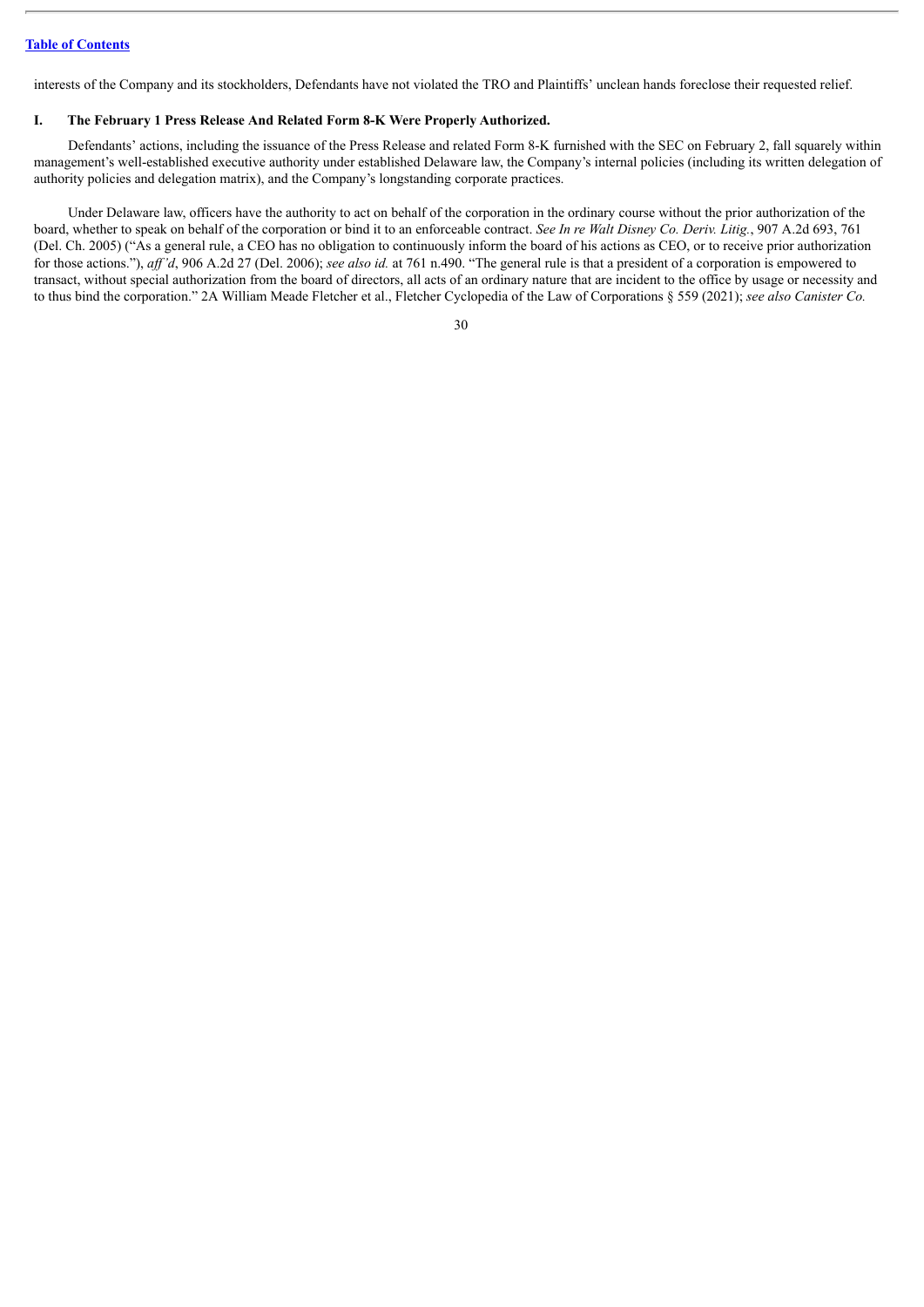interests of the Company and its stockholders, Defendants have not violated the TRO and Plaintiffs' unclean hands foreclose their requested relief.

## I. The February 1 Press Release And Related Form 8-K Were Properly Authorized.

Defendants' actions, including the issuance of the Press Release and related Form 8-K furnished with the SEC on February 2, fall squarely within management's well-established executive authority under established Delaware law, the Company's internal policies (including its written delegation of authority policies and delegation matrix), and the Company's longstanding corporate practices.

Under Delaware law, officers have the authority to act on behalf of the corporation in the ordinary course without the prior authorization of the board, whether to speak on behalf of the corporation or bind it to an enforceable contract. *See In re Walt Disney Co. Deriv. Litig.*, 907 A.2d 693, 761 (Del. Ch. 2005) ("As a general rule, a CEO has no obligation to continuously inform the board of his actions as CEO, or to receive prior authorization for those actions."), *aff'd*, 906 A.2d 27 (Del. 2006); *see also id.* at 761 n.490. "The general rule is that a president of a corporation is empowered to transact, without special authorization from the board of directors, all acts of an ordinary nature that are incident to the office by usage or necessity and to thus bind the corporation." 2A William Meade Fletcher et al., Fletcher Cyclopedia of the Law of Corporations § 559 (2021); *see also Canister Co.*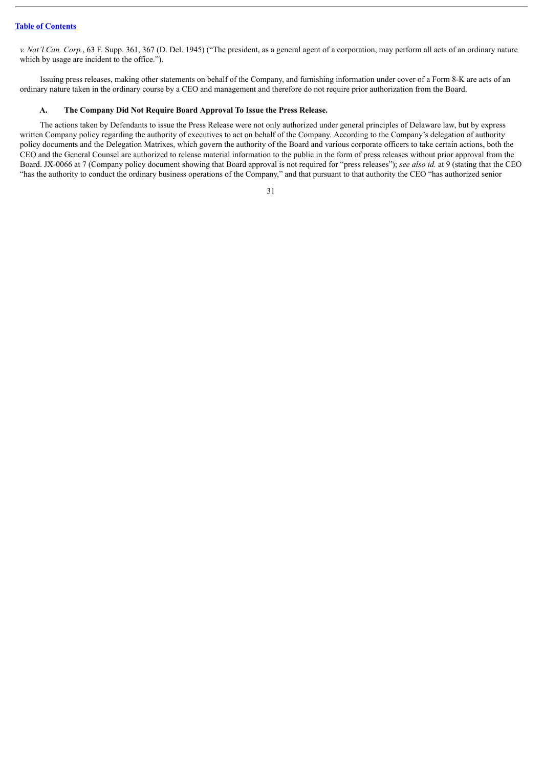*v. Nat'l Can. Corp.*, 63 F. Supp. 361, 367 (D. Del. 1945) ("The president, as a general agent of a corporation, may perform all acts of an ordinary nature which by usage are incident to the office.").

Issuing press releases, making other statements on behalf of the Company, and furnishing information under cover of a Form 8-K are acts of an ordinary nature taken in the ordinary course by a CEO and management and therefore do not require prior authorization from the Board.

### A. The Company Did Not Require Board Approval To Issue the Press Release.

The actions taken by Defendants to issue the Press Release were not only authorized under general principles of Delaware law, but by express written Company policy regarding the authority of executives to act on behalf of the Company. According to the Company's delegation of authority policy documents and the Delegation Matrixes, which govern the authority of the Board and various corporate officers to take certain actions, both the CEO and the General Counsel are authorized to release material information to the public in the form of press releases without prior approval from the Board. JX-0066 at 7 (Company policy document showing that Board approval is not required for "press releases"); *see also id.* at 9 (stating that the CEO "has the authority to conduct the ordinary business operations of the Company," and that pursuant to that authority the CEO "has authorized senior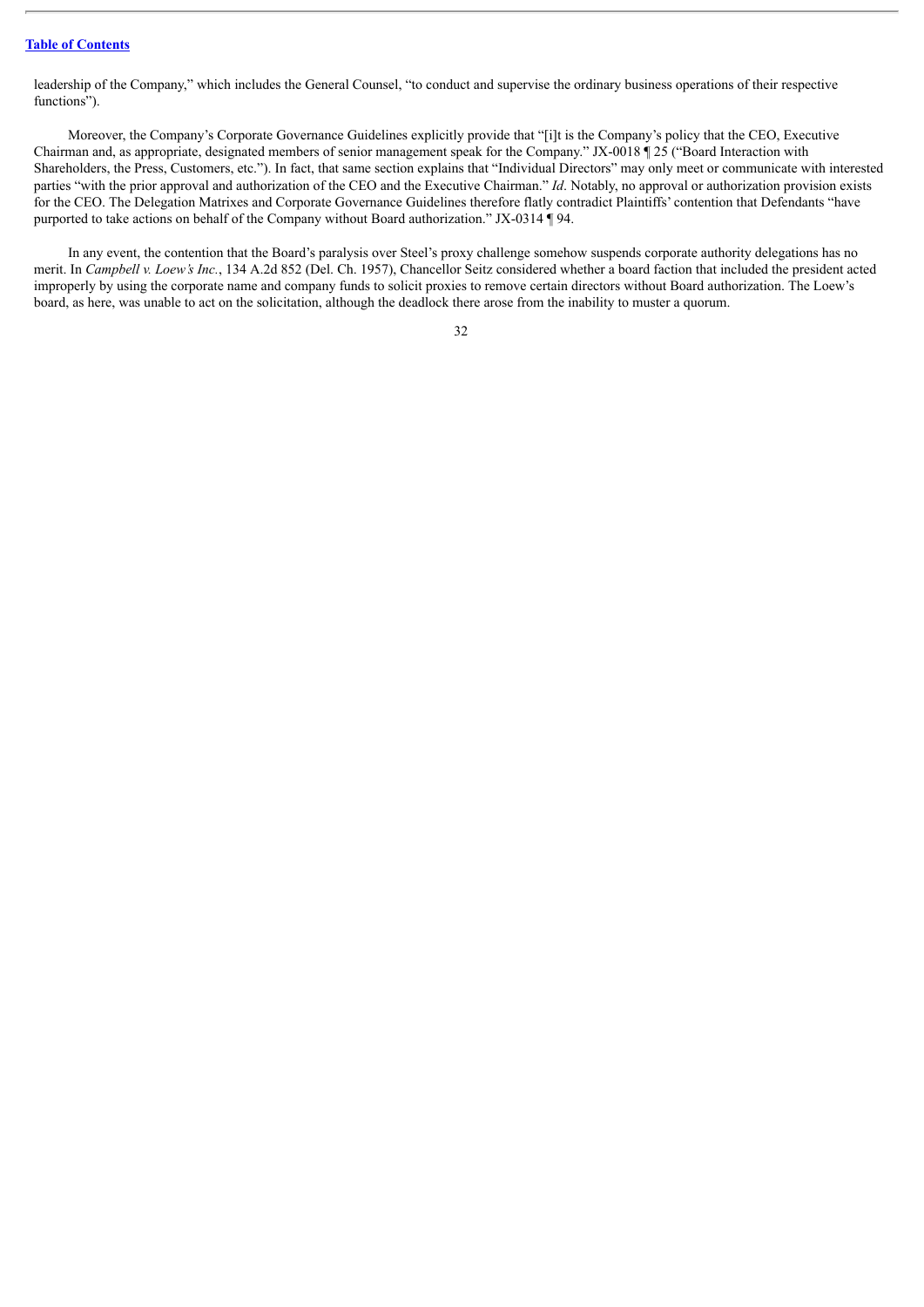leadership of the Company," which includes the General Counsel, "to conduct and supervise the ordinary business operations of their respective functions").

Moreover, the Company's Corporate Governance Guidelines explicitly provide that "[i]t is the Company's policy that the CEO, Executive Chairman and, as appropriate, designated members of senior management speak for the Company." JX-0018 ¶ 25 ("Board Interaction with Shareholders, the Press, Customers, etc."). In fact, that same section explains that "Individual Directors" may only meet or communicate with interested parties "with the prior approval and authorization of the CEO and the Executive Chairman." *Id*. Notably, no approval or authorization provision exists for the CEO. The Delegation Matrixes and Corporate Governance Guidelines therefore flatly contradict Plaintiffs' contention that Defendants "have purported to take actions on behalf of the Company without Board authorization." JX-0314 ¶ 94.

In any event, the contention that the Board's paralysis over Steel's proxy challenge somehow suspends corporate authority delegations has no merit. In *Campbell v. Loew's Inc.*, 134 A.2d 852 (Del. Ch. 1957), Chancellor Seitz considered whether a board faction that included the president acted improperly by using the corporate name and company funds to solicit proxies to remove certain directors without Board authorization. The Loew's board, as here, was unable to act on the solicitation, although the deadlock there arose from the inability to muster a quorum.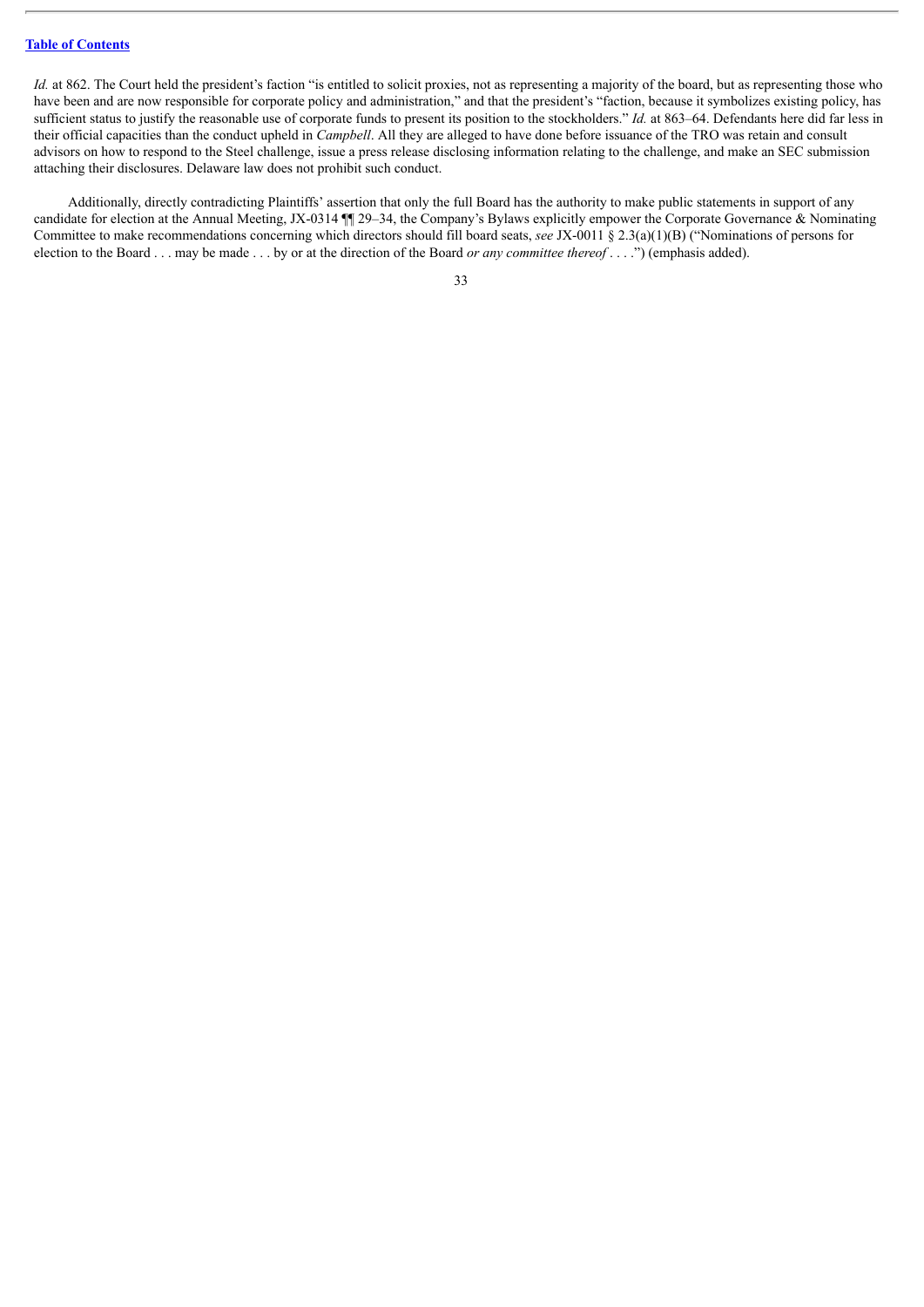*Id.* at 862. The Court held the president's faction "is entitled to solicit proxies, not as representing a majority of the board, but as representing those who have been and are now responsible for corporate policy and administration," and that the president's "faction, because it symbolizes existing policy, has sufficient status to justify the reasonable use of corporate funds to present its position to the stockholders." *Id.* at 863–64. Defendants here did far less in their official capacities than the conduct upheld in *Campbell*. All they are alleged to have done before issuance of the TRO was retain and consult advisors on how to respond to the Steel challenge, issue a press release disclosing information relating to the challenge, and make an SEC submission attaching their disclosures. Delaware law does not prohibit such conduct.

Additionally, directly contradicting Plaintiffs' assertion that only the full Board has the authority to make public statements in support of any candidate for election at the Annual Meeting, JX-0314 ¶¶ 29–34, the Company's Bylaws explicitly empower the Corporate Governance & Nominating Committee to make recommendations concerning which directors should fill board seats, *see* JX-0011 § 2.3(a)(1)(B) ("Nominations of persons for election to the Board . . . may be made . . . by or at the direction of the Board *or any committee thereof* . . . .") (emphasis added).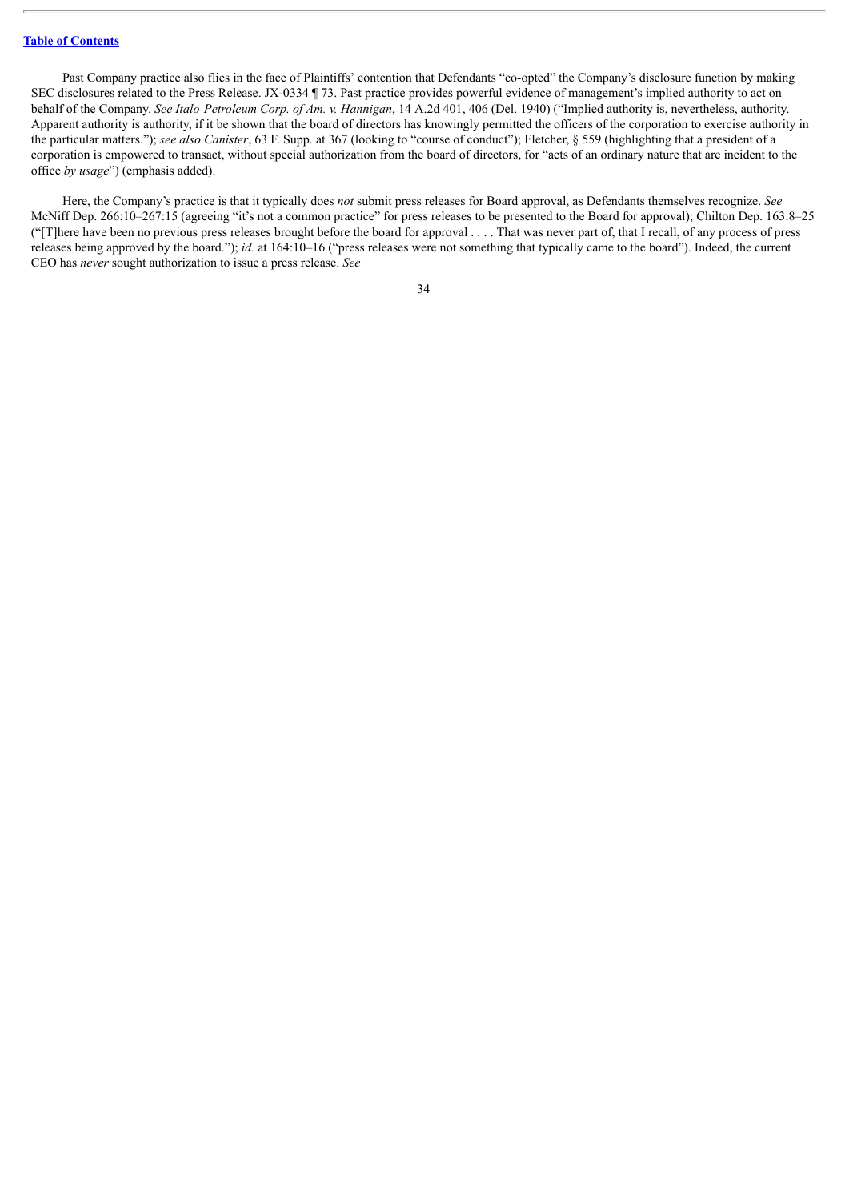Past Company practice also flies in the face of Plaintiffs' contention that Defendants "co-opted" the Company's disclosure function by making SEC disclosures related to the Press Release. JX-0334 ¶ 73. Past practice provides powerful evidence of management's implied authority to act on behalf of the Company. *See Italo-Petroleum Corp. of Am. v. Hannigan*, 14 A.2d 401, 406 (Del. 1940) ("Implied authority is, nevertheless, authority. Apparent authority is authority, if it be shown that the board of directors has knowingly permitted the officers of the corporation to exercise authority in the particular matters."); *see also Canister*, 63 F. Supp. at 367 (looking to "course of conduct"); Fletcher, § 559 (highlighting that a president of a corporation is empowered to transact, without special authorization from the board of directors, for "acts of an ordinary nature that are incident to the office *by usage*") (emphasis added).

Here, the Company's practice is that it typically does *not* submit press releases for Board approval, as Defendants themselves recognize. *See* McNiff Dep. 266:10–267:15 (agreeing "it's not a common practice" for press releases to be presented to the Board for approval); Chilton Dep. 163:8–25 ("[T]here have been no previous press releases brought before the board for approval . . . . That was never part of, that I recall, of any process of press releases being approved by the board."); *id.* at 164:10–16 ("press releases were not something that typically came to the board"). Indeed, the current CEO has *never* sought authorization to issue a press release. *See*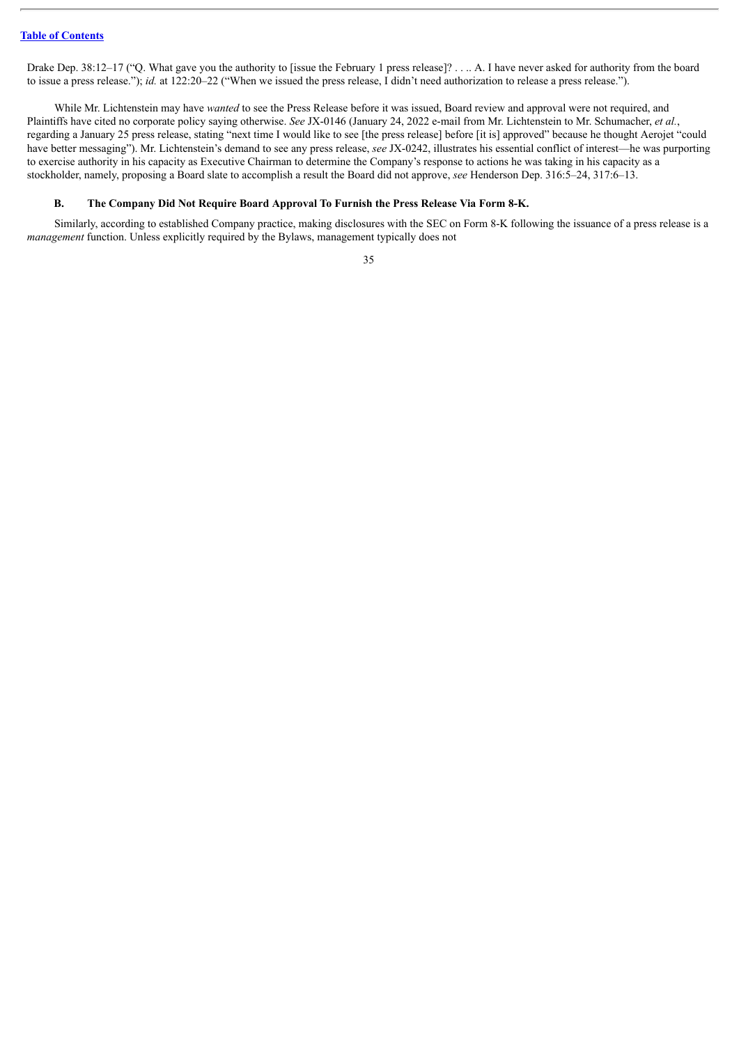Drake Dep. 38:12–17 ("Q. What gave you the authority to [issue the February 1 press release]? . . .. A. I have never asked for authority from the board to issue a press release."); *id.* at 122:20–22 ("When we issued the press release, I didn't need authorization to release a press release.").

While Mr. Lichtenstein may have *wanted* to see the Press Release before it was issued, Board review and approval were not required, and Plaintiffs have cited no corporate policy saying otherwise. *See* JX-0146 (January 24, 2022 e-mail from Mr. Lichtenstein to Mr. Schumacher, *et al.*, regarding a January 25 press release, stating "next time I would like to see [the press release] before [it is] approved" because he thought Aerojet "could have better messaging"). Mr. Lichtenstein's demand to see any press release, *see* JX-0242, illustrates his essential conflict of interest—he was purporting to exercise authority in his capacity as Executive Chairman to determine the Company's response to actions he was taking in his capacity as a stockholder, namely, proposing a Board slate to accomplish a result the Board did not approve, *see* Henderson Dep. 316:5–24, 317:6–13.

### B. The Company Did Not Require Board Approval To Furnish the Press Release Via Form 8-K.

Similarly, according to established Company practice, making disclosures with the SEC on Form 8-K following the issuance of a press release is a *management* function. Unless explicitly required by the Bylaws, management typically does not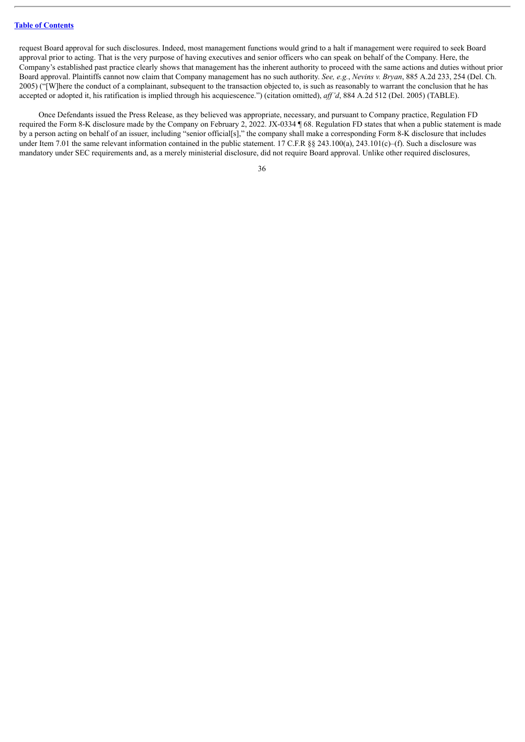request Board approval for such disclosures. Indeed, most management functions would grind to a halt if management were required to seek Board approval prior to acting. That is the very purpose of having executives and senior officers who can speak on behalf of the Company. Here, the Company's established past practice clearly shows that management has the inherent authority to proceed with the same actions and duties without prior Board approval. Plaintiffs cannot now claim that Company management has no such authority. *See, e.g.*, *Nevins v. Bryan*, 885 A.2d 233, 254 (Del. Ch. 2005) ("[W]here the conduct of a complainant, subsequent to the transaction objected to, is such as reasonably to warrant the conclusion that he has accepted or adopted it, his ratification is implied through his acquiescence.") (citation omitted), *aff'd*, 884 A.2d 512 (Del. 2005) (TABLE).

Once Defendants issued the Press Release, as they believed was appropriate, necessary, and pursuant to Company practice, Regulation FD required the Form 8-K disclosure made by the Company on February 2, 2022. JX-0334 ¶ 68. Regulation FD states that when a public statement is made by a person acting on behalf of an issuer, including "senior official[s]," the company shall make a corresponding Form 8-K disclosure that includes under Item 7.01 the same relevant information contained in the public statement. 17 C.F.R §§ 243.100(a), 243.101(c)–(f). Such a disclosure was mandatory under SEC requirements and, as a merely ministerial disclosure, did not require Board approval. Unlike other required disclosures,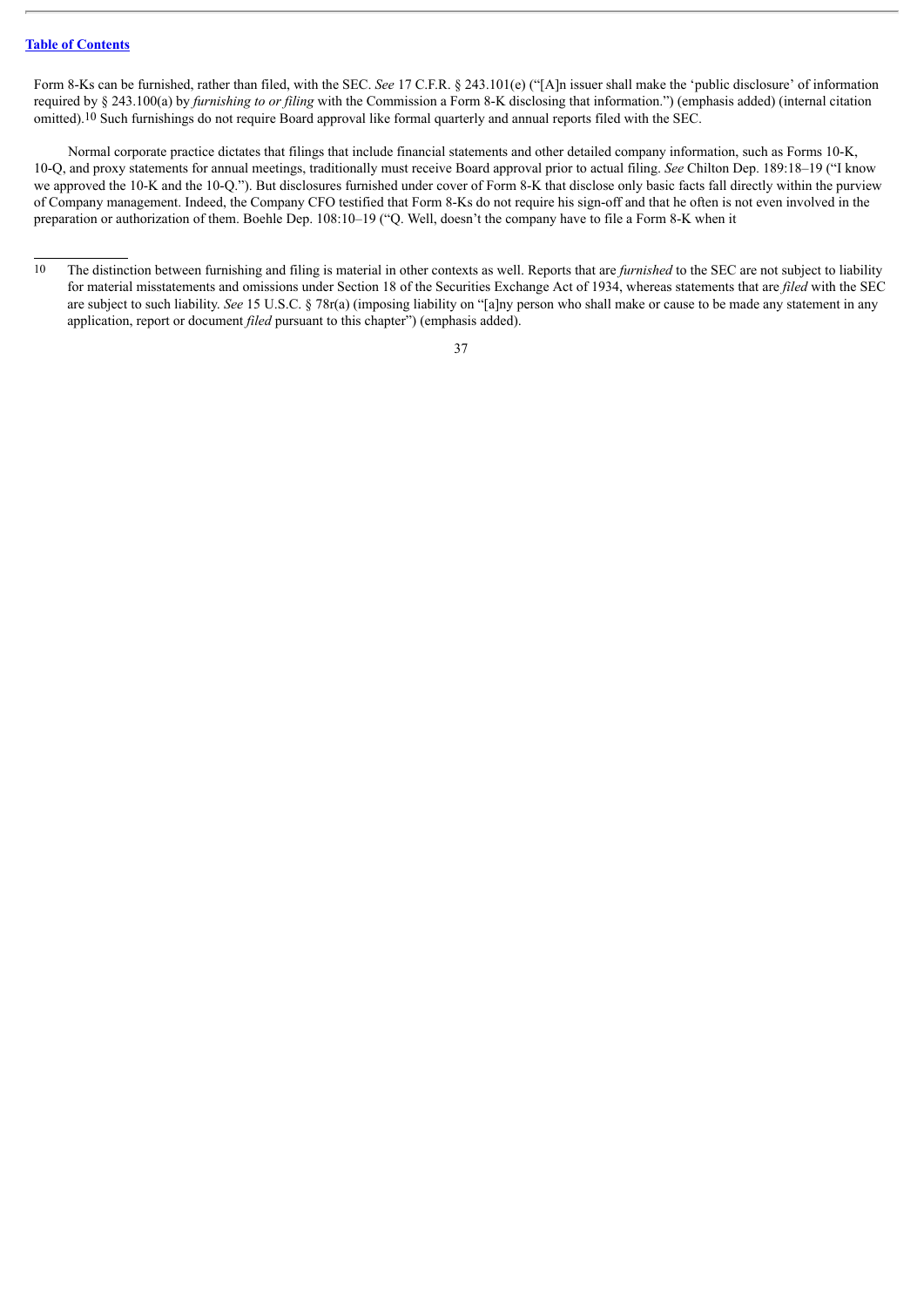Form 8-Ks can be furnished, rather than filed, with the SEC. *See* 17 C.F.R. § 243.101(e) ("[A]n issuer shall make the 'public disclosure' of information required by § 243.100(a) by *furnishing to or filing* with the Commission a Form 8-K disclosing that information.") (emphasis added) (internal citation omitted).[10] Such furnishings do not require Board approval like formal quarterly and annual reports filed with the SEC.

Normal corporate practice dictates that filings that include financial statements and other detailed company information, such as Forms 10-K, 10-Q, and proxy statements for annual meetings, traditionally must receive Board approval prior to actual filing. *See* Chilton Dep. 189:18–19 ("I know we approved the 10-K and the 10-Q."). But disclosures furnished under cover of Form 8-K that disclose only basic facts fall directly within the purview of Company management. Indeed, the Company CFO testified that Form 8-Ks do not require his sign-off and that he often is not even involved in the preparation or authorization of them. Boehle Dep. 108:10–19 ("Q. Well, doesn't the company have to file a Form 8-K when it

---

[10] The distinction between furnishing and filing is material in other contexts as well. Reports that are *furnished* to the SEC are not subject to liability for material misstatements and omissions under Section 18 of the Securities Exchange Act of 1934, whereas statements that are *filed* with the SEC are subject to such liability. *See* 15 U.S.C. § 78r(a) (imposing liability on "[a]ny person who shall make or cause to be made any statement in any application, report or document *filed* pursuant to this chapter") (emphasis added).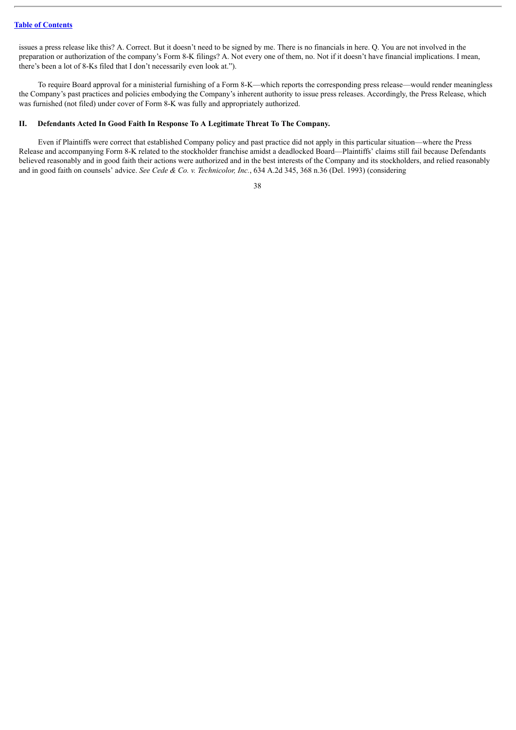issues a press release like this? A. Correct. But it doesn't need to be signed by me. There is no financials in here. Q. You are not involved in the preparation or authorization of the company's Form 8-K filings? A. Not every one of them, no. Not if it doesn't have financial implications. I mean, there's been a lot of 8-Ks filed that I don't necessarily even look at.").

To require Board approval for a ministerial furnishing of a Form 8-K—which reports the corresponding press release—would render meaningless the Company's past practices and policies embodying the Company's inherent authority to issue press releases. Accordingly, the Press Release, which was furnished (not filed) under cover of Form 8-K was fully and appropriately authorized.

## II. Defendants Acted In Good Faith In Response To A Legitimate Threat To The Company.

Even if Plaintiffs were correct that established Company policy and past practice did not apply in this particular situation—where the Press Release and accompanying Form 8-K related to the stockholder franchise amidst a deadlocked Board—Plaintiffs' claims still fail because Defendants believed reasonably and in good faith their actions were authorized and in the best interests of the Company and its stockholders, and relied reasonably and in good faith on counsels' advice. *See Cede & Co. v. Technicolor, Inc.*, 634 A.2d 345, 368 n.36 (Del. 1993) (considering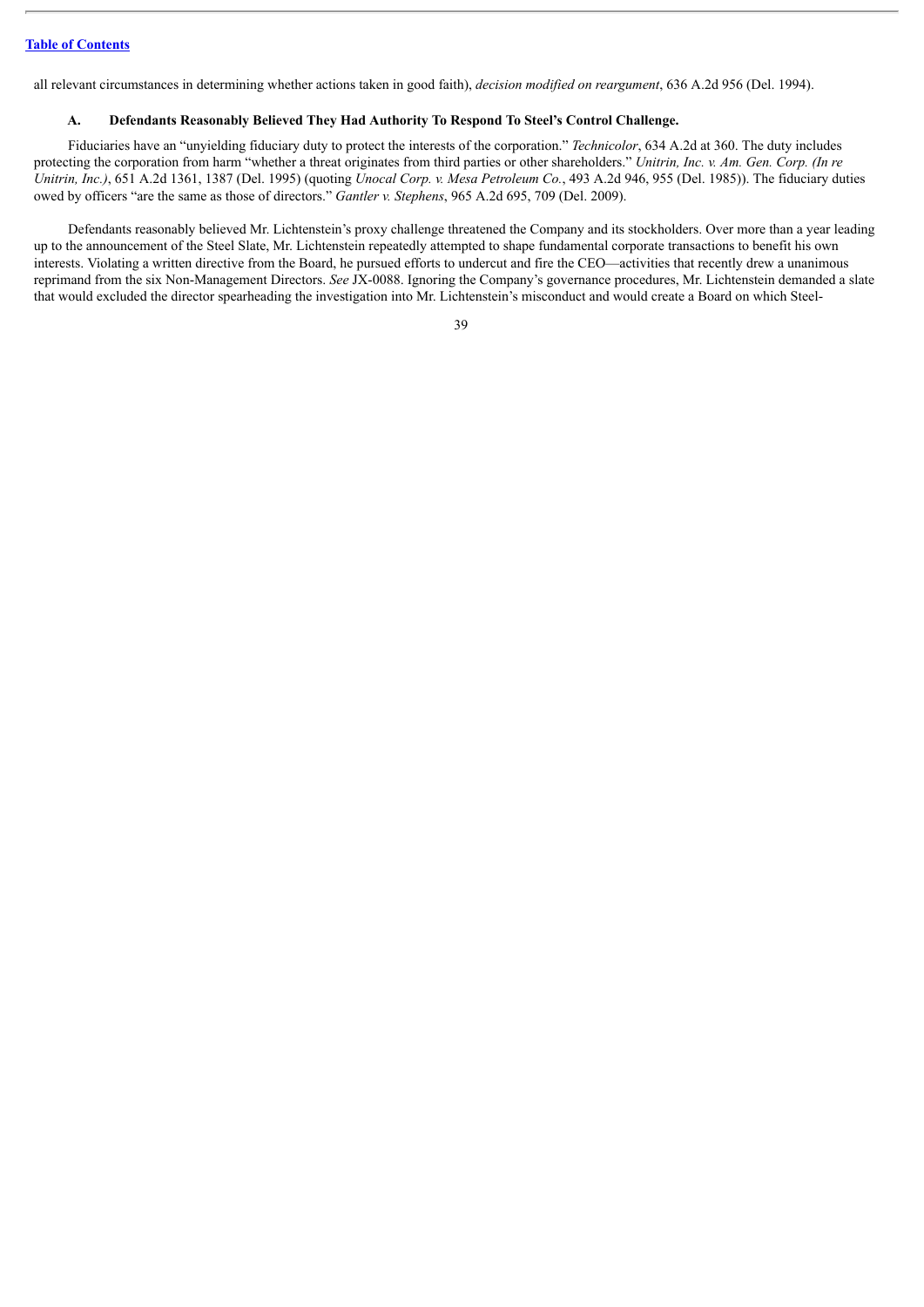all relevant circumstances in determining whether actions taken in good faith), *decision modified on reargument*, 636 A.2d 956 (Del. 1994).

### A. Defendants Reasonably Believed They Had Authority To Respond To Steel's Control Challenge.

Fiduciaries have an "unyielding fiduciary duty to protect the interests of the corporation." *Technicolor*, 634 A.2d at 360. The duty includes protecting the corporation from harm "whether a threat originates from third parties or other shareholders." *Unitrin, Inc. v. Am. Gen. Corp. (In re Unitrin, Inc.)*, 651 A.2d 1361, 1387 (Del. 1995) (quoting *Unocal Corp. v. Mesa Petroleum Co.*, 493 A.2d 946, 955 (Del. 1985)). The fiduciary duties owed by officers "are the same as those of directors." *Gantler v. Stephens*, 965 A.2d 695, 709 (Del. 2009).

Defendants reasonably believed Mr. Lichtenstein's proxy challenge threatened the Company and its stockholders. Over more than a year leading up to the announcement of the Steel Slate, Mr. Lichtenstein repeatedly attempted to shape fundamental corporate transactions to benefit his own interests. Violating a written directive from the Board, he pursued efforts to undercut and fire the CEO—activities that recently drew a unanimous reprimand from the six Non-Management Directors. *See* JX-0088. Ignoring the Company's governance procedures, Mr. Lichtenstein demanded a slate that would excluded the director spearheading the investigation into Mr. Lichtenstein's misconduct and would create a Board on which Steel-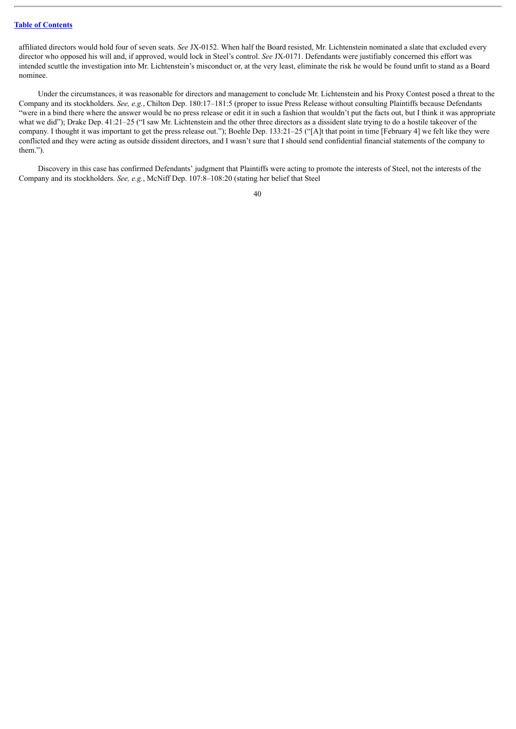affiliated directors would hold four of seven seats. *See* JX-0152. When half the Board resisted, Mr. Lichtenstein nominated a slate that excluded every director who opposed his will and, if approved, would lock in Steel's control. *See* JX-0171. Defendants were justifiably concerned this effort was intended scuttle the investigation into Mr. Lichtenstein's misconduct or, at the very least, eliminate the risk he would be found unfit to stand as a Board nominee.

Under the circumstances, it was reasonable for directors and management to conclude Mr. Lichtenstein and his Proxy Contest posed a threat to the Company and its stockholders. *See, e.g.*, Chilton Dep. 180:17–181:5 (proper to issue Press Release without consulting Plaintiffs because Defendants "were in a bind there where the answer would be no press release or edit it in such a fashion that wouldn't put the facts out, but I think it was appropriate what we did"); Drake Dep. 41:21–25 ("I saw Mr. Lichtenstein and the other three directors as a dissident slate trying to do a hostile takeover of the company. I thought it was important to get the press release out."); Boehle Dep. 133:21–25 ("[A]t that point in time [February 4] we felt like they were conflicted and they were acting as outside dissident directors, and I wasn't sure that I should send confidential financial statements of the company to them.").

Discovery in this case has confirmed Defendants' judgment that Plaintiffs were acting to promote the interests of Steel, not the interests of the Company and its stockholders. *See, e.g.*, McNiff Dep. 107:8–108:20 (stating her belief that Steel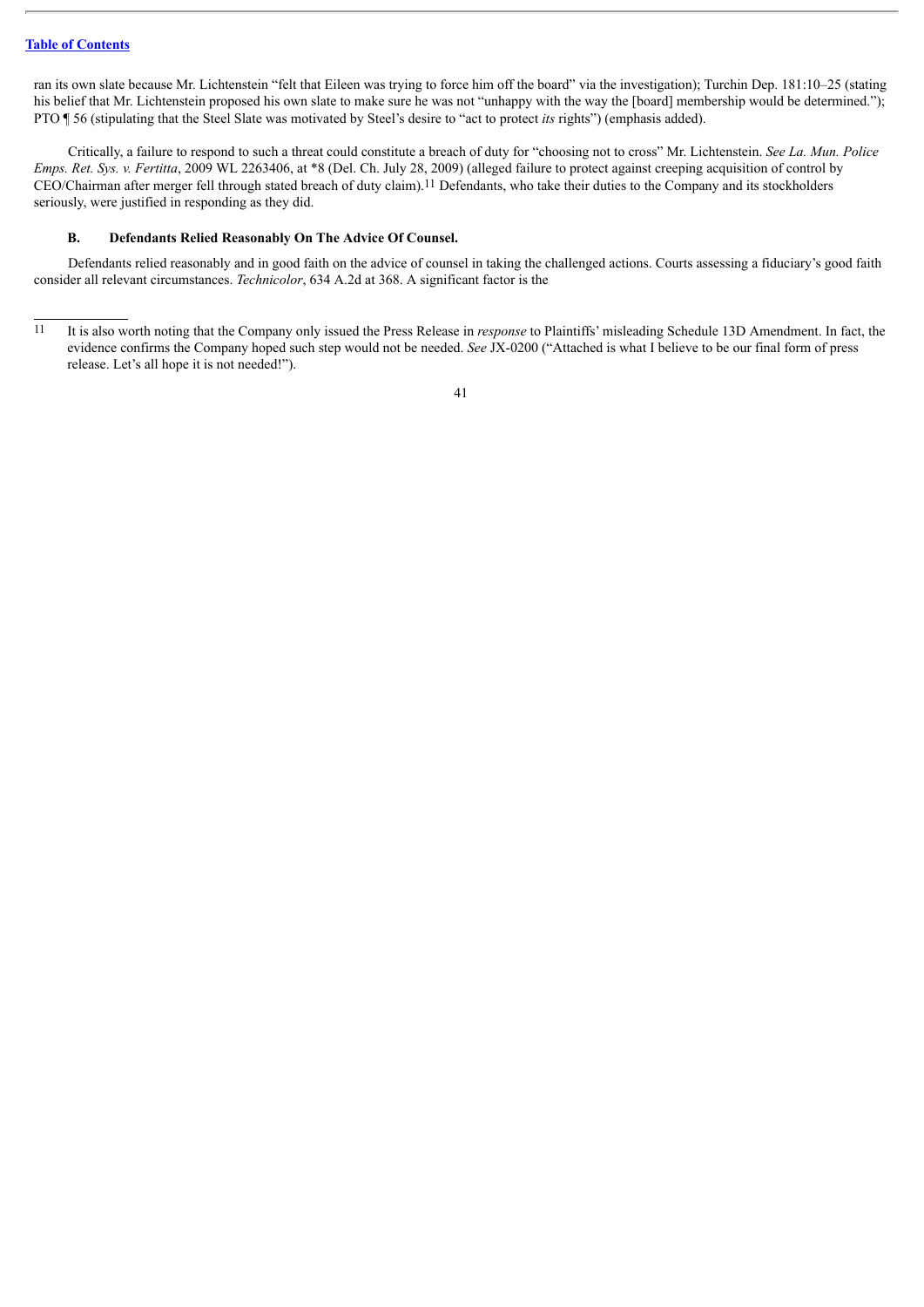ran its own slate because Mr. Lichtenstein "felt that Eileen was trying to force him off the board" via the investigation); Turchin Dep. 181:10–25 (stating his belief that Mr. Lichtenstein proposed his own slate to make sure he was not "unhappy with the way the [board] membership would be determined."); PTO ¶ 56 (stipulating that the Steel Slate was motivated by Steel's desire to "act to protect *its* rights") (emphasis added).

Critically, a failure to respond to such a threat could constitute a breach of duty for "choosing not to cross" Mr. Lichtenstein. *See La. Mun. Police Emps. Ret. Sys. v. Fertitta*, 2009 WL 2263406, at *8 (Del. Ch. July 28, 2009) (alleged failure to protect against creeping acquisition of control by CEO/Chairman after merger fell through stated breach of duty claim).[11] Defendants, who take their duties to the Company and its stockholders seriously, were justified in responding as they did.

### B. Defendants Relied Reasonably On The Advice Of Counsel.

Defendants relied reasonably and in good faith on the advice of counsel in taking the challenged actions. Courts assessing a fiduciary's good faith consider all relevant circumstances. *Technicolor*, 634 A.2d at 368. A significant factor is the

---

[11] It is also worth noting that the Company only issued the Press Release in *response* to Plaintiffs' misleading Schedule 13D Amendment. In fact, the evidence confirms the Company hoped such step would not be needed. *See* JX-0200 ("Attached is what I believe to be our final form of press release. Let's all hope it is not needed!").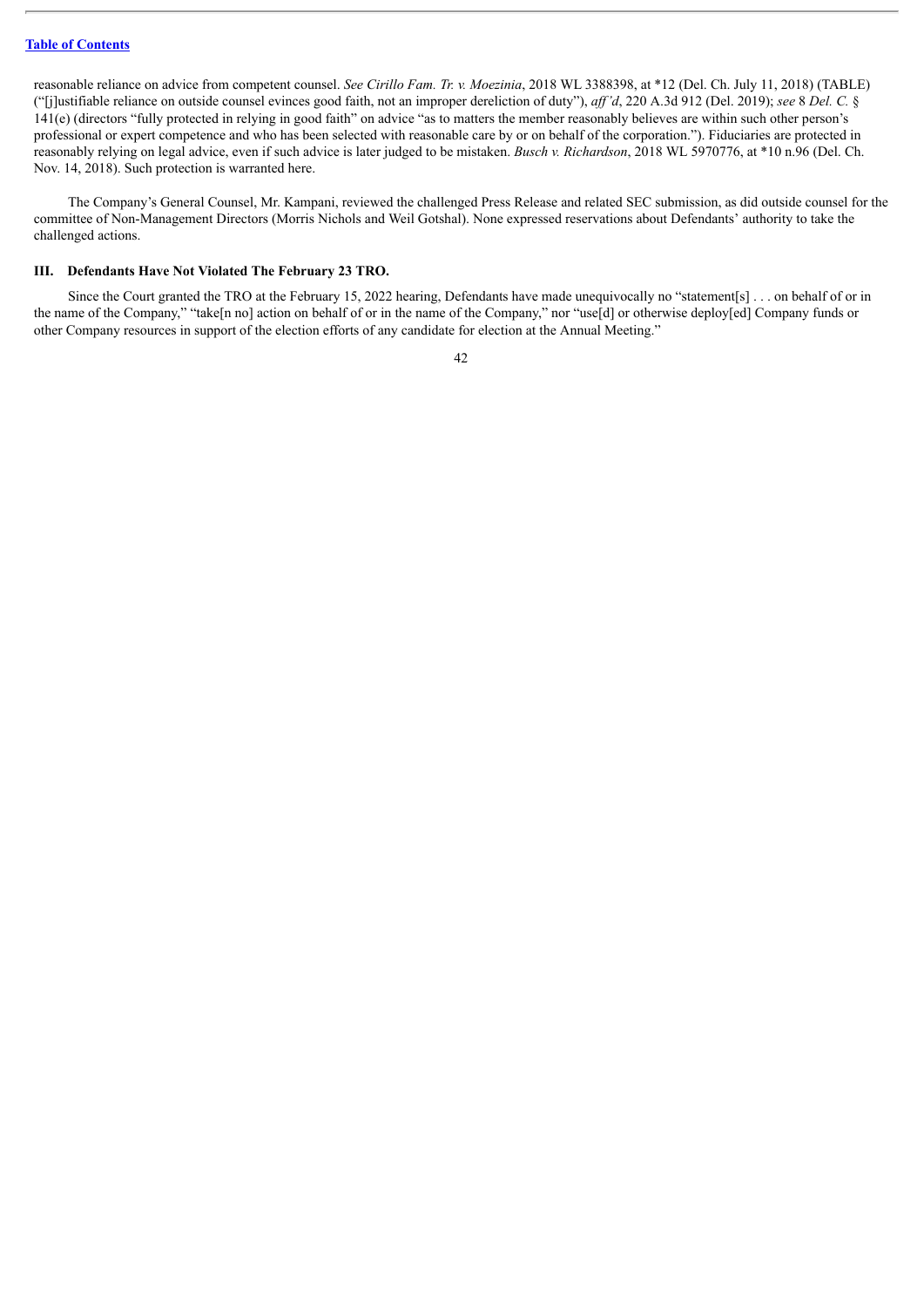reasonable reliance on advice from competent counsel. *See Cirillo Fam. Tr. v. Moezinia*, 2018 WL 3388398, at *12 (Del. Ch. July 11, 2018) (TABLE) ("[j]ustifiable reliance on outside counsel evinces good faith, not an improper dereliction of duty"), *aff'd*, 220 A.3d 912 (Del. 2019); *see* 8 *Del. C.* § 141(e) (directors "fully protected in relying in good faith" on advice "as to matters the member reasonably believes are within such other person's professional or expert competence and who has been selected with reasonable care by or on behalf of the corporation."). Fiduciaries are protected in reasonably relying on legal advice, even if such advice is later judged to be mistaken. *Busch v. Richardson*, 2018 WL 5970776, at *10 n.96 (Del. Ch. Nov. 14, 2018). Such protection is warranted here.

The Company's General Counsel, Mr. Kampani, reviewed the challenged Press Release and related SEC submission, as did outside counsel for the committee of Non-Management Directors (Morris Nichols and Weil Gotshal). None expressed reservations about Defendants' authority to take the challenged actions.

### III. Defendants Have Not Violated The February 23 TRO.

Since the Court granted the TRO at the February 15, 2022 hearing, Defendants have made unequivocally no "statement[s] . . . on behalf of or in the name of the Company," "take[n no] action on behalf of or in the name of the Company," nor "use[d] or otherwise deploy[ed] Company funds or other Company resources in support of the election efforts of any candidate for election at the Annual Meeting."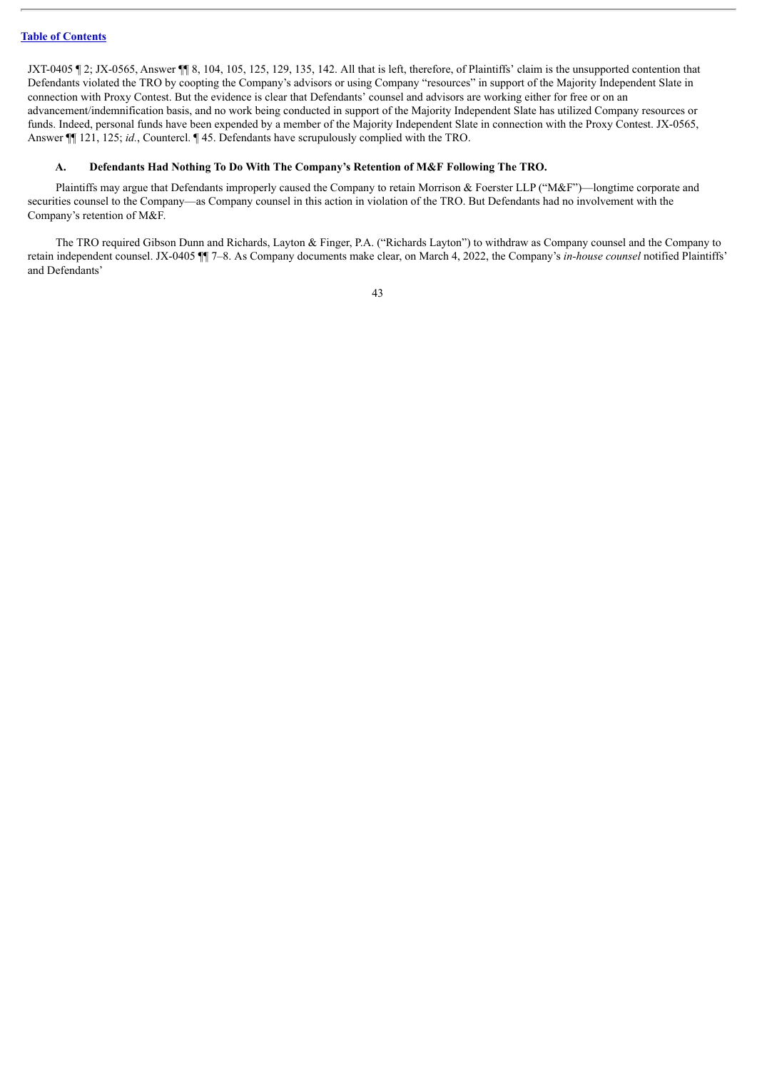JXT-0405 ¶ 2; JX-0565, Answer ¶¶ 8, 104, 105, 125, 129, 135, 142. All that is left, therefore, of Plaintiffs' claim is the unsupported contention that Defendants violated the TRO by coopting the Company's advisors or using Company "resources" in support of the Majority Independent Slate in connection with Proxy Contest. But the evidence is clear that Defendants' counsel and advisors are working either for free or on an advancement/indemnification basis, and no work being conducted in support of the Majority Independent Slate has utilized Company resources or funds. Indeed, personal funds have been expended by a member of the Majority Independent Slate in connection with the Proxy Contest. JX-0565, Answer ¶¶ 121, 125; *id.*, Countercl. ¶ 45. Defendants have scrupulously complied with the TRO.

### A. Defendants Had Nothing To Do With The Company's Retention of M&F Following The TRO.

Plaintiffs may argue that Defendants improperly caused the Company to retain Morrison & Foerster LLP ("M&F")—longtime corporate and securities counsel to the Company—as Company counsel in this action in violation of the TRO. But Defendants had no involvement with the Company's retention of M&F.

The TRO required Gibson Dunn and Richards, Layton & Finger, P.A. ("Richards Layton") to withdraw as Company counsel and the Company to retain independent counsel. JX-0405 ¶¶ 7–8. As Company documents make clear, on March 4, 2022, the Company's *in-house counsel* notified Plaintiffs' and Defendants'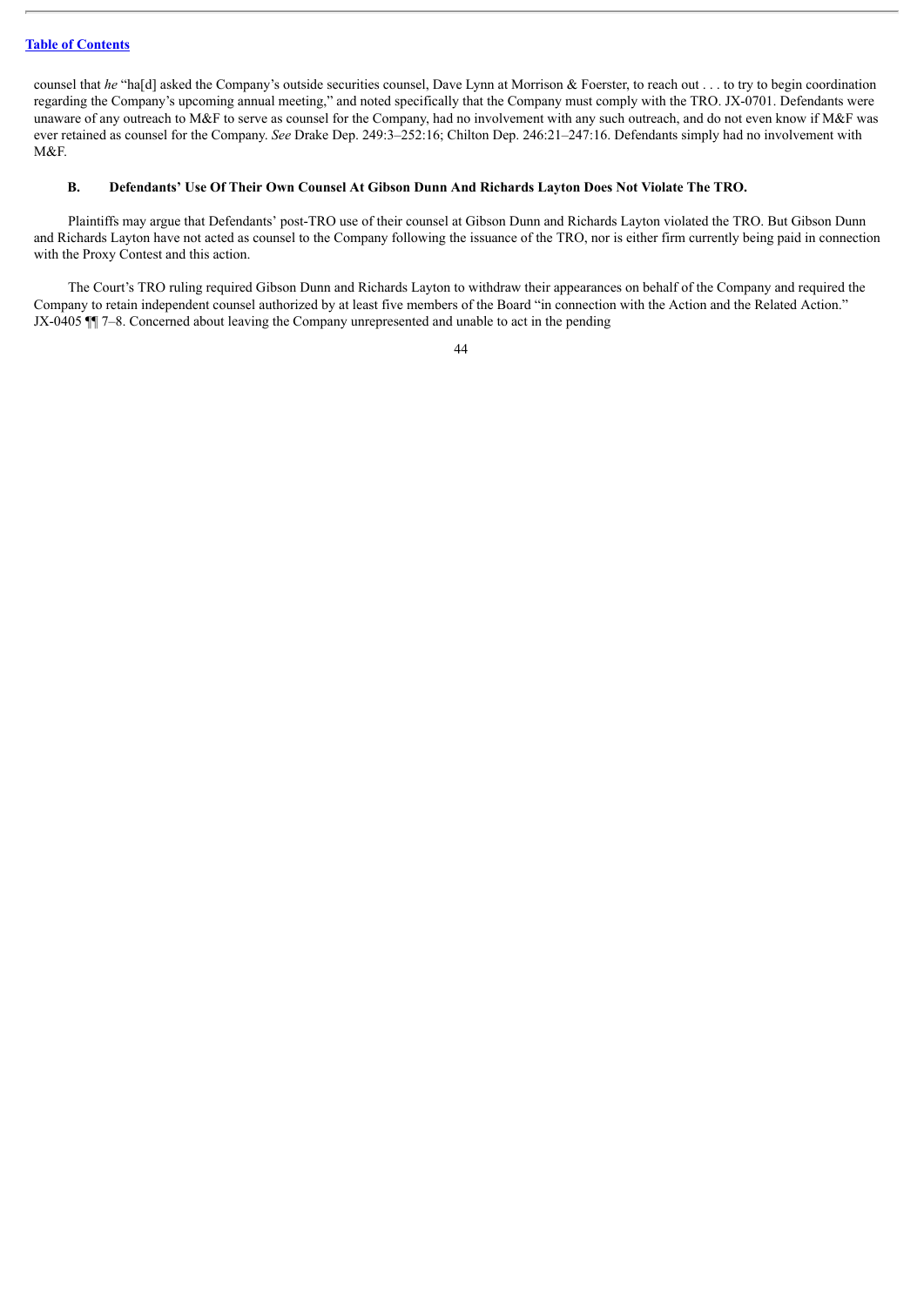counsel that *he* "ha[d] asked the Company's outside securities counsel, Dave Lynn at Morrison & Foerster, to reach out . . . to try to begin coordination regarding the Company's upcoming annual meeting," and noted specifically that the Company must comply with the TRO. JX-0701. Defendants were unaware of any outreach to M&F to serve as counsel for the Company, had no involvement with any such outreach, and do not even know if M&F was ever retained as counsel for the Company. *See* Drake Dep. 249:3–252:16; Chilton Dep. 246:21–247:16. Defendants simply had no involvement with M&F.

### B. Defendants' Use Of Their Own Counsel At Gibson Dunn And Richards Layton Does Not Violate The TRO.

Plaintiffs may argue that Defendants' post-TRO use of their counsel at Gibson Dunn and Richards Layton violated the TRO. But Gibson Dunn and Richards Layton have not acted as counsel to the Company following the issuance of the TRO, nor is either firm currently being paid in connection with the Proxy Contest and this action.

The Court's TRO ruling required Gibson Dunn and Richards Layton to withdraw their appearances on behalf of the Company and required the Company to retain independent counsel authorized by at least five members of the Board "in connection with the Action and the Related Action." JX-0405 ¶¶ 7–8. Concerned about leaving the Company unrepresented and unable to act in the pending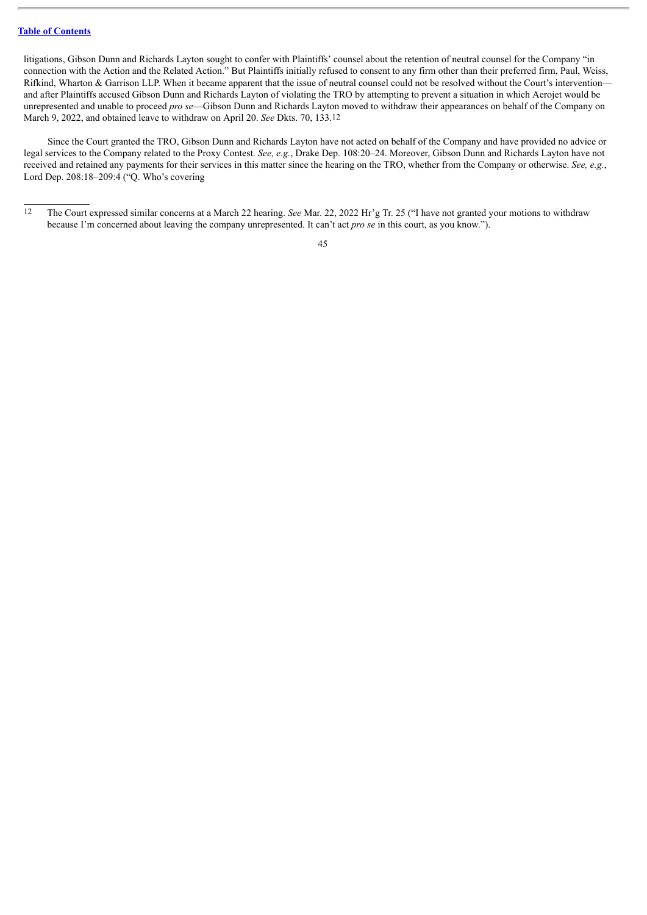litigations, Gibson Dunn and Richards Layton sought to confer with Plaintiffs' counsel about the retention of neutral counsel for the Company "in connection with the Action and the Related Action." But Plaintiffs initially refused to consent to any firm other than their preferred firm, Paul, Weiss, Rifkind, Wharton & Garrison LLP. When it became apparent that the issue of neutral counsel could not be resolved without the Court's intervention—and after Plaintiffs accused Gibson Dunn and Richards Layton of violating the TRO by attempting to prevent a situation in which Aerojet would be unrepresented and unable to proceed *pro se*—Gibson Dunn and Richards Layton moved to withdraw their appearances on behalf of the Company on March 9, 2022, and obtained leave to withdraw on April 20. *See* Dkts. 70, 133.[12]

Since the Court granted the TRO, Gibson Dunn and Richards Layton have not acted on behalf of the Company and have provided no advice or legal services to the Company related to the Proxy Contest. *See, e.g.*, Drake Dep. 108:20–24. Moreover, Gibson Dunn and Richards Layton have not received and retained any payments for their services in this matter since the hearing on the TRO, whether from the Company or otherwise. *See, e.g.*, Lord Dep. 208:18–209:4 ("Q. Who's covering

---

[12] The Court expressed similar concerns at a March 22 hearing. *See* Mar. 22, 2022 Hr'g Tr. 25 ("I have not granted your motions to withdraw because I'm concerned about leaving the company unrepresented. It can't act *pro se* in this court, as you know.").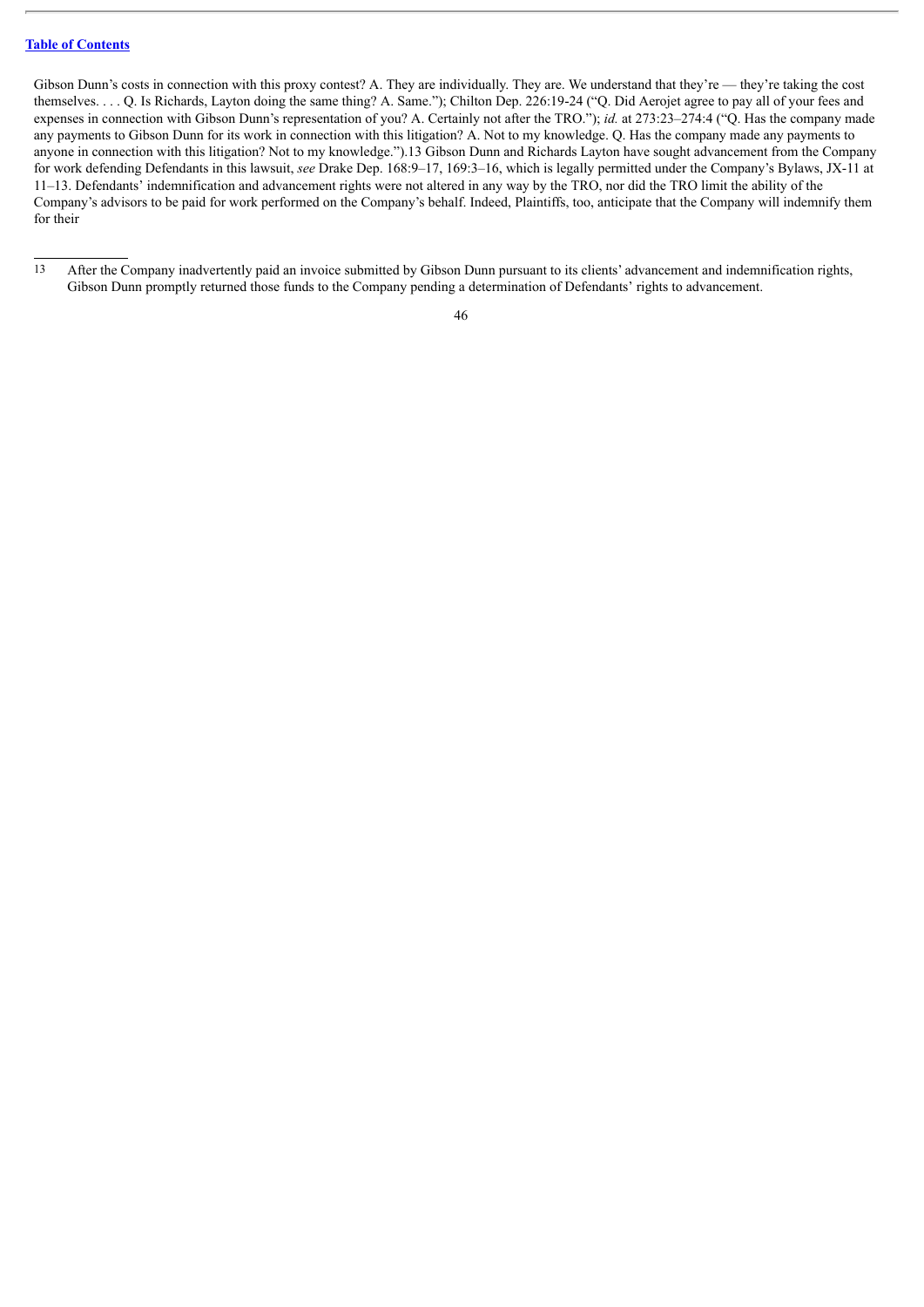Gibson Dunn's costs in connection with this proxy contest? A. They are individually. They are. We understand that they're — they're taking the cost themselves. . . . Q. Is Richards, Layton doing the same thing? A. Same."); Chilton Dep. 226:19-24 ("Q. Did Aerojet agree to pay all of your fees and expenses in connection with Gibson Dunn's representation of you? A. Certainly not after the TRO."); *id.* at 273:23–274:4 ("Q. Has the company made any payments to Gibson Dunn for its work in connection with this litigation? A. Not to my knowledge. Q. Has the company made any payments to anyone in connection with this litigation? Not to my knowledge.").[13] Gibson Dunn and Richards Layton have sought advancement from the Company for work defending Defendants in this lawsuit, *see* Drake Dep. 168:9–17, 169:3–16, which is legally permitted under the Company's Bylaws, JX-11 at 11–13. Defendants' indemnification and advancement rights were not altered in any way by the TRO, nor did the TRO limit the ability of the Company's advisors to be paid for work performed on the Company's behalf. Indeed, Plaintiffs, too, anticipate that the Company will indemnify them for their

[13] After the Company inadvertently paid an invoice submitted by Gibson Dunn pursuant to its clients' advancement and indemnification rights, Gibson Dunn promptly returned those funds to the Company pending a determination of Defendants' rights to advancement.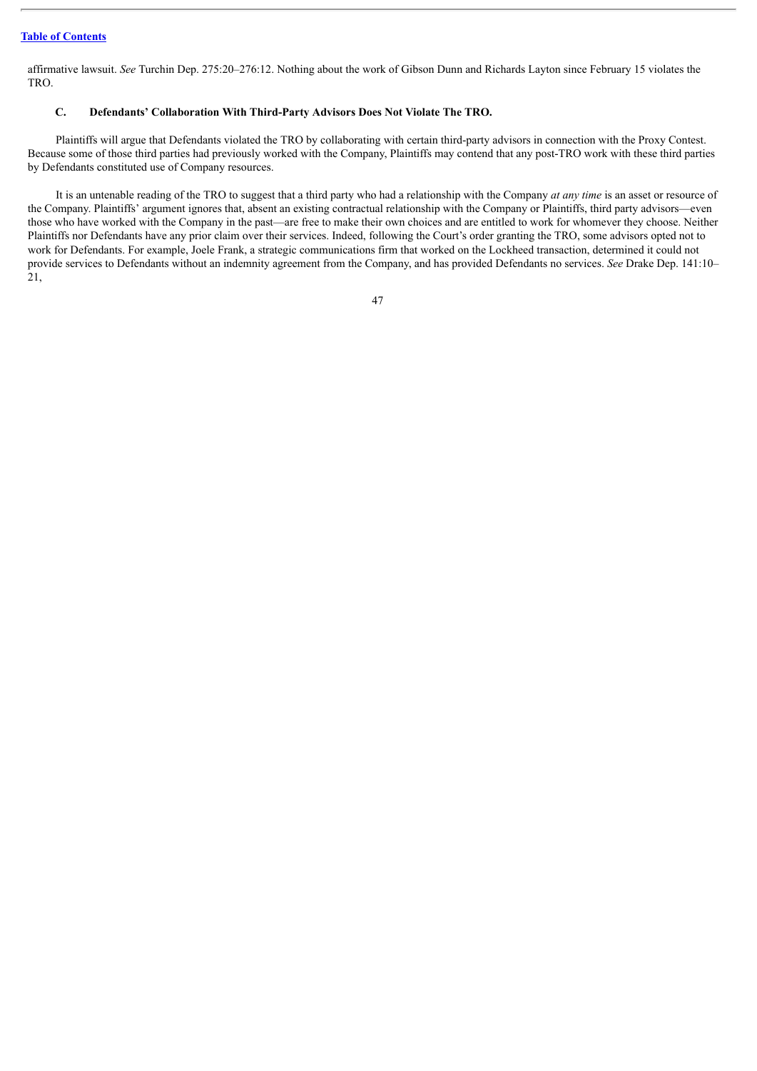affirmative lawsuit. *See* Turchin Dep. 275:20–276:12. Nothing about the work of Gibson Dunn and Richards Layton since February 15 violates the TRO.

### C. Defendants' Collaboration With Third-Party Advisors Does Not Violate The TRO.

Plaintiffs will argue that Defendants violated the TRO by collaborating with certain third-party advisors in connection with the Proxy Contest. Because some of those third parties had previously worked with the Company, Plaintiffs may contend that any post-TRO work with these third parties by Defendants constituted use of Company resources.

It is an untenable reading of the TRO to suggest that a third party who had a relationship with the Company *at any time* is an asset or resource of the Company. Plaintiffs' argument ignores that, absent an existing contractual relationship with the Company or Plaintiffs, third party advisors—even those who have worked with the Company in the past—are free to make their own choices and are entitled to work for whomever they choose. Neither Plaintiffs nor Defendants have any prior claim over their services. Indeed, following the Court's order granting the TRO, some advisors opted not to work for Defendants. For example, Joele Frank, a strategic communications firm that worked on the Lockheed transaction, determined it could not provide services to Defendants without an indemnity agreement from the Company, and has provided Defendants no services. *See* Drake Dep. 141:10–21,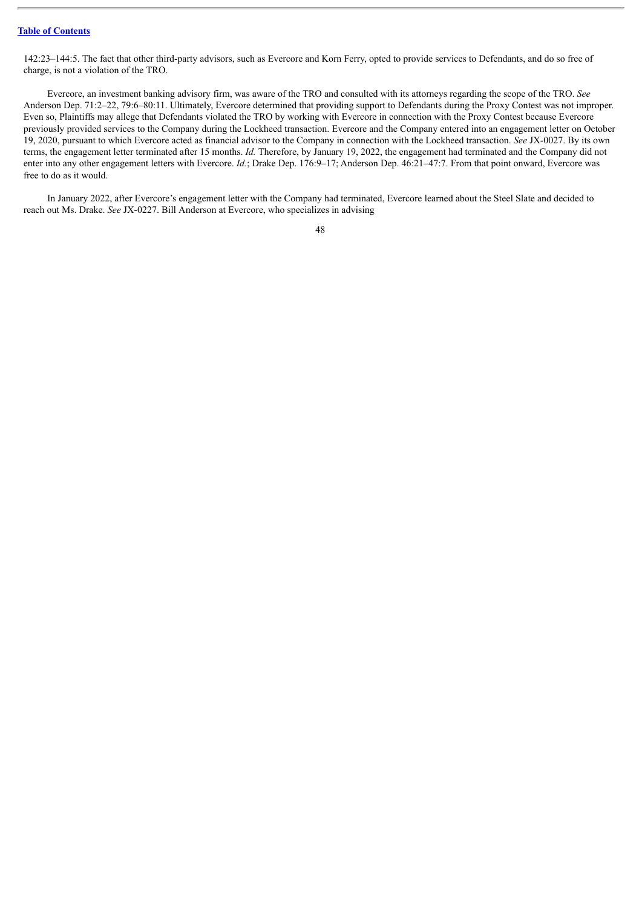142:23–144:5. The fact that other third-party advisors, such as Evercore and Korn Ferry, opted to provide services to Defendants, and do so free of charge, is not a violation of the TRO.

Evercore, an investment banking advisory firm, was aware of the TRO and consulted with its attorneys regarding the scope of the TRO. *See* Anderson Dep. 71:2–22, 79:6–80:11. Ultimately, Evercore determined that providing support to Defendants during the Proxy Contest was not improper. Even so, Plaintiffs may allege that Defendants violated the TRO by working with Evercore in connection with the Proxy Contest because Evercore previously provided services to the Company during the Lockheed transaction. Evercore and the Company entered into an engagement letter on October 19, 2020, pursuant to which Evercore acted as financial advisor to the Company in connection with the Lockheed transaction. *See* JX-0027. By its own terms, the engagement letter terminated after 15 months. *Id.* Therefore, by January 19, 2022, the engagement had terminated and the Company did not enter into any other engagement letters with Evercore. *Id.*; Drake Dep. 176:9–17; Anderson Dep. 46:21–47:7. From that point onward, Evercore was free to do as it would.

In January 2022, after Evercore's engagement letter with the Company had terminated, Evercore learned about the Steel Slate and decided to reach out Ms. Drake. *See* JX-0227. Bill Anderson at Evercore, who specializes in advising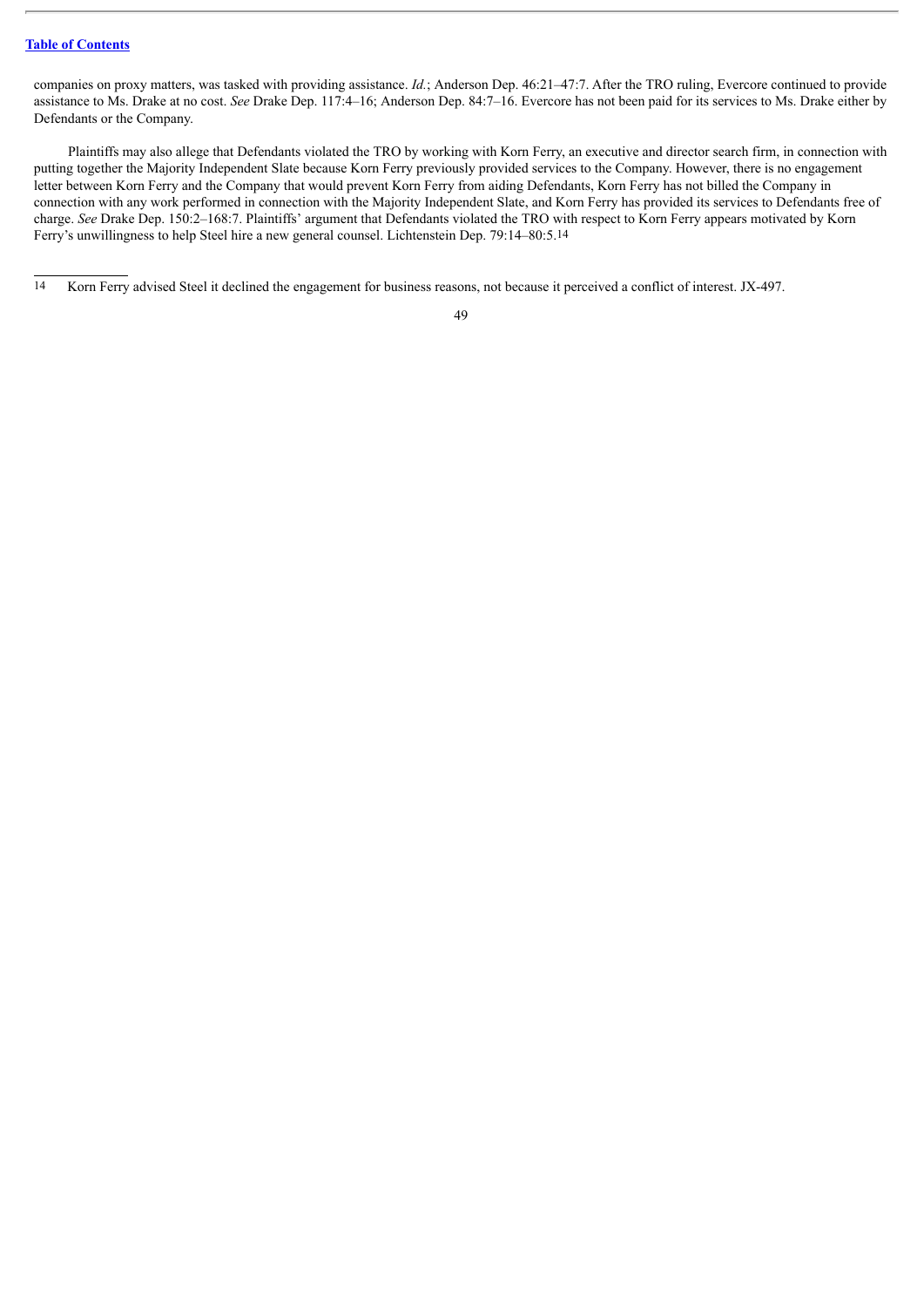companies on proxy matters, was tasked with providing assistance. *Id.*; Anderson Dep. 46:21–47:7. After the TRO ruling, Evercore continued to provide assistance to Ms. Drake at no cost. *See* Drake Dep. 117:4–16; Anderson Dep. 84:7–16. Evercore has not been paid for its services to Ms. Drake either by Defendants or the Company.

Plaintiffs may also allege that Defendants violated the TRO by working with Korn Ferry, an executive and director search firm, in connection with putting together the Majority Independent Slate because Korn Ferry previously provided services to the Company. However, there is no engagement letter between Korn Ferry and the Company that would prevent Korn Ferry from aiding Defendants, Korn Ferry has not billed the Company in connection with any work performed in connection with the Majority Independent Slate, and Korn Ferry has provided its services to Defendants free of charge. *See* Drake Dep. 150:2–168:7. Plaintiffs' argument that Defendants violated the TRO with respect to Korn Ferry appears motivated by Korn Ferry's unwillingness to help Steel hire a new general counsel. Lichtenstein Dep. 79:14–80:5.[14]

---

[14] Korn Ferry advised Steel it declined the engagement for business reasons, not because it perceived a conflict of interest. JX-497.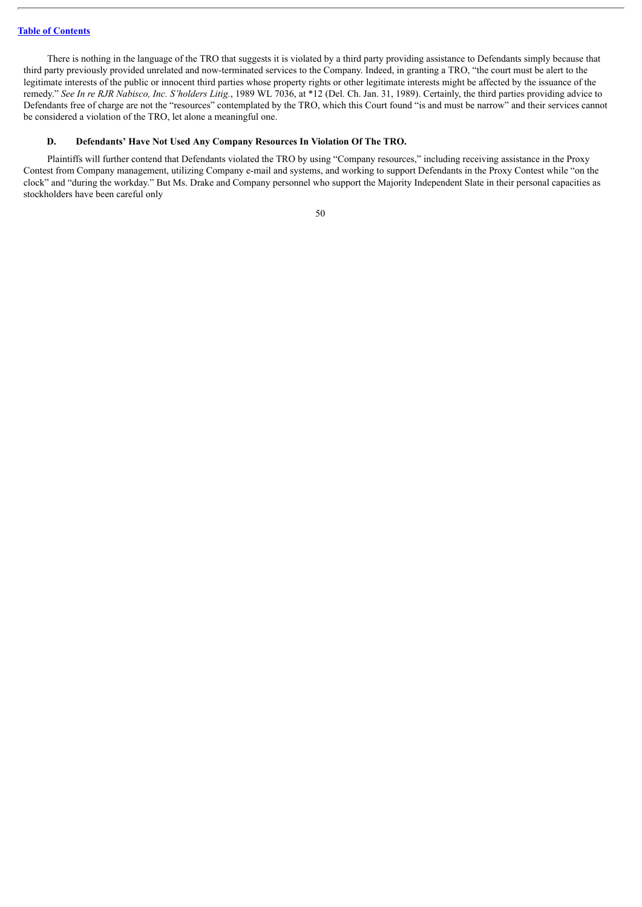There is nothing in the language of the TRO that suggests it is violated by a third party providing assistance to Defendants simply because that third party previously provided unrelated and now-terminated services to the Company. Indeed, in granting a TRO, "the court must be alert to the legitimate interests of the public or innocent third parties whose property rights or other legitimate interests might be affected by the issuance of the remedy." *See In re RJR Nabisco, Inc. S'holders Litig.*, 1989 WL 7036, at *12 (Del. Ch. Jan. 31, 1989). Certainly, the third parties providing advice to Defendants free of charge are not the "resources" contemplated by the TRO, which this Court found "is and must be narrow" and their services cannot be considered a violation of the TRO, let alone a meaningful one.

### D. Defendants' Have Not Used Any Company Resources In Violation Of The TRO.

Plaintiffs will further contend that Defendants violated the TRO by using "Company resources," including receiving assistance in the Proxy Contest from Company management, utilizing Company e-mail and systems, and working to support Defendants in the Proxy Contest while "on the clock" and "during the workday." But Ms. Drake and Company personnel who support the Majority Independent Slate in their personal capacities as stockholders have been careful only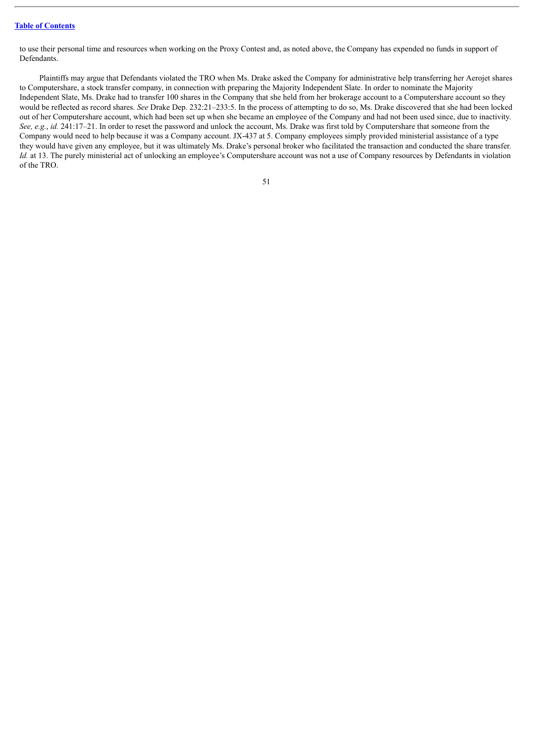to use their personal time and resources when working on the Proxy Contest and, as noted above, the Company has expended no funds in support of Defendants.

Plaintiffs may argue that Defendants violated the TRO when Ms. Drake asked the Company for administrative help transferring her Aerojet shares to Computershare, a stock transfer company, in connection with preparing the Majority Independent Slate. In order to nominate the Majority Independent Slate, Ms. Drake had to transfer 100 shares in the Company that she held from her brokerage account to a Computershare account so they would be reflected as record shares. *See* Drake Dep. 232:21–233:5. In the process of attempting to do so, Ms. Drake discovered that she had been locked out of her Computershare account, which had been set up when she became an employee of the Company and had not been used since, due to inactivity. *See, e.g.*, *id.* 241:17–21. In order to reset the password and unlock the account, Ms. Drake was first told by Computershare that someone from the Company would need to help because it was a Company account. JX-437 at 5. Company employees simply provided ministerial assistance of a type they would have given any employee, but it was ultimately Ms. Drake's personal broker who facilitated the transaction and conducted the share transfer. *Id.* at 13. The purely ministerial act of unlocking an employee's Computershare account was not a use of Company resources by Defendants in violation of the TRO.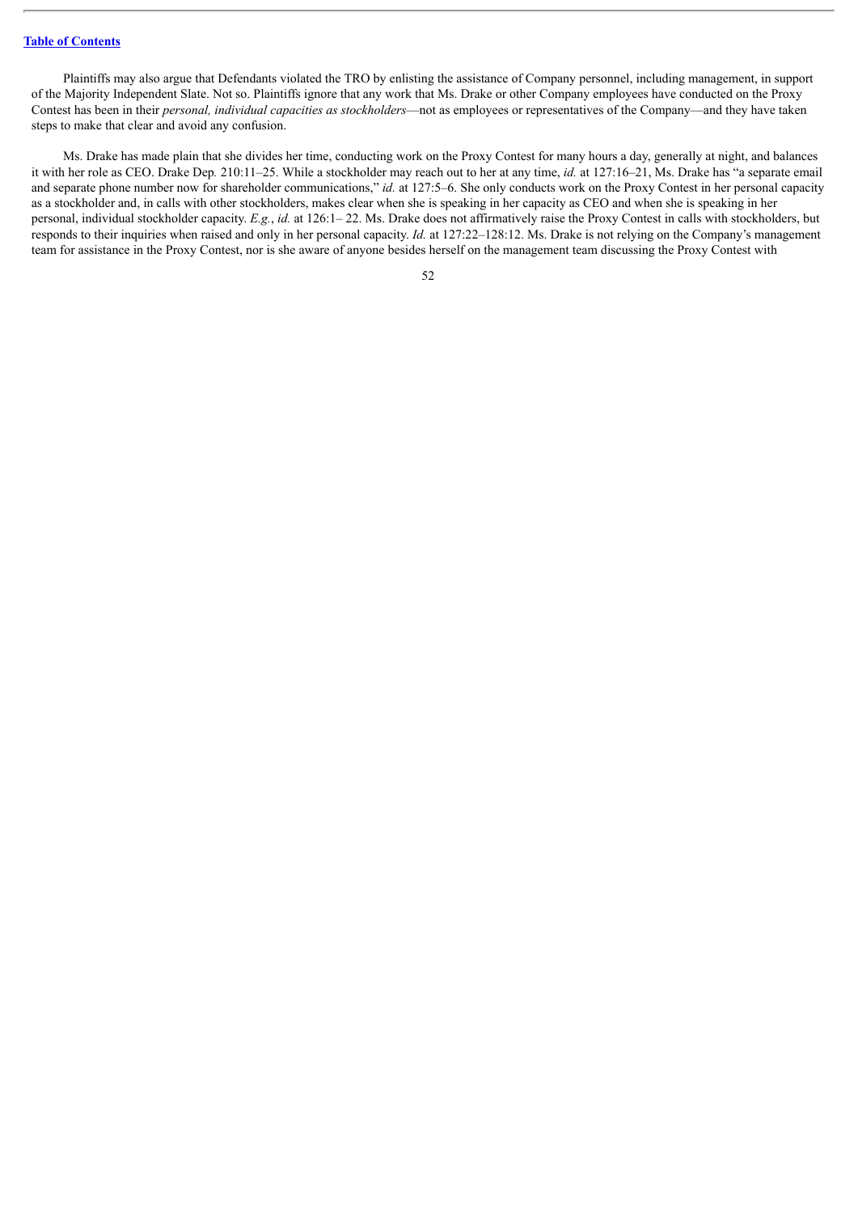Plaintiffs may also argue that Defendants violated the TRO by enlisting the assistance of Company personnel, including management, in support of the Majority Independent Slate. Not so. Plaintiffs ignore that any work that Ms. Drake or other Company employees have conducted on the Proxy Contest has been in their *personal, individual capacities as stockholders*—not as employees or representatives of the Company—and they have taken steps to make that clear and avoid any confusion.

Ms. Drake has made plain that she divides her time, conducting work on the Proxy Contest for many hours a day, generally at night, and balances it with her role as CEO. Drake Dep. 210:11–25. While a stockholder may reach out to her at any time, *id.* at 127:16–21, Ms. Drake has "a separate email and separate phone number now for shareholder communications," *id.* at 127:5–6. She only conducts work on the Proxy Contest in her personal capacity as a stockholder and, in calls with other stockholders, makes clear when she is speaking in her capacity as CEO and when she is speaking in her personal, individual stockholder capacity. *E.g.*, *id.* at 126:1– 22. Ms. Drake does not affirmatively raise the Proxy Contest in calls with stockholders, but responds to their inquiries when raised and only in her personal capacity. *Id.* at 127:22–128:12. Ms. Drake is not relying on the Company's management team for assistance in the Proxy Contest, nor is she aware of anyone besides herself on the management team discussing the Proxy Contest with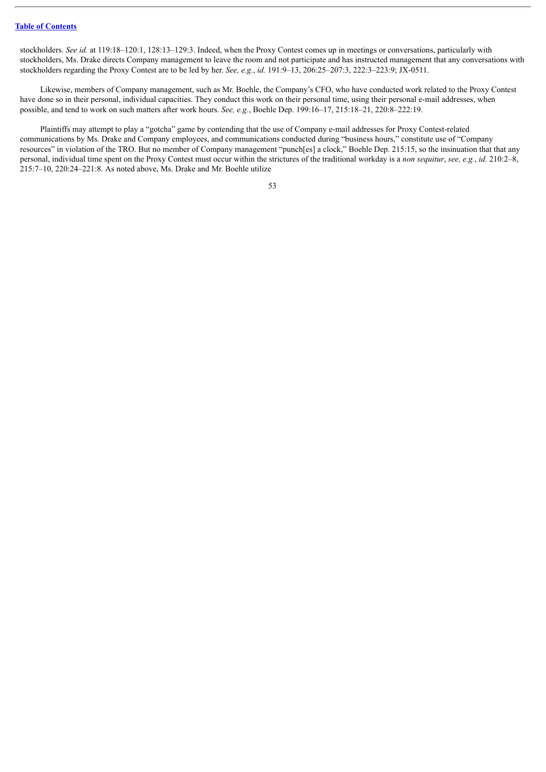stockholders. *See id.* at 119:18–120:1, 128:13–129:3. Indeed, when the Proxy Contest comes up in meetings or conversations, particularly with stockholders, Ms. Drake directs Company management to leave the room and not participate and has instructed management that any conversations with stockholders regarding the Proxy Contest are to be led by her. *See, e.g.*, *id.* 191:9–13, 206:25–207:3, 222:3–223:9; JX-0511.

Likewise, members of Company management, such as Mr. Boehle, the Company's CFO, who have conducted work related to the Proxy Contest have done so in their personal, individual capacities. They conduct this work on their personal time, using their personal e-mail addresses, when possible, and tend to work on such matters after work hours. *See, e.g.*, Boehle Dep. 199:16–17, 215:18–21, 220:8–222:19.

Plaintiffs may attempt to play a "gotcha" game by contending that the use of Company e-mail addresses for Proxy Contest-related communications by Ms. Drake and Company employees, and communications conducted during "business hours," constitute use of "Company resources" in violation of the TRO. But no member of Company management "punch[es] a clock," Boehle Dep. 215:15, so the insinuation that that any personal, individual time spent on the Proxy Contest must occur within the strictures of the traditional workday is a *non sequitur*, *see, e.g.*, *id.* 210:2–8, 215:7–10, 220:24–221:8. As noted above, Ms. Drake and Mr. Boehle utilize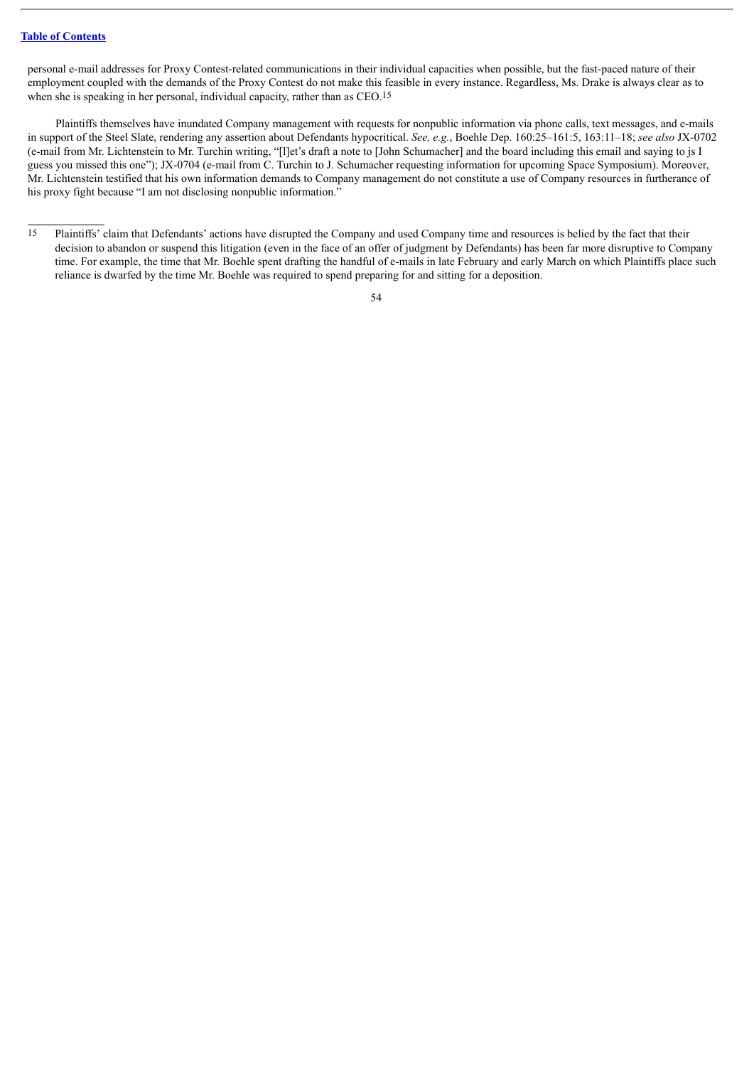personal e-mail addresses for Proxy Contest-related communications in their individual capacities when possible, but the fast-paced nature of their employment coupled with the demands of the Proxy Contest do not make this feasible in every instance. Regardless, Ms. Drake is always clear as to when she is speaking in her personal, individual capacity, rather than as CEO.[15]

Plaintiffs themselves have inundated Company management with requests for nonpublic information via phone calls, text messages, and e-mails in support of the Steel Slate, rendering any assertion about Defendants hypocritical. *See, e.g.*, Boehle Dep. 160:25–161:5, 163:11–18; *see also* JX-0702 (e-mail from Mr. Lichtenstein to Mr. Turchin writing, "[l]et's draft a note to [John Schumacher] and the board including this email and saying to js I guess you missed this one"); JX-0704 (e-mail from C. Turchin to J. Schumacher requesting information for upcoming Space Symposium). Moreover, Mr. Lichtenstein testified that his own information demands to Company management do not constitute a use of Company resources in furtherance of his proxy fight because "I am not disclosing nonpublic information."

---

15 Plaintiffs' claim that Defendants' actions have disrupted the Company and used Company time and resources is belied by the fact that their decision to abandon or suspend this litigation (even in the face of an offer of judgment by Defendants) has been far more disruptive to Company time. For example, the time that Mr. Boehle spent drafting the handful of e-mails in late February and early March on which Plaintiffs place such reliance is dwarfed by the time Mr. Boehle was required to spend preparing for and sitting for a deposition.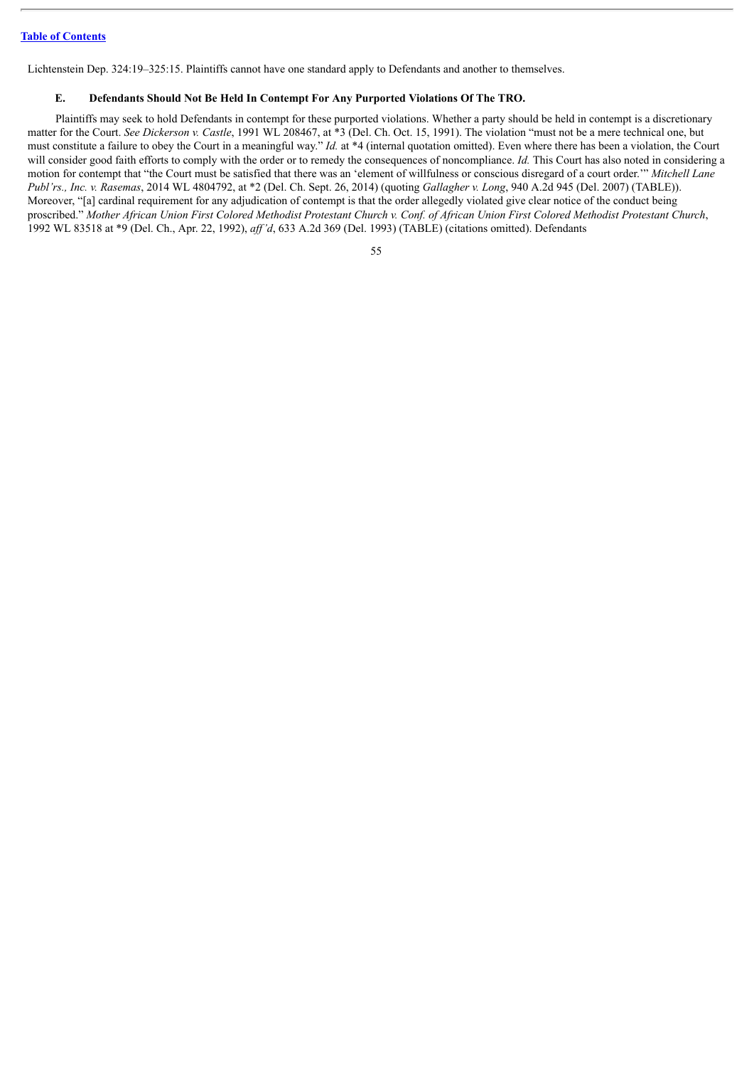Lichtenstein Dep. 324:19–325:15. Plaintiffs cannot have one standard apply to Defendants and another to themselves.

### E. Defendants Should Not Be Held In Contempt For Any Purported Violations Of The TRO.

Plaintiffs may seek to hold Defendants in contempt for these purported violations. Whether a party should be held in contempt is a discretionary matter for the Court. *See Dickerson v. Castle*, 1991 WL 208467, at *3 (Del. Ch. Oct. 15, 1991). The violation "must not be a mere technical one, but must constitute a failure to obey the Court in a meaningful way." *Id.* at *4 (internal quotation omitted). Even where there has been a violation, the Court will consider good faith efforts to comply with the order or to remedy the consequences of noncompliance. *Id.* This Court has also noted in considering a motion for contempt that "the Court must be satisfied that there was an 'element of willfulness or conscious disregard of a court order.'" *Mitchell Lane Publ'rs., Inc. v. Rasemas*, 2014 WL 4804792, at *2 (Del. Ch. Sept. 26, 2014) (quoting *Gallagher v. Long*, 940 A.2d 945 (Del. 2007) (TABLE)). Moreover, "[a] cardinal requirement for any adjudication of contempt is that the order allegedly violated give clear notice of the conduct being proscribed." *Mother African Union First Colored Methodist Protestant Church v. Conf. of African Union First Colored Methodist Protestant Church*, 1992 WL 83518 at *9 (Del. Ch., Apr. 22, 1992), *aff'd*, 633 A.2d 369 (Del. 1993) (TABLE) (citations omitted). Defendants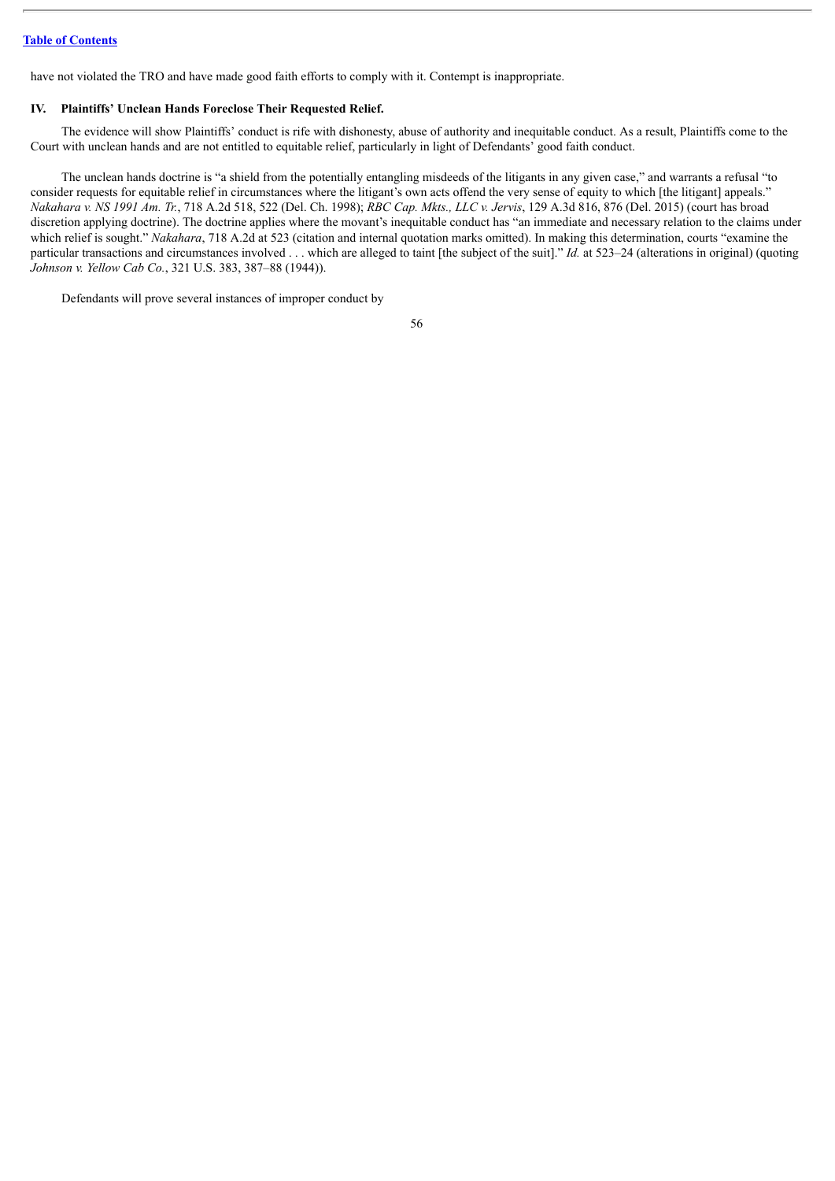have not violated the TRO and have made good faith efforts to comply with it. Contempt is inappropriate.

## IV. Plaintiffs' Unclean Hands Foreclose Their Requested Relief.

The evidence will show Plaintiffs' conduct is rife with dishonesty, abuse of authority and inequitable conduct. As a result, Plaintiffs come to the Court with unclean hands and are not entitled to equitable relief, particularly in light of Defendants' good faith conduct.

The unclean hands doctrine is "a shield from the potentially entangling misdeeds of the litigants in any given case," and warrants a refusal "to consider requests for equitable relief in circumstances where the litigant's own acts offend the very sense of equity to which [the litigant] appeals." *Nakahara v. NS 1991 Am. Tr.*, 718 A.2d 518, 522 (Del. Ch. 1998); *RBC Cap. Mkts., LLC v. Jervis*, 129 A.3d 816, 876 (Del. 2015) (court has broad discretion applying doctrine). The doctrine applies where the movant's inequitable conduct has "an immediate and necessary relation to the claims under which relief is sought." *Nakahara*, 718 A.2d at 523 (citation and internal quotation marks omitted). In making this determination, courts "examine the particular transactions and circumstances involved . . . which are alleged to taint [the subject of the suit]." *Id.* at 523–24 (alterations in original) (quoting *Johnson v. Yellow Cab Co.*, 321 U.S. 383, 387–88 (1944)).

Defendants will prove several instances of improper conduct by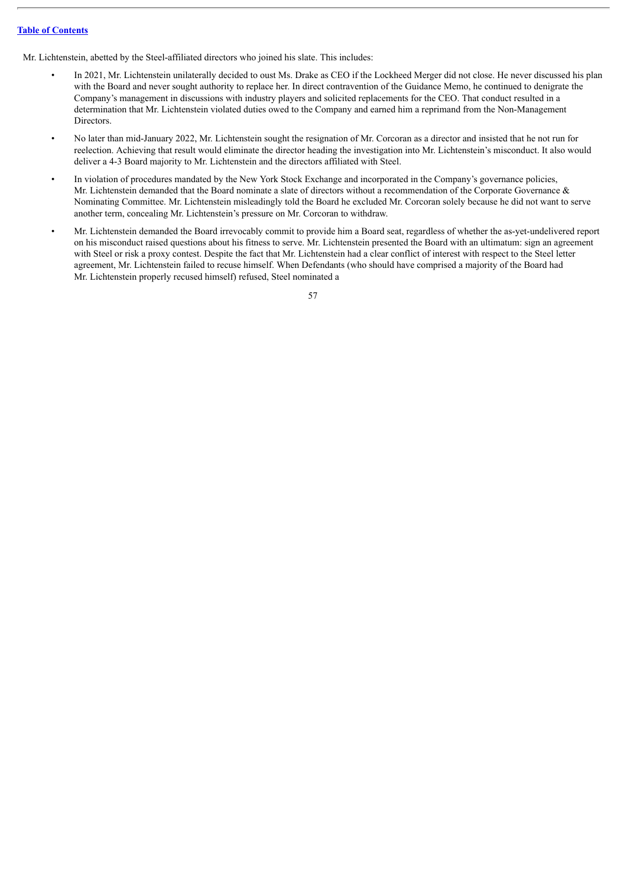Mr. Lichtenstein, abetted by the Steel-affiliated directors who joined his slate. This includes:

- In 2021, Mr. Lichtenstein unilaterally decided to oust Ms. Drake as CEO if the Lockheed Merger did not close. He never discussed his plan with the Board and never sought authority to replace her. In direct contravention of the Guidance Memo, he continued to denigrate the Company's management in discussions with industry players and solicited replacements for the CEO. That conduct resulted in a determination that Mr. Lichtenstein violated duties owed to the Company and earned him a reprimand from the Non-Management Directors.
- No later than mid-January 2022, Mr. Lichtenstein sought the resignation of Mr. Corcoran as a director and insisted that he not run for reelection. Achieving that result would eliminate the director heading the investigation into Mr. Lichtenstein's misconduct. It also would deliver a 4-3 Board majority to Mr. Lichtenstein and the directors affiliated with Steel.
- In violation of procedures mandated by the New York Stock Exchange and incorporated in the Company's governance policies, Mr. Lichtenstein demanded that the Board nominate a slate of directors without a recommendation of the Corporate Governance & Nominating Committee. Mr. Lichtenstein misleadingly told the Board he excluded Mr. Corcoran solely because he did not want to serve another term, concealing Mr. Lichtenstein's pressure on Mr. Corcoran to withdraw.
- Mr. Lichtenstein demanded the Board irrevocably commit to provide him a Board seat, regardless of whether the as-yet-undelivered report on his misconduct raised questions about his fitness to serve. Mr. Lichtenstein presented the Board with an ultimatum: sign an agreement with Steel or risk a proxy contest. Despite the fact that Mr. Lichtenstein had a clear conflict of interest with respect to the Steel letter agreement, Mr. Lichtenstein failed to recuse himself. When Defendants (who should have comprised a majority of the Board had Mr. Lichtenstein properly recused himself) refused, Steel nominated a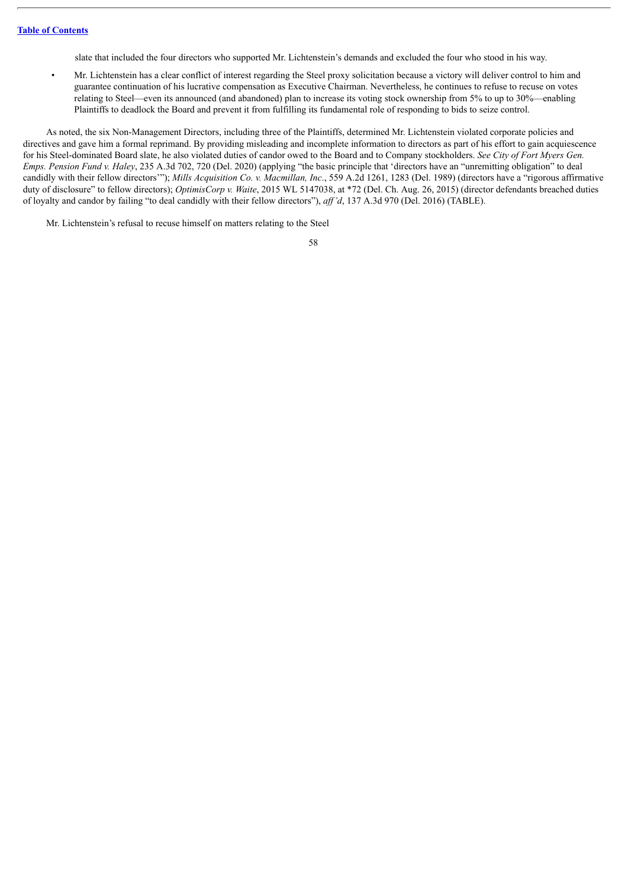slate that included the four directors who supported Mr. Lichtenstein's demands and excluded the four who stood in his way.

- Mr. Lichtenstein has a clear conflict of interest regarding the Steel proxy solicitation because a victory will deliver control to him and guarantee continuation of his lucrative compensation as Executive Chairman. Nevertheless, he continues to refuse to recuse on votes relating to Steel—even its announced (and abandoned) plan to increase its voting stock ownership from 5% to up to 30%—enabling Plaintiffs to deadlock the Board and prevent it from fulfilling its fundamental role of responding to bids to seize control.

As noted, the six Non-Management Directors, including three of the Plaintiffs, determined Mr. Lichtenstein violated corporate policies and directives and gave him a formal reprimand. By providing misleading and incomplete information to directors as part of his effort to gain acquiescence for his Steel-dominated Board slate, he also violated duties of candor owed to the Board and to Company stockholders. *See City of Fort Myers Gen. Emps. Pension Fund v. Haley*, 235 A.3d 702, 720 (Del. 2020) (applying "the basic principle that 'directors have an "unremitting obligation" to deal candidly with their fellow directors'"); *Mills Acquisition Co. v. Macmillan, Inc.*, 559 A.2d 1261, 1283 (Del. 1989) (directors have a "rigorous affirmative duty of disclosure" to fellow directors); *OptimisCorp v. Waite*, 2015 WL 5147038, at *72 (Del. Ch. Aug. 26, 2015) (director defendants breached duties of loyalty and candor by failing "to deal candidly with their fellow directors"), *aff'd*, 137 A.3d 970 (Del. 2016) (TABLE).

Mr. Lichtenstein's refusal to recuse himself on matters relating to the Steel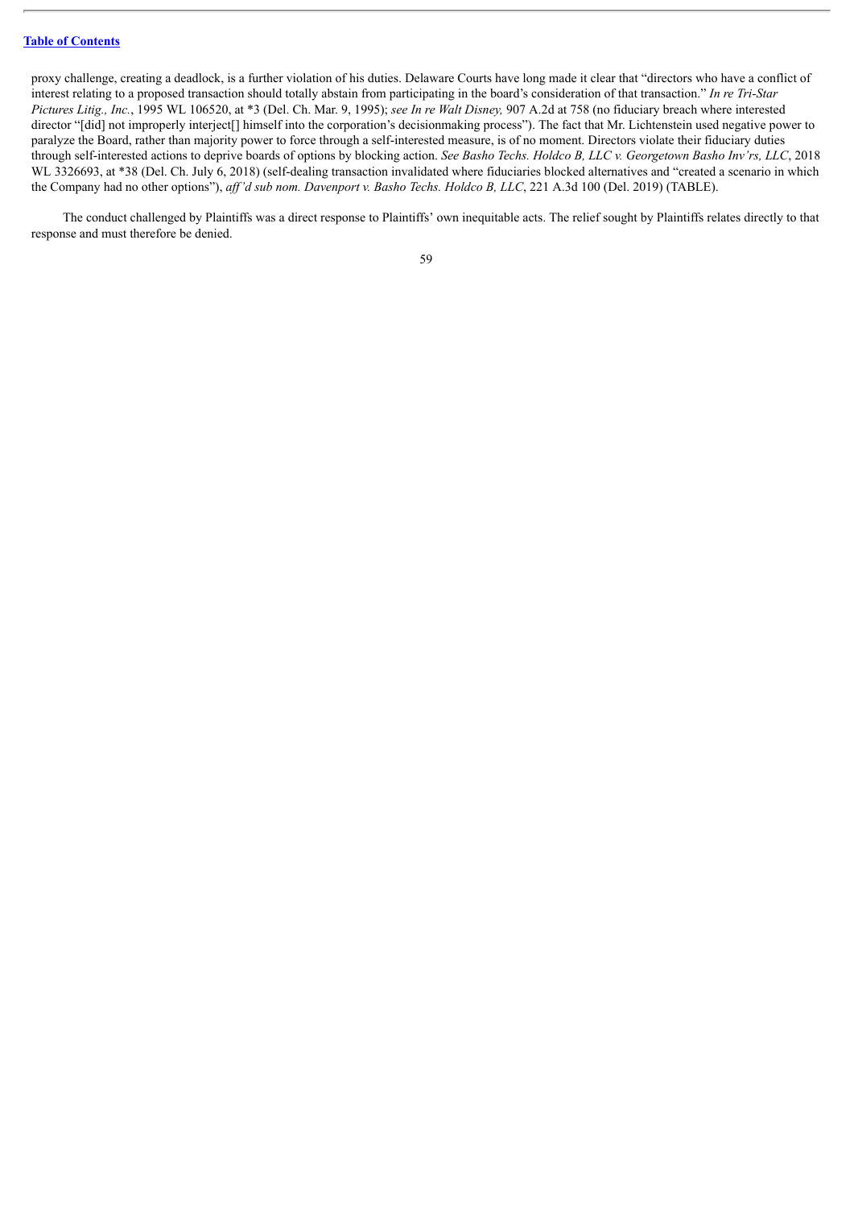proxy challenge, creating a deadlock, is a further violation of his duties. Delaware Courts have long made it clear that "directors who have a conflict of interest relating to a proposed transaction should totally abstain from participating in the board's consideration of that transaction." *In re Tri-Star Pictures Litig., Inc.*, 1995 WL 106520, at *3 (Del. Ch. Mar. 9, 1995); *see In re Walt Disney,* 907 A.2d at 758 (no fiduciary breach where interested director "[did] not improperly interject[] himself into the corporation's decisionmaking process"). The fact that Mr. Lichtenstein used negative power to paralyze the Board, rather than majority power to force through a self-interested measure, is of no moment. Directors violate their fiduciary duties through self-interested actions to deprive boards of options by blocking action. *See Basho Techs. Holdco B, LLC v. Georgetown Basho Inv'rs, LLC*, 2018 WL 3326693, at *38 (Del. Ch. July 6, 2018) (self-dealing transaction invalidated where fiduciaries blocked alternatives and "created a scenario in which the Company had no other options"), *aff'd sub nom. Davenport v. Basho Techs. Holdco B, LLC*, 221 A.3d 100 (Del. 2019) (TABLE).

The conduct challenged by Plaintiffs was a direct response to Plaintiffs' own inequitable acts. The relief sought by Plaintiffs relates directly to that response and must therefore be denied.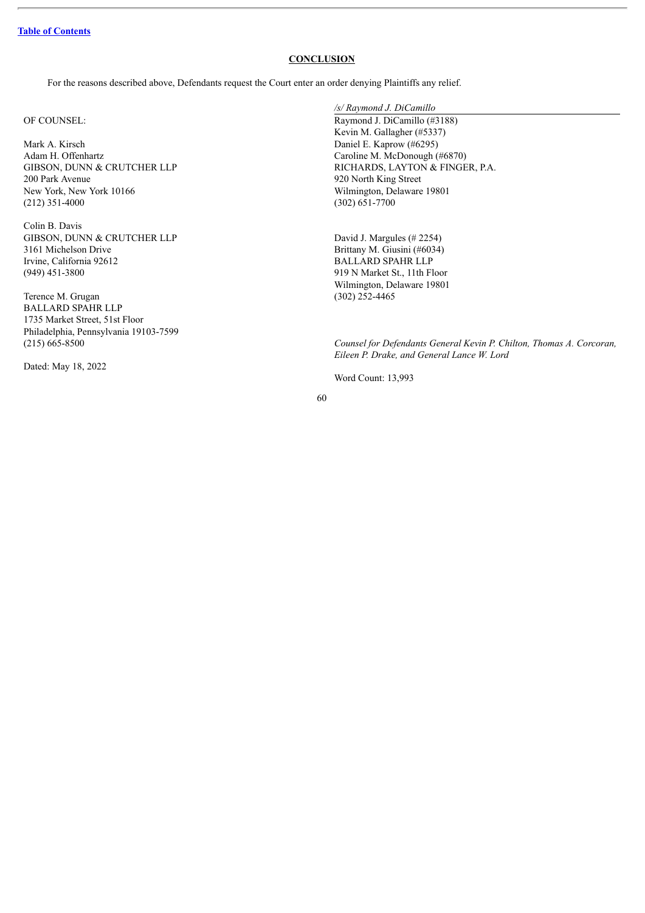## CONCLUSION

For the reasons described above, Defendants request the Court enter an order denying Plaintiffs any relief.

*/s/ Raymond J. DiCamillo*

Raymond J. DiCamillo (#3188)
Kevin M. Gallagher (#5337)
Daniel E. Kaprow (#6295)
Caroline M. McDonough (#6870)
RICHARDS, LAYTON & FINGER, P.A.
920 North King Street
Wilmington, Delaware 19801
(302) 651-7700

David J. Margules (# 2254)
Brittany M. Giusini (#6034)
BALLARD SPAHR LLP
919 N Market St., 11th Floor
Wilmington, Delaware 19801
(302) 252-4465

*Counsel for Defendants General Kevin P. Chilton, Thomas A. Corcoran, Eileen P. Drake, and General Lance W. Lord*

Word Count: 13,993

OF COUNSEL:

Mark A. Kirsch
Adam H. Offenhartz
GIBSON, DUNN & CRUTCHER LLP
200 Park Avenue
New York, New York 10166
(212) 351-4000

Colin B. Davis
GIBSON, DUNN & CRUTCHER LLP
3161 Michelson Drive
Irvine, California 92612
(949) 451-3800

Terence M. Grugan
BALLARD SPAHR LLP
1735 Market Street, 51st Floor
Philadelphia, Pennsylvania 19103-7599
(215) 665-8500

Dated: May 18, 2022